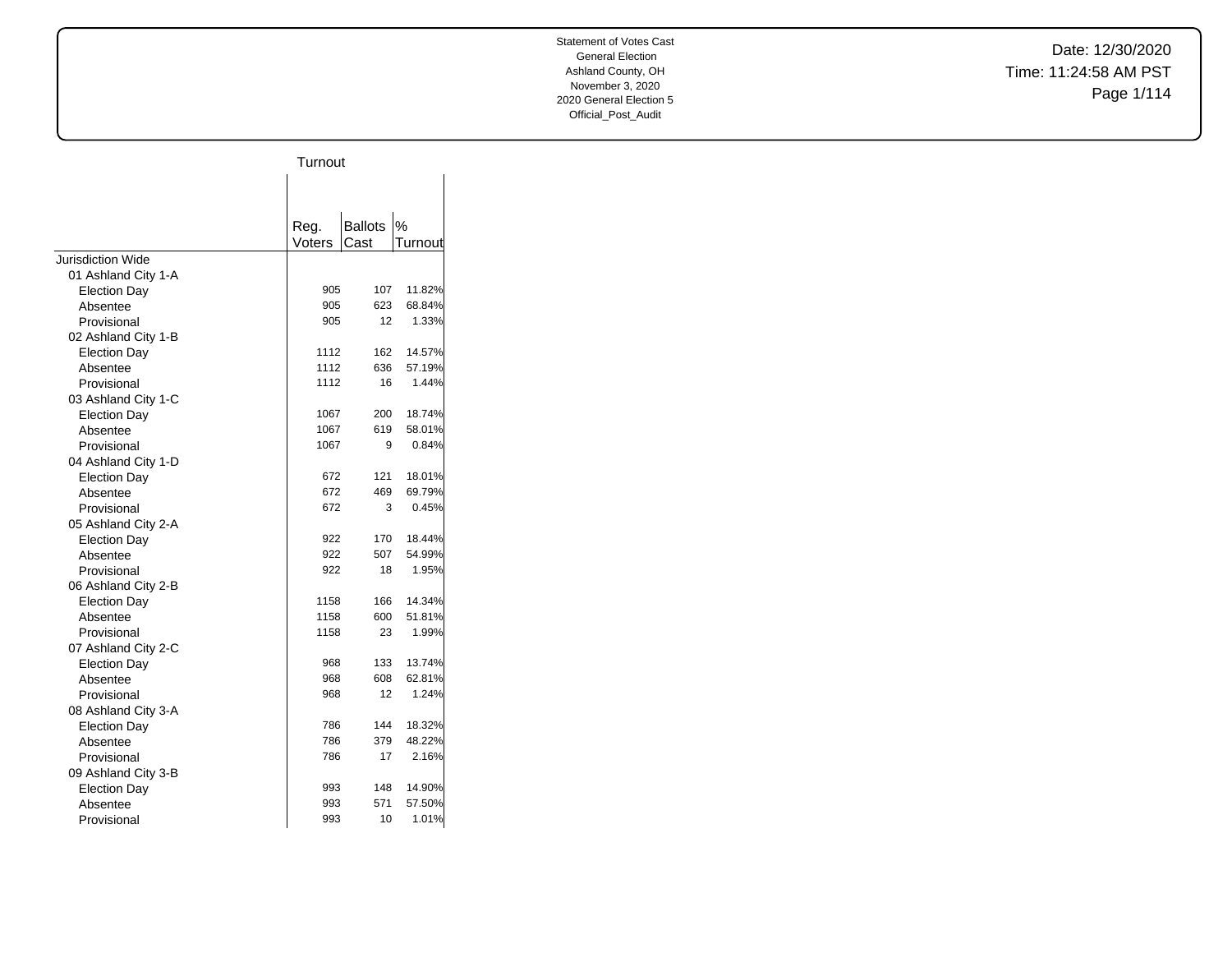Statement of Votes Cast
General Election
Ashland County, OH
November 3, 2020
2020 General Election 5
Official_Post_Audit

Date: 12/30/2020
Time: 11:24:58 AM PST

| | Turnout | | |
|---|---|---|---|
| | Reg. Voters | Ballots Cast | % Turnout |
| Jurisdiction Wide | | | |
| 01 Ashland City 1-A | | | |
| Election Day | 905 | 107 | 11.82% |
| Absentee | 905 | 623 | 68.84% |
| Provisional | 905 | 12 | 1.33% |
| 02 Ashland City 1-B | | | |
| Election Day | 1112 | 162 | 14.57% |
| Absentee | 1112 | 636 | 57.19% |
| Provisional | 1112 | 16 | 1.44% |
| 03 Ashland City 1-C | | | |
| Election Day | 1067 | 200 | 18.74% |
| Absentee | 1067 | 619 | 58.01% |
| Provisional | 1067 | 9 | 0.84% |
| 04 Ashland City 1-D | | | |
| Election Day | 672 | 121 | 18.01% |
| Absentee | 672 | 469 | 69.79% |
| Provisional | 672 | 3 | 0.45% |
| 05 Ashland City 2-A | | | |
| Election Day | 922 | 170 | 18.44% |
| Absentee | 922 | 507 | 54.99% |
| Provisional | 922 | 18 | 1.95% |
| 06 Ashland City 2-B | | | |
| Election Day | 1158 | 166 | 14.34% |
| Absentee | 1158 | 600 | 51.81% |
| Provisional | 1158 | 23 | 1.99% |
| 07 Ashland City 2-C | | | |
| Election Day | 968 | 133 | 13.74% |
| Absentee | 968 | 608 | 62.81% |
| Provisional | 968 | 12 | 1.24% |
| 08 Ashland City 3-A | | | |
| Election Day | 786 | 144 | 18.32% |
| Absentee | 786 | 379 | 48.22% |
| Provisional | 786 | 17 | 2.16% |
| 09 Ashland City 3-B | | | |
| Election Day | 993 | 148 | 14.90% |
| Absentee | 993 | 571 | 57.50% |
| Provisional | 993 | 10 | 1.01% |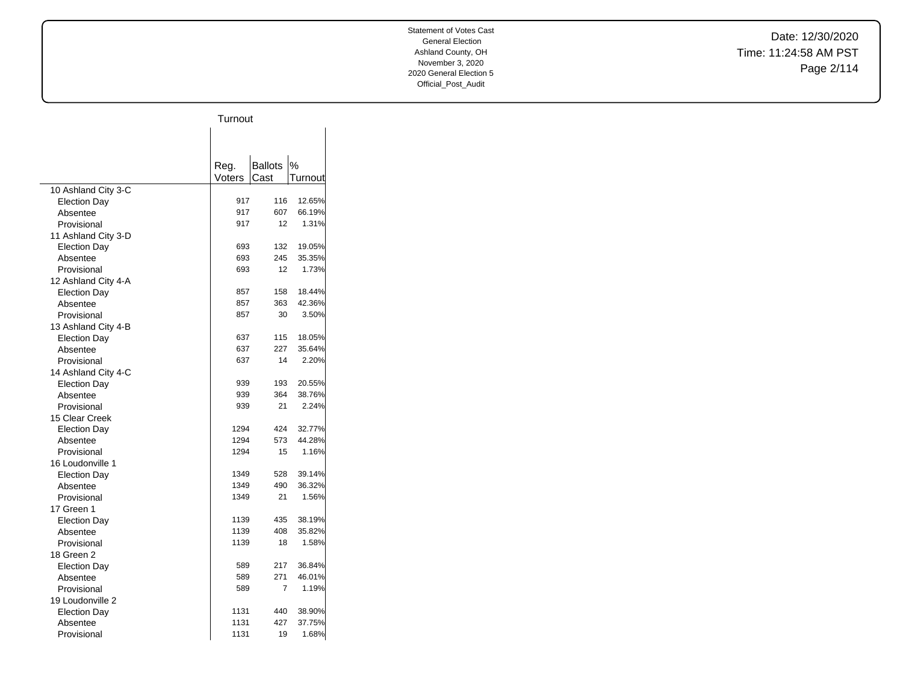Statement of Votes Cast
General Election
Ashland County, OH
November 3, 2020
2020 General Election 5
Official_Post_Audit

Date: 12/30/2020
Time: 11:24:58 AM PST

| | Turnout | | |
|---|---|---|---|
| | Reg. Voters | Ballots Cast | % Turnout |
| 10 Ashland City 3-C | | | |
| Election Day | 917 | 116 | 12.65% |
| Absentee | 917 | 607 | 66.19% |
| Provisional | 917 | 12 | 1.31% |
| 11 Ashland City 3-D | | | |
| Election Day | 693 | 132 | 19.05% |
| Absentee | 693 | 245 | 35.35% |
| Provisional | 693 | 12 | 1.73% |
| 12 Ashland City 4-A | | | |
| Election Day | 857 | 158 | 18.44% |
| Absentee | 857 | 363 | 42.36% |
| Provisional | 857 | 30 | 3.50% |
| 13 Ashland City 4-B | | | |
| Election Day | 637 | 115 | 18.05% |
| Absentee | 637 | 227 | 35.64% |
| Provisional | 637 | 14 | 2.20% |
| 14 Ashland City 4-C | | | |
| Election Day | 939 | 193 | 20.55% |
| Absentee | 939 | 364 | 38.76% |
| Provisional | 939 | 21 | 2.24% |
| 15 Clear Creek | | | |
| Election Day | 1294 | 424 | 32.77% |
| Absentee | 1294 | 573 | 44.28% |
| Provisional | 1294 | 15 | 1.16% |
| 16 Loudonville 1 | | | |
| Election Day | 1349 | 528 | 39.14% |
| Absentee | 1349 | 490 | 36.32% |
| Provisional | 1349 | 21 | 1.56% |
| 17 Green 1 | | | |
| Election Day | 1139 | 435 | 38.19% |
| Absentee | 1139 | 408 | 35.82% |
| Provisional | 1139 | 18 | 1.58% |
| 18 Green 2 | | | |
| Election Day | 589 | 217 | 36.84% |
| Absentee | 589 | 271 | 46.01% |
| Provisional | 589 | 7 | 1.19% |
| 19 Loudonville 2 | | | |
| Election Day | 1131 | 440 | 38.90% |
| Absentee | 1131 | 427 | 37.75% |
| Provisional | 1131 | 19 | 1.68% |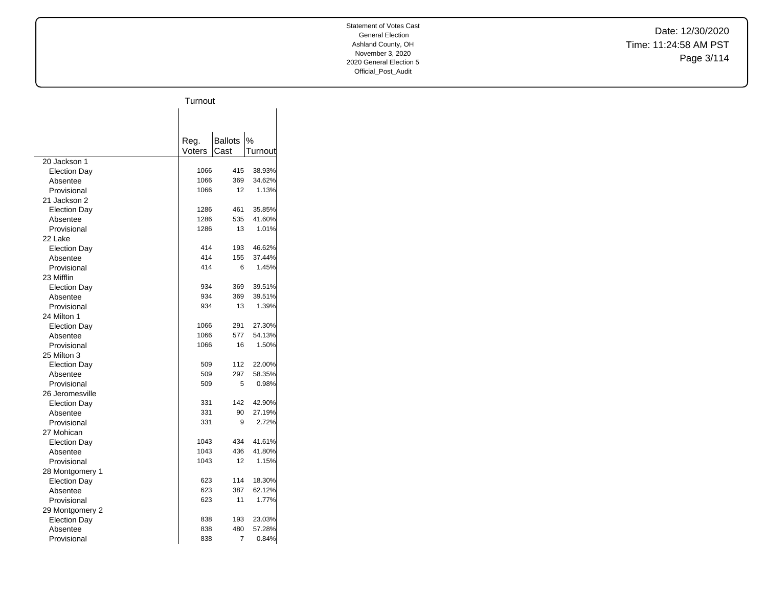Statement of Votes Cast
General Election
Ashland County, OH
November 3, 2020
2020 General Election 5
Official_Post_Audit

Date: 12/30/2020
Time: 11:24:58 AM PST

| | Turnout | | |
|---|---|---|---|
| | Reg. Voters | Ballots Cast | % Turnout |
| 20 Jackson 1 | | | |
| Election Day | 1066 | 415 | 38.93% |
| Absentee | 1066 | 369 | 34.62% |
| Provisional | 1066 | 12 | 1.13% |
| 21 Jackson 2 | | | |
| Election Day | 1286 | 461 | 35.85% |
| Absentee | 1286 | 535 | 41.60% |
| Provisional | 1286 | 13 | 1.01% |
| 22 Lake | | | |
| Election Day | 414 | 193 | 46.62% |
| Absentee | 414 | 155 | 37.44% |
| Provisional | 414 | 6 | 1.45% |
| 23 Mifflin | | | |
| Election Day | 934 | 369 | 39.51% |
| Absentee | 934 | 369 | 39.51% |
| Provisional | 934 | 13 | 1.39% |
| 24 Milton 1 | | | |
| Election Day | 1066 | 291 | 27.30% |
| Absentee | 1066 | 577 | 54.13% |
| Provisional | 1066 | 16 | 1.50% |
| 25 Milton 3 | | | |
| Election Day | 509 | 112 | 22.00% |
| Absentee | 509 | 297 | 58.35% |
| Provisional | 509 | 5 | 0.98% |
| 26 Jeromesville | | | |
| Election Day | 331 | 142 | 42.90% |
| Absentee | 331 | 90 | 27.19% |
| Provisional | 331 | 9 | 2.72% |
| 27 Mohican | | | |
| Election Day | 1043 | 434 | 41.61% |
| Absentee | 1043 | 436 | 41.80% |
| Provisional | 1043 | 12 | 1.15% |
| 28 Montgomery 1 | | | |
| Election Day | 623 | 114 | 18.30% |
| Absentee | 623 | 387 | 62.12% |
| Provisional | 623 | 11 | 1.77% |
| 29 Montgomery 2 | | | |
| Election Day | 838 | 193 | 23.03% |
| Absentee | 838 | 480 | 57.28% |
| Provisional | 838 | 7 | 0.84% |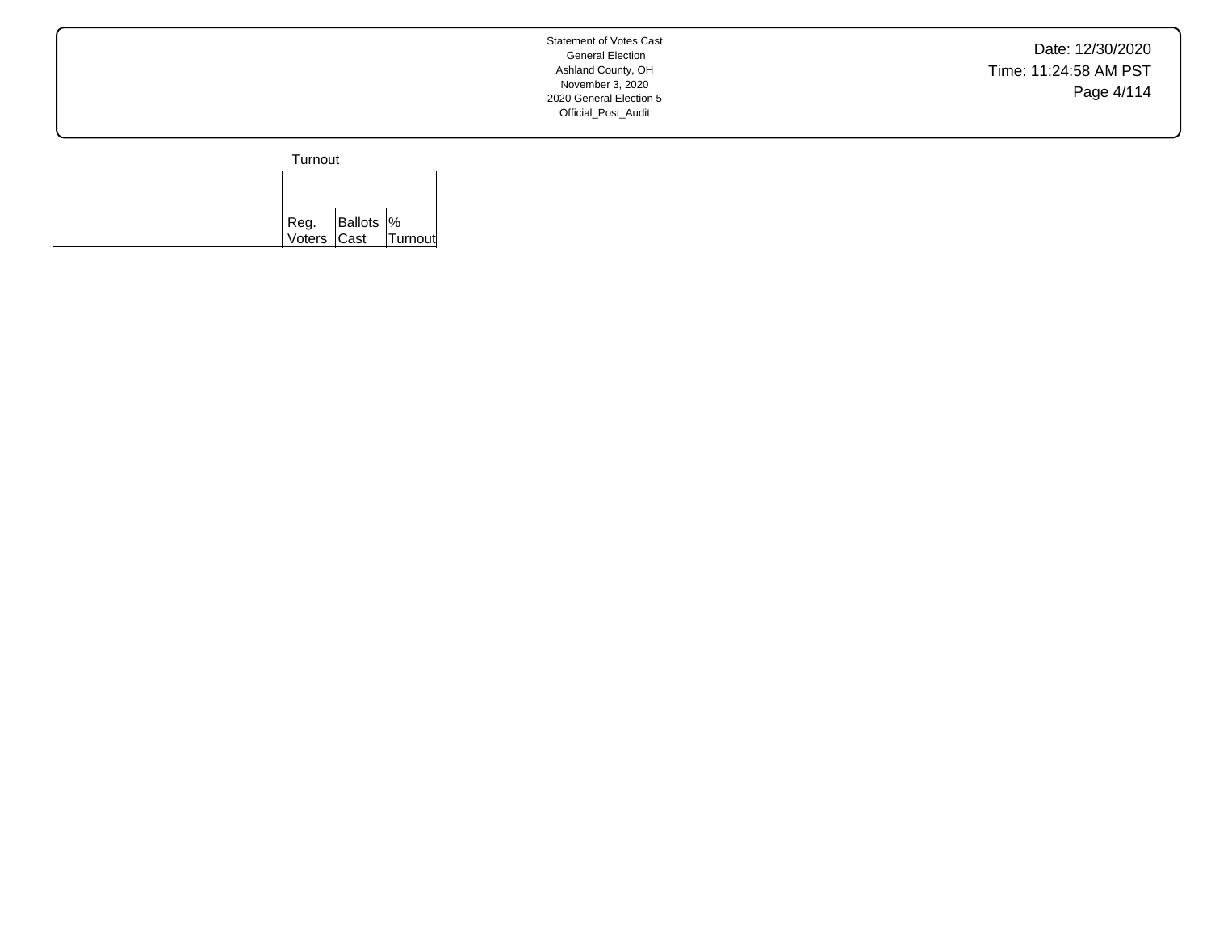| | Turnout | | |
|---|---|---|---|
| | Reg. Voters | Ballots Cast | % Turnout |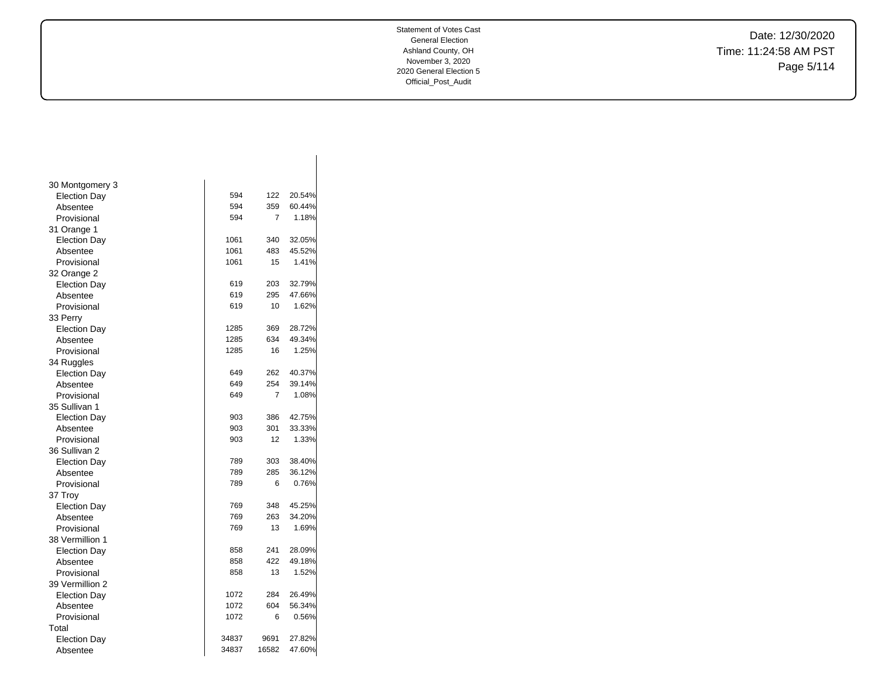Statement of Votes Cast
General Election
Ashland County, OH
November 3, 2020
2020 General Election 5
Official_Post_Audit

Date: 12/30/2020
Time: 11:24:58 AM PST

| | | | |
|---|---|---|---|
| 30 Montgomery 3 | | | |
| Election Day | 594 | 122 | 20.54% |
| Absentee | 594 | 359 | 60.44% |
| Provisional | 594 | 7 | 1.18% |
| 31 Orange 1 | | | |
| Election Day | 1061 | 340 | 32.05% |
| Absentee | 1061 | 483 | 45.52% |
| Provisional | 1061 | 15 | 1.41% |
| 32 Orange 2 | | | |
| Election Day | 619 | 203 | 32.79% |
| Absentee | 619 | 295 | 47.66% |
| Provisional | 619 | 10 | 1.62% |
| 33 Perry | | | |
| Election Day | 1285 | 369 | 28.72% |
| Absentee | 1285 | 634 | 49.34% |
| Provisional | 1285 | 16 | 1.25% |
| 34 Ruggles | | | |
| Election Day | 649 | 262 | 40.37% |
| Absentee | 649 | 254 | 39.14% |
| Provisional | 649 | 7 | 1.08% |
| 35 Sullivan 1 | | | |
| Election Day | 903 | 386 | 42.75% |
| Absentee | 903 | 301 | 33.33% |
| Provisional | 903 | 12 | 1.33% |
| 36 Sullivan 2 | | | |
| Election Day | 789 | 303 | 38.40% |
| Absentee | 789 | 285 | 36.12% |
| Provisional | 789 | 6 | 0.76% |
| 37 Troy | | | |
| Election Day | 769 | 348 | 45.25% |
| Absentee | 769 | 263 | 34.20% |
| Provisional | 769 | 13 | 1.69% |
| 38 Vermillion 1 | | | |
| Election Day | 858 | 241 | 28.09% |
| Absentee | 858 | 422 | 49.18% |
| Provisional | 858 | 13 | 1.52% |
| 39 Vermillion 2 | | | |
| Election Day | 1072 | 284 | 26.49% |
| Absentee | 1072 | 604 | 56.34% |
| Provisional | 1072 | 6 | 0.56% |
| Total | | | |
| Election Day | 34837 | 9691 | 27.82% |
| Absentee | 34837 | 16582 | 47.60% |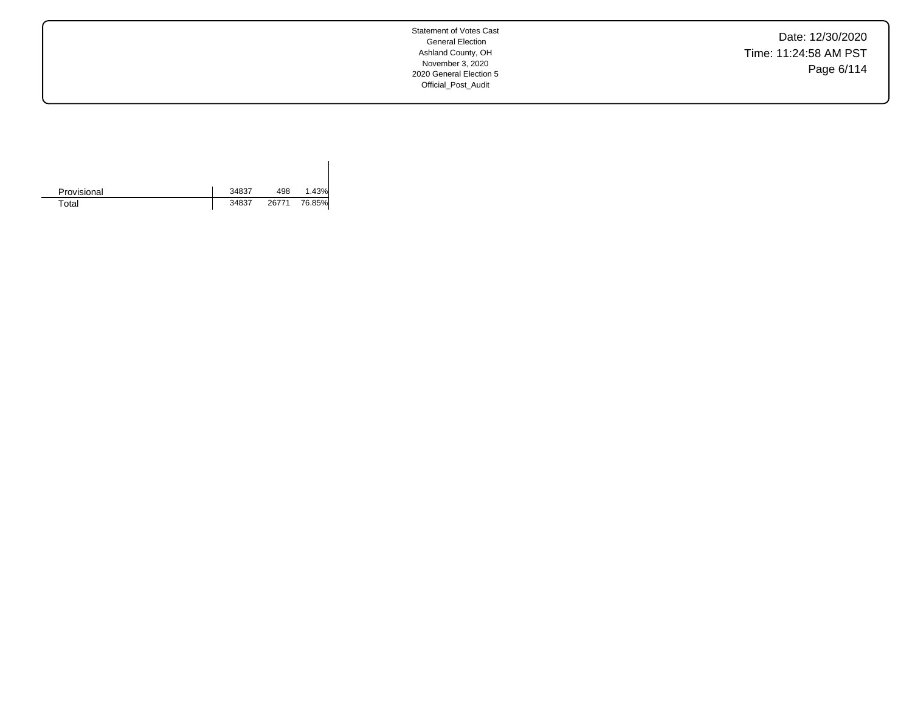| | | | |
|---|---|---|---|
| Provisional | 34837 | 498 | 1.43% |
| Total | 34837 | 26771 | 76.85% |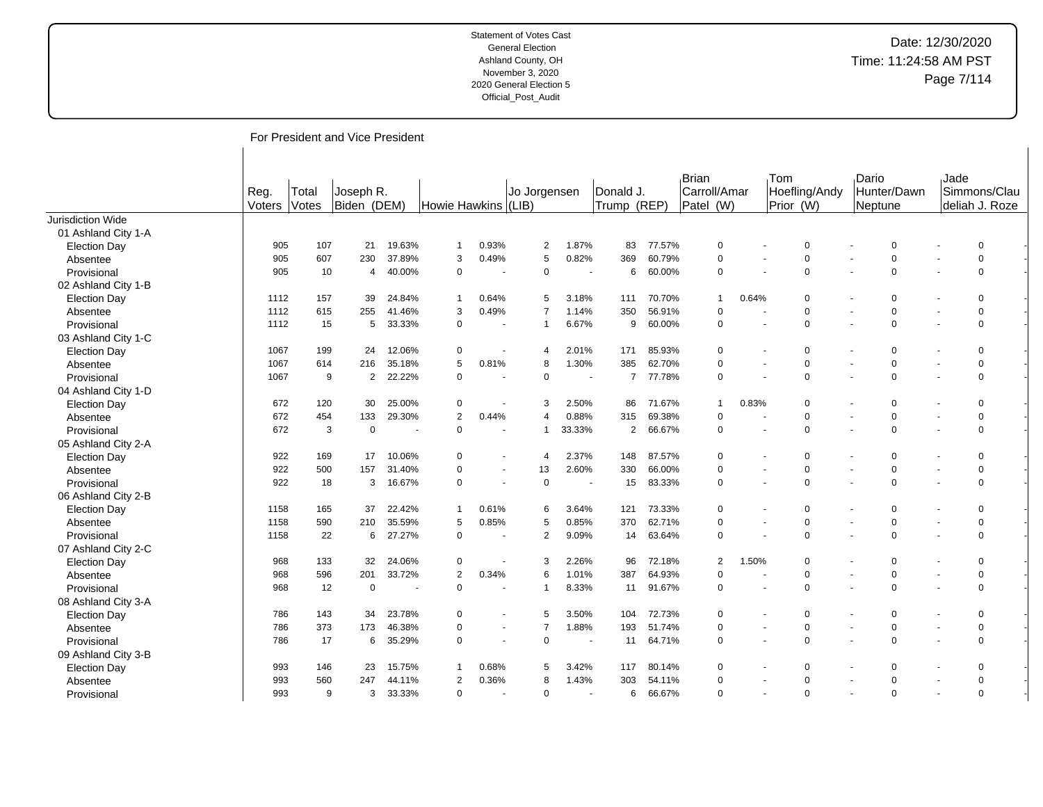Statement of Votes Cast
General Election
Ashland County, OH
November 3, 2020
2020 General Election 5
Official_Post_Audit

Date: 12/30/2020
Time: 11:24:58 AM PST

## For President and Vice President

| | Reg. Voters | Total Votes | Joseph R. Biden (DEM) | | Howie Hawkins | | Jo Jorgensen (LIB) | | Donald J. Trump (REP) | | Brian Carroll/Amar Patel (W) | | Tom Hoefling/Andy Prior (W) | | Dario Hunter/Dawn Neptune | | Jade Simmons/Claudeliah J. Roze | |
|---|---|---|---|---|---|---|---|---|---|---|---|---|---|---|---|---|---|---|
| Jurisdiction Wide | | | | | | | | | | | | | | | | | | |
| 01 Ashland City 1-A | | | | | | | | | | | | | | | | | | |
| Election Day | 905 | 107 | 21 | 19.63% | 1 | 0.93% | 2 | 1.87% | 83 | 77.57% | 0 | - | 0 | - | 0 | - | 0 | - |
| Absentee | 905 | 607 | 230 | 37.89% | 3 | 0.49% | 5 | 0.82% | 369 | 60.79% | 0 | - | 0 | - | 0 | - | 0 | - |
| Provisional | 905 | 10 | 4 | 40.00% | 0 | - | 0 | - | 6 | 60.00% | 0 | - | 0 | - | 0 | - | 0 | - |
| 02 Ashland City 1-B | | | | | | | | | | | | | | | | | | |
| Election Day | 1112 | 157 | 39 | 24.84% | 1 | 0.64% | 5 | 3.18% | 111 | 70.70% | 1 | 0.64% | 0 | - | 0 | - | 0 | - |
| Absentee | 1112 | 615 | 255 | 41.46% | 3 | 0.49% | 7 | 1.14% | 350 | 56.91% | 0 | - | 0 | - | 0 | - | 0 | - |
| Provisional | 1112 | 15 | 5 | 33.33% | 0 | - | 1 | 6.67% | 9 | 60.00% | 0 | - | 0 | - | 0 | - | 0 | - |
| 03 Ashland City 1-C | | | | | | | | | | | | | | | | | | |
| Election Day | 1067 | 199 | 24 | 12.06% | 0 | - | 4 | 2.01% | 171 | 85.93% | 0 | - | 0 | - | 0 | - | 0 | - |
| Absentee | 1067 | 614 | 216 | 35.18% | 5 | 0.81% | 8 | 1.30% | 385 | 62.70% | 0 | - | 0 | - | 0 | - | 0 | - |
| Provisional | 1067 | 9 | 2 | 22.22% | 0 | - | 0 | - | 7 | 77.78% | 0 | - | 0 | - | 0 | - | 0 | - |
| 04 Ashland City 1-D | | | | | | | | | | | | | | | | | | |
| Election Day | 672 | 120 | 30 | 25.00% | 0 | - | 3 | 2.50% | 86 | 71.67% | 1 | 0.83% | 0 | - | 0 | - | 0 | - |
| Absentee | 672 | 454 | 133 | 29.30% | 2 | 0.44% | 4 | 0.88% | 315 | 69.38% | 0 | - | 0 | - | 0 | - | 0 | - |
| Provisional | 672 | 3 | 0 | - | 0 | - | 1 | 33.33% | 2 | 66.67% | 0 | - | 0 | - | 0 | - | 0 | - |
| 05 Ashland City 2-A | | | | | | | | | | | | | | | | | | |
| Election Day | 922 | 169 | 17 | 10.06% | 0 | - | 4 | 2.37% | 148 | 87.57% | 0 | - | 0 | - | 0 | - | 0 | - |
| Absentee | 922 | 500 | 157 | 31.40% | 0 | - | 13 | 2.60% | 330 | 66.00% | 0 | - | 0 | - | 0 | - | 0 | - |
| Provisional | 922 | 18 | 3 | 16.67% | 0 | - | 0 | - | 15 | 83.33% | 0 | - | 0 | - | 0 | - | 0 | - |
| 06 Ashland City 2-B | | | | | | | | | | | | | | | | | | |
| Election Day | 1158 | 165 | 37 | 22.42% | 1 | 0.61% | 6 | 3.64% | 121 | 73.33% | 0 | - | 0 | - | 0 | - | 0 | - |
| Absentee | 1158 | 590 | 210 | 35.59% | 5 | 0.85% | 5 | 0.85% | 370 | 62.71% | 0 | - | 0 | - | 0 | - | 0 | - |
| Provisional | 1158 | 22 | 6 | 27.27% | 0 | - | 2 | 9.09% | 14 | 63.64% | 0 | - | 0 | - | 0 | - | 0 | - |
| 07 Ashland City 2-C | | | | | | | | | | | | | | | | | | |
| Election Day | 968 | 133 | 32 | 24.06% | 0 | - | 3 | 2.26% | 96 | 72.18% | 2 | 1.50% | 0 | - | 0 | - | 0 | - |
| Absentee | 968 | 596 | 201 | 33.72% | 2 | 0.34% | 6 | 1.01% | 387 | 64.93% | 0 | - | 0 | - | 0 | - | 0 | - |
| Provisional | 968 | 12 | 0 | - | 0 | - | 1 | 8.33% | 11 | 91.67% | 0 | - | 0 | - | 0 | - | 0 | - |
| 08 Ashland City 3-A | | | | | | | | | | | | | | | | | | |
| Election Day | 786 | 143 | 34 | 23.78% | 0 | - | 5 | 3.50% | 104 | 72.73% | 0 | - | 0 | - | 0 | - | 0 | - |
| Absentee | 786 | 373 | 173 | 46.38% | 0 | - | 7 | 1.88% | 193 | 51.74% | 0 | - | 0 | - | 0 | - | 0 | - |
| Provisional | 786 | 17 | 6 | 35.29% | 0 | - | 0 | - | 11 | 64.71% | 0 | - | 0 | - | 0 | - | 0 | - |
| 09 Ashland City 3-B | | | | | | | | | | | | | | | | | | |
| Election Day | 993 | 146 | 23 | 15.75% | 1 | 0.68% | 5 | 3.42% | 117 | 80.14% | 0 | - | 0 | - | 0 | - | 0 | - |
| Absentee | 993 | 560 | 247 | 44.11% | 2 | 0.36% | 8 | 1.43% | 303 | 54.11% | 0 | - | 0 | - | 0 | - | 0 | - |
| Provisional | 993 | 9 | 3 | 33.33% | 0 | - | 0 | - | 6 | 66.67% | 0 | - | 0 | - | 0 | - | 0 | - |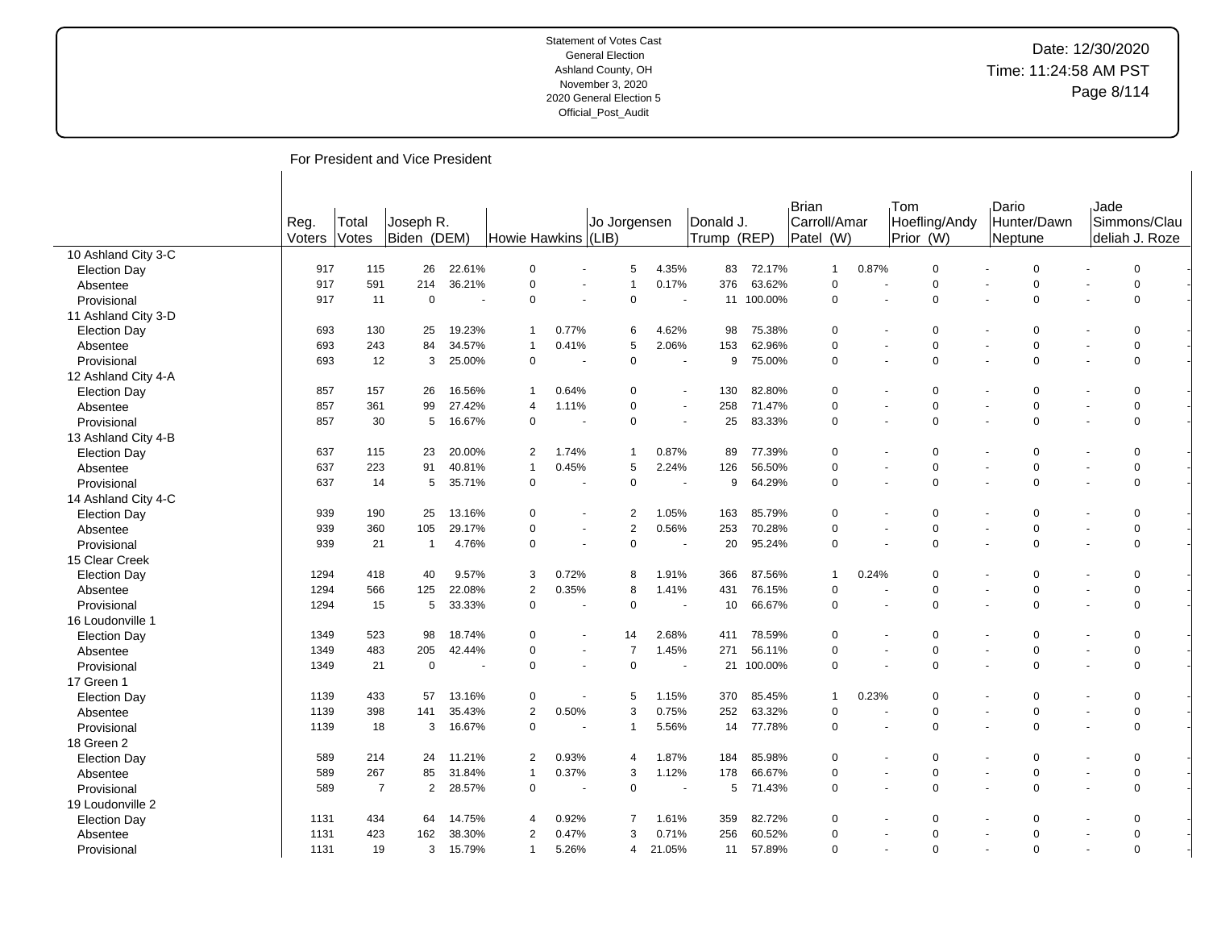Statement of Votes Cast
General Election
Ashland County, OH
November 3, 2020
2020 General Election 5
Official_Post_Audit

Date: 12/30/2020
Time: 11:24:58 AM PST

## For President and Vice President

| | Reg. Voters | Total Votes | Joseph R. Biden (DEM) | | Howie Hawkins | | Jo Jorgensen (LIB) | | Donald J. Trump (REP) | | Brian Carroll/Amar Patel (W) | | Tom Hoefling/Andy Prior (W) | | Dario Hunter/Dawn Neptune | | Jade Simmons/Claudeliah J. Roze | |
|---|---|---|---|---|---|---|---|---|---|---|---|---|---|---|---|---|---|---|
| **10 Ashland City 3-C** | | | | | | | | | | | | | | | | | | |
| Election Day | 917 | 115 | 26 | 22.61% | 0 | - | 5 | 4.35% | 83 | 72.17% | 1 | 0.87% | 0 | - | 0 | - | 0 | - |
| Absentee | 917 | 591 | 214 | 36.21% | 0 | - | 1 | 0.17% | 376 | 63.62% | 0 | - | 0 | - | 0 | - | 0 | - |
| Provisional | 917 | 11 | 0 | - | 0 | - | 0 | - | 11 | 100.00% | 0 | - | 0 | - | 0 | - | 0 | - |
| **11 Ashland City 3-D** | | | | | | | | | | | | | | | | | | |
| Election Day | 693 | 130 | 25 | 19.23% | 1 | 0.77% | 6 | 4.62% | 98 | 75.38% | 0 | - | 0 | - | 0 | - | 0 | - |
| Absentee | 693 | 243 | 84 | 34.57% | 1 | 0.41% | 5 | 2.06% | 153 | 62.96% | 0 | - | 0 | - | 0 | - | 0 | - |
| Provisional | 693 | 12 | 3 | 25.00% | 0 | - | 0 | - | 9 | 75.00% | 0 | - | 0 | - | 0 | - | 0 | - |
| **12 Ashland City 4-A** | | | | | | | | | | | | | | | | | | |
| Election Day | 857 | 157 | 26 | 16.56% | 1 | 0.64% | 0 | - | 130 | 82.80% | 0 | - | 0 | - | 0 | - | 0 | - |
| Absentee | 857 | 361 | 99 | 27.42% | 4 | 1.11% | 0 | - | 258 | 71.47% | 0 | - | 0 | - | 0 | - | 0 | - |
| Provisional | 857 | 30 | 5 | 16.67% | 0 | - | 0 | - | 25 | 83.33% | 0 | - | 0 | - | 0 | - | 0 | - |
| **13 Ashland City 4-B** | | | | | | | | | | | | | | | | | | |
| Election Day | 637 | 115 | 23 | 20.00% | 2 | 1.74% | 1 | 0.87% | 89 | 77.39% | 0 | - | 0 | - | 0 | - | 0 | - |
| Absentee | 637 | 223 | 91 | 40.81% | 1 | 0.45% | 5 | 2.24% | 126 | 56.50% | 0 | - | 0 | - | 0 | - | 0 | - |
| Provisional | 637 | 14 | 5 | 35.71% | 0 | - | 0 | - | 9 | 64.29% | 0 | - | 0 | - | 0 | - | 0 | - |
| **14 Ashland City 4-C** | | | | | | | | | | | | | | | | | | |
| Election Day | 939 | 190 | 25 | 13.16% | 0 | - | 2 | 1.05% | 163 | 85.79% | 0 | - | 0 | - | 0 | - | 0 | - |
| Absentee | 939 | 360 | 105 | 29.17% | 0 | - | 2 | 0.56% | 253 | 70.28% | 0 | - | 0 | - | 0 | - | 0 | - |
| Provisional | 939 | 21 | 1 | 4.76% | 0 | - | 0 | - | 20 | 95.24% | 0 | - | 0 | - | 0 | - | 0 | - |
| **15 Clear Creek** | | | | | | | | | | | | | | | | | | |
| Election Day | 1294 | 418 | 40 | 9.57% | 3 | 0.72% | 8 | 1.91% | 366 | 87.56% | 1 | 0.24% | 0 | - | 0 | - | 0 | - |
| Absentee | 1294 | 566 | 125 | 22.08% | 2 | 0.35% | 8 | 1.41% | 431 | 76.15% | 0 | - | 0 | - | 0 | - | 0 | - |
| Provisional | 1294 | 15 | 5 | 33.33% | 0 | - | 0 | - | 10 | 66.67% | 0 | - | 0 | - | 0 | - | 0 | - |
| **16 Loudonville 1** | | | | | | | | | | | | | | | | | | |
| Election Day | 1349 | 523 | 98 | 18.74% | 0 | - | 14 | 2.68% | 411 | 78.59% | 0 | - | 0 | - | 0 | - | 0 | - |
| Absentee | 1349 | 483 | 205 | 42.44% | 0 | - | 7 | 1.45% | 271 | 56.11% | 0 | - | 0 | - | 0 | - | 0 | - |
| Provisional | 1349 | 21 | 0 | - | 0 | - | 0 | - | 21 | 100.00% | 0 | - | 0 | - | 0 | - | 0 | - |
| **17 Green 1** | | | | | | | | | | | | | | | | | | |
| Election Day | 1139 | 433 | 57 | 13.16% | 0 | - | 5 | 1.15% | 370 | 85.45% | 1 | 0.23% | 0 | - | 0 | - | 0 | - |
| Absentee | 1139 | 398 | 141 | 35.43% | 2 | 0.50% | 3 | 0.75% | 252 | 63.32% | 0 | - | 0 | - | 0 | - | 0 | - |
| Provisional | 1139 | 18 | 3 | 16.67% | 0 | - | 1 | 5.56% | 14 | 77.78% | 0 | - | 0 | - | 0 | - | 0 | - |
| **18 Green 2** | | | | | | | | | | | | | | | | | | |
| Election Day | 589 | 214 | 24 | 11.21% | 2 | 0.93% | 4 | 1.87% | 184 | 85.98% | 0 | - | 0 | - | 0 | - | 0 | - |
| Absentee | 589 | 267 | 85 | 31.84% | 1 | 0.37% | 3 | 1.12% | 178 | 66.67% | 0 | - | 0 | - | 0 | - | 0 | - |
| Provisional | 589 | 7 | 2 | 28.57% | 0 | - | 0 | - | 5 | 71.43% | 0 | - | 0 | - | 0 | - | 0 | - |
| **19 Loudonville 2** | | | | | | | | | | | | | | | | | | |
| Election Day | 1131 | 434 | 64 | 14.75% | 4 | 0.92% | 7 | 1.61% | 359 | 82.72% | 0 | - | 0 | - | 0 | - | 0 | - |
| Absentee | 1131 | 423 | 162 | 38.30% | 2 | 0.47% | 3 | 0.71% | 256 | 60.52% | 0 | - | 0 | - | 0 | - | 0 | - |
| Provisional | 1131 | 19 | 3 | 15.79% | 1 | 5.26% | 4 | 21.05% | 11 | 57.89% | 0 | - | 0 | - | 0 | - | 0 | - |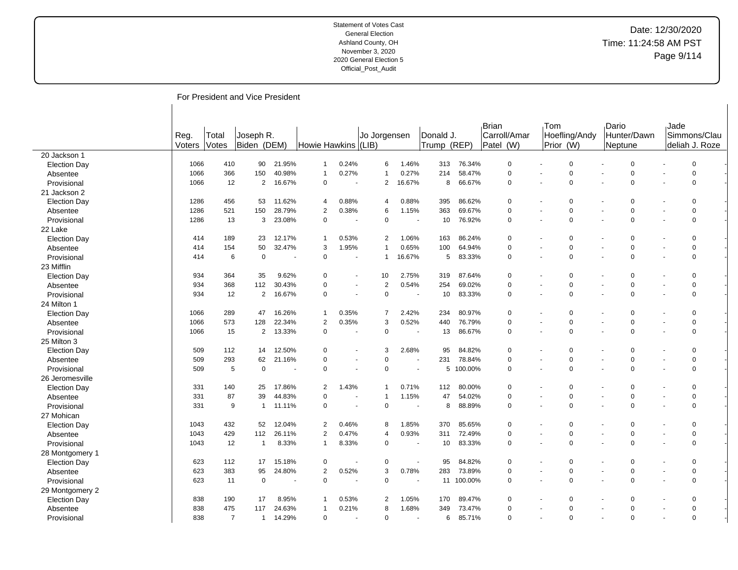Statement of Votes Cast
General Election
Ashland County, OH
November 3, 2020
2020 General Election 5
Official_Post_Audit

Date: 12/30/2020
Time: 11:24:58 AM PST

## For President and Vice President

| | Reg. Voters | Total Votes | Joseph R. Biden (DEM) | | Howie Hawkins | | Jo Jorgensen (LIB) | | Donald J. Trump (REP) | | Brian Carroll/Amar Patel (W) | | Tom Hoefling/Andy Prior (W) | | Dario Hunter/Dawn Neptune | | Jade Simmons/Claudeliah J. Roze | |
|---|---|---|---|---|---|---|---|---|---|---|---|---|---|---|---|---|---|---|
| **20 Jackson 1** | | | | | | | | | | | | | | | | | | |
| Election Day | 1066 | 410 | 90 | 21.95% | 1 | 0.24% | 6 | 1.46% | 313 | 76.34% | 0 | - | 0 | - | 0 | - | 0 | - |
| Absentee | 1066 | 366 | 150 | 40.98% | 1 | 0.27% | 1 | 0.27% | 214 | 58.47% | 0 | - | 0 | - | 0 | - | 0 | - |
| Provisional | 1066 | 12 | 2 | 16.67% | 0 | - | 2 | 16.67% | 8 | 66.67% | 0 | - | 0 | - | 0 | - | 0 | - |
| **21 Jackson 2** | | | | | | | | | | | | | | | | | | |
| Election Day | 1286 | 456 | 53 | 11.62% | 4 | 0.88% | 4 | 0.88% | 395 | 86.62% | 0 | - | 0 | - | 0 | - | 0 | - |
| Absentee | 1286 | 521 | 150 | 28.79% | 2 | 0.38% | 6 | 1.15% | 363 | 69.67% | 0 | - | 0 | - | 0 | - | 0 | - |
| Provisional | 1286 | 13 | 3 | 23.08% | 0 | - | 0 | - | 10 | 76.92% | 0 | - | 0 | - | 0 | - | 0 | - |
| **22 Lake** | | | | | | | | | | | | | | | | | | |
| Election Day | 414 | 189 | 23 | 12.17% | 1 | 0.53% | 2 | 1.06% | 163 | 86.24% | 0 | - | 0 | - | 0 | - | 0 | - |
| Absentee | 414 | 154 | 50 | 32.47% | 3 | 1.95% | 1 | 0.65% | 100 | 64.94% | 0 | - | 0 | - | 0 | - | 0 | - |
| Provisional | 414 | 6 | 0 | - | 0 | - | 1 | 16.67% | 5 | 83.33% | 0 | - | 0 | - | 0 | - | 0 | - |
| **23 Mifflin** | | | | | | | | | | | | | | | | | | |
| Election Day | 934 | 364 | 35 | 9.62% | 0 | - | 10 | 2.75% | 319 | 87.64% | 0 | - | 0 | - | 0 | - | 0 | - |
| Absentee | 934 | 368 | 112 | 30.43% | 0 | - | 2 | 0.54% | 254 | 69.02% | 0 | - | 0 | - | 0 | - | 0 | - |
| Provisional | 934 | 12 | 2 | 16.67% | 0 | - | 0 | - | 10 | 83.33% | 0 | - | 0 | - | 0 | - | 0 | - |
| **24 Milton 1** | | | | | | | | | | | | | | | | | | |
| Election Day | 1066 | 289 | 47 | 16.26% | 1 | 0.35% | 7 | 2.42% | 234 | 80.97% | 0 | - | 0 | - | 0 | - | 0 | - |
| Absentee | 1066 | 573 | 128 | 22.34% | 2 | 0.35% | 3 | 0.52% | 440 | 76.79% | 0 | - | 0 | - | 0 | - | 0 | - |
| Provisional | 1066 | 15 | 2 | 13.33% | 0 | - | 0 | - | 13 | 86.67% | 0 | - | 0 | - | 0 | - | 0 | - |
| **25 Milton 3** | | | | | | | | | | | | | | | | | | |
| Election Day | 509 | 112 | 14 | 12.50% | 0 | - | 3 | 2.68% | 95 | 84.82% | 0 | - | 0 | - | 0 | - | 0 | - |
| Absentee | 509 | 293 | 62 | 21.16% | 0 | - | 0 | - | 231 | 78.84% | 0 | - | 0 | - | 0 | - | 0 | - |
| Provisional | 509 | 5 | 0 | - | 0 | - | 0 | - | 5 | 100.00% | 0 | - | 0 | - | 0 | - | 0 | - |
| **26 Jeromesville** | | | | | | | | | | | | | | | | | | |
| Election Day | 331 | 140 | 25 | 17.86% | 2 | 1.43% | 1 | 0.71% | 112 | 80.00% | 0 | - | 0 | - | 0 | - | 0 | - |
| Absentee | 331 | 87 | 39 | 44.83% | 0 | - | 1 | 1.15% | 47 | 54.02% | 0 | - | 0 | - | 0 | - | 0 | - |
| Provisional | 331 | 9 | 1 | 11.11% | 0 | - | 0 | - | 8 | 88.89% | 0 | - | 0 | - | 0 | - | 0 | - |
| **27 Mohican** | | | | | | | | | | | | | | | | | | |
| Election Day | 1043 | 432 | 52 | 12.04% | 2 | 0.46% | 8 | 1.85% | 370 | 85.65% | 0 | - | 0 | - | 0 | - | 0 | - |
| Absentee | 1043 | 429 | 112 | 26.11% | 2 | 0.47% | 4 | 0.93% | 311 | 72.49% | 0 | - | 0 | - | 0 | - | 0 | - |
| Provisional | 1043 | 12 | 1 | 8.33% | 1 | 8.33% | 0 | - | 10 | 83.33% | 0 | - | 0 | - | 0 | - | 0 | - |
| **28 Montgomery 1** | | | | | | | | | | | | | | | | | | |
| Election Day | 623 | 112 | 17 | 15.18% | 0 | - | 0 | - | 95 | 84.82% | 0 | - | 0 | - | 0 | - | 0 | - |
| Absentee | 623 | 383 | 95 | 24.80% | 2 | 0.52% | 3 | 0.78% | 283 | 73.89% | 0 | - | 0 | - | 0 | - | 0 | - |
| Provisional | 623 | 11 | 0 | - | 0 | - | 0 | - | 11 | 100.00% | 0 | - | 0 | - | 0 | - | 0 | - |
| **29 Montgomery 2** | | | | | | | | | | | | | | | | | | |
| Election Day | 838 | 190 | 17 | 8.95% | 1 | 0.53% | 2 | 1.05% | 170 | 89.47% | 0 | - | 0 | - | 0 | - | 0 | - |
| Absentee | 838 | 475 | 117 | 24.63% | 1 | 0.21% | 8 | 1.68% | 349 | 73.47% | 0 | - | 0 | - | 0 | - | 0 | - |
| Provisional | 838 | 7 | 1 | 14.29% | 0 | - | 0 | - | 6 | 85.71% | 0 | - | 0 | - | 0 | - | 0 | - |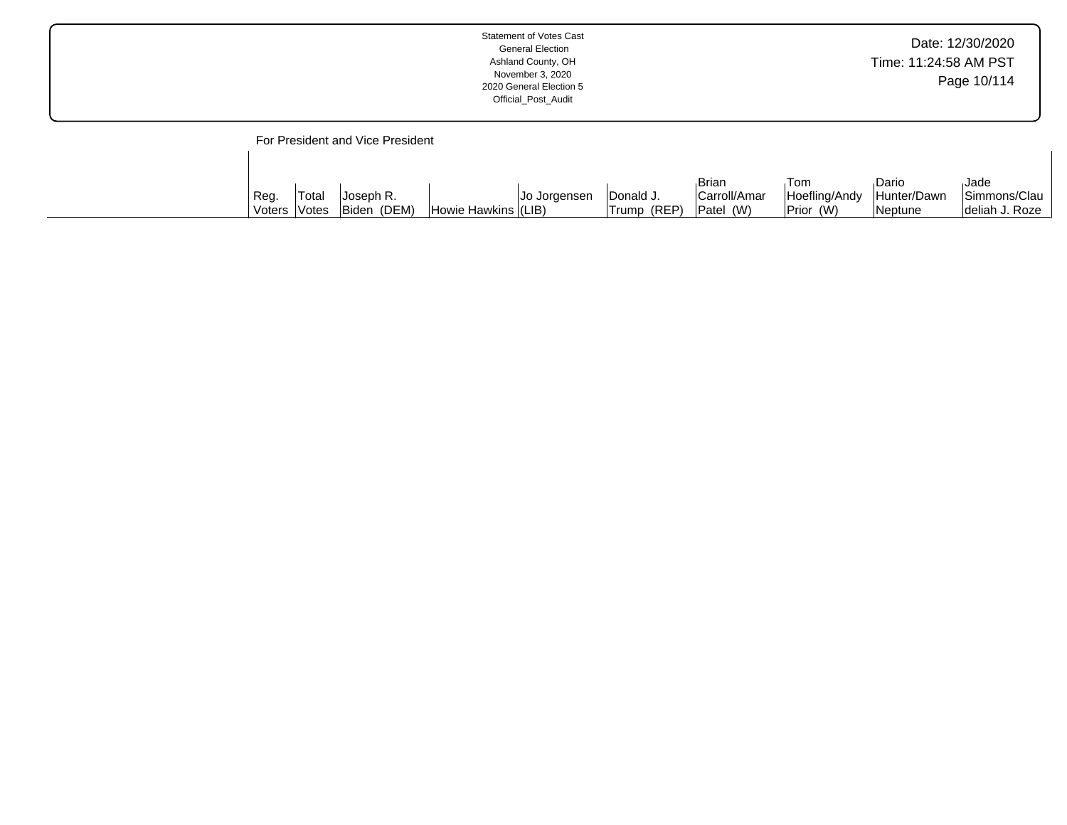For President and Vice President

| | Reg. Voters | Total Votes | Joseph R. Biden (DEM) | Howie Hawkins | Jo Jorgensen (LIB) | Donald J. Trump (REP) | Brian Carroll/Amar Patel (W) | Tom Hoefling/Andy Prior (W) | Dario Hunter/Dawn Neptune | Jade Simmons/Claudeliah J. Roze |
|---|---|---|---|---|---|---|---|---|---|---|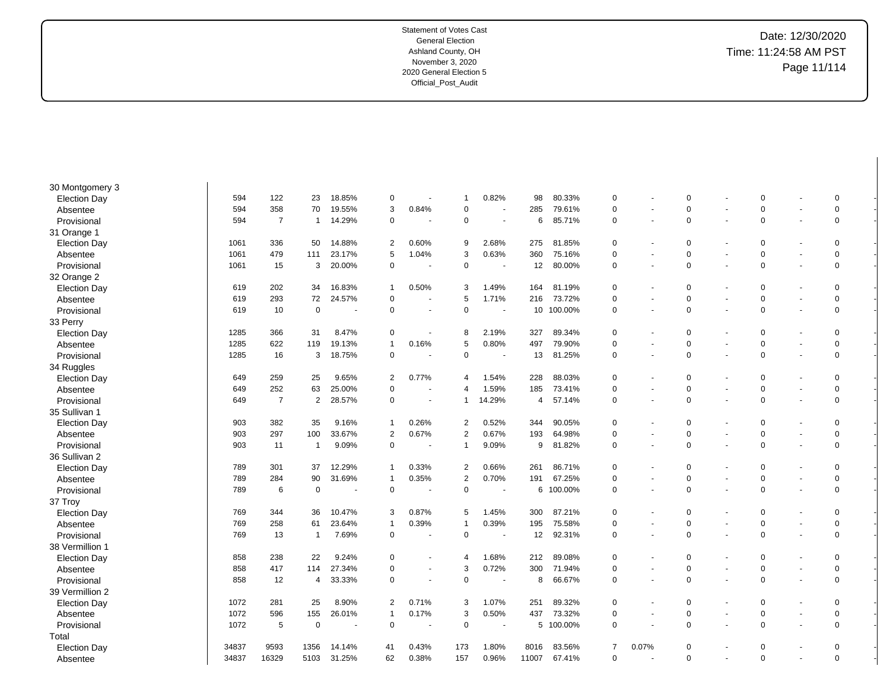Statement of Votes Cast
General Election
Ashland County, OH
November 3, 2020
2020 General Election 5
Official_Post_Audit

Date: 12/30/2020
Time: 11:24:58 AM PST

| | | | | | | | | | | | | | | | | | | |
|---|---|---|---|---|---|---|---|---|---|---|---|---|---|---|---|---|---|---|
| 30 Montgomery 3 | | | | | | | | | | | | | | | | | | |
| Election Day | 594 | 122 | 23 | 18.85% | 0 | - | 1 | 0.82% | 98 | 80.33% | 0 | - | 0 | - | 0 | - | 0 | - |
| Absentee | 594 | 358 | 70 | 19.55% | 3 | 0.84% | 0 | - | 285 | 79.61% | 0 | - | 0 | - | 0 | - | 0 | - |
| Provisional | 594 | 7 | 1 | 14.29% | 0 | - | 0 | - | 6 | 85.71% | 0 | - | 0 | - | 0 | - | 0 | - |
| 31 Orange 1 | | | | | | | | | | | | | | | | | | |
| Election Day | 1061 | 336 | 50 | 14.88% | 2 | 0.60% | 9 | 2.68% | 275 | 81.85% | 0 | - | 0 | - | 0 | - | 0 | - |
| Absentee | 1061 | 479 | 111 | 23.17% | 5 | 1.04% | 3 | 0.63% | 360 | 75.16% | 0 | - | 0 | - | 0 | - | 0 | - |
| Provisional | 1061 | 15 | 3 | 20.00% | 0 | - | 0 | - | 12 | 80.00% | 0 | - | 0 | - | 0 | - | 0 | - |
| 32 Orange 2 | | | | | | | | | | | | | | | | | | |
| Election Day | 619 | 202 | 34 | 16.83% | 1 | 0.50% | 3 | 1.49% | 164 | 81.19% | 0 | - | 0 | - | 0 | - | 0 | - |
| Absentee | 619 | 293 | 72 | 24.57% | 0 | - | 5 | 1.71% | 216 | 73.72% | 0 | - | 0 | - | 0 | - | 0 | - |
| Provisional | 619 | 10 | 0 | - | 0 | - | 0 | - | 10 | 100.00% | 0 | - | 0 | - | 0 | - | 0 | - |
| 33 Perry | | | | | | | | | | | | | | | | | | |
| Election Day | 1285 | 366 | 31 | 8.47% | 0 | - | 8 | 2.19% | 327 | 89.34% | 0 | - | 0 | - | 0 | - | 0 | - |
| Absentee | 1285 | 622 | 119 | 19.13% | 1 | 0.16% | 5 | 0.80% | 497 | 79.90% | 0 | - | 0 | - | 0 | - | 0 | - |
| Provisional | 1285 | 16 | 3 | 18.75% | 0 | - | 0 | - | 13 | 81.25% | 0 | - | 0 | - | 0 | - | 0 | - |
| 34 Ruggles | | | | | | | | | | | | | | | | | | |
| Election Day | 649 | 259 | 25 | 9.65% | 2 | 0.77% | 4 | 1.54% | 228 | 88.03% | 0 | - | 0 | - | 0 | - | 0 | - |
| Absentee | 649 | 252 | 63 | 25.00% | 0 | - | 4 | 1.59% | 185 | 73.41% | 0 | - | 0 | - | 0 | - | 0 | - |
| Provisional | 649 | 7 | 2 | 28.57% | 0 | - | 1 | 14.29% | 4 | 57.14% | 0 | - | 0 | - | 0 | - | 0 | - |
| 35 Sullivan 1 | | | | | | | | | | | | | | | | | | |
| Election Day | 903 | 382 | 35 | 9.16% | 1 | 0.26% | 2 | 0.52% | 344 | 90.05% | 0 | - | 0 | - | 0 | - | 0 | - |
| Absentee | 903 | 297 | 100 | 33.67% | 2 | 0.67% | 2 | 0.67% | 193 | 64.98% | 0 | - | 0 | - | 0 | - | 0 | - |
| Provisional | 903 | 11 | 1 | 9.09% | 0 | - | 1 | 9.09% | 9 | 81.82% | 0 | - | 0 | - | 0 | - | 0 | - |
| 36 Sullivan 2 | | | | | | | | | | | | | | | | | | |
| Election Day | 789 | 301 | 37 | 12.29% | 1 | 0.33% | 2 | 0.66% | 261 | 86.71% | 0 | - | 0 | - | 0 | - | 0 | - |
| Absentee | 789 | 284 | 90 | 31.69% | 1 | 0.35% | 2 | 0.70% | 191 | 67.25% | 0 | - | 0 | - | 0 | - | 0 | - |
| Provisional | 789 | 6 | 0 | - | 0 | - | 0 | - | 6 | 100.00% | 0 | - | 0 | - | 0 | - | 0 | - |
| 37 Troy | | | | | | | | | | | | | | | | | | |
| Election Day | 769 | 344 | 36 | 10.47% | 3 | 0.87% | 5 | 1.45% | 300 | 87.21% | 0 | - | 0 | - | 0 | - | 0 | - |
| Absentee | 769 | 258 | 61 | 23.64% | 1 | 0.39% | 1 | 0.39% | 195 | 75.58% | 0 | - | 0 | - | 0 | - | 0 | - |
| Provisional | 769 | 13 | 1 | 7.69% | 0 | - | 0 | - | 12 | 92.31% | 0 | - | 0 | - | 0 | - | 0 | - |
| 38 Vermillion 1 | | | | | | | | | | | | | | | | | | |
| Election Day | 858 | 238 | 22 | 9.24% | 0 | - | 4 | 1.68% | 212 | 89.08% | 0 | - | 0 | - | 0 | - | 0 | - |
| Absentee | 858 | 417 | 114 | 27.34% | 0 | - | 3 | 0.72% | 300 | 71.94% | 0 | - | 0 | - | 0 | - | 0 | - |
| Provisional | 858 | 12 | 4 | 33.33% | 0 | - | 0 | - | 8 | 66.67% | 0 | - | 0 | - | 0 | - | 0 | - |
| 39 Vermillion 2 | | | | | | | | | | | | | | | | | | |
| Election Day | 1072 | 281 | 25 | 8.90% | 2 | 0.71% | 3 | 1.07% | 251 | 89.32% | 0 | - | 0 | - | 0 | - | 0 | - |
| Absentee | 1072 | 596 | 155 | 26.01% | 1 | 0.17% | 3 | 0.50% | 437 | 73.32% | 0 | - | 0 | - | 0 | - | 0 | - |
| Provisional | 1072 | 5 | 0 | - | 0 | - | 0 | - | 5 | 100.00% | 0 | - | 0 | - | 0 | - | 0 | - |
| Total | | | | | | | | | | | | | | | | | | |
| Election Day | 34837 | 9593 | 1356 | 14.14% | 41 | 0.43% | 173 | 1.80% | 8016 | 83.56% | 7 | 0.07% | 0 | - | 0 | - | 0 | - |
| Absentee | 34837 | 16329 | 5103 | 31.25% | 62 | 0.38% | 157 | 0.96% | 11007 | 67.41% | 0 | - | 0 | - | 0 | - | 0 | - |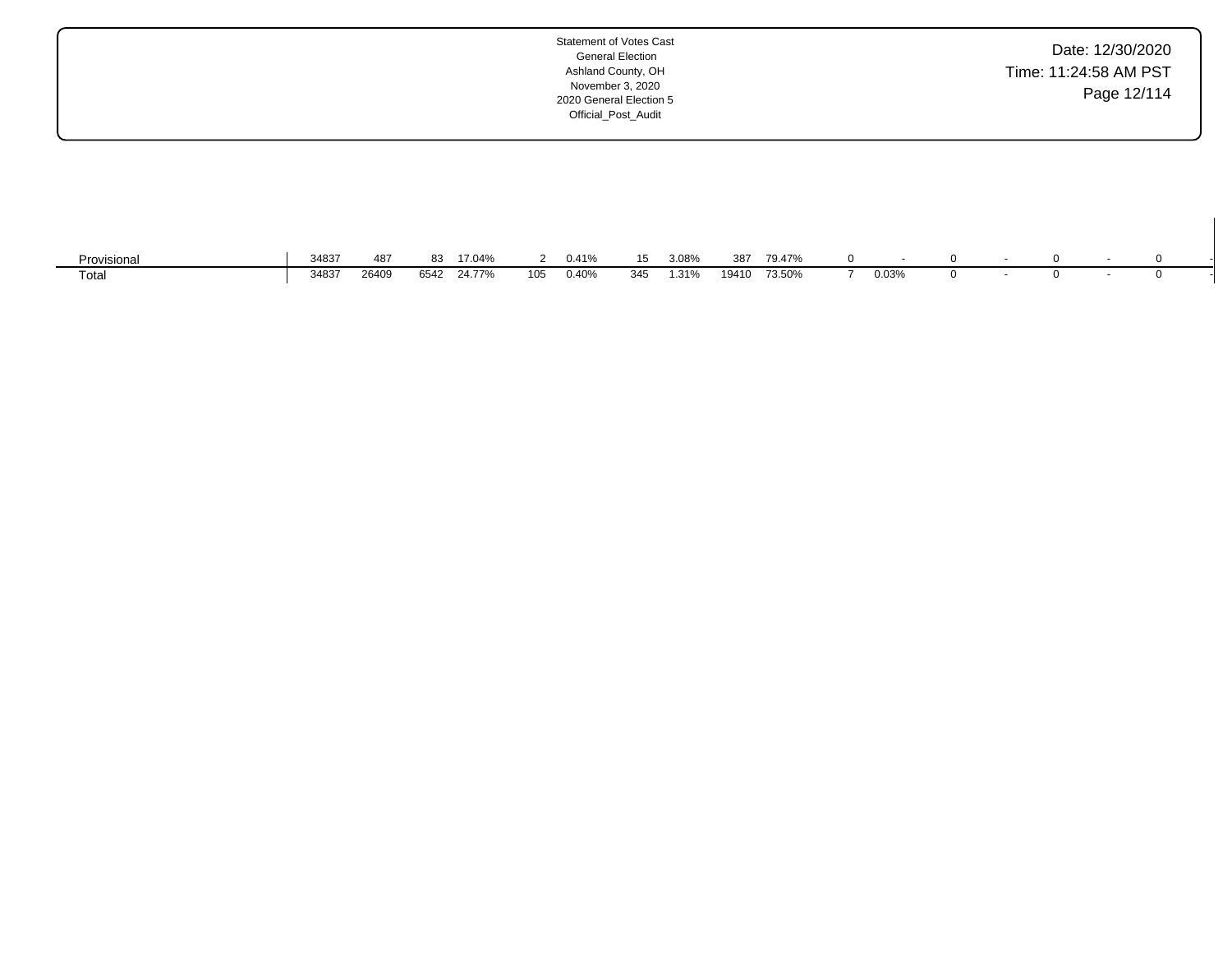| | | | | | | | | | | | | | | | | | | |
|---|---|---|---|---|---|---|---|---|---|---|---|---|---|---|---|---|---|---|
| Provisional | 34837 | 487 | 83 | 17.04% | 2 | 0.41% | 15 | 3.08% | 387 | 79.47% | 0 | - | 0 | - | 0 | - | 0 | - |
| Total | 34837 | 26409 | 6542 | 24.77% | 105 | 0.40% | 345 | 1.31% | 19410 | 73.50% | 7 | 0.03% | 0 | - | 0 | - | 0 | - |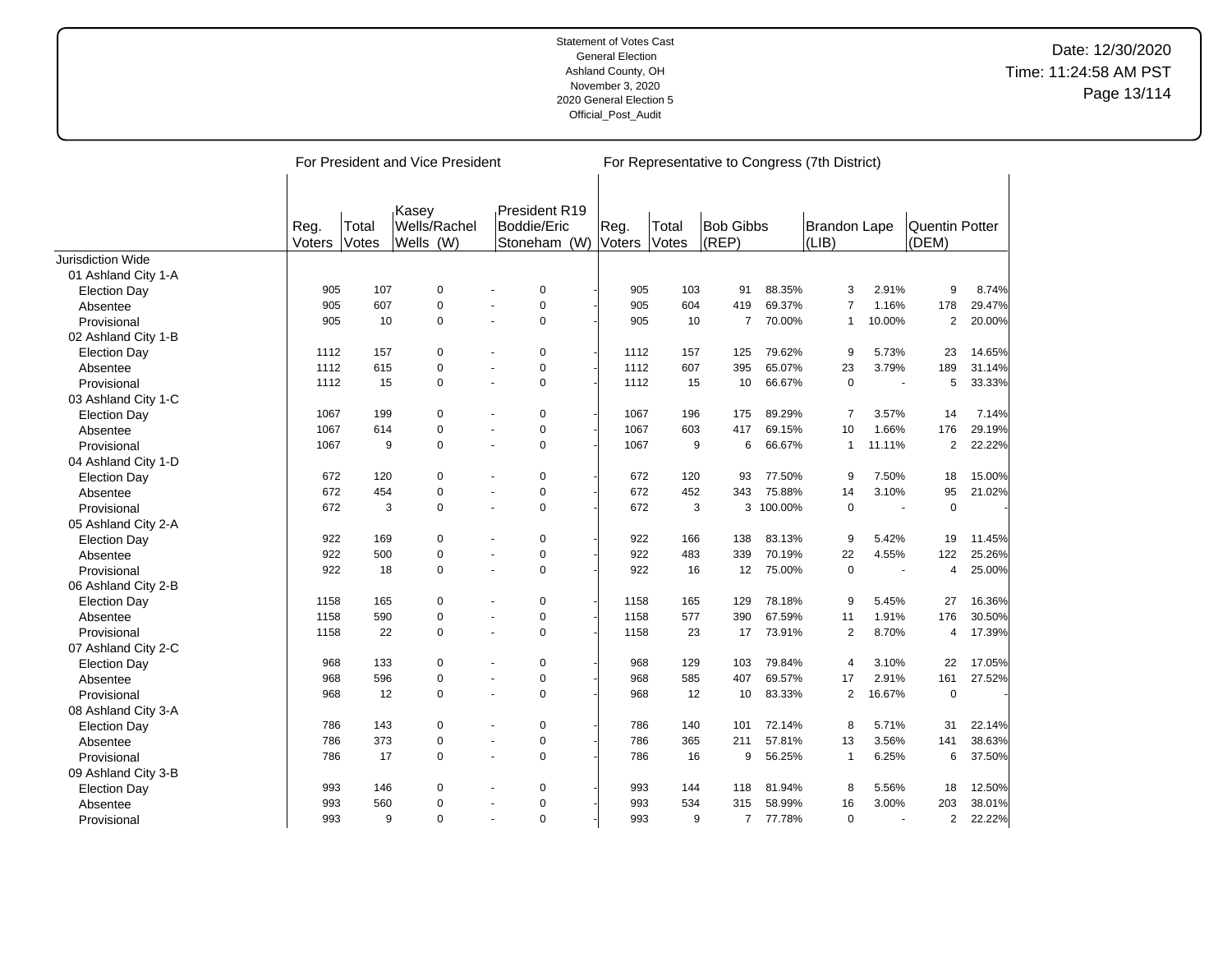Statement of Votes Cast
General Election
Ashland County, OH
November 3, 2020
2020 General Election 5
Official_Post_Audit

Date: 12/30/2020
Time: 11:24:58 AM PST

| | For President and Vice President | | | | | | For Representative to Congress (7th District) | | | | | | | | |
|---|---|---|---|---|---|---|---|---|---|---|---|---|---|---|---|
| | Reg. Voters | Total Votes | Kasey Wells/Rachel Wells (W) | | President R19 Boddie/Eric Stoneham (W) | | Reg. Voters | Total Votes | Bob Gibbs (REP) | | Brandon Lape (LIB) | | Quentin Potter (DEM) | |
| Jurisdiction Wide | | | | | | | | | | | | | | |
| 01 Ashland City 1-A | | | | | | | | | | | | | | |
| Election Day | 905 | 107 | 0 | - | 0 | - | 905 | 103 | 91 | 88.35% | 3 | 2.91% | 9 | 8.74% |
| Absentee | 905 | 607 | 0 | - | 0 | - | 905 | 604 | 419 | 69.37% | 7 | 1.16% | 178 | 29.47% |
| Provisional | 905 | 10 | 0 | - | 0 | - | 905 | 10 | 7 | 70.00% | 1 | 10.00% | 2 | 20.00% |
| 02 Ashland City 1-B | | | | | | | | | | | | | | |
| Election Day | 1112 | 157 | 0 | - | 0 | - | 1112 | 157 | 125 | 79.62% | 9 | 5.73% | 23 | 14.65% |
| Absentee | 1112 | 615 | 0 | - | 0 | - | 1112 | 607 | 395 | 65.07% | 23 | 3.79% | 189 | 31.14% |
| Provisional | 1112 | 15 | 0 | - | 0 | - | 1112 | 15 | 10 | 66.67% | 0 | - | 5 | 33.33% |
| 03 Ashland City 1-C | | | | | | | | | | | | | | |
| Election Day | 1067 | 199 | 0 | - | 0 | - | 1067 | 196 | 175 | 89.29% | 7 | 3.57% | 14 | 7.14% |
| Absentee | 1067 | 614 | 0 | - | 0 | - | 1067 | 603 | 417 | 69.15% | 10 | 1.66% | 176 | 29.19% |
| Provisional | 1067 | 9 | 0 | - | 0 | - | 1067 | 9 | 6 | 66.67% | 1 | 11.11% | 2 | 22.22% |
| 04 Ashland City 1-D | | | | | | | | | | | | | | |
| Election Day | 672 | 120 | 0 | - | 0 | - | 672 | 120 | 93 | 77.50% | 9 | 7.50% | 18 | 15.00% |
| Absentee | 672 | 454 | 0 | - | 0 | - | 672 | 452 | 343 | 75.88% | 14 | 3.10% | 95 | 21.02% |
| Provisional | 672 | 3 | 0 | - | 0 | - | 672 | 3 | 3 | 100.00% | 0 | - | 0 | - |
| 05 Ashland City 2-A | | | | | | | | | | | | | | |
| Election Day | 922 | 169 | 0 | - | 0 | - | 922 | 166 | 138 | 83.13% | 9 | 5.42% | 19 | 11.45% |
| Absentee | 922 | 500 | 0 | - | 0 | - | 922 | 483 | 339 | 70.19% | 22 | 4.55% | 122 | 25.26% |
| Provisional | 922 | 18 | 0 | - | 0 | - | 922 | 16 | 12 | 75.00% | 0 | - | 4 | 25.00% |
| 06 Ashland City 2-B | | | | | | | | | | | | | | |
| Election Day | 1158 | 165 | 0 | - | 0 | - | 1158 | 165 | 129 | 78.18% | 9 | 5.45% | 27 | 16.36% |
| Absentee | 1158 | 590 | 0 | - | 0 | - | 1158 | 577 | 390 | 67.59% | 11 | 1.91% | 176 | 30.50% |
| Provisional | 1158 | 22 | 0 | - | 0 | - | 1158 | 23 | 17 | 73.91% | 2 | 8.70% | 4 | 17.39% |
| 07 Ashland City 2-C | | | | | | | | | | | | | | |
| Election Day | 968 | 133 | 0 | - | 0 | - | 968 | 129 | 103 | 79.84% | 4 | 3.10% | 22 | 17.05% |
| Absentee | 968 | 596 | 0 | - | 0 | - | 968 | 585 | 407 | 69.57% | 17 | 2.91% | 161 | 27.52% |
| Provisional | 968 | 12 | 0 | - | 0 | - | 968 | 12 | 10 | 83.33% | 2 | 16.67% | 0 | - |
| 08 Ashland City 3-A | | | | | | | | | | | | | | |
| Election Day | 786 | 143 | 0 | - | 0 | - | 786 | 140 | 101 | 72.14% | 8 | 5.71% | 31 | 22.14% |
| Absentee | 786 | 373 | 0 | - | 0 | - | 786 | 365 | 211 | 57.81% | 13 | 3.56% | 141 | 38.63% |
| Provisional | 786 | 17 | 0 | - | 0 | - | 786 | 16 | 9 | 56.25% | 1 | 6.25% | 6 | 37.50% |
| 09 Ashland City 3-B | | | | | | | | | | | | | | |
| Election Day | 993 | 146 | 0 | - | 0 | - | 993 | 144 | 118 | 81.94% | 8 | 5.56% | 18 | 12.50% |
| Absentee | 993 | 560 | 0 | - | 0 | - | 993 | 534 | 315 | 58.99% | 16 | 3.00% | 203 | 38.01% |
| Provisional | 993 | 9 | 0 | - | 0 | - | 993 | 9 | 7 | 77.78% | 0 | - | 2 | 22.22% |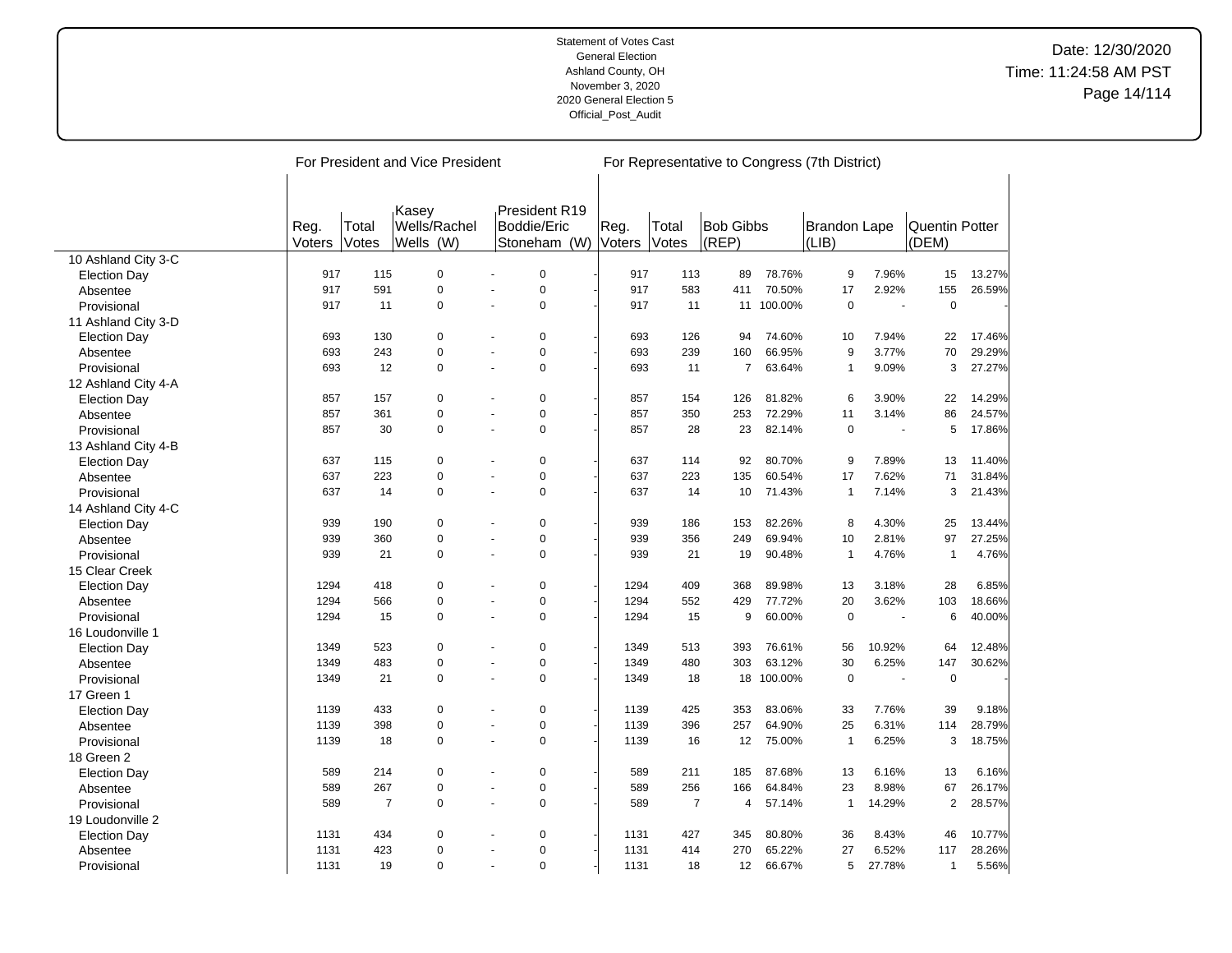Statement of Votes Cast
General Election
Ashland County, OH
November 3, 2020
2020 General Election 5
Official_Post_Audit

Date: 12/30/2020
Time: 11:24:58 AM PST

| | For President and Vice President | | | | | | For Representative to Congress (7th District) | | | | | | | | |
|---|---|---|---|---|---|---|---|---|---|---|---|---|---|---|---|
| | Reg. Voters | Total Votes | Kasey Wells/Rachel Wells (W) | | President R19 Boddie/Eric Stoneham (W) | | Reg. Voters | Total Votes | Bob Gibbs (REP) | | Brandon Lape (LIB) | | Quentin Potter (DEM) | |
| **10 Ashland City 3-C** | | | | | | | | | | | | | | |
| Election Day | 917 | 115 | 0 | - | 0 | - | 917 | 113 | 89 | 78.76% | 9 | 7.96% | 15 | 13.27% |
| Absentee | 917 | 591 | 0 | - | 0 | - | 917 | 583 | 411 | 70.50% | 17 | 2.92% | 155 | 26.59% |
| Provisional | 917 | 11 | 0 | - | 0 | - | 917 | 11 | 11 | 100.00% | 0 | - | 0 | - |
| **11 Ashland City 3-D** | | | | | | | | | | | | | | |
| Election Day | 693 | 130 | 0 | - | 0 | - | 693 | 126 | 94 | 74.60% | 10 | 7.94% | 22 | 17.46% |
| Absentee | 693 | 243 | 0 | - | 0 | - | 693 | 239 | 160 | 66.95% | 9 | 3.77% | 70 | 29.29% |
| Provisional | 693 | 12 | 0 | - | 0 | - | 693 | 11 | 7 | 63.64% | 1 | 9.09% | 3 | 27.27% |
| **12 Ashland City 4-A** | | | | | | | | | | | | | | |
| Election Day | 857 | 157 | 0 | - | 0 | - | 857 | 154 | 126 | 81.82% | 6 | 3.90% | 22 | 14.29% |
| Absentee | 857 | 361 | 0 | - | 0 | - | 857 | 350 | 253 | 72.29% | 11 | 3.14% | 86 | 24.57% |
| Provisional | 857 | 30 | 0 | - | 0 | - | 857 | 28 | 23 | 82.14% | 0 | - | 5 | 17.86% |
| **13 Ashland City 4-B** | | | | | | | | | | | | | | |
| Election Day | 637 | 115 | 0 | - | 0 | - | 637 | 114 | 92 | 80.70% | 9 | 7.89% | 13 | 11.40% |
| Absentee | 637 | 223 | 0 | - | 0 | - | 637 | 223 | 135 | 60.54% | 17 | 7.62% | 71 | 31.84% |
| Provisional | 637 | 14 | 0 | - | 0 | - | 637 | 14 | 10 | 71.43% | 1 | 7.14% | 3 | 21.43% |
| **14 Ashland City 4-C** | | | | | | | | | | | | | | |
| Election Day | 939 | 190 | 0 | - | 0 | - | 939 | 186 | 153 | 82.26% | 8 | 4.30% | 25 | 13.44% |
| Absentee | 939 | 360 | 0 | - | 0 | - | 939 | 356 | 249 | 69.94% | 10 | 2.81% | 97 | 27.25% |
| Provisional | 939 | 21 | 0 | - | 0 | - | 939 | 21 | 19 | 90.48% | 1 | 4.76% | 1 | 4.76% |
| **15 Clear Creek** | | | | | | | | | | | | | | |
| Election Day | 1294 | 418 | 0 | - | 0 | - | 1294 | 409 | 368 | 89.98% | 13 | 3.18% | 28 | 6.85% |
| Absentee | 1294 | 566 | 0 | - | 0 | - | 1294 | 552 | 429 | 77.72% | 20 | 3.62% | 103 | 18.66% |
| Provisional | 1294 | 15 | 0 | - | 0 | - | 1294 | 15 | 9 | 60.00% | 0 | - | 6 | 40.00% |
| **16 Loudonville 1** | | | | | | | | | | | | | | |
| Election Day | 1349 | 523 | 0 | - | 0 | - | 1349 | 513 | 393 | 76.61% | 56 | 10.92% | 64 | 12.48% |
| Absentee | 1349 | 483 | 0 | - | 0 | - | 1349 | 480 | 303 | 63.12% | 30 | 6.25% | 147 | 30.62% |
| Provisional | 1349 | 21 | 0 | - | 0 | - | 1349 | 18 | 18 | 100.00% | 0 | - | 0 | - |
| **17 Green 1** | | | | | | | | | | | | | | |
| Election Day | 1139 | 433 | 0 | - | 0 | - | 1139 | 425 | 353 | 83.06% | 33 | 7.76% | 39 | 9.18% |
| Absentee | 1139 | 398 | 0 | - | 0 | - | 1139 | 396 | 257 | 64.90% | 25 | 6.31% | 114 | 28.79% |
| Provisional | 1139 | 18 | 0 | - | 0 | - | 1139 | 16 | 12 | 75.00% | 1 | 6.25% | 3 | 18.75% |
| **18 Green 2** | | | | | | | | | | | | | | |
| Election Day | 589 | 214 | 0 | - | 0 | - | 589 | 211 | 185 | 87.68% | 13 | 6.16% | 13 | 6.16% |
| Absentee | 589 | 267 | 0 | - | 0 | - | 589 | 256 | 166 | 64.84% | 23 | 8.98% | 67 | 26.17% |
| Provisional | 589 | 7 | 0 | - | 0 | - | 589 | 7 | 4 | 57.14% | 1 | 14.29% | 2 | 28.57% |
| **19 Loudonville 2** | | | | | | | | | | | | | | |
| Election Day | 1131 | 434 | 0 | - | 0 | - | 1131 | 427 | 345 | 80.80% | 36 | 8.43% | 46 | 10.77% |
| Absentee | 1131 | 423 | 0 | - | 0 | - | 1131 | 414 | 270 | 65.22% | 27 | 6.52% | 117 | 28.26% |
| Provisional | 1131 | 19 | 0 | - | 0 | - | 1131 | 18 | 12 | 66.67% | 5 | 27.78% | 1 | 5.56% |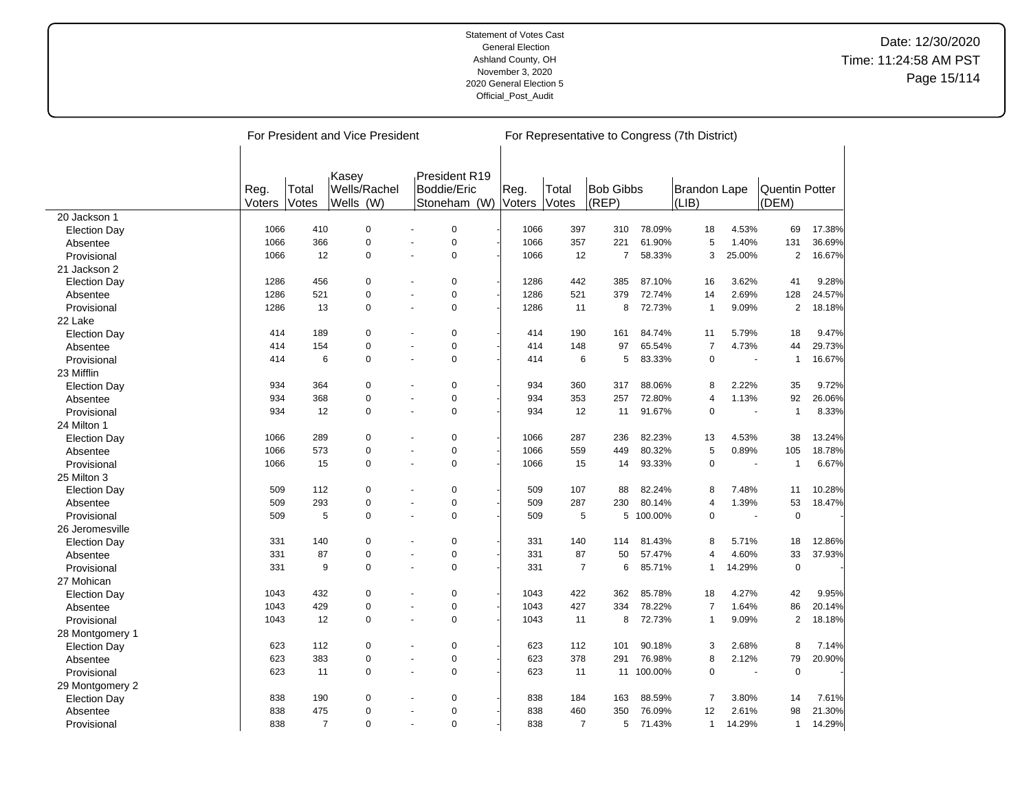Statement of Votes Cast
General Election
Ashland County, OH
November 3, 2020
2020 General Election 5
Official_Post_Audit

Date: 12/30/2020
Time: 11:24:58 AM PST

| | For President and Vice President | | | | | | For Representative to Congress (7th District) | | | | | | | | |
|---|---|---|---|---|---|---|---|---|---|---|---|---|---|---|---|
| | Reg. Voters | Total Votes | Kasey Wells/Rachel Wells (W) | | President R19 Boddie/Eric Stoneham (W) | | Reg. Voters | Total Votes | Bob Gibbs (REP) | | Brandon Lape (LIB) | | Quentin Potter (DEM) | |
| **20 Jackson 1** | | | | | | | | | | | | | | |
| Election Day | 1066 | 410 | 0 | - | 0 | - | 1066 | 397 | 310 | 78.09% | 18 | 4.53% | 69 | 17.38% |
| Absentee | 1066 | 366 | 0 | - | 0 | - | 1066 | 357 | 221 | 61.90% | 5 | 1.40% | 131 | 36.69% |
| Provisional | 1066 | 12 | 0 | - | 0 | - | 1066 | 12 | 7 | 58.33% | 3 | 25.00% | 2 | 16.67% |
| **21 Jackson 2** | | | | | | | | | | | | | | |
| Election Day | 1286 | 456 | 0 | - | 0 | - | 1286 | 442 | 385 | 87.10% | 16 | 3.62% | 41 | 9.28% |
| Absentee | 1286 | 521 | 0 | - | 0 | - | 1286 | 521 | 379 | 72.74% | 14 | 2.69% | 128 | 24.57% |
| Provisional | 1286 | 13 | 0 | - | 0 | - | 1286 | 11 | 8 | 72.73% | 1 | 9.09% | 2 | 18.18% |
| **22 Lake** | | | | | | | | | | | | | | |
| Election Day | 414 | 189 | 0 | - | 0 | - | 414 | 190 | 161 | 84.74% | 11 | 5.79% | 18 | 9.47% |
| Absentee | 414 | 154 | 0 | - | 0 | - | 414 | 148 | 97 | 65.54% | 7 | 4.73% | 44 | 29.73% |
| Provisional | 414 | 6 | 0 | - | 0 | - | 414 | 6 | 5 | 83.33% | 0 | - | 1 | 16.67% |
| **23 Mifflin** | | | | | | | | | | | | | | |
| Election Day | 934 | 364 | 0 | - | 0 | - | 934 | 360 | 317 | 88.06% | 8 | 2.22% | 35 | 9.72% |
| Absentee | 934 | 368 | 0 | - | 0 | - | 934 | 353 | 257 | 72.80% | 4 | 1.13% | 92 | 26.06% |
| Provisional | 934 | 12 | 0 | - | 0 | - | 934 | 12 | 11 | 91.67% | 0 | - | 1 | 8.33% |
| **24 Milton 1** | | | | | | | | | | | | | | |
| Election Day | 1066 | 289 | 0 | - | 0 | - | 1066 | 287 | 236 | 82.23% | 13 | 4.53% | 38 | 13.24% |
| Absentee | 1066 | 573 | 0 | - | 0 | - | 1066 | 559 | 449 | 80.32% | 5 | 0.89% | 105 | 18.78% |
| Provisional | 1066 | 15 | 0 | - | 0 | - | 1066 | 15 | 14 | 93.33% | 0 | - | 1 | 6.67% |
| **25 Milton 3** | | | | | | | | | | | | | | |
| Election Day | 509 | 112 | 0 | - | 0 | - | 509 | 107 | 88 | 82.24% | 8 | 7.48% | 11 | 10.28% |
| Absentee | 509 | 293 | 0 | - | 0 | - | 509 | 287 | 230 | 80.14% | 4 | 1.39% | 53 | 18.47% |
| Provisional | 509 | 5 | 0 | - | 0 | - | 509 | 5 | 5 | 100.00% | 0 | - | 0 | - |
| **26 Jeromesville** | | | | | | | | | | | | | | |
| Election Day | 331 | 140 | 0 | - | 0 | - | 331 | 140 | 114 | 81.43% | 8 | 5.71% | 18 | 12.86% |
| Absentee | 331 | 87 | 0 | - | 0 | - | 331 | 87 | 50 | 57.47% | 4 | 4.60% | 33 | 37.93% |
| Provisional | 331 | 9 | 0 | - | 0 | - | 331 | 7 | 6 | 85.71% | 1 | 14.29% | 0 | - |
| **27 Mohican** | | | | | | | | | | | | | | |
| Election Day | 1043 | 432 | 0 | - | 0 | - | 1043 | 422 | 362 | 85.78% | 18 | 4.27% | 42 | 9.95% |
| Absentee | 1043 | 429 | 0 | - | 0 | - | 1043 | 427 | 334 | 78.22% | 7 | 1.64% | 86 | 20.14% |
| Provisional | 1043 | 12 | 0 | - | 0 | - | 1043 | 11 | 8 | 72.73% | 1 | 9.09% | 2 | 18.18% |
| **28 Montgomery 1** | | | | | | | | | | | | | | |
| Election Day | 623 | 112 | 0 | - | 0 | - | 623 | 112 | 101 | 90.18% | 3 | 2.68% | 8 | 7.14% |
| Absentee | 623 | 383 | 0 | - | 0 | - | 623 | 378 | 291 | 76.98% | 8 | 2.12% | 79 | 20.90% |
| Provisional | 623 | 11 | 0 | - | 0 | - | 623 | 11 | 11 | 100.00% | 0 | - | 0 | - |
| **29 Montgomery 2** | | | | | | | | | | | | | | |
| Election Day | 838 | 190 | 0 | - | 0 | - | 838 | 184 | 163 | 88.59% | 7 | 3.80% | 14 | 7.61% |
| Absentee | 838 | 475 | 0 | - | 0 | - | 838 | 460 | 350 | 76.09% | 12 | 2.61% | 98 | 21.30% |
| Provisional | 838 | 7 | 0 | - | 0 | - | 838 | 7 | 5 | 71.43% | 1 | 14.29% | 1 | 14.29% |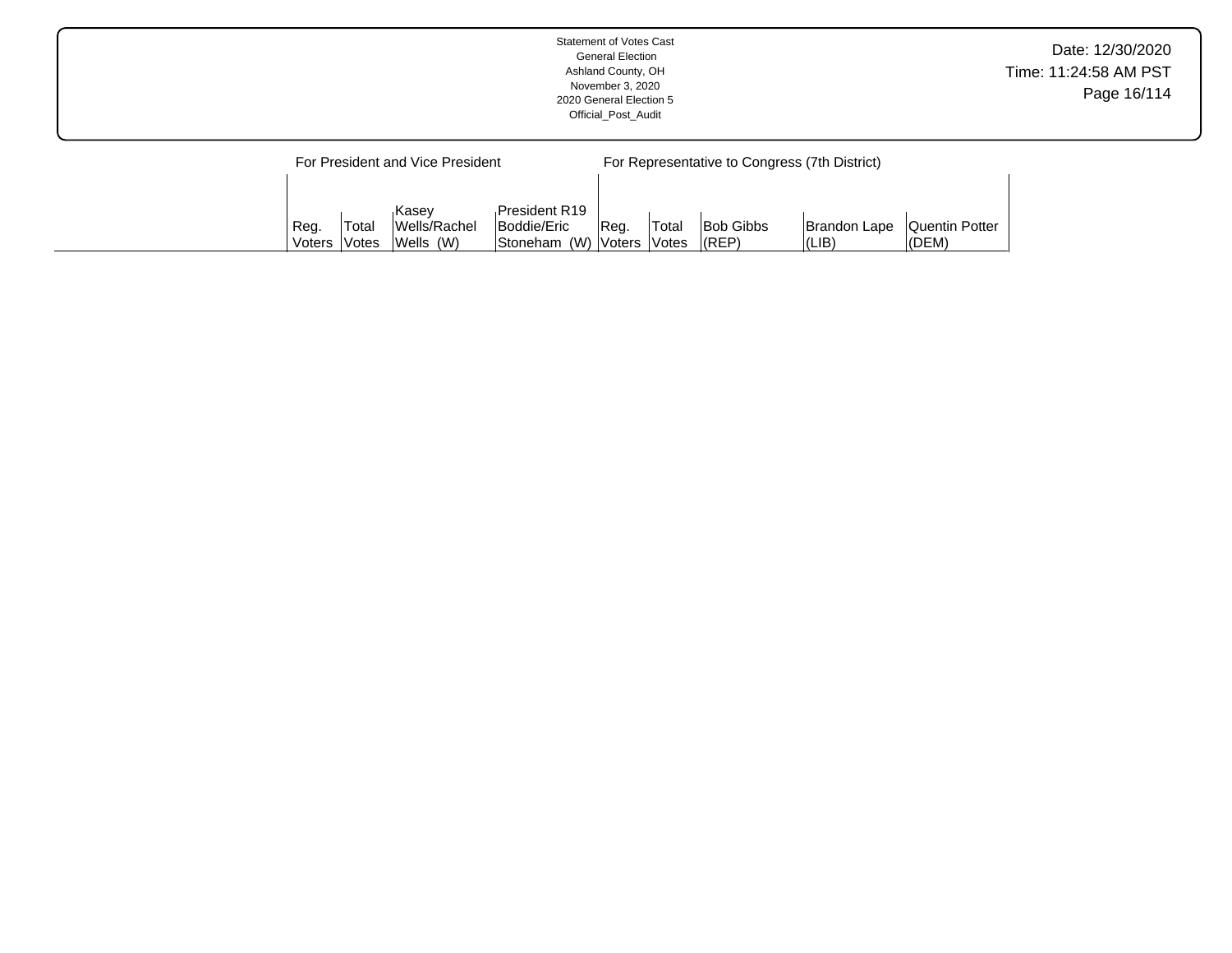| | For President and Vice President | | | | For Representative to Congress (7th District) | | | | |
|---|---|---|---|---|---|---|---|---|---|
| | Reg. Voters | Total Votes | Kasey Wells/Rachel Wells (W) | President R19 Boddie/Eric Stoneham (W) | Reg. Voters | Total Votes | Bob Gibbs (REP) | Brandon Lape (LIB) | Quentin Potter (DEM) |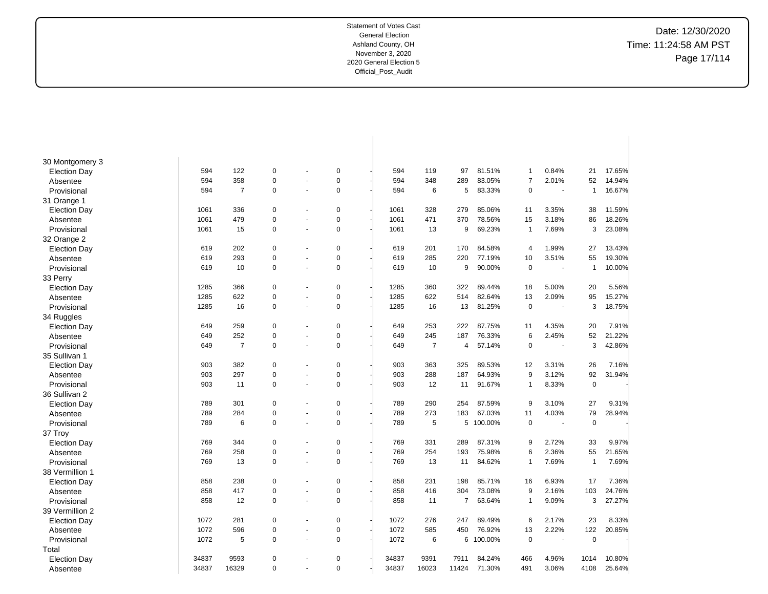Statement of Votes Cast
General Election
Ashland County, OH
November 3, 2020
2020 General Election 5
Official_Post_Audit

Date: 12/30/2020
Time: 11:24:58 AM PST

| | | | | | | | | | | | | | | | |
|---|---|---|---|---|---|---|---|---|---|---|---|---|---|---|---|
| 30 Montgomery 3 | | | | | | | | | | | | | | | |
| Election Day | 594 | 122 | 0 | - | 0 | - | 594 | 119 | 97 | 81.51% | 1 | 0.84% | 21 | 17.65% |
| Absentee | 594 | 358 | 0 | - | 0 | - | 594 | 348 | 289 | 83.05% | 7 | 2.01% | 52 | 14.94% |
| Provisional | 594 | 7 | 0 | - | 0 | - | 594 | 6 | 5 | 83.33% | 0 | - | 1 | 16.67% |
| 31 Orange 1 | | | | | | | | | | | | | | |
| Election Day | 1061 | 336 | 0 | - | 0 | - | 1061 | 328 | 279 | 85.06% | 11 | 3.35% | 38 | 11.59% |
| Absentee | 1061 | 479 | 0 | - | 0 | - | 1061 | 471 | 370 | 78.56% | 15 | 3.18% | 86 | 18.26% |
| Provisional | 1061 | 15 | 0 | - | 0 | - | 1061 | 13 | 9 | 69.23% | 1 | 7.69% | 3 | 23.08% |
| 32 Orange 2 | | | | | | | | | | | | | | |
| Election Day | 619 | 202 | 0 | - | 0 | - | 619 | 201 | 170 | 84.58% | 4 | 1.99% | 27 | 13.43% |
| Absentee | 619 | 293 | 0 | - | 0 | - | 619 | 285 | 220 | 77.19% | 10 | 3.51% | 55 | 19.30% |
| Provisional | 619 | 10 | 0 | - | 0 | - | 619 | 10 | 9 | 90.00% | 0 | - | 1 | 10.00% |
| 33 Perry | | | | | | | | | | | | | | |
| Election Day | 1285 | 366 | 0 | - | 0 | - | 1285 | 360 | 322 | 89.44% | 18 | 5.00% | 20 | 5.56% |
| Absentee | 1285 | 622 | 0 | - | 0 | - | 1285 | 622 | 514 | 82.64% | 13 | 2.09% | 95 | 15.27% |
| Provisional | 1285 | 16 | 0 | - | 0 | - | 1285 | 16 | 13 | 81.25% | 0 | - | 3 | 18.75% |
| 34 Ruggles | | | | | | | | | | | | | | |
| Election Day | 649 | 259 | 0 | - | 0 | - | 649 | 253 | 222 | 87.75% | 11 | 4.35% | 20 | 7.91% |
| Absentee | 649 | 252 | 0 | - | 0 | - | 649 | 245 | 187 | 76.33% | 6 | 2.45% | 52 | 21.22% |
| Provisional | 649 | 7 | 0 | - | 0 | - | 649 | 7 | 4 | 57.14% | 0 | - | 3 | 42.86% |
| 35 Sullivan 1 | | | | | | | | | | | | | | |
| Election Day | 903 | 382 | 0 | - | 0 | - | 903 | 363 | 325 | 89.53% | 12 | 3.31% | 26 | 7.16% |
| Absentee | 903 | 297 | 0 | - | 0 | - | 903 | 288 | 187 | 64.93% | 9 | 3.12% | 92 | 31.94% |
| Provisional | 903 | 11 | 0 | - | 0 | - | 903 | 12 | 11 | 91.67% | 1 | 8.33% | 0 | - |
| 36 Sullivan 2 | | | | | | | | | | | | | | |
| Election Day | 789 | 301 | 0 | - | 0 | - | 789 | 290 | 254 | 87.59% | 9 | 3.10% | 27 | 9.31% |
| Absentee | 789 | 284 | 0 | - | 0 | - | 789 | 273 | 183 | 67.03% | 11 | 4.03% | 79 | 28.94% |
| Provisional | 789 | 6 | 0 | - | 0 | - | 789 | 5 | 5 | 100.00% | 0 | - | 0 | - |
| 37 Troy | | | | | | | | | | | | | | |
| Election Day | 769 | 344 | 0 | - | 0 | - | 769 | 331 | 289 | 87.31% | 9 | 2.72% | 33 | 9.97% |
| Absentee | 769 | 258 | 0 | - | 0 | - | 769 | 254 | 193 | 75.98% | 6 | 2.36% | 55 | 21.65% |
| Provisional | 769 | 13 | 0 | - | 0 | - | 769 | 13 | 11 | 84.62% | 1 | 7.69% | 1 | 7.69% |
| 38 Vermillion 1 | | | | | | | | | | | | | | |
| Election Day | 858 | 238 | 0 | - | 0 | - | 858 | 231 | 198 | 85.71% | 16 | 6.93% | 17 | 7.36% |
| Absentee | 858 | 417 | 0 | - | 0 | - | 858 | 416 | 304 | 73.08% | 9 | 2.16% | 103 | 24.76% |
| Provisional | 858 | 12 | 0 | - | 0 | - | 858 | 11 | 7 | 63.64% | 1 | 9.09% | 3 | 27.27% |
| 39 Vermillion 2 | | | | | | | | | | | | | | |
| Election Day | 1072 | 281 | 0 | - | 0 | - | 1072 | 276 | 247 | 89.49% | 6 | 2.17% | 23 | 8.33% |
| Absentee | 1072 | 596 | 0 | - | 0 | - | 1072 | 585 | 450 | 76.92% | 13 | 2.22% | 122 | 20.85% |
| Provisional | 1072 | 5 | 0 | - | 0 | - | 1072 | 6 | 6 | 100.00% | 0 | - | 0 | - |
| Total | | | | | | | | | | | | | | |
| Election Day | 34837 | 9593 | 0 | - | 0 | - | 34837 | 9391 | 7911 | 84.24% | 466 | 4.96% | 1014 | 10.80% |
| Absentee | 34837 | 16329 | 0 | - | 0 | - | 34837 | 16023 | 11424 | 71.30% | 491 | 3.06% | 4108 | 25.64% |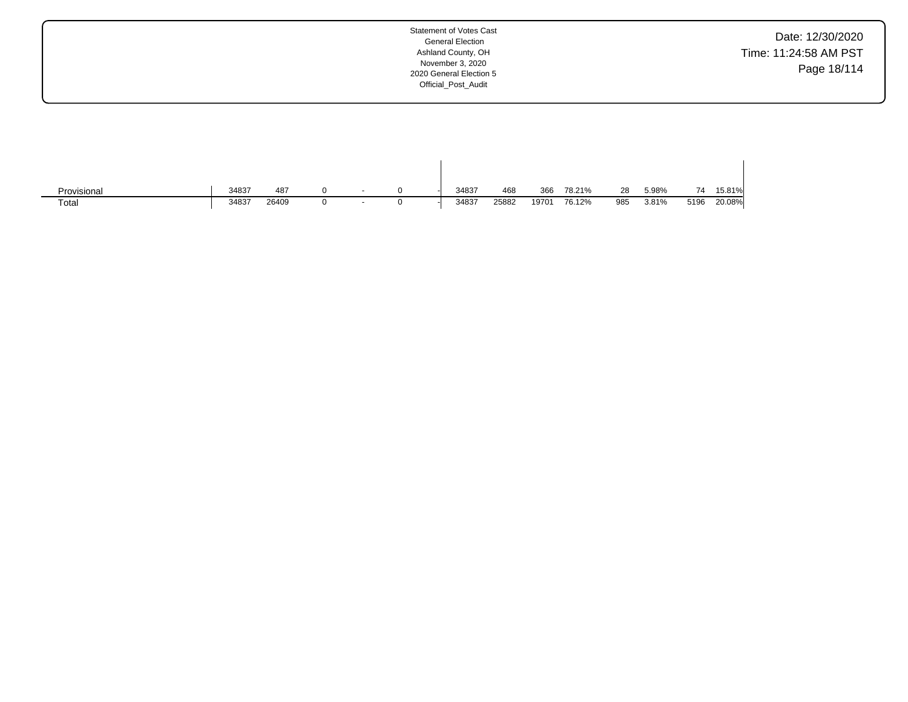Statement of Votes Cast
General Election
Ashland County, OH
November 3, 2020
2020 General Election 5
Official_Post_Audit

| | | | | | | | | | | | | | | | |
|---|---|---|---|---|---|---|---|---|---|---|---|---|---|---|---|
| Provisional | 34837 | 487 | 0 | - | 0 | - | 34837 | 468 | 366 | 78.21% | 28 | 5.98% | 74 | 15.81% |
| Total | 34837 | 26409 | 0 | - | 0 | - | 34837 | 25882 | 19701 | 76.12% | 985 | 3.81% | 5196 | 20.08% |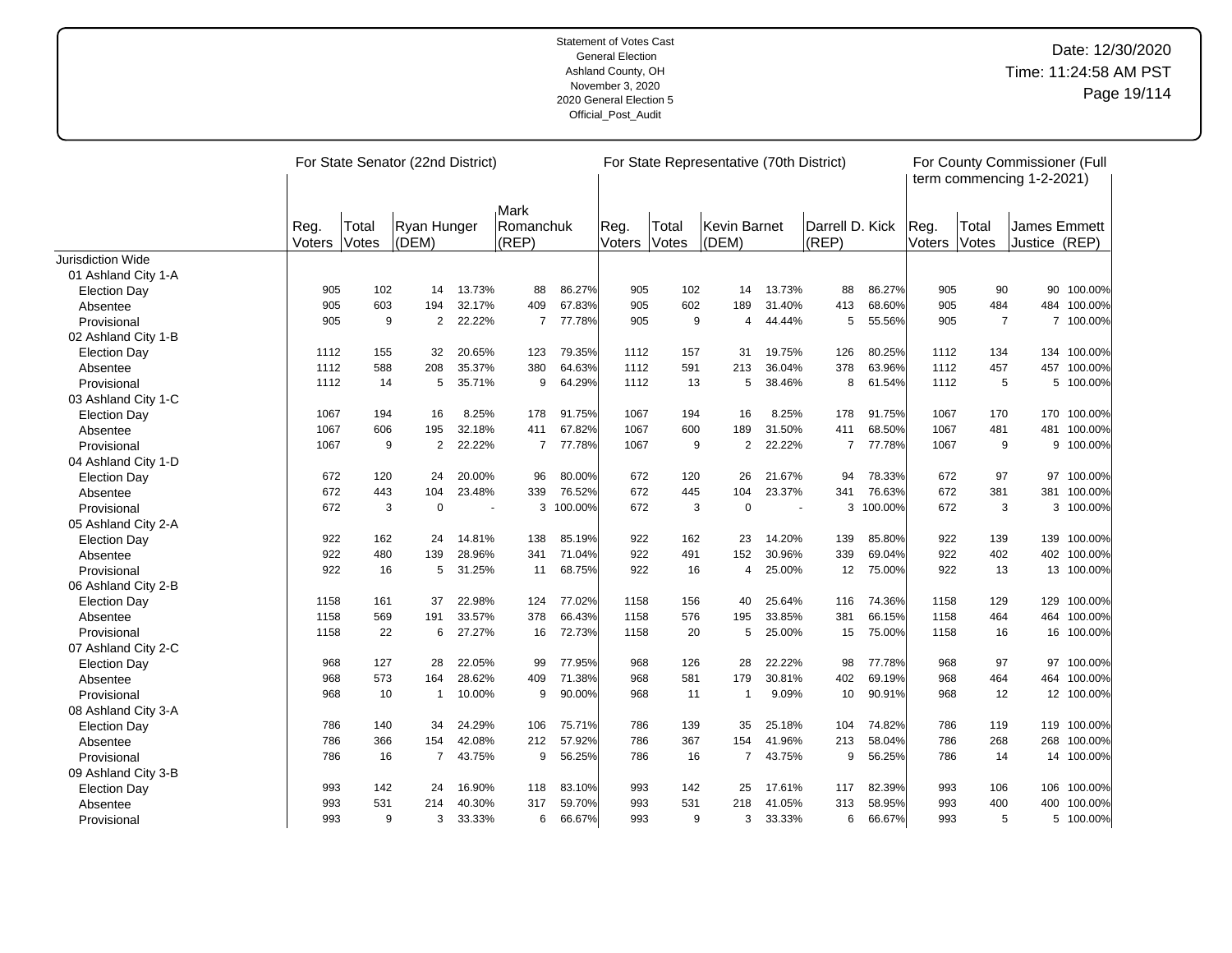Statement of Votes Cast
General Election
Ashland County, OH
November 3, 2020
2020 General Election 5
Official_Post_Audit

Date: 12/30/2020
Time: 11:24:58 AM PST

| | For State Senator (22nd District) | | | | | | | For State Representative (70th District) | | | | | | | For County Commissioner (Full term commencing 1-2-2021) | | | |
|---|---|---|---|---|---|---|---|---|---|---|---|---|---|---|---|---|---|---|
| | Reg. Voters | Total Votes | Ryan Hunger (DEM) | | Mark Romanchuk (REP) | | | Reg. Voters | Total Votes | Kevin Barnet (DEM) | | Darrell D. Kick (REP) | | | Reg. Voters | Total Votes | James Emmett Justice (REP) | |
| Jurisdiction Wide | | | | | | | | | | | | | | | | | | |
| 01 Ashland City 1-A | | | | | | | | | | | | | | | | | | |
| Election Day | 905 | 102 | 14 | 13.73% | 88 | 86.27% | | 905 | 102 | 14 | 13.73% | 88 | 86.27% | | 905 | 90 | 90 | 100.00% |
| Absentee | 905 | 603 | 194 | 32.17% | 409 | 67.83% | | 905 | 602 | 189 | 31.40% | 413 | 68.60% | | 905 | 484 | 484 | 100.00% |
| Provisional | 905 | 9 | 2 | 22.22% | 7 | 77.78% | | 905 | 9 | 4 | 44.44% | 5 | 55.56% | | 905 | 7 | 7 | 100.00% |
| 02 Ashland City 1-B | | | | | | | | | | | | | | | | | | |
| Election Day | 1112 | 155 | 32 | 20.65% | 123 | 79.35% | | 1112 | 157 | 31 | 19.75% | 126 | 80.25% | | 1112 | 134 | 134 | 100.00% |
| Absentee | 1112 | 588 | 208 | 35.37% | 380 | 64.63% | | 1112 | 591 | 213 | 36.04% | 378 | 63.96% | | 1112 | 457 | 457 | 100.00% |
| Provisional | 1112 | 14 | 5 | 35.71% | 9 | 64.29% | | 1112 | 13 | 5 | 38.46% | 8 | 61.54% | | 1112 | 5 | 5 | 100.00% |
| 03 Ashland City 1-C | | | | | | | | | | | | | | | | | | |
| Election Day | 1067 | 194 | 16 | 8.25% | 178 | 91.75% | | 1067 | 194 | 16 | 8.25% | 178 | 91.75% | | 1067 | 170 | 170 | 100.00% |
| Absentee | 1067 | 606 | 195 | 32.18% | 411 | 67.82% | | 1067 | 600 | 189 | 31.50% | 411 | 68.50% | | 1067 | 481 | 481 | 100.00% |
| Provisional | 1067 | 9 | 2 | 22.22% | 7 | 77.78% | | 1067 | 9 | 2 | 22.22% | 7 | 77.78% | | 1067 | 9 | 9 | 100.00% |
| 04 Ashland City 1-D | | | | | | | | | | | | | | | | | | |
| Election Day | 672 | 120 | 24 | 20.00% | 96 | 80.00% | | 672 | 120 | 26 | 21.67% | 94 | 78.33% | | 672 | 97 | 97 | 100.00% |
| Absentee | 672 | 443 | 104 | 23.48% | 339 | 76.52% | | 672 | 445 | 104 | 23.37% | 341 | 76.63% | | 672 | 381 | 381 | 100.00% |
| Provisional | 672 | 3 | 0 | - | 3 | 100.00% | | 672 | 3 | 0 | - | 3 | 100.00% | | 672 | 3 | 3 | 100.00% |
| 05 Ashland City 2-A | | | | | | | | | | | | | | | | | | |
| Election Day | 922 | 162 | 24 | 14.81% | 138 | 85.19% | | 922 | 162 | 23 | 14.20% | 139 | 85.80% | | 922 | 139 | 139 | 100.00% |
| Absentee | 922 | 480 | 139 | 28.96% | 341 | 71.04% | | 922 | 491 | 152 | 30.96% | 339 | 69.04% | | 922 | 402 | 402 | 100.00% |
| Provisional | 922 | 16 | 5 | 31.25% | 11 | 68.75% | | 922 | 16 | 4 | 25.00% | 12 | 75.00% | | 922 | 13 | 13 | 100.00% |
| 06 Ashland City 2-B | | | | | | | | | | | | | | | | | | |
| Election Day | 1158 | 161 | 37 | 22.98% | 124 | 77.02% | | 1158 | 156 | 40 | 25.64% | 116 | 74.36% | | 1158 | 129 | 129 | 100.00% |
| Absentee | 1158 | 569 | 191 | 33.57% | 378 | 66.43% | | 1158 | 576 | 195 | 33.85% | 381 | 66.15% | | 1158 | 464 | 464 | 100.00% |
| Provisional | 1158 | 22 | 6 | 27.27% | 16 | 72.73% | | 1158 | 20 | 5 | 25.00% | 15 | 75.00% | | 1158 | 16 | 16 | 100.00% |
| 07 Ashland City 2-C | | | | | | | | | | | | | | | | | | |
| Election Day | 968 | 127 | 28 | 22.05% | 99 | 77.95% | | 968 | 126 | 28 | 22.22% | 98 | 77.78% | | 968 | 97 | 97 | 100.00% |
| Absentee | 968 | 573 | 164 | 28.62% | 409 | 71.38% | | 968 | 581 | 179 | 30.81% | 402 | 69.19% | | 968 | 464 | 464 | 100.00% |
| Provisional | 968 | 10 | 1 | 10.00% | 9 | 90.00% | | 968 | 11 | 1 | 9.09% | 10 | 90.91% | | 968 | 12 | 12 | 100.00% |
| 08 Ashland City 3-A | | | | | | | | | | | | | | | | | | |
| Election Day | 786 | 140 | 34 | 24.29% | 106 | 75.71% | | 786 | 139 | 35 | 25.18% | 104 | 74.82% | | 786 | 119 | 119 | 100.00% |
| Absentee | 786 | 366 | 154 | 42.08% | 212 | 57.92% | | 786 | 367 | 154 | 41.96% | 213 | 58.04% | | 786 | 268 | 268 | 100.00% |
| Provisional | 786 | 16 | 7 | 43.75% | 9 | 56.25% | | 786 | 16 | 7 | 43.75% | 9 | 56.25% | | 786 | 14 | 14 | 100.00% |
| 09 Ashland City 3-B | | | | | | | | | | | | | | | | | | |
| Election Day | 993 | 142 | 24 | 16.90% | 118 | 83.10% | | 993 | 142 | 25 | 17.61% | 117 | 82.39% | | 993 | 106 | 106 | 100.00% |
| Absentee | 993 | 531 | 214 | 40.30% | 317 | 59.70% | | 993 | 531 | 218 | 41.05% | 313 | 58.95% | | 993 | 400 | 400 | 100.00% |
| Provisional | 993 | 9 | 3 | 33.33% | 6 | 66.67% | | 993 | 9 | 3 | 33.33% | 6 | 66.67% | | 993 | 5 | 5 | 100.00% |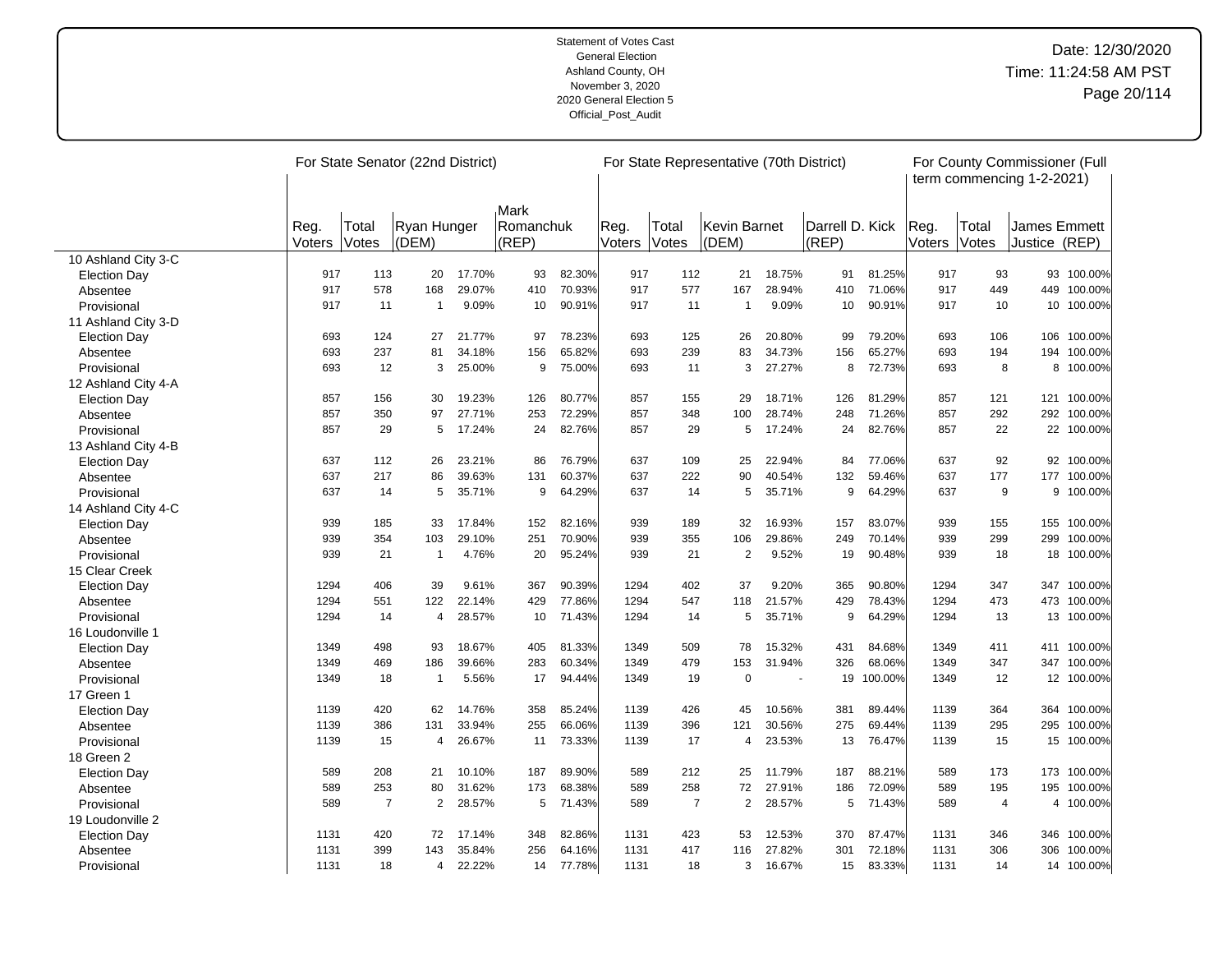Statement of Votes Cast
General Election
Ashland County, OH
November 3, 2020
2020 General Election 5
Official_Post_Audit

Date: 12/30/2020
Time: 11:24:58 AM PST

| | For State Senator (22nd District) | | | | | | | For State Representative (70th District) | | | | | | | For County Commissioner (Full term commencing 1-2-2021) | | | |
|---|---|---|---|---|---|---|---|---|---|---|---|---|---|---|---|---|---|---|
| | Reg. Voters | Total Votes | Ryan Hunger (DEM) | | Mark Romanchuk (REP) | | | Reg. Voters | Total Votes | Kevin Barnet (DEM) | | Darrell D. Kick (REP) | | | Reg. Voters | Total Votes | James Emmett Justice (REP) | |
| 10 Ashland City 3-C | | | | | | | | | | | | | | | | | | |
| Election Day | 917 | 113 | 20 | 17.70% | 93 | 82.30% | | 917 | 112 | 21 | 18.75% | 91 | 81.25% | | 917 | 93 | 93 | 100.00% |
| Absentee | 917 | 578 | 168 | 29.07% | 410 | 70.93% | | 917 | 577 | 167 | 28.94% | 410 | 71.06% | | 917 | 449 | 449 | 100.00% |
| Provisional | 917 | 11 | 1 | 9.09% | 10 | 90.91% | | 917 | 11 | 1 | 9.09% | 10 | 90.91% | | 917 | 10 | 10 | 100.00% |
| 11 Ashland City 3-D | | | | | | | | | | | | | | | | | | |
| Election Day | 693 | 124 | 27 | 21.77% | 97 | 78.23% | | 693 | 125 | 26 | 20.80% | 99 | 79.20% | | 693 | 106 | 106 | 100.00% |
| Absentee | 693 | 237 | 81 | 34.18% | 156 | 65.82% | | 693 | 239 | 83 | 34.73% | 156 | 65.27% | | 693 | 194 | 194 | 100.00% |
| Provisional | 693 | 12 | 3 | 25.00% | 9 | 75.00% | | 693 | 11 | 3 | 27.27% | 8 | 72.73% | | 693 | 8 | 8 | 100.00% |
| 12 Ashland City 4-A | | | | | | | | | | | | | | | | | | |
| Election Day | 857 | 156 | 30 | 19.23% | 126 | 80.77% | | 857 | 155 | 29 | 18.71% | 126 | 81.29% | | 857 | 121 | 121 | 100.00% |
| Absentee | 857 | 350 | 97 | 27.71% | 253 | 72.29% | | 857 | 348 | 100 | 28.74% | 248 | 71.26% | | 857 | 292 | 292 | 100.00% |
| Provisional | 857 | 29 | 5 | 17.24% | 24 | 82.76% | | 857 | 29 | 5 | 17.24% | 24 | 82.76% | | 857 | 22 | 22 | 100.00% |
| 13 Ashland City 4-B | | | | | | | | | | | | | | | | | | |
| Election Day | 637 | 112 | 26 | 23.21% | 86 | 76.79% | | 637 | 109 | 25 | 22.94% | 84 | 77.06% | | 637 | 92 | 92 | 100.00% |
| Absentee | 637 | 217 | 86 | 39.63% | 131 | 60.37% | | 637 | 222 | 90 | 40.54% | 132 | 59.46% | | 637 | 177 | 177 | 100.00% |
| Provisional | 637 | 14 | 5 | 35.71% | 9 | 64.29% | | 637 | 14 | 5 | 35.71% | 9 | 64.29% | | 637 | 9 | 9 | 100.00% |
| 14 Ashland City 4-C | | | | | | | | | | | | | | | | | | |
| Election Day | 939 | 185 | 33 | 17.84% | 152 | 82.16% | | 939 | 189 | 32 | 16.93% | 157 | 83.07% | | 939 | 155 | 155 | 100.00% |
| Absentee | 939 | 354 | 103 | 29.10% | 251 | 70.90% | | 939 | 355 | 106 | 29.86% | 249 | 70.14% | | 939 | 299 | 299 | 100.00% |
| Provisional | 939 | 21 | 1 | 4.76% | 20 | 95.24% | | 939 | 21 | 2 | 9.52% | 19 | 90.48% | | 939 | 18 | 18 | 100.00% |
| 15 Clear Creek | | | | | | | | | | | | | | | | | | |
| Election Day | 1294 | 406 | 39 | 9.61% | 367 | 90.39% | | 1294 | 402 | 37 | 9.20% | 365 | 90.80% | | 1294 | 347 | 347 | 100.00% |
| Absentee | 1294 | 551 | 122 | 22.14% | 429 | 77.86% | | 1294 | 547 | 118 | 21.57% | 429 | 78.43% | | 1294 | 473 | 473 | 100.00% |
| Provisional | 1294 | 14 | 4 | 28.57% | 10 | 71.43% | | 1294 | 14 | 5 | 35.71% | 9 | 64.29% | | 1294 | 13 | 13 | 100.00% |
| 16 Loudonville 1 | | | | | | | | | | | | | | | | | | |
| Election Day | 1349 | 498 | 93 | 18.67% | 405 | 81.33% | | 1349 | 509 | 78 | 15.32% | 431 | 84.68% | | 1349 | 411 | 411 | 100.00% |
| Absentee | 1349 | 469 | 186 | 39.66% | 283 | 60.34% | | 1349 | 479 | 153 | 31.94% | 326 | 68.06% | | 1349 | 347 | 347 | 100.00% |
| Provisional | 1349 | 18 | 1 | 5.56% | 17 | 94.44% | | 1349 | 19 | 0 | - | 19 | 100.00% | | 1349 | 12 | 12 | 100.00% |
| 17 Green 1 | | | | | | | | | | | | | | | | | | |
| Election Day | 1139 | 420 | 62 | 14.76% | 358 | 85.24% | | 1139 | 426 | 45 | 10.56% | 381 | 89.44% | | 1139 | 364 | 364 | 100.00% |
| Absentee | 1139 | 386 | 131 | 33.94% | 255 | 66.06% | | 1139 | 396 | 121 | 30.56% | 275 | 69.44% | | 1139 | 295 | 295 | 100.00% |
| Provisional | 1139 | 15 | 4 | 26.67% | 11 | 73.33% | | 1139 | 17 | 4 | 23.53% | 13 | 76.47% | | 1139 | 15 | 15 | 100.00% |
| 18 Green 2 | | | | | | | | | | | | | | | | | | |
| Election Day | 589 | 208 | 21 | 10.10% | 187 | 89.90% | | 589 | 212 | 25 | 11.79% | 187 | 88.21% | | 589 | 173 | 173 | 100.00% |
| Absentee | 589 | 253 | 80 | 31.62% | 173 | 68.38% | | 589 | 258 | 72 | 27.91% | 186 | 72.09% | | 589 | 195 | 195 | 100.00% |
| Provisional | 589 | 7 | 2 | 28.57% | 5 | 71.43% | | 589 | 7 | 2 | 28.57% | 5 | 71.43% | | 589 | 4 | 4 | 100.00% |
| 19 Loudonville 2 | | | | | | | | | | | | | | | | | | |
| Election Day | 1131 | 420 | 72 | 17.14% | 348 | 82.86% | | 1131 | 423 | 53 | 12.53% | 370 | 87.47% | | 1131 | 346 | 346 | 100.00% |
| Absentee | 1131 | 399 | 143 | 35.84% | 256 | 64.16% | | 1131 | 417 | 116 | 27.82% | 301 | 72.18% | | 1131 | 306 | 306 | 100.00% |
| Provisional | 1131 | 18 | 4 | 22.22% | 14 | 77.78% | | 1131 | 18 | 3 | 16.67% | 15 | 83.33% | | 1131 | 14 | 14 | 100.00% |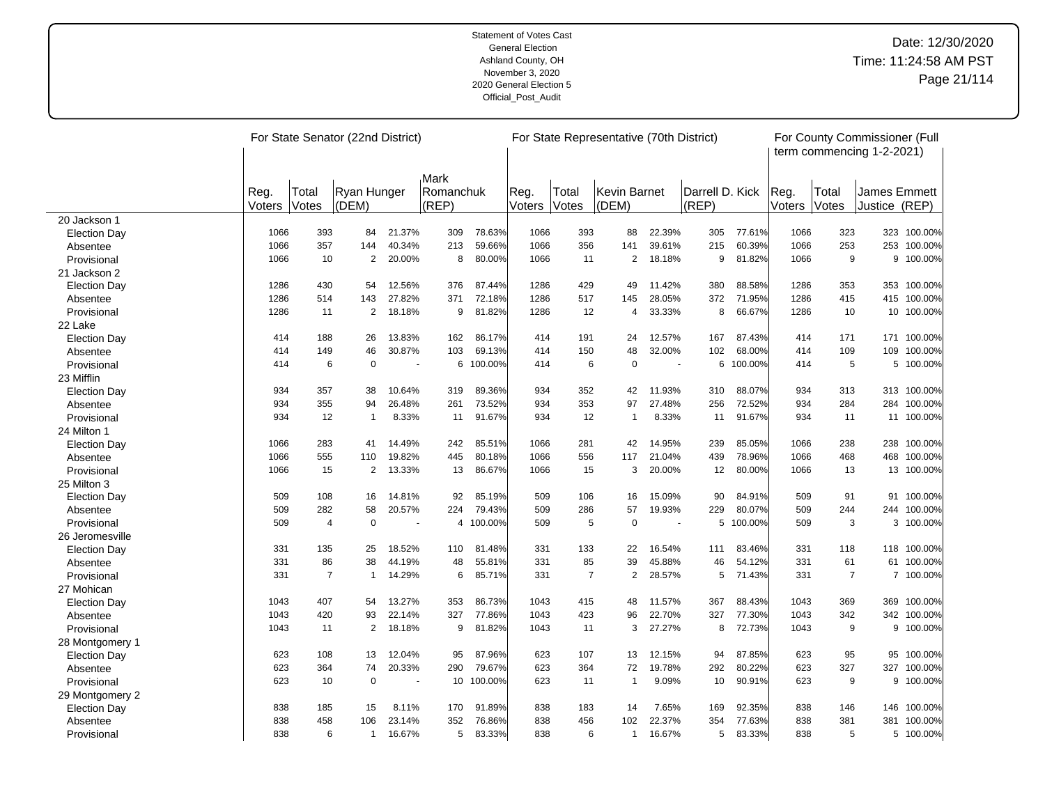Statement of Votes Cast
General Election
Ashland County, OH
November 3, 2020
2020 General Election 5
Official_Post_Audit

Date: 12/30/2020
Time: 11:24:58 AM PST

| | For State Senator (22nd District) | | | | | | | For State Representative (70th District) | | | | | | | For County Commissioner (Full term commencing 1-2-2021) | | | |
|---|---|---|---|---|---|---|---|---|---|---|---|---|---|---|---|---|---|---|
| | Reg. Voters | Total Votes | Ryan Hunger (DEM) | | Mark Romanchuk (REP) | | | Reg. Voters | Total Votes | Kevin Barnet (DEM) | | Darrell D. Kick (REP) | | | Reg. Voters | Total Votes | James Emmett Justice (REP) | |
| 20 Jackson 1 | | | | | | | | | | | | | | | | | | |
| Election Day | 1066 | 393 | 84 | 21.37% | 309 | 78.63% | | 1066 | 393 | 88 | 22.39% | 305 | 77.61% | | 1066 | 323 | 323 | 100.00% |
| Absentee | 1066 | 357 | 144 | 40.34% | 213 | 59.66% | | 1066 | 356 | 141 | 39.61% | 215 | 60.39% | | 1066 | 253 | 253 | 100.00% |
| Provisional | 1066 | 10 | 2 | 20.00% | 8 | 80.00% | | 1066 | 11 | 2 | 18.18% | 9 | 81.82% | | 1066 | 9 | 9 | 100.00% |
| 21 Jackson 2 | | | | | | | | | | | | | | | | | | |
| Election Day | 1286 | 430 | 54 | 12.56% | 376 | 87.44% | | 1286 | 429 | 49 | 11.42% | 380 | 88.58% | | 1286 | 353 | 353 | 100.00% |
| Absentee | 1286 | 514 | 143 | 27.82% | 371 | 72.18% | | 1286 | 517 | 145 | 28.05% | 372 | 71.95% | | 1286 | 415 | 415 | 100.00% |
| Provisional | 1286 | 11 | 2 | 18.18% | 9 | 81.82% | | 1286 | 12 | 4 | 33.33% | 8 | 66.67% | | 1286 | 10 | 10 | 100.00% |
| 22 Lake | | | | | | | | | | | | | | | | | | |
| Election Day | 414 | 188 | 26 | 13.83% | 162 | 86.17% | | 414 | 191 | 24 | 12.57% | 167 | 87.43% | | 414 | 171 | 171 | 100.00% |
| Absentee | 414 | 149 | 46 | 30.87% | 103 | 69.13% | | 414 | 150 | 48 | 32.00% | 102 | 68.00% | | 414 | 109 | 109 | 100.00% |
| Provisional | 414 | 6 | 0 | - | 6 | 100.00% | | 414 | 6 | 0 | - | 6 | 100.00% | | 414 | 5 | 5 | 100.00% |
| 23 Mifflin | | | | | | | | | | | | | | | | | | |
| Election Day | 934 | 357 | 38 | 10.64% | 319 | 89.36% | | 934 | 352 | 42 | 11.93% | 310 | 88.07% | | 934 | 313 | 313 | 100.00% |
| Absentee | 934 | 355 | 94 | 26.48% | 261 | 73.52% | | 934 | 353 | 97 | 27.48% | 256 | 72.52% | | 934 | 284 | 284 | 100.00% |
| Provisional | 934 | 12 | 1 | 8.33% | 11 | 91.67% | | 934 | 12 | 1 | 8.33% | 11 | 91.67% | | 934 | 11 | 11 | 100.00% |
| 24 Milton 1 | | | | | | | | | | | | | | | | | | |
| Election Day | 1066 | 283 | 41 | 14.49% | 242 | 85.51% | | 1066 | 281 | 42 | 14.95% | 239 | 85.05% | | 1066 | 238 | 238 | 100.00% |
| Absentee | 1066 | 555 | 110 | 19.82% | 445 | 80.18% | | 1066 | 556 | 117 | 21.04% | 439 | 78.96% | | 1066 | 468 | 468 | 100.00% |
| Provisional | 1066 | 15 | 2 | 13.33% | 13 | 86.67% | | 1066 | 15 | 3 | 20.00% | 12 | 80.00% | | 1066 | 13 | 13 | 100.00% |
| 25 Milton 3 | | | | | | | | | | | | | | | | | | |
| Election Day | 509 | 108 | 16 | 14.81% | 92 | 85.19% | | 509 | 106 | 16 | 15.09% | 90 | 84.91% | | 509 | 91 | 91 | 100.00% |
| Absentee | 509 | 282 | 58 | 20.57% | 224 | 79.43% | | 509 | 286 | 57 | 19.93% | 229 | 80.07% | | 509 | 244 | 244 | 100.00% |
| Provisional | 509 | 4 | 0 | - | 4 | 100.00% | | 509 | 5 | 0 | - | 5 | 100.00% | | 509 | 3 | 3 | 100.00% |
| 26 Jeromesville | | | | | | | | | | | | | | | | | | |
| Election Day | 331 | 135 | 25 | 18.52% | 110 | 81.48% | | 331 | 133 | 22 | 16.54% | 111 | 83.46% | | 331 | 118 | 118 | 100.00% |
| Absentee | 331 | 86 | 38 | 44.19% | 48 | 55.81% | | 331 | 85 | 39 | 45.88% | 46 | 54.12% | | 331 | 61 | 61 | 100.00% |
| Provisional | 331 | 7 | 1 | 14.29% | 6 | 85.71% | | 331 | 7 | 2 | 28.57% | 5 | 71.43% | | 331 | 7 | 7 | 100.00% |
| 27 Mohican | | | | | | | | | | | | | | | | | | |
| Election Day | 1043 | 407 | 54 | 13.27% | 353 | 86.73% | | 1043 | 415 | 48 | 11.57% | 367 | 88.43% | | 1043 | 369 | 369 | 100.00% |
| Absentee | 1043 | 420 | 93 | 22.14% | 327 | 77.86% | | 1043 | 423 | 96 | 22.70% | 327 | 77.30% | | 1043 | 342 | 342 | 100.00% |
| Provisional | 1043 | 11 | 2 | 18.18% | 9 | 81.82% | | 1043 | 11 | 3 | 27.27% | 8 | 72.73% | | 1043 | 9 | 9 | 100.00% |
| 28 Montgomery 1 | | | | | | | | | | | | | | | | | | |
| Election Day | 623 | 108 | 13 | 12.04% | 95 | 87.96% | | 623 | 107 | 13 | 12.15% | 94 | 87.85% | | 623 | 95 | 95 | 100.00% |
| Absentee | 623 | 364 | 74 | 20.33% | 290 | 79.67% | | 623 | 364 | 72 | 19.78% | 292 | 80.22% | | 623 | 327 | 327 | 100.00% |
| Provisional | 623 | 10 | 0 | - | 10 | 100.00% | | 623 | 11 | 1 | 9.09% | 10 | 90.91% | | 623 | 9 | 9 | 100.00% |
| 29 Montgomery 2 | | | | | | | | | | | | | | | | | | |
| Election Day | 838 | 185 | 15 | 8.11% | 170 | 91.89% | | 838 | 183 | 14 | 7.65% | 169 | 92.35% | | 838 | 146 | 146 | 100.00% |
| Absentee | 838 | 458 | 106 | 23.14% | 352 | 76.86% | | 838 | 456 | 102 | 22.37% | 354 | 77.63% | | 838 | 381 | 381 | 100.00% |
| Provisional | 838 | 6 | 1 | 16.67% | 5 | 83.33% | | 838 | 6 | 1 | 16.67% | 5 | 83.33% | | 838 | 5 | 5 | 100.00% |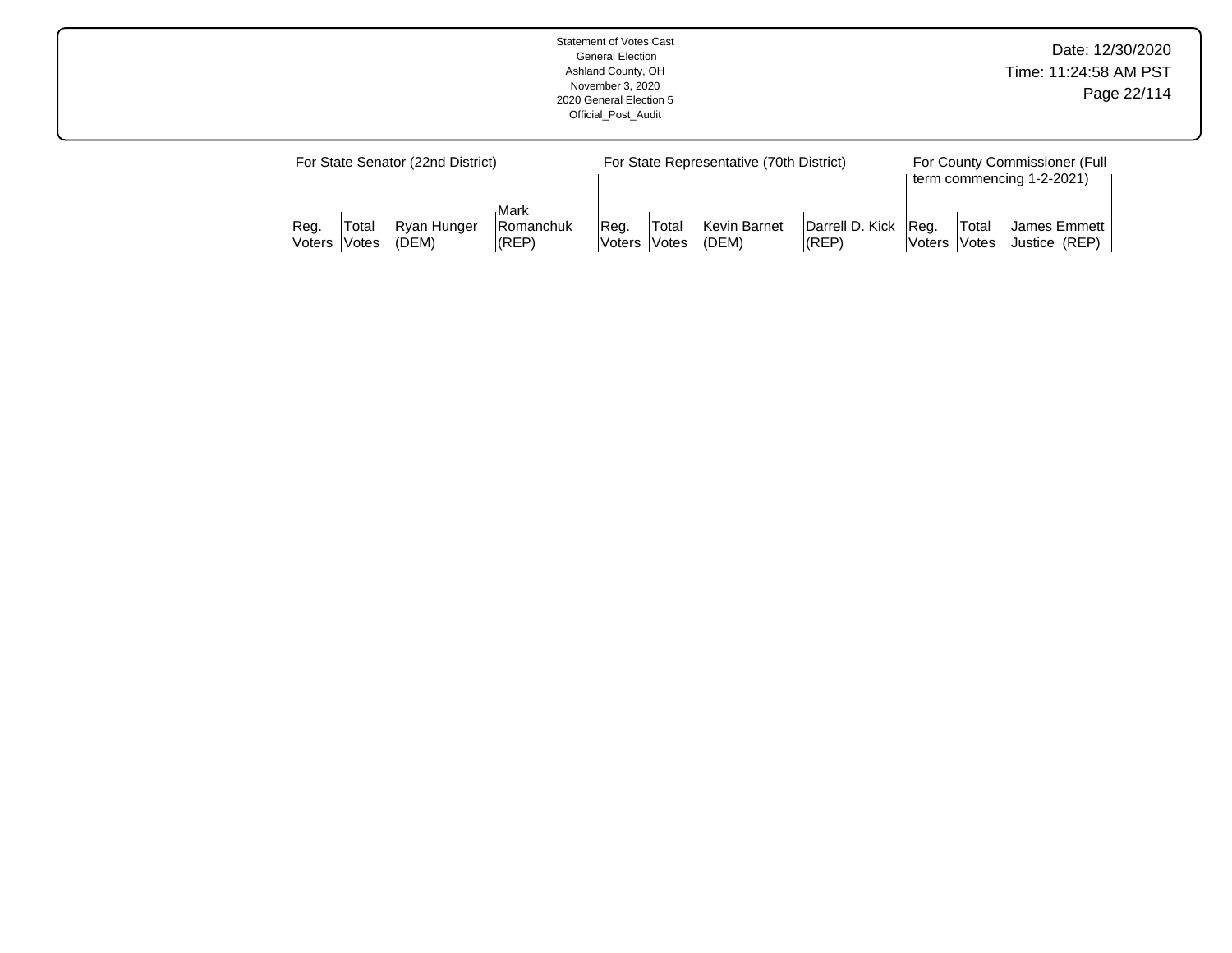| | For State Senator (22nd District) | | | | For State Representative (70th District) | | | | For County Commissioner (Full term commencing 1-2-2021) | | |
|---|---|---|---|---|---|---|---|---|---|---|---|
| | Reg. Voters | Total Votes | Ryan Hunger (DEM) | Mark Romanchuk (REP) | Reg. Voters | Total Votes | Kevin Barnet (DEM) | Darrell D. Kick (REP) | Reg. Voters | Total Votes | James Emmett Justice (REP) |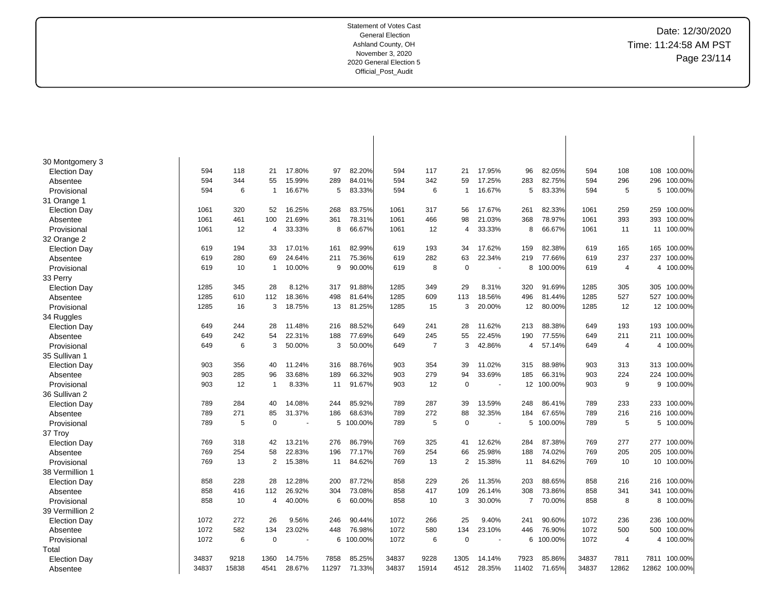Statement of Votes Cast
General Election
Ashland County, OH
November 3, 2020
2020 General Election 5
Official_Post_Audit

Date: 12/30/2020
Time: 11:24:58 AM PST

| | | | | | | | | | | | | | | | | |
|---|---|---|---|---|---|---|---|---|---|---|---|---|---|---|---|---|
| **30 Montgomery 3** | | | | | | | | | | | | | | | | |
| Election Day | 594 | 118 | 21 | 17.80% | 97 | 82.20% | 594 | 117 | 21 | 17.95% | 96 | 82.05% | 594 | 108 | 108 | 100.00% |
| Absentee | 594 | 344 | 55 | 15.99% | 289 | 84.01% | 594 | 342 | 59 | 17.25% | 283 | 82.75% | 594 | 296 | 296 | 100.00% |
| Provisional | 594 | 6 | 1 | 16.67% | 5 | 83.33% | 594 | 6 | 1 | 16.67% | 5 | 83.33% | 594 | 5 | 5 | 100.00% |
| **31 Orange 1** | | | | | | | | | | | | | | | | |
| Election Day | 1061 | 320 | 52 | 16.25% | 268 | 83.75% | 1061 | 317 | 56 | 17.67% | 261 | 82.33% | 1061 | 259 | 259 | 100.00% |
| Absentee | 1061 | 461 | 100 | 21.69% | 361 | 78.31% | 1061 | 466 | 98 | 21.03% | 368 | 78.97% | 1061 | 393 | 393 | 100.00% |
| Provisional | 1061 | 12 | 4 | 33.33% | 8 | 66.67% | 1061 | 12 | 4 | 33.33% | 8 | 66.67% | 1061 | 11 | 11 | 100.00% |
| **32 Orange 2** | | | | | | | | | | | | | | | | |
| Election Day | 619 | 194 | 33 | 17.01% | 161 | 82.99% | 619 | 193 | 34 | 17.62% | 159 | 82.38% | 619 | 165 | 165 | 100.00% |
| Absentee | 619 | 280 | 69 | 24.64% | 211 | 75.36% | 619 | 282 | 63 | 22.34% | 219 | 77.66% | 619 | 237 | 237 | 100.00% |
| Provisional | 619 | 10 | 1 | 10.00% | 9 | 90.00% | 619 | 8 | 0 | - | 8 | 100.00% | 619 | 4 | 4 | 100.00% |
| **33 Perry** | | | | | | | | | | | | | | | | |
| Election Day | 1285 | 345 | 28 | 8.12% | 317 | 91.88% | 1285 | 349 | 29 | 8.31% | 320 | 91.69% | 1285 | 305 | 305 | 100.00% |
| Absentee | 1285 | 610 | 112 | 18.36% | 498 | 81.64% | 1285 | 609 | 113 | 18.56% | 496 | 81.44% | 1285 | 527 | 527 | 100.00% |
| Provisional | 1285 | 16 | 3 | 18.75% | 13 | 81.25% | 1285 | 15 | 3 | 20.00% | 12 | 80.00% | 1285 | 12 | 12 | 100.00% |
| **34 Ruggles** | | | | | | | | | | | | | | | | |
| Election Day | 649 | 244 | 28 | 11.48% | 216 | 88.52% | 649 | 241 | 28 | 11.62% | 213 | 88.38% | 649 | 193 | 193 | 100.00% |
| Absentee | 649 | 242 | 54 | 22.31% | 188 | 77.69% | 649 | 245 | 55 | 22.45% | 190 | 77.55% | 649 | 211 | 211 | 100.00% |
| Provisional | 649 | 6 | 3 | 50.00% | 3 | 50.00% | 649 | 7 | 3 | 42.86% | 4 | 57.14% | 649 | 4 | 4 | 100.00% |
| **35 Sullivan 1** | | | | | | | | | | | | | | | | |
| Election Day | 903 | 356 | 40 | 11.24% | 316 | 88.76% | 903 | 354 | 39 | 11.02% | 315 | 88.98% | 903 | 313 | 313 | 100.00% |
| Absentee | 903 | 285 | 96 | 33.68% | 189 | 66.32% | 903 | 279 | 94 | 33.69% | 185 | 66.31% | 903 | 224 | 224 | 100.00% |
| Provisional | 903 | 12 | 1 | 8.33% | 11 | 91.67% | 903 | 12 | 0 | - | 12 | 100.00% | 903 | 9 | 9 | 100.00% |
| **36 Sullivan 2** | | | | | | | | | | | | | | | | |
| Election Day | 789 | 284 | 40 | 14.08% | 244 | 85.92% | 789 | 287 | 39 | 13.59% | 248 | 86.41% | 789 | 233 | 233 | 100.00% |
| Absentee | 789 | 271 | 85 | 31.37% | 186 | 68.63% | 789 | 272 | 88 | 32.35% | 184 | 67.65% | 789 | 216 | 216 | 100.00% |
| Provisional | 789 | 5 | 0 | - | 5 | 100.00% | 789 | 5 | 0 | - | 5 | 100.00% | 789 | 5 | 5 | 100.00% |
| **37 Troy** | | | | | | | | | | | | | | | | |
| Election Day | 769 | 318 | 42 | 13.21% | 276 | 86.79% | 769 | 325 | 41 | 12.62% | 284 | 87.38% | 769 | 277 | 277 | 100.00% |
| Absentee | 769 | 254 | 58 | 22.83% | 196 | 77.17% | 769 | 254 | 66 | 25.98% | 188 | 74.02% | 769 | 205 | 205 | 100.00% |
| Provisional | 769 | 13 | 2 | 15.38% | 11 | 84.62% | 769 | 13 | 2 | 15.38% | 11 | 84.62% | 769 | 10 | 10 | 100.00% |
| **38 Vermillion 1** | | | | | | | | | | | | | | | | |
| Election Day | 858 | 228 | 28 | 12.28% | 200 | 87.72% | 858 | 229 | 26 | 11.35% | 203 | 88.65% | 858 | 216 | 216 | 100.00% |
| Absentee | 858 | 416 | 112 | 26.92% | 304 | 73.08% | 858 | 417 | 109 | 26.14% | 308 | 73.86% | 858 | 341 | 341 | 100.00% |
| Provisional | 858 | 10 | 4 | 40.00% | 6 | 60.00% | 858 | 10 | 3 | 30.00% | 7 | 70.00% | 858 | 8 | 8 | 100.00% |
| **39 Vermillion 2** | | | | | | | | | | | | | | | | |
| Election Day | 1072 | 272 | 26 | 9.56% | 246 | 90.44% | 1072 | 266 | 25 | 9.40% | 241 | 90.60% | 1072 | 236 | 236 | 100.00% |
| Absentee | 1072 | 582 | 134 | 23.02% | 448 | 76.98% | 1072 | 580 | 134 | 23.10% | 446 | 76.90% | 1072 | 500 | 500 | 100.00% |
| Provisional | 1072 | 6 | 0 | - | 6 | 100.00% | 1072 | 6 | 0 | - | 6 | 100.00% | 1072 | 4 | 4 | 100.00% |
| **Total** | | | | | | | | | | | | | | | | |
| Election Day | 34837 | 9218 | 1360 | 14.75% | 7858 | 85.25% | 34837 | 9228 | 1305 | 14.14% | 7923 | 85.86% | 34837 | 7811 | 7811 | 100.00% |
| Absentee | 34837 | 15838 | 4541 | 28.67% | 11297 | 71.33% | 34837 | 15914 | 4512 | 28.35% | 11402 | 71.65% | 34837 | 12862 | 12862 | 100.00% |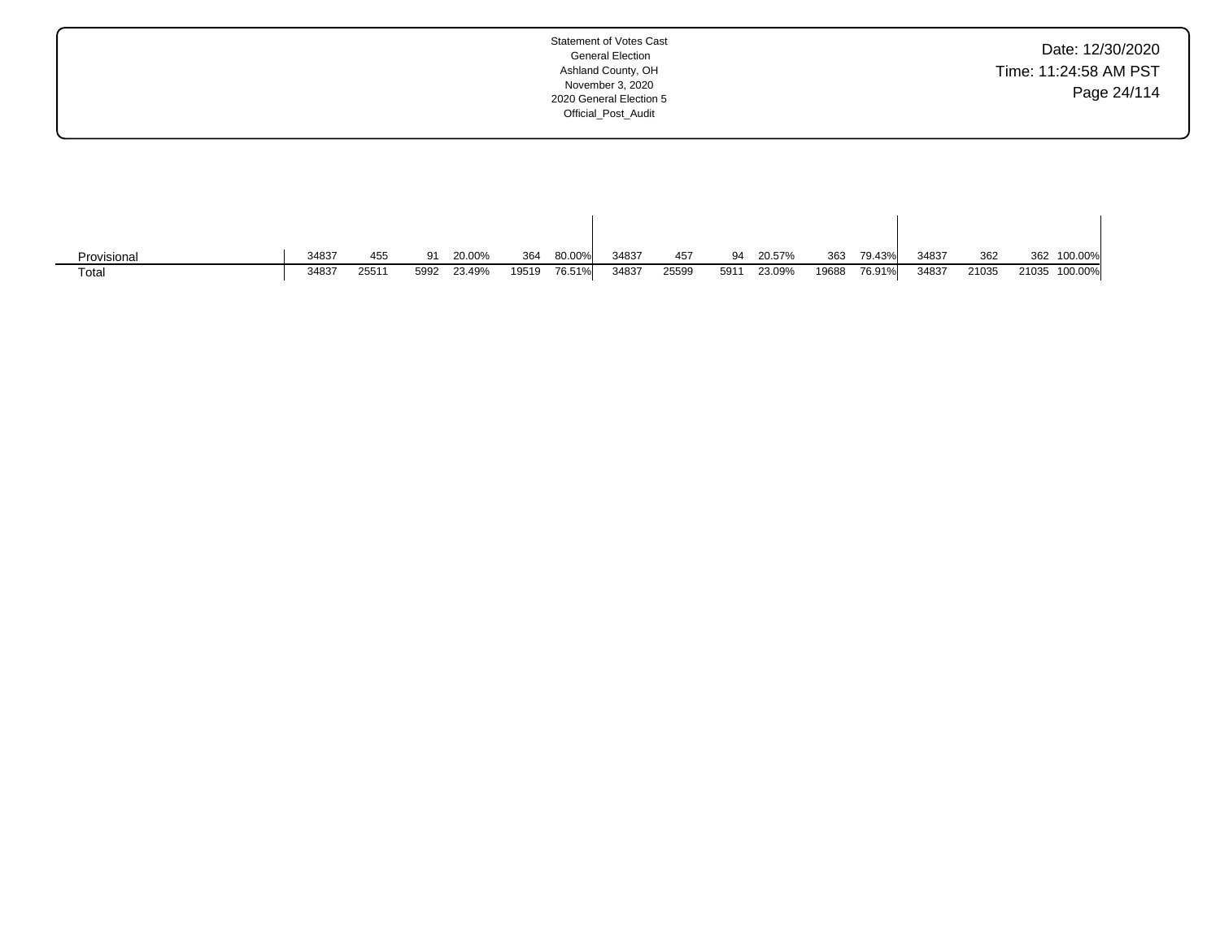|  |  |  |  |  |  |  |  |  |  |  |  |  |  |  |  |  |  |
|---|---|---|---|---|---|---|---|---|---|---|---|---|---|---|---|---|---|
| Provisional | 34837 | 455 | 91 | 20.00% | 364 | 80.00% | 34837 | 457 | 94 | 20.57% | 363 | 79.43% | 34837 | 362 | 362 | 100.00% |
| Total | 34837 | 25511 | 5992 | 23.49% | 19519 | 76.51% | 34837 | 25599 | 5911 | 23.09% | 19688 | 76.91% | 34837 | 21035 | 21035 | 100.00% |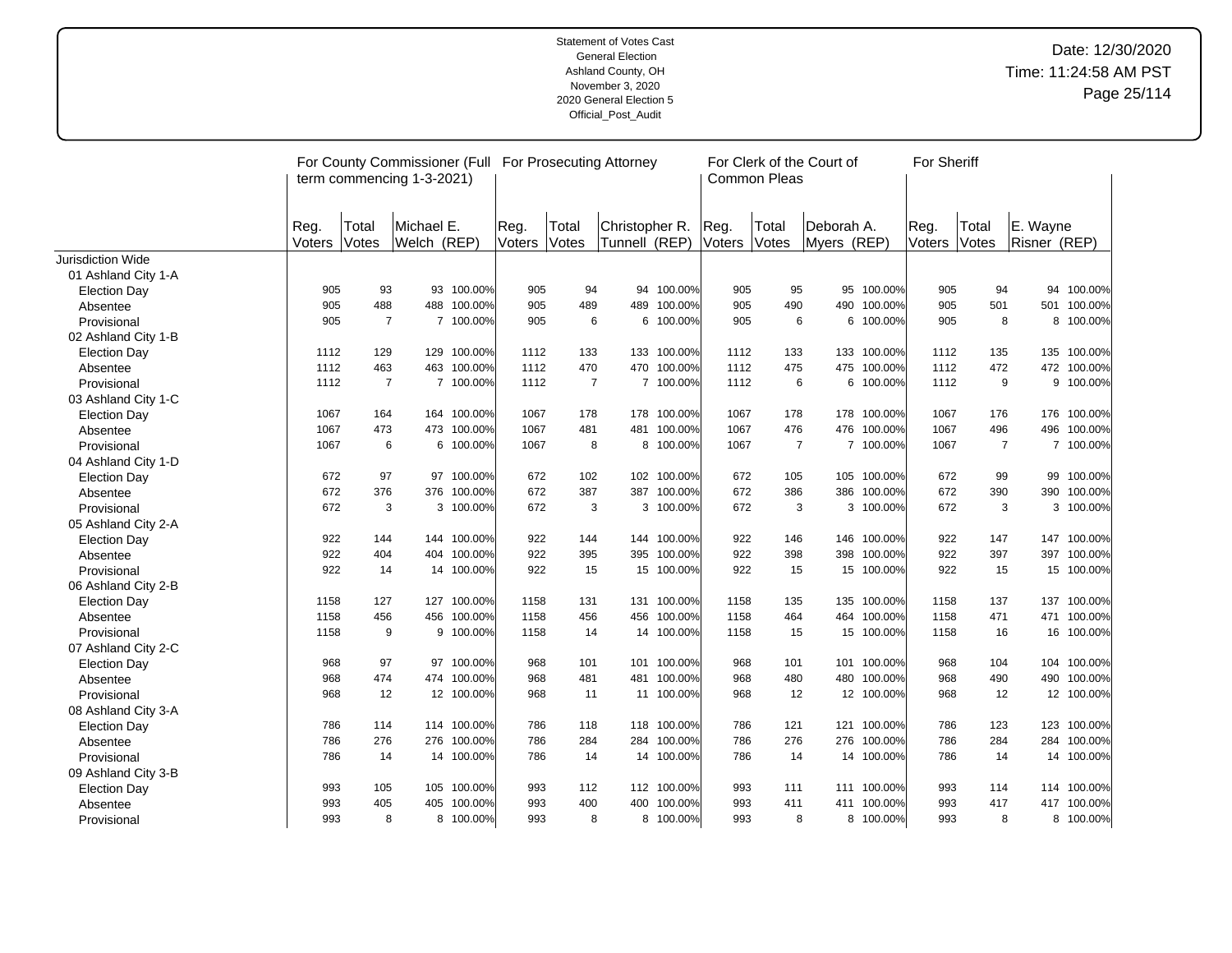Statement of Votes Cast
General Election
Ashland County, OH
November 3, 2020
2020 General Election 5
Official_Post_Audit

Date: 12/30/2020
Time: 11:24:58 AM PST

| | For County Commissioner (Full term commencing 1-3-2021) | | | | For Prosecuting Attorney | | | | For Clerk of the Court of Common Pleas | | | | For Sheriff | | | |
|---|---|---|---|---|---|---|---|---|---|---|---|---|---|---|---|---|
| | Reg. Voters | Total Votes | Michael E. Welch (REP) | | Reg. Voters | Total Votes | Christopher R. Tunnell (REP) | | Reg. Voters | Total Votes | Deborah A. Myers (REP) | | Reg. Voters | Total Votes | E. Wayne Risner (REP) | |
| Jurisdiction Wide | | | | | | | | | | | | | | | | |
| 01 Ashland City 1-A | | | | | | | | | | | | | | | | |
| Election Day | 905 | 93 | 93 | 100.00% | 905 | 94 | 94 | 100.00% | 905 | 95 | 95 | 100.00% | 905 | 94 | 94 | 100.00% |
| Absentee | 905 | 488 | 488 | 100.00% | 905 | 489 | 489 | 100.00% | 905 | 490 | 490 | 100.00% | 905 | 501 | 501 | 100.00% |
| Provisional | 905 | 7 | 7 | 100.00% | 905 | 6 | 6 | 100.00% | 905 | 6 | 6 | 100.00% | 905 | 8 | 8 | 100.00% |
| 02 Ashland City 1-B | | | | | | | | | | | | | | | | |
| Election Day | 1112 | 129 | 129 | 100.00% | 1112 | 133 | 133 | 100.00% | 1112 | 133 | 133 | 100.00% | 1112 | 135 | 135 | 100.00% |
| Absentee | 1112 | 463 | 463 | 100.00% | 1112 | 470 | 470 | 100.00% | 1112 | 475 | 475 | 100.00% | 1112 | 472 | 472 | 100.00% |
| Provisional | 1112 | 7 | 7 | 100.00% | 1112 | 7 | 7 | 100.00% | 1112 | 6 | 6 | 100.00% | 1112 | 9 | 9 | 100.00% |
| 03 Ashland City 1-C | | | | | | | | | | | | | | | | |
| Election Day | 1067 | 164 | 164 | 100.00% | 1067 | 178 | 178 | 100.00% | 1067 | 178 | 178 | 100.00% | 1067 | 176 | 176 | 100.00% |
| Absentee | 1067 | 473 | 473 | 100.00% | 1067 | 481 | 481 | 100.00% | 1067 | 476 | 476 | 100.00% | 1067 | 496 | 496 | 100.00% |
| Provisional | 1067 | 6 | 6 | 100.00% | 1067 | 8 | 8 | 100.00% | 1067 | 7 | 7 | 100.00% | 1067 | 7 | 7 | 100.00% |
| 04 Ashland City 1-D | | | | | | | | | | | | | | | | |
| Election Day | 672 | 97 | 97 | 100.00% | 672 | 102 | 102 | 100.00% | 672 | 105 | 105 | 100.00% | 672 | 99 | 99 | 100.00% |
| Absentee | 672 | 376 | 376 | 100.00% | 672 | 387 | 387 | 100.00% | 672 | 386 | 386 | 100.00% | 672 | 390 | 390 | 100.00% |
| Provisional | 672 | 3 | 3 | 100.00% | 672 | 3 | 3 | 100.00% | 672 | 3 | 3 | 100.00% | 672 | 3 | 3 | 100.00% |
| 05 Ashland City 2-A | | | | | | | | | | | | | | | | |
| Election Day | 922 | 144 | 144 | 100.00% | 922 | 144 | 144 | 100.00% | 922 | 146 | 146 | 100.00% | 922 | 147 | 147 | 100.00% |
| Absentee | 922 | 404 | 404 | 100.00% | 922 | 395 | 395 | 100.00% | 922 | 398 | 398 | 100.00% | 922 | 397 | 397 | 100.00% |
| Provisional | 922 | 14 | 14 | 100.00% | 922 | 15 | 15 | 100.00% | 922 | 15 | 15 | 100.00% | 922 | 15 | 15 | 100.00% |
| 06 Ashland City 2-B | | | | | | | | | | | | | | | | |
| Election Day | 1158 | 127 | 127 | 100.00% | 1158 | 131 | 131 | 100.00% | 1158 | 135 | 135 | 100.00% | 1158 | 137 | 137 | 100.00% |
| Absentee | 1158 | 456 | 456 | 100.00% | 1158 | 456 | 456 | 100.00% | 1158 | 464 | 464 | 100.00% | 1158 | 471 | 471 | 100.00% |
| Provisional | 1158 | 9 | 9 | 100.00% | 1158 | 14 | 14 | 100.00% | 1158 | 15 | 15 | 100.00% | 1158 | 16 | 16 | 100.00% |
| 07 Ashland City 2-C | | | | | | | | | | | | | | | | |
| Election Day | 968 | 97 | 97 | 100.00% | 968 | 101 | 101 | 100.00% | 968 | 101 | 101 | 100.00% | 968 | 104 | 104 | 100.00% |
| Absentee | 968 | 474 | 474 | 100.00% | 968 | 481 | 481 | 100.00% | 968 | 480 | 480 | 100.00% | 968 | 490 | 490 | 100.00% |
| Provisional | 968 | 12 | 12 | 100.00% | 968 | 11 | 11 | 100.00% | 968 | 12 | 12 | 100.00% | 968 | 12 | 12 | 100.00% |
| 08 Ashland City 3-A | | | | | | | | | | | | | | | | |
| Election Day | 786 | 114 | 114 | 100.00% | 786 | 118 | 118 | 100.00% | 786 | 121 | 121 | 100.00% | 786 | 123 | 123 | 100.00% |
| Absentee | 786 | 276 | 276 | 100.00% | 786 | 284 | 284 | 100.00% | 786 | 276 | 276 | 100.00% | 786 | 284 | 284 | 100.00% |
| Provisional | 786 | 14 | 14 | 100.00% | 786 | 14 | 14 | 100.00% | 786 | 14 | 14 | 100.00% | 786 | 14 | 14 | 100.00% |
| 09 Ashland City 3-B | | | | | | | | | | | | | | | | |
| Election Day | 993 | 105 | 105 | 100.00% | 993 | 112 | 112 | 100.00% | 993 | 111 | 111 | 100.00% | 993 | 114 | 114 | 100.00% |
| Absentee | 993 | 405 | 405 | 100.00% | 993 | 400 | 400 | 100.00% | 993 | 411 | 411 | 100.00% | 993 | 417 | 417 | 100.00% |
| Provisional | 993 | 8 | 8 | 100.00% | 993 | 8 | 8 | 100.00% | 993 | 8 | 8 | 100.00% | 993 | 8 | 8 | 100.00% |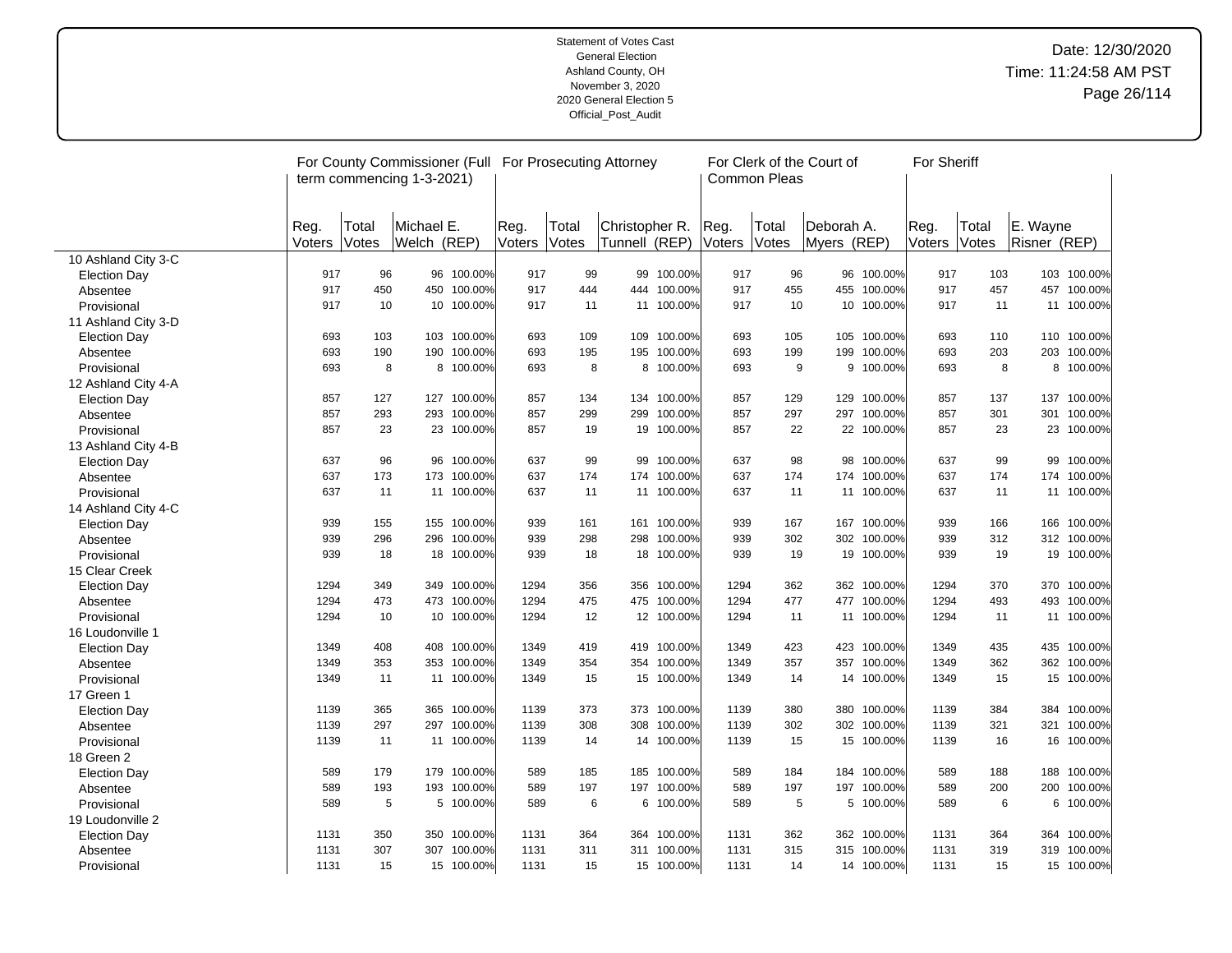Statement of Votes Cast
General Election
Ashland County, OH
November 3, 2020
2020 General Election 5
Official_Post_Audit

Date: 12/30/2020
Time: 11:24:58 AM PST

| | For County Commissioner (Full term commencing 1-3-2021) | | | | For Prosecuting Attorney | | | | For Clerk of the Court of Common Pleas | | | | For Sheriff | | | |
|---|---|---|---|---|---|---|---|---|---|---|---|---|---|---|---|---|
| | Reg. Voters | Total Votes | Michael E. Welch (REP) | | Reg. Voters | Total Votes | Christopher R. Tunnell (REP) | | Reg. Voters | Total Votes | Deborah A. Myers (REP) | | Reg. Voters | Total Votes | E. Wayne Risner (REP) | |
| 10 Ashland City 3-C | | | | | | | | | | | | | | | | |
| Election Day | 917 | 96 | 96 | 100.00% | 917 | 99 | 99 | 100.00% | 917 | 96 | 96 | 100.00% | 917 | 103 | 103 | 100.00% |
| Absentee | 917 | 450 | 450 | 100.00% | 917 | 444 | 444 | 100.00% | 917 | 455 | 455 | 100.00% | 917 | 457 | 457 | 100.00% |
| Provisional | 917 | 10 | 10 | 100.00% | 917 | 11 | 11 | 100.00% | 917 | 10 | 10 | 100.00% | 917 | 11 | 11 | 100.00% |
| 11 Ashland City 3-D | | | | | | | | | | | | | | | | |
| Election Day | 693 | 103 | 103 | 100.00% | 693 | 109 | 109 | 100.00% | 693 | 105 | 105 | 100.00% | 693 | 110 | 110 | 100.00% |
| Absentee | 693 | 190 | 190 | 100.00% | 693 | 195 | 195 | 100.00% | 693 | 199 | 199 | 100.00% | 693 | 203 | 203 | 100.00% |
| Provisional | 693 | 8 | 8 | 100.00% | 693 | 8 | 8 | 100.00% | 693 | 9 | 9 | 100.00% | 693 | 8 | 8 | 100.00% |
| 12 Ashland City 4-A | | | | | | | | | | | | | | | | |
| Election Day | 857 | 127 | 127 | 100.00% | 857 | 134 | 134 | 100.00% | 857 | 129 | 129 | 100.00% | 857 | 137 | 137 | 100.00% |
| Absentee | 857 | 293 | 293 | 100.00% | 857 | 299 | 299 | 100.00% | 857 | 297 | 297 | 100.00% | 857 | 301 | 301 | 100.00% |
| Provisional | 857 | 23 | 23 | 100.00% | 857 | 19 | 19 | 100.00% | 857 | 22 | 22 | 100.00% | 857 | 23 | 23 | 100.00% |
| 13 Ashland City 4-B | | | | | | | | | | | | | | | | |
| Election Day | 637 | 96 | 96 | 100.00% | 637 | 99 | 99 | 100.00% | 637 | 98 | 98 | 100.00% | 637 | 99 | 99 | 100.00% |
| Absentee | 637 | 173 | 173 | 100.00% | 637 | 174 | 174 | 100.00% | 637 | 174 | 174 | 100.00% | 637 | 174 | 174 | 100.00% |
| Provisional | 637 | 11 | 11 | 100.00% | 637 | 11 | 11 | 100.00% | 637 | 11 | 11 | 100.00% | 637 | 11 | 11 | 100.00% |
| 14 Ashland City 4-C | | | | | | | | | | | | | | | | |
| Election Day | 939 | 155 | 155 | 100.00% | 939 | 161 | 161 | 100.00% | 939 | 167 | 167 | 100.00% | 939 | 166 | 166 | 100.00% |
| Absentee | 939 | 296 | 296 | 100.00% | 939 | 298 | 298 | 100.00% | 939 | 302 | 302 | 100.00% | 939 | 312 | 312 | 100.00% |
| Provisional | 939 | 18 | 18 | 100.00% | 939 | 18 | 18 | 100.00% | 939 | 19 | 19 | 100.00% | 939 | 19 | 19 | 100.00% |
| 15 Clear Creek | | | | | | | | | | | | | | | | |
| Election Day | 1294 | 349 | 349 | 100.00% | 1294 | 356 | 356 | 100.00% | 1294 | 362 | 362 | 100.00% | 1294 | 370 | 370 | 100.00% |
| Absentee | 1294 | 473 | 473 | 100.00% | 1294 | 475 | 475 | 100.00% | 1294 | 477 | 477 | 100.00% | 1294 | 493 | 493 | 100.00% |
| Provisional | 1294 | 10 | 10 | 100.00% | 1294 | 12 | 12 | 100.00% | 1294 | 11 | 11 | 100.00% | 1294 | 11 | 11 | 100.00% |
| 16 Loudonville 1 | | | | | | | | | | | | | | | | |
| Election Day | 1349 | 408 | 408 | 100.00% | 1349 | 419 | 419 | 100.00% | 1349 | 423 | 423 | 100.00% | 1349 | 435 | 435 | 100.00% |
| Absentee | 1349 | 353 | 353 | 100.00% | 1349 | 354 | 354 | 100.00% | 1349 | 357 | 357 | 100.00% | 1349 | 362 | 362 | 100.00% |
| Provisional | 1349 | 11 | 11 | 100.00% | 1349 | 15 | 15 | 100.00% | 1349 | 14 | 14 | 100.00% | 1349 | 15 | 15 | 100.00% |
| 17 Green 1 | | | | | | | | | | | | | | | | |
| Election Day | 1139 | 365 | 365 | 100.00% | 1139 | 373 | 373 | 100.00% | 1139 | 380 | 380 | 100.00% | 1139 | 384 | 384 | 100.00% |
| Absentee | 1139 | 297 | 297 | 100.00% | 1139 | 308 | 308 | 100.00% | 1139 | 302 | 302 | 100.00% | 1139 | 321 | 321 | 100.00% |
| Provisional | 1139 | 11 | 11 | 100.00% | 1139 | 14 | 14 | 100.00% | 1139 | 15 | 15 | 100.00% | 1139 | 16 | 16 | 100.00% |
| 18 Green 2 | | | | | | | | | | | | | | | | |
| Election Day | 589 | 179 | 179 | 100.00% | 589 | 185 | 185 | 100.00% | 589 | 184 | 184 | 100.00% | 589 | 188 | 188 | 100.00% |
| Absentee | 589 | 193 | 193 | 100.00% | 589 | 197 | 197 | 100.00% | 589 | 197 | 197 | 100.00% | 589 | 200 | 200 | 100.00% |
| Provisional | 589 | 5 | 5 | 100.00% | 589 | 6 | 6 | 100.00% | 589 | 5 | 5 | 100.00% | 589 | 6 | 6 | 100.00% |
| 19 Loudonville 2 | | | | | | | | | | | | | | | | |
| Election Day | 1131 | 350 | 350 | 100.00% | 1131 | 364 | 364 | 100.00% | 1131 | 362 | 362 | 100.00% | 1131 | 364 | 364 | 100.00% |
| Absentee | 1131 | 307 | 307 | 100.00% | 1131 | 311 | 311 | 100.00% | 1131 | 315 | 315 | 100.00% | 1131 | 319 | 319 | 100.00% |
| Provisional | 1131 | 15 | 15 | 100.00% | 1131 | 15 | 15 | 100.00% | 1131 | 14 | 14 | 100.00% | 1131 | 15 | 15 | 100.00% |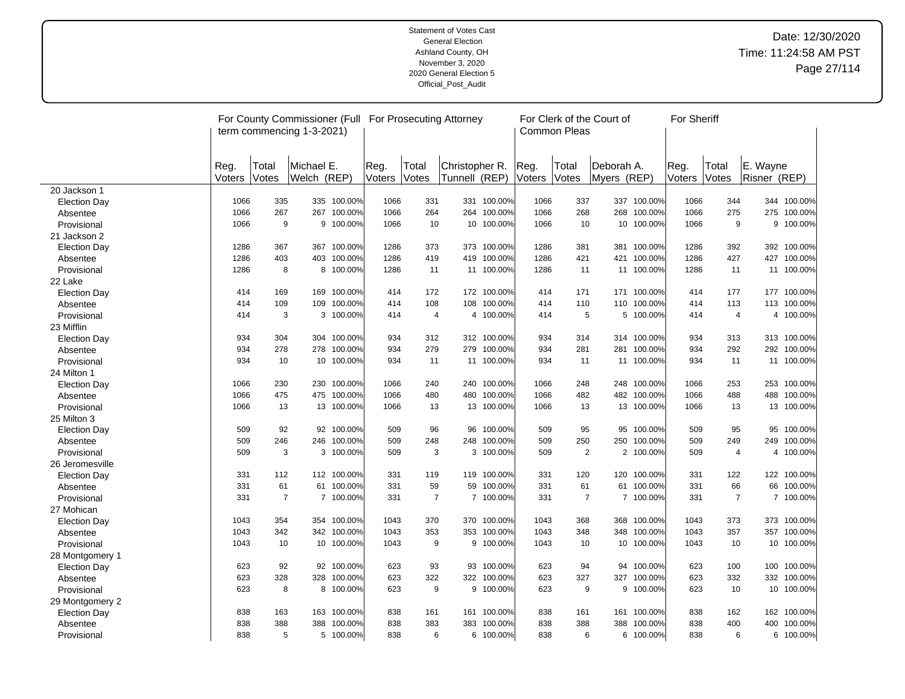Statement of Votes Cast
General Election
Ashland County, OH
November 3, 2020
2020 General Election 5
Official_Post_Audit

Date: 12/30/2020
Time: 11:24:58 AM PST

| | For County Commissioner (Full term commencing 1-3-2021) | | | | For Prosecuting Attorney | | | | For Clerk of the Court of Common Pleas | | | | For Sheriff | | | |
|---|---|---|---|---|---|---|---|---|---|---|---|---|---|---|---|---|
| | Reg. Voters | Total Votes | Michael E. Welch (REP) | | Reg. Voters | Total Votes | Christopher R. Tunnell (REP) | | Reg. Voters | Total Votes | Deborah A. Myers (REP) | | Reg. Voters | Total Votes | E. Wayne Risner (REP) | |
| 20 Jackson 1 | | | | | | | | | | | | | | | | |
| Election Day | 1066 | 335 | 335 | 100.00% | 1066 | 331 | 331 | 100.00% | 1066 | 337 | 337 | 100.00% | 1066 | 344 | 344 | 100.00% |
| Absentee | 1066 | 267 | 267 | 100.00% | 1066 | 264 | 264 | 100.00% | 1066 | 268 | 268 | 100.00% | 1066 | 275 | 275 | 100.00% |
| Provisional | 1066 | 9 | 9 | 100.00% | 1066 | 10 | 10 | 100.00% | 1066 | 10 | 10 | 100.00% | 1066 | 9 | 9 | 100.00% |
| 21 Jackson 2 | | | | | | | | | | | | | | | | |
| Election Day | 1286 | 367 | 367 | 100.00% | 1286 | 373 | 373 | 100.00% | 1286 | 381 | 381 | 100.00% | 1286 | 392 | 392 | 100.00% |
| Absentee | 1286 | 403 | 403 | 100.00% | 1286 | 419 | 419 | 100.00% | 1286 | 421 | 421 | 100.00% | 1286 | 427 | 427 | 100.00% |
| Provisional | 1286 | 8 | 8 | 100.00% | 1286 | 11 | 11 | 100.00% | 1286 | 11 | 11 | 100.00% | 1286 | 11 | 11 | 100.00% |
| 22 Lake | | | | | | | | | | | | | | | | |
| Election Day | 414 | 169 | 169 | 100.00% | 414 | 172 | 172 | 100.00% | 414 | 171 | 171 | 100.00% | 414 | 177 | 177 | 100.00% |
| Absentee | 414 | 109 | 109 | 100.00% | 414 | 108 | 108 | 100.00% | 414 | 110 | 110 | 100.00% | 414 | 113 | 113 | 100.00% |
| Provisional | 414 | 3 | 3 | 100.00% | 414 | 4 | 4 | 100.00% | 414 | 5 | 5 | 100.00% | 414 | 4 | 4 | 100.00% |
| 23 Mifflin | | | | | | | | | | | | | | | | |
| Election Day | 934 | 304 | 304 | 100.00% | 934 | 312 | 312 | 100.00% | 934 | 314 | 314 | 100.00% | 934 | 313 | 313 | 100.00% |
| Absentee | 934 | 278 | 278 | 100.00% | 934 | 279 | 279 | 100.00% | 934 | 281 | 281 | 100.00% | 934 | 292 | 292 | 100.00% |
| Provisional | 934 | 10 | 10 | 100.00% | 934 | 11 | 11 | 100.00% | 934 | 11 | 11 | 100.00% | 934 | 11 | 11 | 100.00% |
| 24 Milton 1 | | | | | | | | | | | | | | | | |
| Election Day | 1066 | 230 | 230 | 100.00% | 1066 | 240 | 240 | 100.00% | 1066 | 248 | 248 | 100.00% | 1066 | 253 | 253 | 100.00% |
| Absentee | 1066 | 475 | 475 | 100.00% | 1066 | 480 | 480 | 100.00% | 1066 | 482 | 482 | 100.00% | 1066 | 488 | 488 | 100.00% |
| Provisional | 1066 | 13 | 13 | 100.00% | 1066 | 13 | 13 | 100.00% | 1066 | 13 | 13 | 100.00% | 1066 | 13 | 13 | 100.00% |
| 25 Milton 3 | | | | | | | | | | | | | | | | |
| Election Day | 509 | 92 | 92 | 100.00% | 509 | 96 | 96 | 100.00% | 509 | 95 | 95 | 100.00% | 509 | 95 | 95 | 100.00% |
| Absentee | 509 | 246 | 246 | 100.00% | 509 | 248 | 248 | 100.00% | 509 | 250 | 250 | 100.00% | 509 | 249 | 249 | 100.00% |
| Provisional | 509 | 3 | 3 | 100.00% | 509 | 3 | 3 | 100.00% | 509 | 2 | 2 | 100.00% | 509 | 4 | 4 | 100.00% |
| 26 Jeromesville | | | | | | | | | | | | | | | | |
| Election Day | 331 | 112 | 112 | 100.00% | 331 | 119 | 119 | 100.00% | 331 | 120 | 120 | 100.00% | 331 | 122 | 122 | 100.00% |
| Absentee | 331 | 61 | 61 | 100.00% | 331 | 59 | 59 | 100.00% | 331 | 61 | 61 | 100.00% | 331 | 66 | 66 | 100.00% |
| Provisional | 331 | 7 | 7 | 100.00% | 331 | 7 | 7 | 100.00% | 331 | 7 | 7 | 100.00% | 331 | 7 | 7 | 100.00% |
| 27 Mohican | | | | | | | | | | | | | | | | |
| Election Day | 1043 | 354 | 354 | 100.00% | 1043 | 370 | 370 | 100.00% | 1043 | 368 | 368 | 100.00% | 1043 | 373 | 373 | 100.00% |
| Absentee | 1043 | 342 | 342 | 100.00% | 1043 | 353 | 353 | 100.00% | 1043 | 348 | 348 | 100.00% | 1043 | 357 | 357 | 100.00% |
| Provisional | 1043 | 10 | 10 | 100.00% | 1043 | 9 | 9 | 100.00% | 1043 | 10 | 10 | 100.00% | 1043 | 10 | 10 | 100.00% |
| 28 Montgomery 1 | | | | | | | | | | | | | | | | |
| Election Day | 623 | 92 | 92 | 100.00% | 623 | 93 | 93 | 100.00% | 623 | 94 | 94 | 100.00% | 623 | 100 | 100 | 100.00% |
| Absentee | 623 | 328 | 328 | 100.00% | 623 | 322 | 322 | 100.00% | 623 | 327 | 327 | 100.00% | 623 | 332 | 332 | 100.00% |
| Provisional | 623 | 8 | 8 | 100.00% | 623 | 9 | 9 | 100.00% | 623 | 9 | 9 | 100.00% | 623 | 10 | 10 | 100.00% |
| 29 Montgomery 2 | | | | | | | | | | | | | | | | |
| Election Day | 838 | 163 | 163 | 100.00% | 838 | 161 | 161 | 100.00% | 838 | 161 | 161 | 100.00% | 838 | 162 | 162 | 100.00% |
| Absentee | 838 | 388 | 388 | 100.00% | 838 | 383 | 383 | 100.00% | 838 | 388 | 388 | 100.00% | 838 | 400 | 400 | 100.00% |
| Provisional | 838 | 5 | 5 | 100.00% | 838 | 6 | 6 | 100.00% | 838 | 6 | 6 | 100.00% | 838 | 6 | 6 | 100.00% |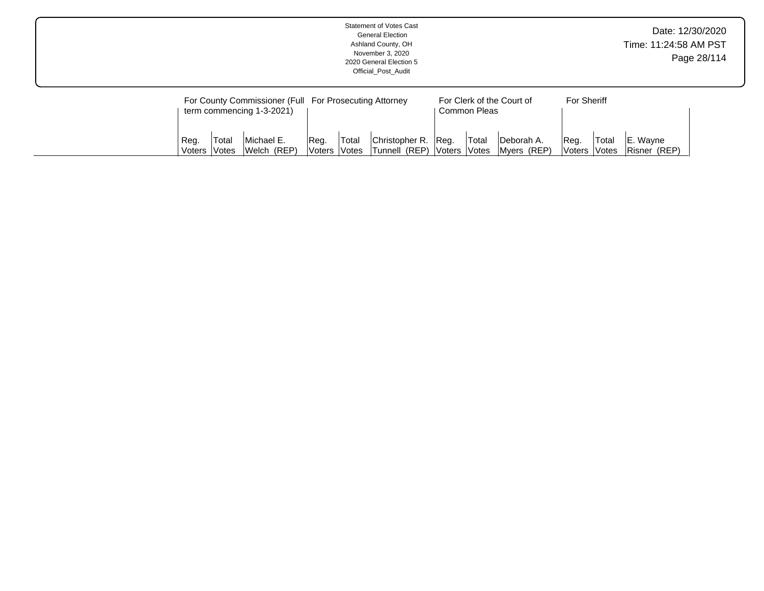Statement of Votes Cast
General Election
Ashland County, OH
November 3, 2020
2020 General Election 5
Official_Post_Audit

Date: 12/30/2020
Time: 11:24:58 AM PST

| | For County Commissioner (Full term commencing 1-3-2021) | | | For Prosecuting Attorney | | | For Clerk of the Court of Common Pleas | | | For Sheriff | | |
|---|---|---|---|---|---|---|---|---|---|---|---|---|
| | Reg. Voters | Total Votes | Michael E. Welch (REP) | Reg. Voters | Total Votes | Christopher R. Tunnell (REP) | Reg. Voters | Total Votes | Deborah A. Myers (REP) | Reg. Voters | Total Votes | E. Wayne Risner (REP) |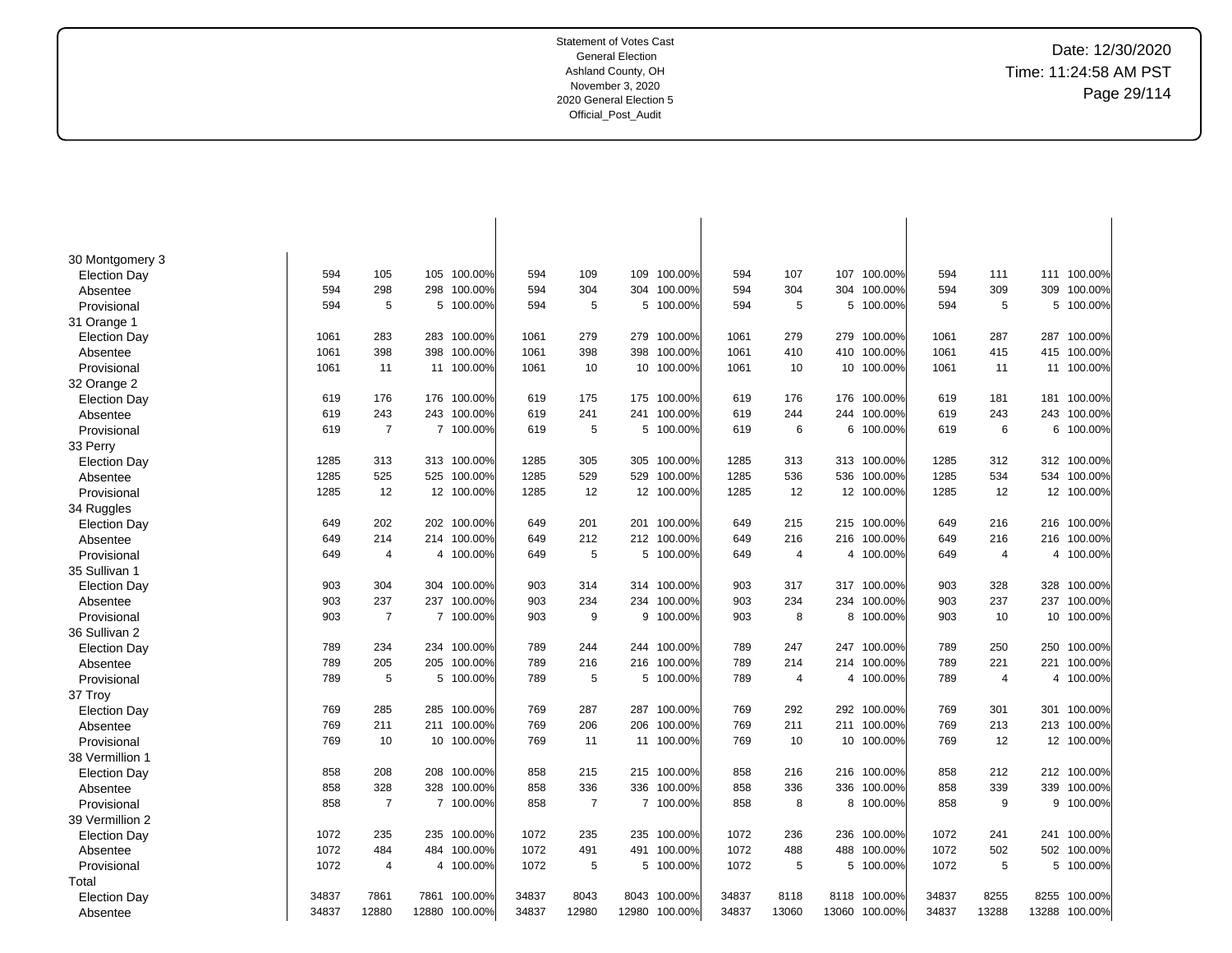Statement of Votes Cast
General Election
Ashland County, OH
November 3, 2020
2020 General Election 5
Official_Post_Audit

Date: 12/30/2020
Time: 11:24:58 AM PST

| | | | | | | | | | | | | | | | | |
|---|---|---|---|---|---|---|---|---|---|---|---|---|---|---|---|---|
| 30 Montgomery 3 | | | | | | | | | | | | | | | | |
| Election Day | 594 | 105 | 105 | 100.00% | 594 | 109 | 109 | 100.00% | 594 | 107 | 107 | 100.00% | 594 | 111 | 111 | 100.00% |
| Absentee | 594 | 298 | 298 | 100.00% | 594 | 304 | 304 | 100.00% | 594 | 304 | 304 | 100.00% | 594 | 309 | 309 | 100.00% |
| Provisional | 594 | 5 | 5 | 100.00% | 594 | 5 | 5 | 100.00% | 594 | 5 | 5 | 100.00% | 594 | 5 | 5 | 100.00% |
| 31 Orange 1 | | | | | | | | | | | | | | | | |
| Election Day | 1061 | 283 | 283 | 100.00% | 1061 | 279 | 279 | 100.00% | 1061 | 279 | 279 | 100.00% | 1061 | 287 | 287 | 100.00% |
| Absentee | 1061 | 398 | 398 | 100.00% | 1061 | 398 | 398 | 100.00% | 1061 | 410 | 410 | 100.00% | 1061 | 415 | 415 | 100.00% |
| Provisional | 1061 | 11 | 11 | 100.00% | 1061 | 10 | 10 | 100.00% | 1061 | 10 | 10 | 100.00% | 1061 | 11 | 11 | 100.00% |
| 32 Orange 2 | | | | | | | | | | | | | | | | |
| Election Day | 619 | 176 | 176 | 100.00% | 619 | 175 | 175 | 100.00% | 619 | 176 | 176 | 100.00% | 619 | 181 | 181 | 100.00% |
| Absentee | 619 | 243 | 243 | 100.00% | 619 | 241 | 241 | 100.00% | 619 | 244 | 244 | 100.00% | 619 | 243 | 243 | 100.00% |
| Provisional | 619 | 7 | 7 | 100.00% | 619 | 5 | 5 | 100.00% | 619 | 6 | 6 | 100.00% | 619 | 6 | 6 | 100.00% |
| 33 Perry | | | | | | | | | | | | | | | | |
| Election Day | 1285 | 313 | 313 | 100.00% | 1285 | 305 | 305 | 100.00% | 1285 | 313 | 313 | 100.00% | 1285 | 312 | 312 | 100.00% |
| Absentee | 1285 | 525 | 525 | 100.00% | 1285 | 529 | 529 | 100.00% | 1285 | 536 | 536 | 100.00% | 1285 | 534 | 534 | 100.00% |
| Provisional | 1285 | 12 | 12 | 100.00% | 1285 | 12 | 12 | 100.00% | 1285 | 12 | 12 | 100.00% | 1285 | 12 | 12 | 100.00% |
| 34 Ruggles | | | | | | | | | | | | | | | | |
| Election Day | 649 | 202 | 202 | 100.00% | 649 | 201 | 201 | 100.00% | 649 | 215 | 215 | 100.00% | 649 | 216 | 216 | 100.00% |
| Absentee | 649 | 214 | 214 | 100.00% | 649 | 212 | 212 | 100.00% | 649 | 216 | 216 | 100.00% | 649 | 216 | 216 | 100.00% |
| Provisional | 649 | 4 | 4 | 100.00% | 649 | 5 | 5 | 100.00% | 649 | 4 | 4 | 100.00% | 649 | 4 | 4 | 100.00% |
| 35 Sullivan 1 | | | | | | | | | | | | | | | | |
| Election Day | 903 | 304 | 304 | 100.00% | 903 | 314 | 314 | 100.00% | 903 | 317 | 317 | 100.00% | 903 | 328 | 328 | 100.00% |
| Absentee | 903 | 237 | 237 | 100.00% | 903 | 234 | 234 | 100.00% | 903 | 234 | 234 | 100.00% | 903 | 237 | 237 | 100.00% |
| Provisional | 903 | 7 | 7 | 100.00% | 903 | 9 | 9 | 100.00% | 903 | 8 | 8 | 100.00% | 903 | 10 | 10 | 100.00% |
| 36 Sullivan 2 | | | | | | | | | | | | | | | | |
| Election Day | 789 | 234 | 234 | 100.00% | 789 | 244 | 244 | 100.00% | 789 | 247 | 247 | 100.00% | 789 | 250 | 250 | 100.00% |
| Absentee | 789 | 205 | 205 | 100.00% | 789 | 216 | 216 | 100.00% | 789 | 214 | 214 | 100.00% | 789 | 221 | 221 | 100.00% |
| Provisional | 789 | 5 | 5 | 100.00% | 789 | 5 | 5 | 100.00% | 789 | 4 | 4 | 100.00% | 789 | 4 | 4 | 100.00% |
| 37 Troy | | | | | | | | | | | | | | | | |
| Election Day | 769 | 285 | 285 | 100.00% | 769 | 287 | 287 | 100.00% | 769 | 292 | 292 | 100.00% | 769 | 301 | 301 | 100.00% |
| Absentee | 769 | 211 | 211 | 100.00% | 769 | 206 | 206 | 100.00% | 769 | 211 | 211 | 100.00% | 769 | 213 | 213 | 100.00% |
| Provisional | 769 | 10 | 10 | 100.00% | 769 | 11 | 11 | 100.00% | 769 | 10 | 10 | 100.00% | 769 | 12 | 12 | 100.00% |
| 38 Vermillion 1 | | | | | | | | | | | | | | | | |
| Election Day | 858 | 208 | 208 | 100.00% | 858 | 215 | 215 | 100.00% | 858 | 216 | 216 | 100.00% | 858 | 212 | 212 | 100.00% |
| Absentee | 858 | 328 | 328 | 100.00% | 858 | 336 | 336 | 100.00% | 858 | 336 | 336 | 100.00% | 858 | 339 | 339 | 100.00% |
| Provisional | 858 | 7 | 7 | 100.00% | 858 | 7 | 7 | 100.00% | 858 | 8 | 8 | 100.00% | 858 | 9 | 9 | 100.00% |
| 39 Vermillion 2 | | | | | | | | | | | | | | | | |
| Election Day | 1072 | 235 | 235 | 100.00% | 1072 | 235 | 235 | 100.00% | 1072 | 236 | 236 | 100.00% | 1072 | 241 | 241 | 100.00% |
| Absentee | 1072 | 484 | 484 | 100.00% | 1072 | 491 | 491 | 100.00% | 1072 | 488 | 488 | 100.00% | 1072 | 502 | 502 | 100.00% |
| Provisional | 1072 | 4 | 4 | 100.00% | 1072 | 5 | 5 | 100.00% | 1072 | 5 | 5 | 100.00% | 1072 | 5 | 5 | 100.00% |
| Total | | | | | | | | | | | | | | | | |
| Election Day | 34837 | 7861 | 7861 | 100.00% | 34837 | 8043 | 8043 | 100.00% | 34837 | 8118 | 8118 | 100.00% | 34837 | 8255 | 8255 | 100.00% |
| Absentee | 34837 | 12880 | 12880 | 100.00% | 34837 | 12980 | 12980 | 100.00% | 34837 | 13060 | 13060 | 100.00% | 34837 | 13288 | 13288 | 100.00% |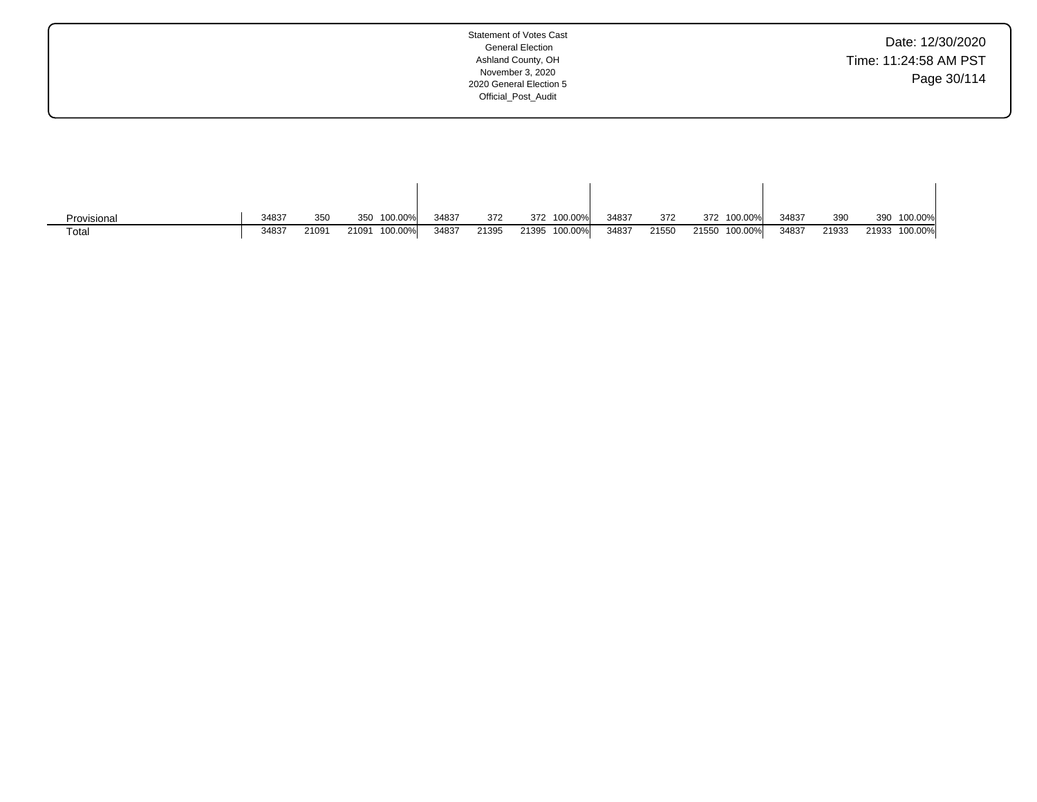| | | | | | | | | | | | | | | | | |
|---|---|---|---|---|---|---|---|---|---|---|---|---|---|---|---|---|
| Provisional | 34837 | 350 | 350 | 100.00% | 34837 | 372 | 372 | 100.00% | 34837 | 372 | 372 | 100.00% | 34837 | 390 | 390 | 100.00% |
| Total | 34837 | 21091 | 21091 | 100.00% | 34837 | 21395 | 21395 | 100.00% | 34837 | 21550 | 21550 | 100.00% | 34837 | 21933 | 21933 | 100.00% |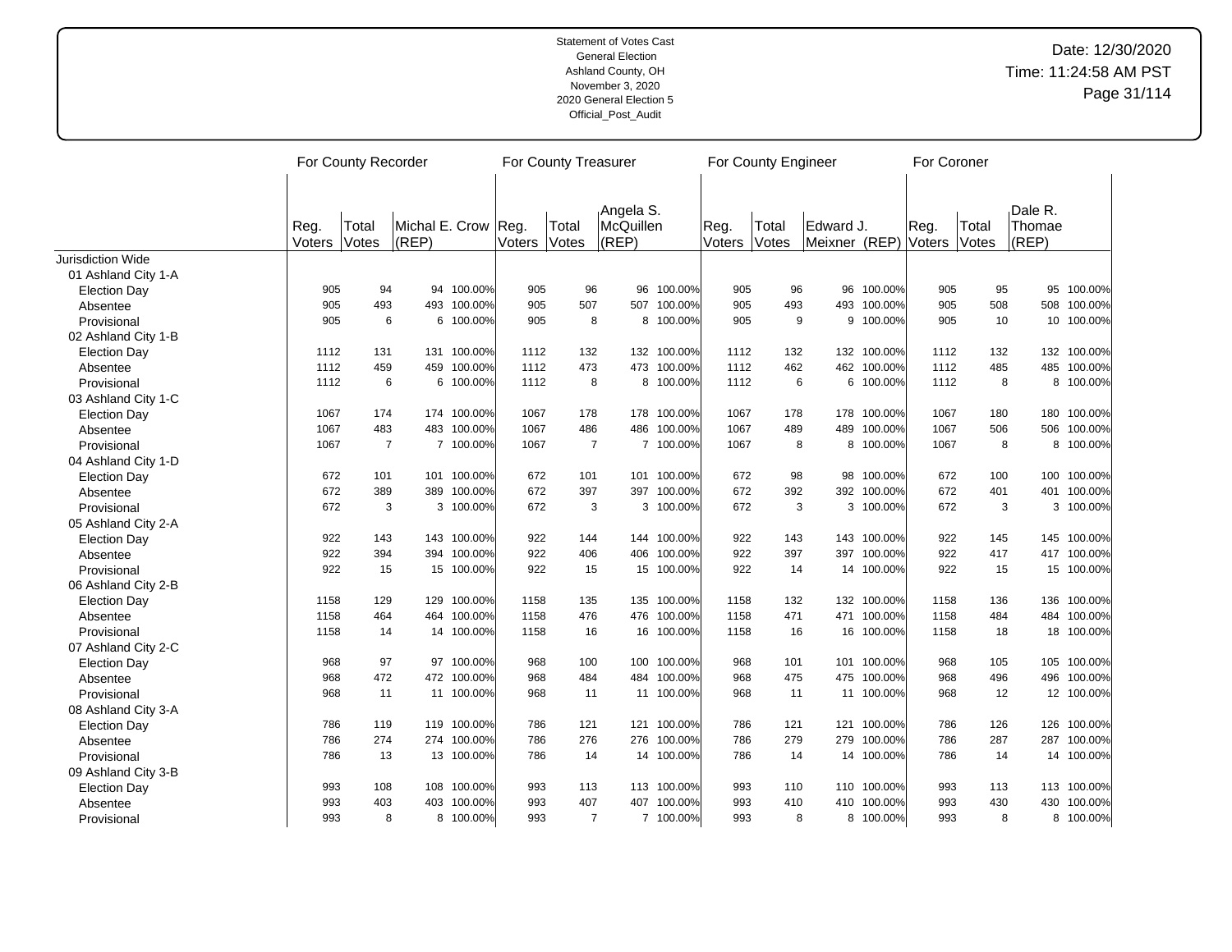Statement of Votes Cast
General Election
Ashland County, OH
November 3, 2020
2020 General Election 5
Official_Post_Audit

Date: 12/30/2020
Time: 11:24:58 AM PST

| | For County Recorder | | | | For County Treasurer | | | | For County Engineer | | | | For Coroner | | | |
|---|---|---|---|---|---|---|---|---|---|---|---|---|---|---|---|---|
| | Reg. Voters | Total Votes | Michal E. Crow (REP) | | Reg. Voters | Total Votes | Angela S. McQuillen (REP) | | Reg. Voters | Total Votes | Edward J. Meixner (REP) | | Reg. Voters | Total Votes | Dale R. Thomae (REP) | |
| Jurisdiction Wide | | | | | | | | | | | | | | | | |
| 01 Ashland City 1-A | | | | | | | | | | | | | | | | |
| Election Day | 905 | 94 | 94 | 100.00% | 905 | 96 | 96 | 100.00% | 905 | 96 | 96 | 100.00% | 905 | 95 | 95 | 100.00% |
| Absentee | 905 | 493 | 493 | 100.00% | 905 | 507 | 507 | 100.00% | 905 | 493 | 493 | 100.00% | 905 | 508 | 508 | 100.00% |
| Provisional | 905 | 6 | 6 | 100.00% | 905 | 8 | 8 | 100.00% | 905 | 9 | 9 | 100.00% | 905 | 10 | 10 | 100.00% |
| 02 Ashland City 1-B | | | | | | | | | | | | | | | | |
| Election Day | 1112 | 131 | 131 | 100.00% | 1112 | 132 | 132 | 100.00% | 1112 | 132 | 132 | 100.00% | 1112 | 132 | 132 | 100.00% |
| Absentee | 1112 | 459 | 459 | 100.00% | 1112 | 473 | 473 | 100.00% | 1112 | 462 | 462 | 100.00% | 1112 | 485 | 485 | 100.00% |
| Provisional | 1112 | 6 | 6 | 100.00% | 1112 | 8 | 8 | 100.00% | 1112 | 6 | 6 | 100.00% | 1112 | 8 | 8 | 100.00% |
| 03 Ashland City 1-C | | | | | | | | | | | | | | | | |
| Election Day | 1067 | 174 | 174 | 100.00% | 1067 | 178 | 178 | 100.00% | 1067 | 178 | 178 | 100.00% | 1067 | 180 | 180 | 100.00% |
| Absentee | 1067 | 483 | 483 | 100.00% | 1067 | 486 | 486 | 100.00% | 1067 | 489 | 489 | 100.00% | 1067 | 506 | 506 | 100.00% |
| Provisional | 1067 | 7 | 7 | 100.00% | 1067 | 7 | 7 | 100.00% | 1067 | 8 | 8 | 100.00% | 1067 | 8 | 8 | 100.00% |
| 04 Ashland City 1-D | | | | | | | | | | | | | | | | |
| Election Day | 672 | 101 | 101 | 100.00% | 672 | 101 | 101 | 100.00% | 672 | 98 | 98 | 100.00% | 672 | 100 | 100 | 100.00% |
| Absentee | 672 | 389 | 389 | 100.00% | 672 | 397 | 397 | 100.00% | 672 | 392 | 392 | 100.00% | 672 | 401 | 401 | 100.00% |
| Provisional | 672 | 3 | 3 | 100.00% | 672 | 3 | 3 | 100.00% | 672 | 3 | 3 | 100.00% | 672 | 3 | 3 | 100.00% |
| 05 Ashland City 2-A | | | | | | | | | | | | | | | | |
| Election Day | 922 | 143 | 143 | 100.00% | 922 | 144 | 144 | 100.00% | 922 | 143 | 143 | 100.00% | 922 | 145 | 145 | 100.00% |
| Absentee | 922 | 394 | 394 | 100.00% | 922 | 406 | 406 | 100.00% | 922 | 397 | 397 | 100.00% | 922 | 417 | 417 | 100.00% |
| Provisional | 922 | 15 | 15 | 100.00% | 922 | 15 | 15 | 100.00% | 922 | 14 | 14 | 100.00% | 922 | 15 | 15 | 100.00% |
| 06 Ashland City 2-B | | | | | | | | | | | | | | | | |
| Election Day | 1158 | 129 | 129 | 100.00% | 1158 | 135 | 135 | 100.00% | 1158 | 132 | 132 | 100.00% | 1158 | 136 | 136 | 100.00% |
| Absentee | 1158 | 464 | 464 | 100.00% | 1158 | 476 | 476 | 100.00% | 1158 | 471 | 471 | 100.00% | 1158 | 484 | 484 | 100.00% |
| Provisional | 1158 | 14 | 14 | 100.00% | 1158 | 16 | 16 | 100.00% | 1158 | 16 | 16 | 100.00% | 1158 | 18 | 18 | 100.00% |
| 07 Ashland City 2-C | | | | | | | | | | | | | | | | |
| Election Day | 968 | 97 | 97 | 100.00% | 968 | 100 | 100 | 100.00% | 968 | 101 | 101 | 100.00% | 968 | 105 | 105 | 100.00% |
| Absentee | 968 | 472 | 472 | 100.00% | 968 | 484 | 484 | 100.00% | 968 | 475 | 475 | 100.00% | 968 | 496 | 496 | 100.00% |
| Provisional | 968 | 11 | 11 | 100.00% | 968 | 11 | 11 | 100.00% | 968 | 11 | 11 | 100.00% | 968 | 12 | 12 | 100.00% |
| 08 Ashland City 3-A | | | | | | | | | | | | | | | | |
| Election Day | 786 | 119 | 119 | 100.00% | 786 | 121 | 121 | 100.00% | 786 | 121 | 121 | 100.00% | 786 | 126 | 126 | 100.00% |
| Absentee | 786 | 274 | 274 | 100.00% | 786 | 276 | 276 | 100.00% | 786 | 279 | 279 | 100.00% | 786 | 287 | 287 | 100.00% |
| Provisional | 786 | 13 | 13 | 100.00% | 786 | 14 | 14 | 100.00% | 786 | 14 | 14 | 100.00% | 786 | 14 | 14 | 100.00% |
| 09 Ashland City 3-B | | | | | | | | | | | | | | | | |
| Election Day | 993 | 108 | 108 | 100.00% | 993 | 113 | 113 | 100.00% | 993 | 110 | 110 | 100.00% | 993 | 113 | 113 | 100.00% |
| Absentee | 993 | 403 | 403 | 100.00% | 993 | 407 | 407 | 100.00% | 993 | 410 | 410 | 100.00% | 993 | 430 | 430 | 100.00% |
| Provisional | 993 | 8 | 8 | 100.00% | 993 | 7 | 7 | 100.00% | 993 | 8 | 8 | 100.00% | 993 | 8 | 8 | 100.00% |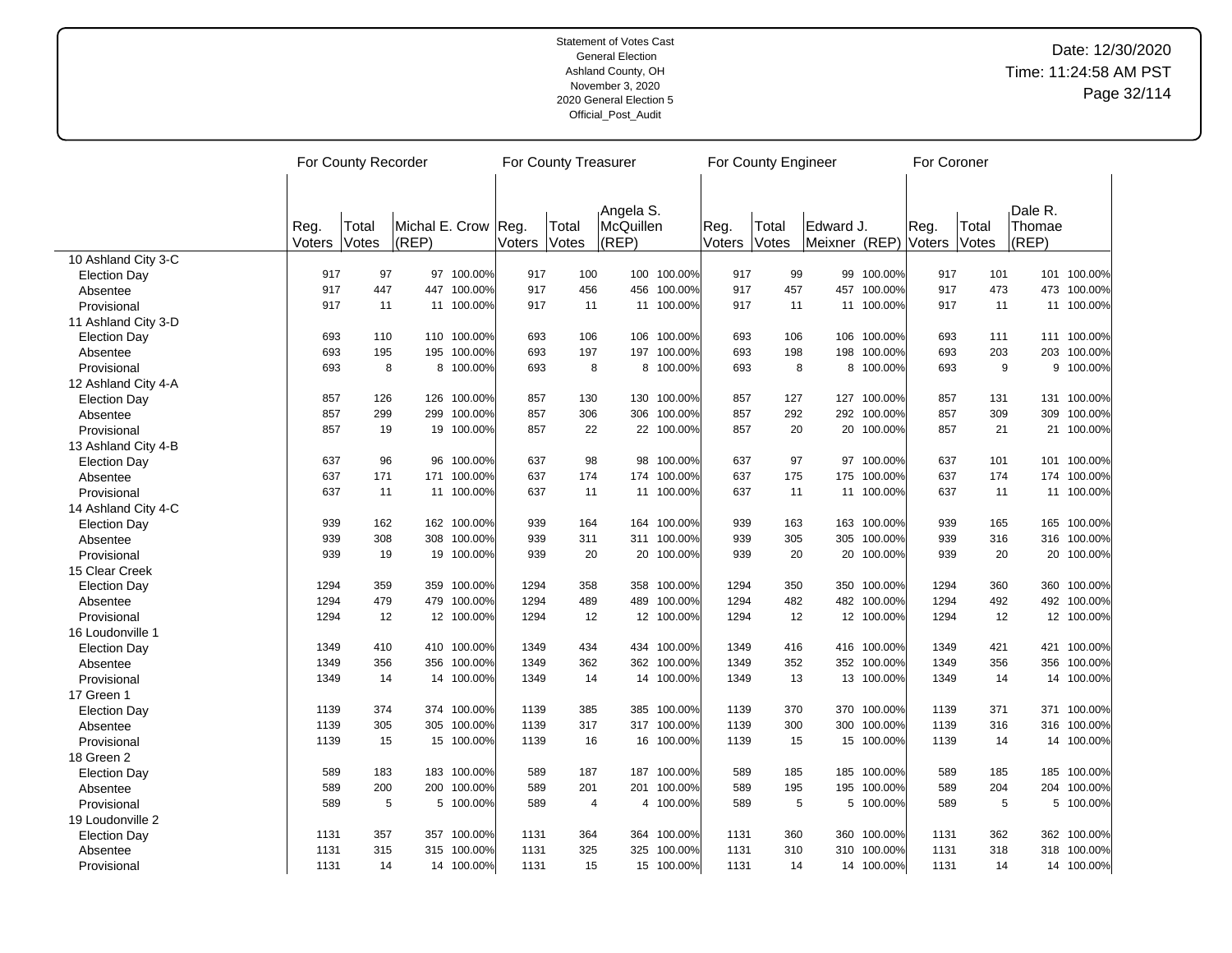Statement of Votes Cast
General Election
Ashland County, OH
November 3, 2020
2020 General Election 5
Official_Post_Audit

Date: 12/30/2020
Time: 11:24:58 AM PST

| | For County Recorder | | | | For County Treasurer | | | | For County Engineer | | | | For Coroner | | | |
|---|---|---|---|---|---|---|---|---|---|---|---|---|---|---|---|---|
| | Reg. Voters | Total Votes | Michal E. Crow (REP) | | Reg. Voters | Total Votes | Angela S. McQuillen (REP) | | Reg. Voters | Total Votes | Edward J. Meixner (REP) | | Reg. Voters | Total Votes | Dale R. Thomae (REP) | |
| 10 Ashland City 3-C | | | | | | | | | | | | | | | | |
| Election Day | 917 | 97 | 97 | 100.00% | 917 | 100 | 100 | 100.00% | 917 | 99 | 99 | 100.00% | 917 | 101 | 101 | 100.00% |
| Absentee | 917 | 447 | 447 | 100.00% | 917 | 456 | 456 | 100.00% | 917 | 457 | 457 | 100.00% | 917 | 473 | 473 | 100.00% |
| Provisional | 917 | 11 | 11 | 100.00% | 917 | 11 | 11 | 100.00% | 917 | 11 | 11 | 100.00% | 917 | 11 | 11 | 100.00% |
| 11 Ashland City 3-D | | | | | | | | | | | | | | | | |
| Election Day | 693 | 110 | 110 | 100.00% | 693 | 106 | 106 | 100.00% | 693 | 106 | 106 | 100.00% | 693 | 111 | 111 | 100.00% |
| Absentee | 693 | 195 | 195 | 100.00% | 693 | 197 | 197 | 100.00% | 693 | 198 | 198 | 100.00% | 693 | 203 | 203 | 100.00% |
| Provisional | 693 | 8 | 8 | 100.00% | 693 | 8 | 8 | 100.00% | 693 | 8 | 8 | 100.00% | 693 | 9 | 9 | 100.00% |
| 12 Ashland City 4-A | | | | | | | | | | | | | | | | |
| Election Day | 857 | 126 | 126 | 100.00% | 857 | 130 | 130 | 100.00% | 857 | 127 | 127 | 100.00% | 857 | 131 | 131 | 100.00% |
| Absentee | 857 | 299 | 299 | 100.00% | 857 | 306 | 306 | 100.00% | 857 | 292 | 292 | 100.00% | 857 | 309 | 309 | 100.00% |
| Provisional | 857 | 19 | 19 | 100.00% | 857 | 22 | 22 | 100.00% | 857 | 20 | 20 | 100.00% | 857 | 21 | 21 | 100.00% |
| 13 Ashland City 4-B | | | | | | | | | | | | | | | | |
| Election Day | 637 | 96 | 96 | 100.00% | 637 | 98 | 98 | 100.00% | 637 | 97 | 97 | 100.00% | 637 | 101 | 101 | 100.00% |
| Absentee | 637 | 171 | 171 | 100.00% | 637 | 174 | 174 | 100.00% | 637 | 175 | 175 | 100.00% | 637 | 174 | 174 | 100.00% |
| Provisional | 637 | 11 | 11 | 100.00% | 637 | 11 | 11 | 100.00% | 637 | 11 | 11 | 100.00% | 637 | 11 | 11 | 100.00% |
| 14 Ashland City 4-C | | | | | | | | | | | | | | | | |
| Election Day | 939 | 162 | 162 | 100.00% | 939 | 164 | 164 | 100.00% | 939 | 163 | 163 | 100.00% | 939 | 165 | 165 | 100.00% |
| Absentee | 939 | 308 | 308 | 100.00% | 939 | 311 | 311 | 100.00% | 939 | 305 | 305 | 100.00% | 939 | 316 | 316 | 100.00% |
| Provisional | 939 | 19 | 19 | 100.00% | 939 | 20 | 20 | 100.00% | 939 | 20 | 20 | 100.00% | 939 | 20 | 20 | 100.00% |
| 15 Clear Creek | | | | | | | | | | | | | | | | |
| Election Day | 1294 | 359 | 359 | 100.00% | 1294 | 358 | 358 | 100.00% | 1294 | 350 | 350 | 100.00% | 1294 | 360 | 360 | 100.00% |
| Absentee | 1294 | 479 | 479 | 100.00% | 1294 | 489 | 489 | 100.00% | 1294 | 482 | 482 | 100.00% | 1294 | 492 | 492 | 100.00% |
| Provisional | 1294 | 12 | 12 | 100.00% | 1294 | 12 | 12 | 100.00% | 1294 | 12 | 12 | 100.00% | 1294 | 12 | 12 | 100.00% |
| 16 Loudonville 1 | | | | | | | | | | | | | | | | |
| Election Day | 1349 | 410 | 410 | 100.00% | 1349 | 434 | 434 | 100.00% | 1349 | 416 | 416 | 100.00% | 1349 | 421 | 421 | 100.00% |
| Absentee | 1349 | 356 | 356 | 100.00% | 1349 | 362 | 362 | 100.00% | 1349 | 352 | 352 | 100.00% | 1349 | 356 | 356 | 100.00% |
| Provisional | 1349 | 14 | 14 | 100.00% | 1349 | 14 | 14 | 100.00% | 1349 | 13 | 13 | 100.00% | 1349 | 14 | 14 | 100.00% |
| 17 Green 1 | | | | | | | | | | | | | | | | |
| Election Day | 1139 | 374 | 374 | 100.00% | 1139 | 385 | 385 | 100.00% | 1139 | 370 | 370 | 100.00% | 1139 | 371 | 371 | 100.00% |
| Absentee | 1139 | 305 | 305 | 100.00% | 1139 | 317 | 317 | 100.00% | 1139 | 300 | 300 | 100.00% | 1139 | 316 | 316 | 100.00% |
| Provisional | 1139 | 15 | 15 | 100.00% | 1139 | 16 | 16 | 100.00% | 1139 | 15 | 15 | 100.00% | 1139 | 14 | 14 | 100.00% |
| 18 Green 2 | | | | | | | | | | | | | | | | |
| Election Day | 589 | 183 | 183 | 100.00% | 589 | 187 | 187 | 100.00% | 589 | 185 | 185 | 100.00% | 589 | 185 | 185 | 100.00% |
| Absentee | 589 | 200 | 200 | 100.00% | 589 | 201 | 201 | 100.00% | 589 | 195 | 195 | 100.00% | 589 | 204 | 204 | 100.00% |
| Provisional | 589 | 5 | 5 | 100.00% | 589 | 4 | 4 | 100.00% | 589 | 5 | 5 | 100.00% | 589 | 5 | 5 | 100.00% |
| 19 Loudonville 2 | | | | | | | | | | | | | | | | |
| Election Day | 1131 | 357 | 357 | 100.00% | 1131 | 364 | 364 | 100.00% | 1131 | 360 | 360 | 100.00% | 1131 | 362 | 362 | 100.00% |
| Absentee | 1131 | 315 | 315 | 100.00% | 1131 | 325 | 325 | 100.00% | 1131 | 310 | 310 | 100.00% | 1131 | 318 | 318 | 100.00% |
| Provisional | 1131 | 14 | 14 | 100.00% | 1131 | 15 | 15 | 100.00% | 1131 | 14 | 14 | 100.00% | 1131 | 14 | 14 | 100.00% |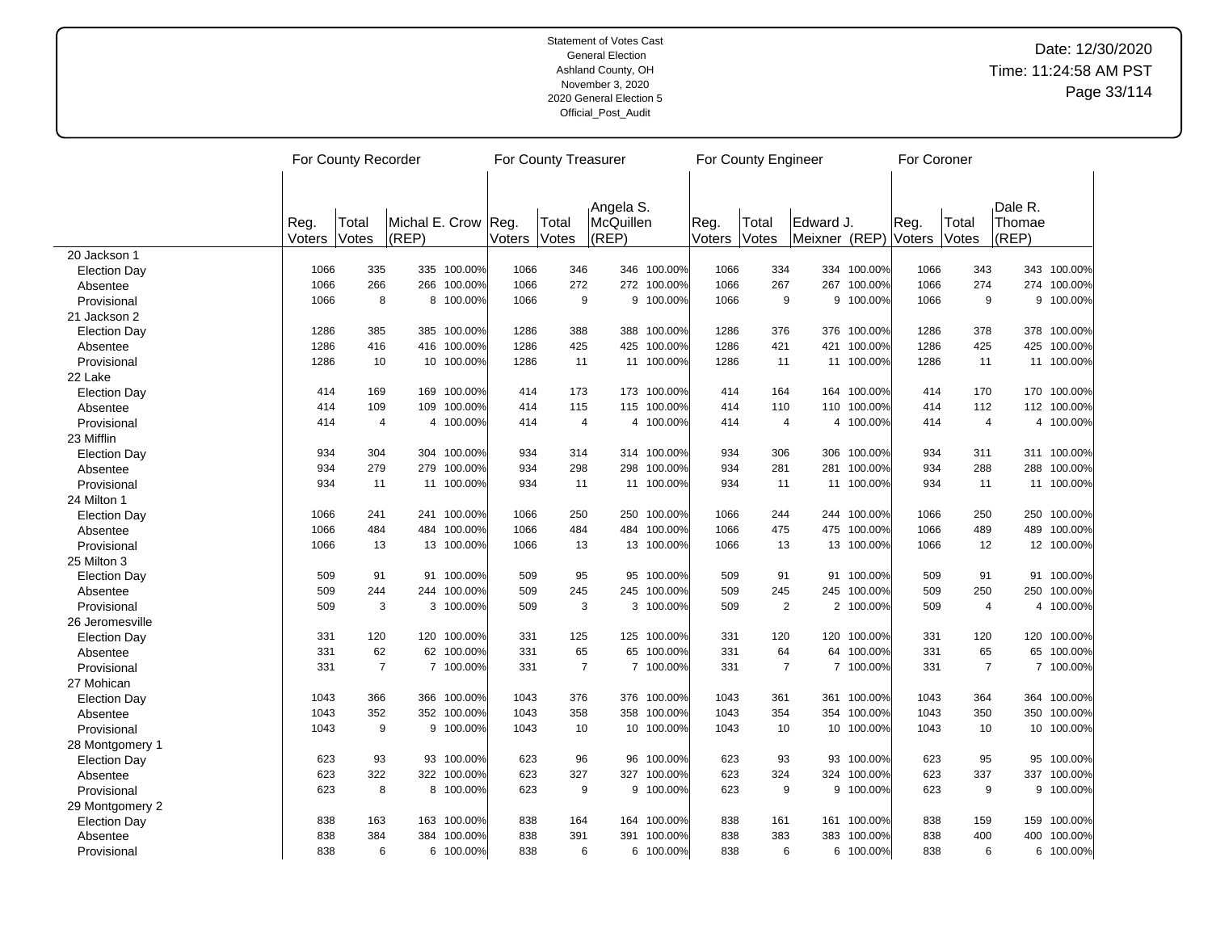Statement of Votes Cast
General Election
Ashland County, OH
November 3, 2020
2020 General Election 5
Official_Post_Audit

Date: 12/30/2020
Time: 11:24:58 AM PST

| | For County Recorder | | | | For County Treasurer | | | | For County Engineer | | | | For Coroner | | | |
|---|---|---|---|---|---|---|---|---|---|---|---|---|---|---|---|---|
| | Reg. Voters | Total Votes | Michal E. Crow (REP) | | Reg. Voters | Total Votes | Angela S. McQuillen (REP) | | Reg. Voters | Total Votes | Edward J. Meixner (REP) | | Reg. Voters | Total Votes | Dale R. Thomae (REP) | |
| 20 Jackson 1 | | | | | | | | | | | | | | | | |
| Election Day | 1066 | 335 | 335 | 100.00% | 1066 | 346 | 346 | 100.00% | 1066 | 334 | 334 | 100.00% | 1066 | 343 | 343 | 100.00% |
| Absentee | 1066 | 266 | 266 | 100.00% | 1066 | 272 | 272 | 100.00% | 1066 | 267 | 267 | 100.00% | 1066 | 274 | 274 | 100.00% |
| Provisional | 1066 | 8 | 8 | 100.00% | 1066 | 9 | 9 | 100.00% | 1066 | 9 | 9 | 100.00% | 1066 | 9 | 9 | 100.00% |
| 21 Jackson 2 | | | | | | | | | | | | | | | | |
| Election Day | 1286 | 385 | 385 | 100.00% | 1286 | 388 | 388 | 100.00% | 1286 | 376 | 376 | 100.00% | 1286 | 378 | 378 | 100.00% |
| Absentee | 1286 | 416 | 416 | 100.00% | 1286 | 425 | 425 | 100.00% | 1286 | 421 | 421 | 100.00% | 1286 | 425 | 425 | 100.00% |
| Provisional | 1286 | 10 | 10 | 100.00% | 1286 | 11 | 11 | 100.00% | 1286 | 11 | 11 | 100.00% | 1286 | 11 | 11 | 100.00% |
| 22 Lake | | | | | | | | | | | | | | | | |
| Election Day | 414 | 169 | 169 | 100.00% | 414 | 173 | 173 | 100.00% | 414 | 164 | 164 | 100.00% | 414 | 170 | 170 | 100.00% |
| Absentee | 414 | 109 | 109 | 100.00% | 414 | 115 | 115 | 100.00% | 414 | 110 | 110 | 100.00% | 414 | 112 | 112 | 100.00% |
| Provisional | 414 | 4 | 4 | 100.00% | 414 | 4 | 4 | 100.00% | 414 | 4 | 4 | 100.00% | 414 | 4 | 4 | 100.00% |
| 23 Mifflin | | | | | | | | | | | | | | | | |
| Election Day | 934 | 304 | 304 | 100.00% | 934 | 314 | 314 | 100.00% | 934 | 306 | 306 | 100.00% | 934 | 311 | 311 | 100.00% |
| Absentee | 934 | 279 | 279 | 100.00% | 934 | 298 | 298 | 100.00% | 934 | 281 | 281 | 100.00% | 934 | 288 | 288 | 100.00% |
| Provisional | 934 | 11 | 11 | 100.00% | 934 | 11 | 11 | 100.00% | 934 | 11 | 11 | 100.00% | 934 | 11 | 11 | 100.00% |
| 24 Milton 1 | | | | | | | | | | | | | | | | |
| Election Day | 1066 | 241 | 241 | 100.00% | 1066 | 250 | 250 | 100.00% | 1066 | 244 | 244 | 100.00% | 1066 | 250 | 250 | 100.00% |
| Absentee | 1066 | 484 | 484 | 100.00% | 1066 | 484 | 484 | 100.00% | 1066 | 475 | 475 | 100.00% | 1066 | 489 | 489 | 100.00% |
| Provisional | 1066 | 13 | 13 | 100.00% | 1066 | 13 | 13 | 100.00% | 1066 | 13 | 13 | 100.00% | 1066 | 12 | 12 | 100.00% |
| 25 Milton 3 | | | | | | | | | | | | | | | | |
| Election Day | 509 | 91 | 91 | 100.00% | 509 | 95 | 95 | 100.00% | 509 | 91 | 91 | 100.00% | 509 | 91 | 91 | 100.00% |
| Absentee | 509 | 244 | 244 | 100.00% | 509 | 245 | 245 | 100.00% | 509 | 245 | 245 | 100.00% | 509 | 250 | 250 | 100.00% |
| Provisional | 509 | 3 | 3 | 100.00% | 509 | 3 | 3 | 100.00% | 509 | 2 | 2 | 100.00% | 509 | 4 | 4 | 100.00% |
| 26 Jeromesville | | | | | | | | | | | | | | | | |
| Election Day | 331 | 120 | 120 | 100.00% | 331 | 125 | 125 | 100.00% | 331 | 120 | 120 | 100.00% | 331 | 120 | 120 | 100.00% |
| Absentee | 331 | 62 | 62 | 100.00% | 331 | 65 | 65 | 100.00% | 331 | 64 | 64 | 100.00% | 331 | 65 | 65 | 100.00% |
| Provisional | 331 | 7 | 7 | 100.00% | 331 | 7 | 7 | 100.00% | 331 | 7 | 7 | 100.00% | 331 | 7 | 7 | 100.00% |
| 27 Mohican | | | | | | | | | | | | | | | | |
| Election Day | 1043 | 366 | 366 | 100.00% | 1043 | 376 | 376 | 100.00% | 1043 | 361 | 361 | 100.00% | 1043 | 364 | 364 | 100.00% |
| Absentee | 1043 | 352 | 352 | 100.00% | 1043 | 358 | 358 | 100.00% | 1043 | 354 | 354 | 100.00% | 1043 | 350 | 350 | 100.00% |
| Provisional | 1043 | 9 | 9 | 100.00% | 1043 | 10 | 10 | 100.00% | 1043 | 10 | 10 | 100.00% | 1043 | 10 | 10 | 100.00% |
| 28 Montgomery 1 | | | | | | | | | | | | | | | | |
| Election Day | 623 | 93 | 93 | 100.00% | 623 | 96 | 96 | 100.00% | 623 | 93 | 93 | 100.00% | 623 | 95 | 95 | 100.00% |
| Absentee | 623 | 322 | 322 | 100.00% | 623 | 327 | 327 | 100.00% | 623 | 324 | 324 | 100.00% | 623 | 337 | 337 | 100.00% |
| Provisional | 623 | 8 | 8 | 100.00% | 623 | 9 | 9 | 100.00% | 623 | 9 | 9 | 100.00% | 623 | 9 | 9 | 100.00% |
| 29 Montgomery 2 | | | | | | | | | | | | | | | | |
| Election Day | 838 | 163 | 163 | 100.00% | 838 | 164 | 164 | 100.00% | 838 | 161 | 161 | 100.00% | 838 | 159 | 159 | 100.00% |
| Absentee | 838 | 384 | 384 | 100.00% | 838 | 391 | 391 | 100.00% | 838 | 383 | 383 | 100.00% | 838 | 400 | 400 | 100.00% |
| Provisional | 838 | 6 | 6 | 100.00% | 838 | 6 | 6 | 100.00% | 838 | 6 | 6 | 100.00% | 838 | 6 | 6 | 100.00% |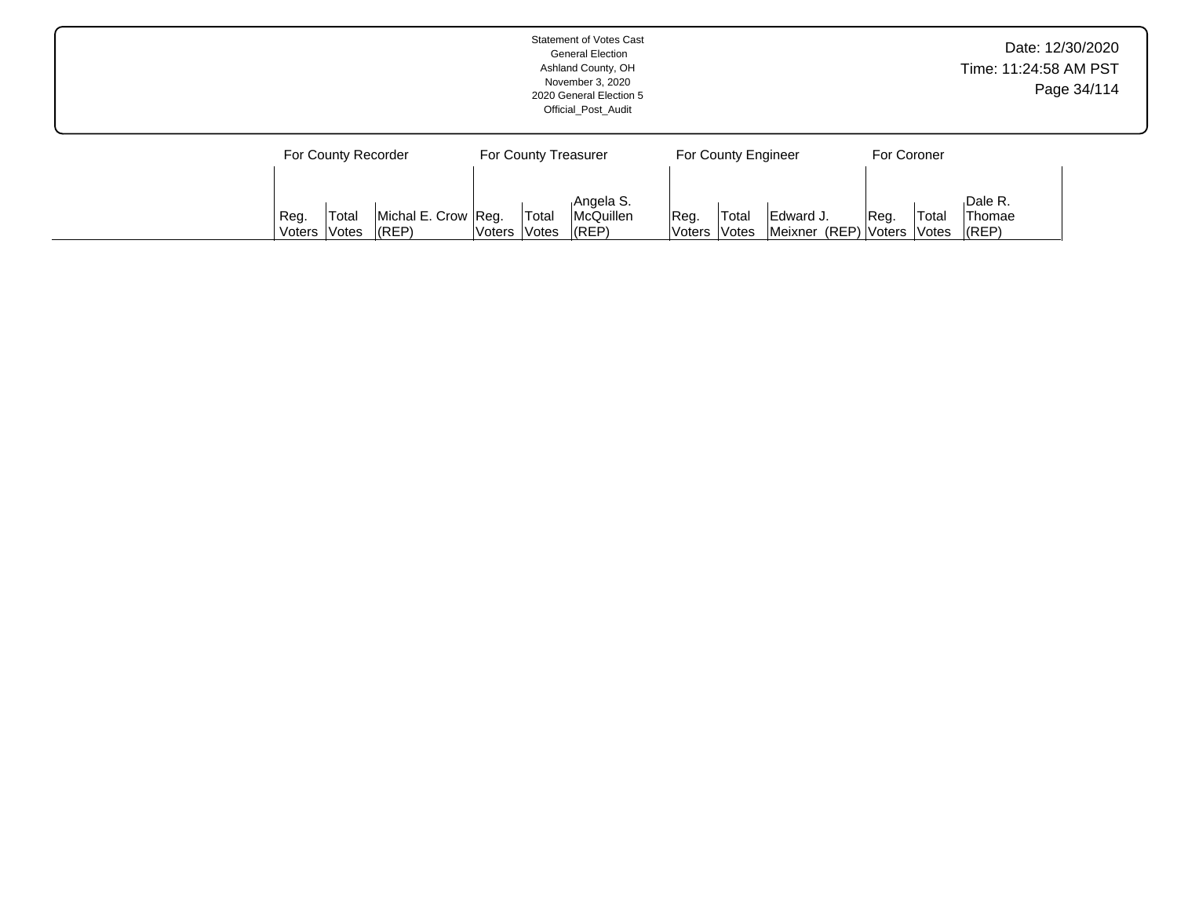| | For County Recorder | | | For County Treasurer | | | For County Engineer | | | For Coroner | | |
|---|---|---|---|---|---|---|---|---|---|---|---|---|
| | Reg. Voters | Total Votes | Michal E. Crow (REP) | Reg. Voters | Total Votes | Angela S. McQuillen (REP) | Reg. Voters | Total Votes | Edward J. Meixner (REP) | Reg. Voters | Total Votes | Dale R. Thomae (REP) |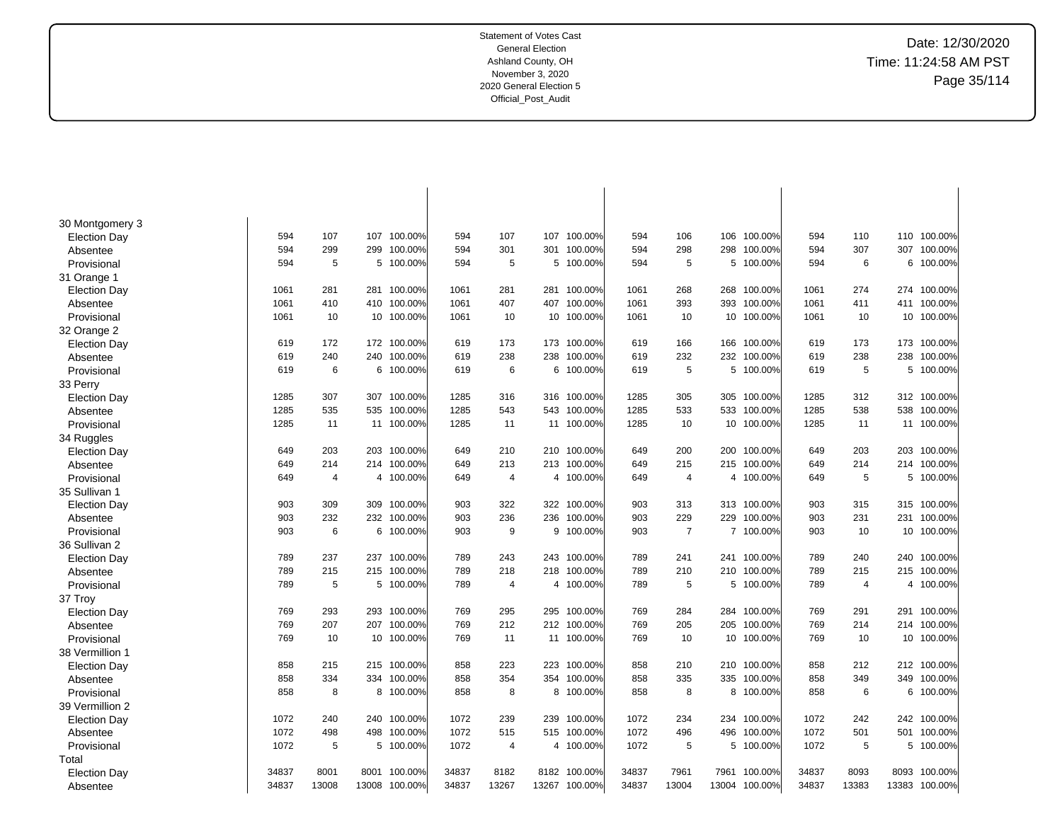Statement of Votes Cast
General Election
Ashland County, OH
November 3, 2020
2020 General Election 5
Official_Post_Audit

Date: 12/30/2020
Time: 11:24:58 AM PST

| | | | | | | | | | | | | | | | | |
|---|---|---|---|---|---|---|---|---|---|---|---|---|---|---|---|---|
| 30 Montgomery 3 | | | | | | | | | | | | | | | | |
| Election Day | 594 | 107 | 107 | 100.00% | 594 | 107 | 107 | 100.00% | 594 | 106 | 106 | 100.00% | 594 | 110 | 110 | 100.00% |
| Absentee | 594 | 299 | 299 | 100.00% | 594 | 301 | 301 | 100.00% | 594 | 298 | 298 | 100.00% | 594 | 307 | 307 | 100.00% |
| Provisional | 594 | 5 | 5 | 100.00% | 594 | 5 | 5 | 100.00% | 594 | 5 | 5 | 100.00% | 594 | 6 | 6 | 100.00% |
| 31 Orange 1 | | | | | | | | | | | | | | | | |
| Election Day | 1061 | 281 | 281 | 100.00% | 1061 | 281 | 281 | 100.00% | 1061 | 268 | 268 | 100.00% | 1061 | 274 | 274 | 100.00% |
| Absentee | 1061 | 410 | 410 | 100.00% | 1061 | 407 | 407 | 100.00% | 1061 | 393 | 393 | 100.00% | 1061 | 411 | 411 | 100.00% |
| Provisional | 1061 | 10 | 10 | 100.00% | 1061 | 10 | 10 | 100.00% | 1061 | 10 | 10 | 100.00% | 1061 | 10 | 10 | 100.00% |
| 32 Orange 2 | | | | | | | | | | | | | | | | |
| Election Day | 619 | 172 | 172 | 100.00% | 619 | 173 | 173 | 100.00% | 619 | 166 | 166 | 100.00% | 619 | 173 | 173 | 100.00% |
| Absentee | 619 | 240 | 240 | 100.00% | 619 | 238 | 238 | 100.00% | 619 | 232 | 232 | 100.00% | 619 | 238 | 238 | 100.00% |
| Provisional | 619 | 6 | 6 | 100.00% | 619 | 6 | 6 | 100.00% | 619 | 5 | 5 | 100.00% | 619 | 5 | 5 | 100.00% |
| 33 Perry | | | | | | | | | | | | | | | | |
| Election Day | 1285 | 307 | 307 | 100.00% | 1285 | 316 | 316 | 100.00% | 1285 | 305 | 305 | 100.00% | 1285 | 312 | 312 | 100.00% |
| Absentee | 1285 | 535 | 535 | 100.00% | 1285 | 543 | 543 | 100.00% | 1285 | 533 | 533 | 100.00% | 1285 | 538 | 538 | 100.00% |
| Provisional | 1285 | 11 | 11 | 100.00% | 1285 | 11 | 11 | 100.00% | 1285 | 10 | 10 | 100.00% | 1285 | 11 | 11 | 100.00% |
| 34 Ruggles | | | | | | | | | | | | | | | | |
| Election Day | 649 | 203 | 203 | 100.00% | 649 | 210 | 210 | 100.00% | 649 | 200 | 200 | 100.00% | 649 | 203 | 203 | 100.00% |
| Absentee | 649 | 214 | 214 | 100.00% | 649 | 213 | 213 | 100.00% | 649 | 215 | 215 | 100.00% | 649 | 214 | 214 | 100.00% |
| Provisional | 649 | 4 | 4 | 100.00% | 649 | 4 | 4 | 100.00% | 649 | 4 | 4 | 100.00% | 649 | 5 | 5 | 100.00% |
| 35 Sullivan 1 | | | | | | | | | | | | | | | | |
| Election Day | 903 | 309 | 309 | 100.00% | 903 | 322 | 322 | 100.00% | 903 | 313 | 313 | 100.00% | 903 | 315 | 315 | 100.00% |
| Absentee | 903 | 232 | 232 | 100.00% | 903 | 236 | 236 | 100.00% | 903 | 229 | 229 | 100.00% | 903 | 231 | 231 | 100.00% |
| Provisional | 903 | 6 | 6 | 100.00% | 903 | 9 | 9 | 100.00% | 903 | 7 | 7 | 100.00% | 903 | 10 | 10 | 100.00% |
| 36 Sullivan 2 | | | | | | | | | | | | | | | | |
| Election Day | 789 | 237 | 237 | 100.00% | 789 | 243 | 243 | 100.00% | 789 | 241 | 241 | 100.00% | 789 | 240 | 240 | 100.00% |
| Absentee | 789 | 215 | 215 | 100.00% | 789 | 218 | 218 | 100.00% | 789 | 210 | 210 | 100.00% | 789 | 215 | 215 | 100.00% |
| Provisional | 789 | 5 | 5 | 100.00% | 789 | 4 | 4 | 100.00% | 789 | 5 | 5 | 100.00% | 789 | 4 | 4 | 100.00% |
| 37 Troy | | | | | | | | | | | | | | | | |
| Election Day | 769 | 293 | 293 | 100.00% | 769 | 295 | 295 | 100.00% | 769 | 284 | 284 | 100.00% | 769 | 291 | 291 | 100.00% |
| Absentee | 769 | 207 | 207 | 100.00% | 769 | 212 | 212 | 100.00% | 769 | 205 | 205 | 100.00% | 769 | 214 | 214 | 100.00% |
| Provisional | 769 | 10 | 10 | 100.00% | 769 | 11 | 11 | 100.00% | 769 | 10 | 10 | 100.00% | 769 | 10 | 10 | 100.00% |
| 38 Vermillion 1 | | | | | | | | | | | | | | | | |
| Election Day | 858 | 215 | 215 | 100.00% | 858 | 223 | 223 | 100.00% | 858 | 210 | 210 | 100.00% | 858 | 212 | 212 | 100.00% |
| Absentee | 858 | 334 | 334 | 100.00% | 858 | 354 | 354 | 100.00% | 858 | 335 | 335 | 100.00% | 858 | 349 | 349 | 100.00% |
| Provisional | 858 | 8 | 8 | 100.00% | 858 | 8 | 8 | 100.00% | 858 | 8 | 8 | 100.00% | 858 | 6 | 6 | 100.00% |
| 39 Vermillion 2 | | | | | | | | | | | | | | | | |
| Election Day | 1072 | 240 | 240 | 100.00% | 1072 | 239 | 239 | 100.00% | 1072 | 234 | 234 | 100.00% | 1072 | 242 | 242 | 100.00% |
| Absentee | 1072 | 498 | 498 | 100.00% | 1072 | 515 | 515 | 100.00% | 1072 | 496 | 496 | 100.00% | 1072 | 501 | 501 | 100.00% |
| Provisional | 1072 | 5 | 5 | 100.00% | 1072 | 4 | 4 | 100.00% | 1072 | 5 | 5 | 100.00% | 1072 | 5 | 5 | 100.00% |
| Total | | | | | | | | | | | | | | | | |
| Election Day | 34837 | 8001 | 8001 | 100.00% | 34837 | 8182 | 8182 | 100.00% | 34837 | 7961 | 7961 | 100.00% | 34837 | 8093 | 8093 | 100.00% |
| Absentee | 34837 | 13008 | 13008 | 100.00% | 34837 | 13267 | 13267 | 100.00% | 34837 | 13004 | 13004 | 100.00% | 34837 | 13383 | 13383 | 100.00% |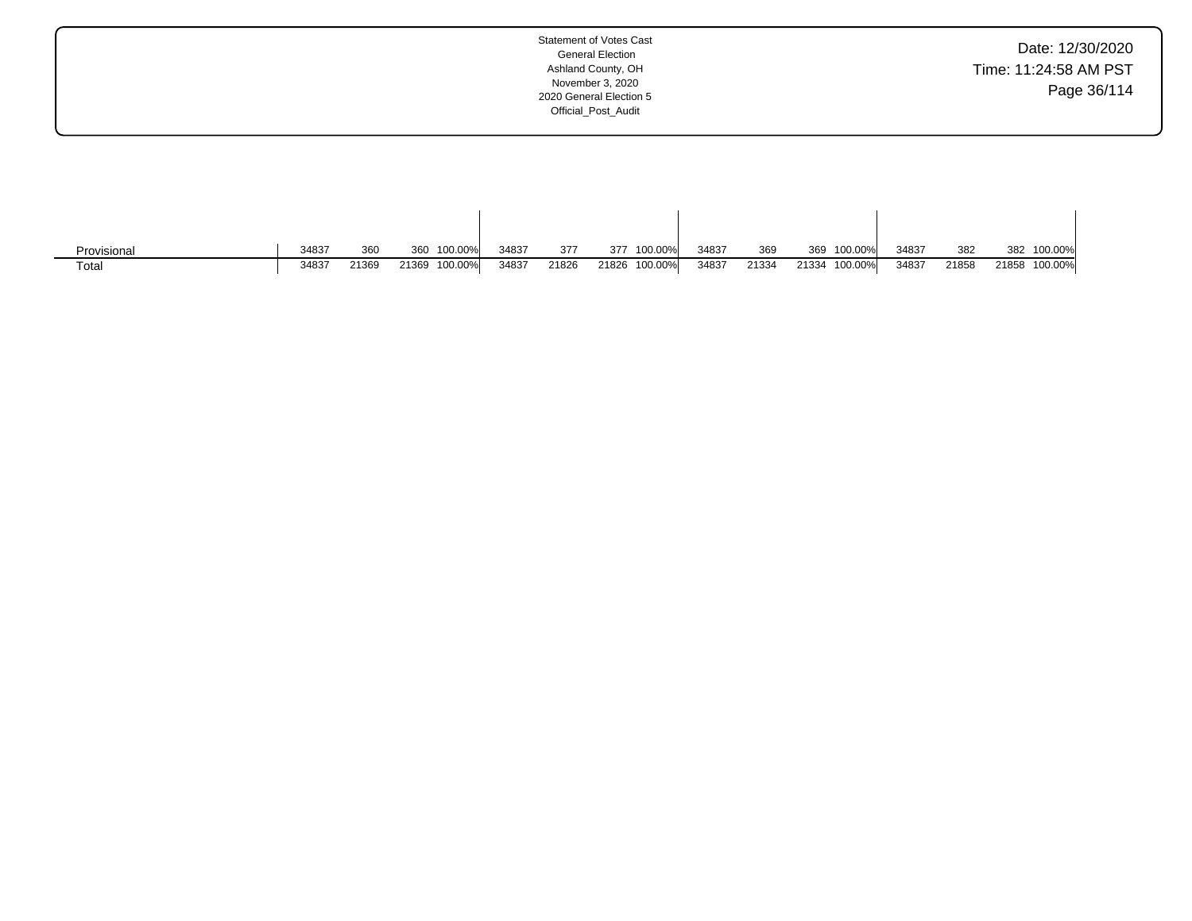| | | | | | | | | | | | | | | | | |
|---|---|---|---|---|---|---|---|---|---|---|---|---|---|---|---|---|
| Provisional | 34837 | 360 | 360 | 100.00% | 34837 | 377 | 377 | 100.00% | 34837 | 369 | 369 | 100.00% | 34837 | 382 | 382 | 100.00% |
| Total | 34837 | 21369 | 21369 | 100.00% | 34837 | 21826 | 21826 | 100.00% | 34837 | 21334 | 21334 | 100.00% | 34837 | 21858 | 21858 | 100.00% |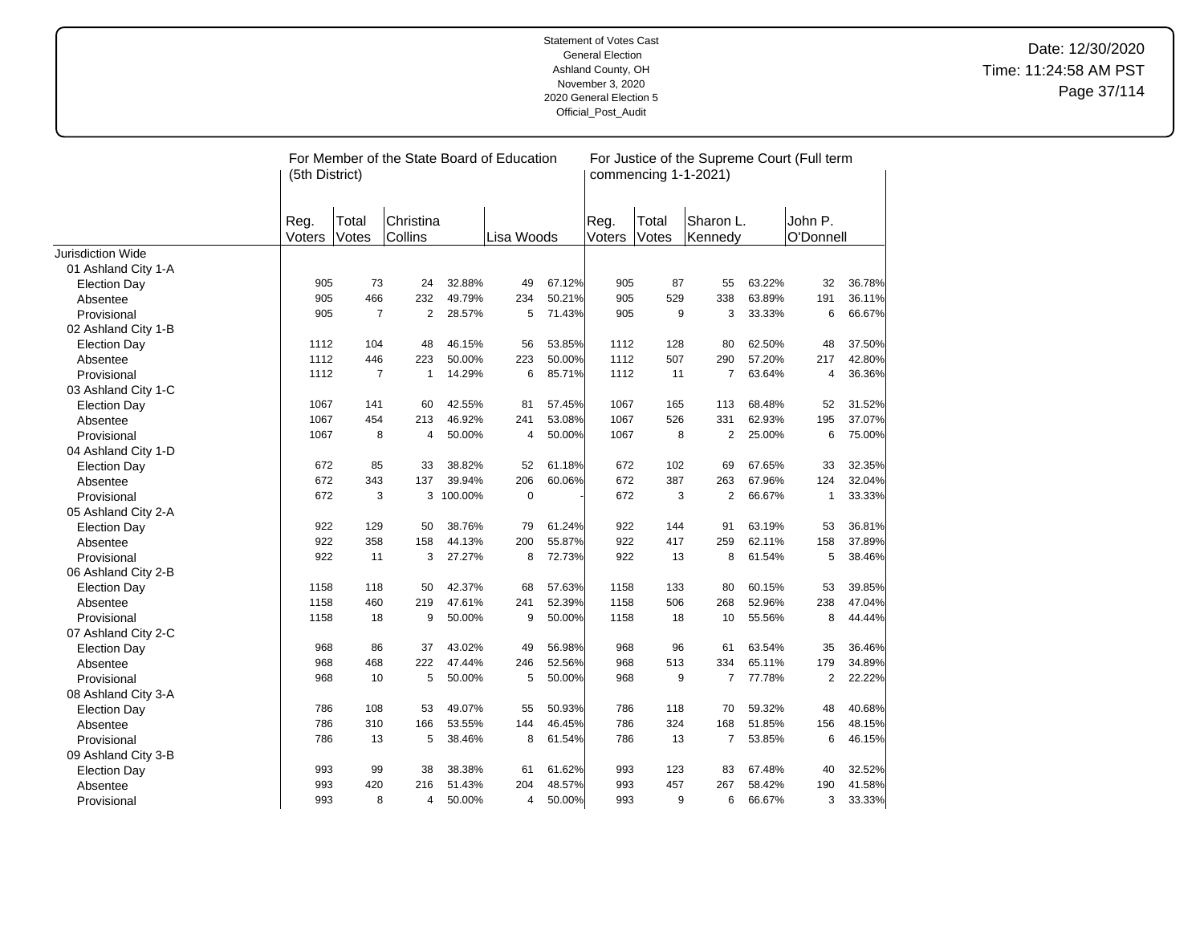Statement of Votes Cast
General Election
Ashland County, OH
November 3, 2020
2020 General Election 5
Official_Post_Audit

Date: 12/30/2020
Time: 11:24:58 AM PST

| | For Member of the State Board of Education (5th District) | | | | | | For Justice of the Supreme Court (Full term commencing 1-1-2021) | | | | | |
|---|---|---|---|---|---|---|---|---|---|---|---|---|
| | Reg. Voters | Total Votes | Christina Collins | | Lisa Woods | | Reg. Voters | Total Votes | Sharon L. Kennedy | | John P. O'Donnell | |
| Jurisdiction Wide | | | | | | | | | | | | |
| 01 Ashland City 1-A | | | | | | | | | | | | |
| Election Day | 905 | 73 | 24 | 32.88% | 49 | 67.12% | 905 | 87 | 55 | 63.22% | 32 | 36.78% |
| Absentee | 905 | 466 | 232 | 49.79% | 234 | 50.21% | 905 | 529 | 338 | 63.89% | 191 | 36.11% |
| Provisional | 905 | 7 | 2 | 28.57% | 5 | 71.43% | 905 | 9 | 3 | 33.33% | 6 | 66.67% |
| 02 Ashland City 1-B | | | | | | | | | | | | |
| Election Day | 1112 | 104 | 48 | 46.15% | 56 | 53.85% | 1112 | 128 | 80 | 62.50% | 48 | 37.50% |
| Absentee | 1112 | 446 | 223 | 50.00% | 223 | 50.00% | 1112 | 507 | 290 | 57.20% | 217 | 42.80% |
| Provisional | 1112 | 7 | 1 | 14.29% | 6 | 85.71% | 1112 | 11 | 7 | 63.64% | 4 | 36.36% |
| 03 Ashland City 1-C | | | | | | | | | | | | |
| Election Day | 1067 | 141 | 60 | 42.55% | 81 | 57.45% | 1067 | 165 | 113 | 68.48% | 52 | 31.52% |
| Absentee | 1067 | 454 | 213 | 46.92% | 241 | 53.08% | 1067 | 526 | 331 | 62.93% | 195 | 37.07% |
| Provisional | 1067 | 8 | 4 | 50.00% | 4 | 50.00% | 1067 | 8 | 2 | 25.00% | 6 | 75.00% |
| 04 Ashland City 1-D | | | | | | | | | | | | |
| Election Day | 672 | 85 | 33 | 38.82% | 52 | 61.18% | 672 | 102 | 69 | 67.65% | 33 | 32.35% |
| Absentee | 672 | 343 | 137 | 39.94% | 206 | 60.06% | 672 | 387 | 263 | 67.96% | 124 | 32.04% |
| Provisional | 672 | 3 | 3 | 100.00% | 0 | - | 672 | 3 | 2 | 66.67% | 1 | 33.33% |
| 05 Ashland City 2-A | | | | | | | | | | | | |
| Election Day | 922 | 129 | 50 | 38.76% | 79 | 61.24% | 922 | 144 | 91 | 63.19% | 53 | 36.81% |
| Absentee | 922 | 358 | 158 | 44.13% | 200 | 55.87% | 922 | 417 | 259 | 62.11% | 158 | 37.89% |
| Provisional | 922 | 11 | 3 | 27.27% | 8 | 72.73% | 922 | 13 | 8 | 61.54% | 5 | 38.46% |
| 06 Ashland City 2-B | | | | | | | | | | | | |
| Election Day | 1158 | 118 | 50 | 42.37% | 68 | 57.63% | 1158 | 133 | 80 | 60.15% | 53 | 39.85% |
| Absentee | 1158 | 460 | 219 | 47.61% | 241 | 52.39% | 1158 | 506 | 268 | 52.96% | 238 | 47.04% |
| Provisional | 1158 | 18 | 9 | 50.00% | 9 | 50.00% | 1158 | 18 | 10 | 55.56% | 8 | 44.44% |
| 07 Ashland City 2-C | | | | | | | | | | | | |
| Election Day | 968 | 86 | 37 | 43.02% | 49 | 56.98% | 968 | 96 | 61 | 63.54% | 35 | 36.46% |
| Absentee | 968 | 468 | 222 | 47.44% | 246 | 52.56% | 968 | 513 | 334 | 65.11% | 179 | 34.89% |
| Provisional | 968 | 10 | 5 | 50.00% | 5 | 50.00% | 968 | 9 | 7 | 77.78% | 2 | 22.22% |
| 08 Ashland City 3-A | | | | | | | | | | | | |
| Election Day | 786 | 108 | 53 | 49.07% | 55 | 50.93% | 786 | 118 | 70 | 59.32% | 48 | 40.68% |
| Absentee | 786 | 310 | 166 | 53.55% | 144 | 46.45% | 786 | 324 | 168 | 51.85% | 156 | 48.15% |
| Provisional | 786 | 13 | 5 | 38.46% | 8 | 61.54% | 786 | 13 | 7 | 53.85% | 6 | 46.15% |
| 09 Ashland City 3-B | | | | | | | | | | | | |
| Election Day | 993 | 99 | 38 | 38.38% | 61 | 61.62% | 993 | 123 | 83 | 67.48% | 40 | 32.52% |
| Absentee | 993 | 420 | 216 | 51.43% | 204 | 48.57% | 993 | 457 | 267 | 58.42% | 190 | 41.58% |
| Provisional | 993 | 8 | 4 | 50.00% | 4 | 50.00% | 993 | 9 | 6 | 66.67% | 3 | 33.33% |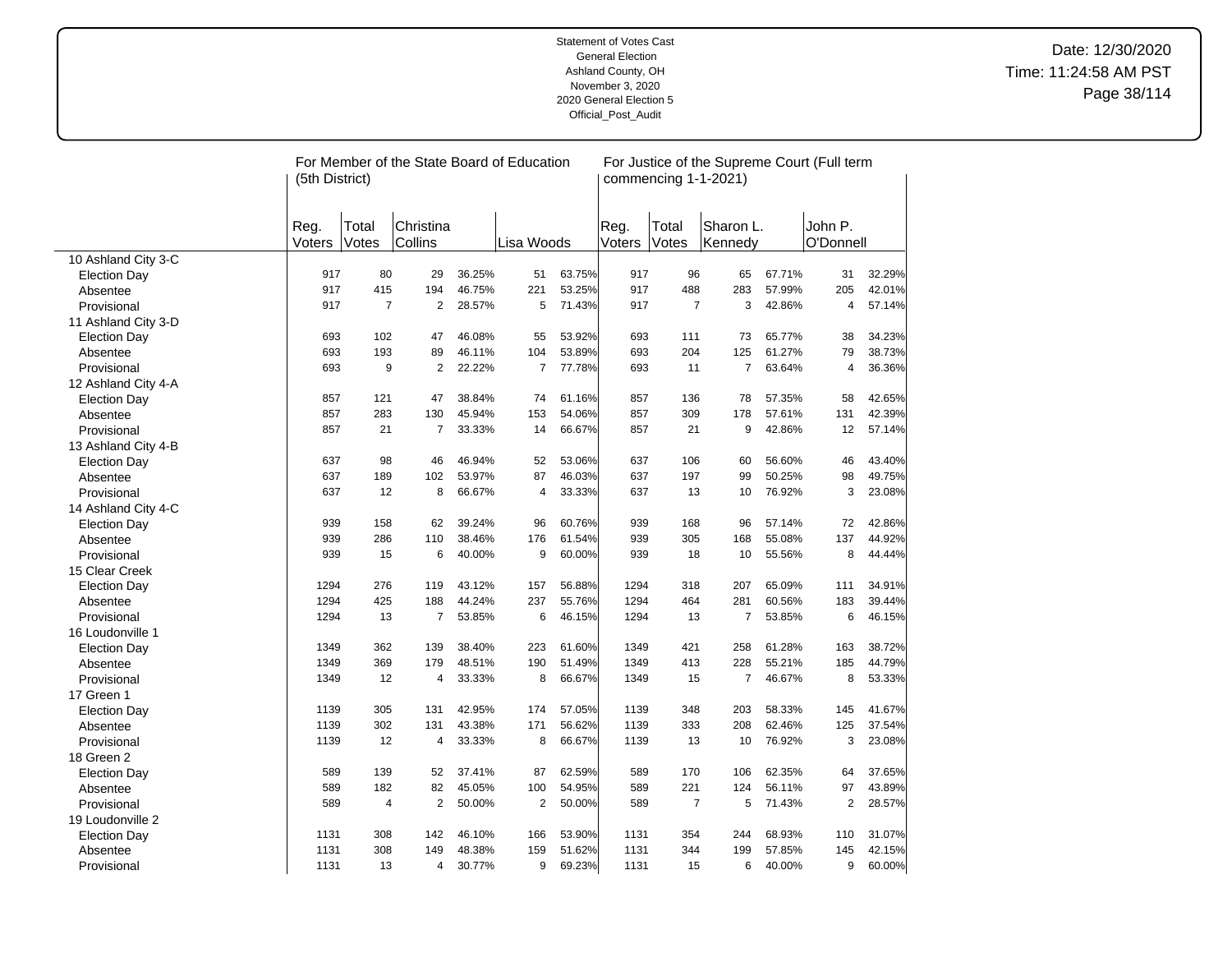Statement of Votes Cast
General Election
Ashland County, OH
November 3, 2020
2020 General Election 5
Official_Post_Audit

Date: 12/30/2020
Time: 11:24:58 AM PST

| | For Member of the State Board of Education (5th District) | | | | | | For Justice of the Supreme Court (Full term commencing 1-1-2021) | | | | | |
|---|---|---|---|---|---|---|---|---|---|---|---|---|
| | Reg. Voters | Total Votes | Christina Collins | | Lisa Woods | | Reg. Voters | Total Votes | Sharon L. Kennedy | | John P. O'Donnell | |
| 10 Ashland City 3-C | | | | | | | | | | | | |
| Election Day | 917 | 80 | 29 | 36.25% | 51 | 63.75% | 917 | 96 | 65 | 67.71% | 31 | 32.29% |
| Absentee | 917 | 415 | 194 | 46.75% | 221 | 53.25% | 917 | 488 | 283 | 57.99% | 205 | 42.01% |
| Provisional | 917 | 7 | 2 | 28.57% | 5 | 71.43% | 917 | 7 | 3 | 42.86% | 4 | 57.14% |
| 11 Ashland City 3-D | | | | | | | | | | | | |
| Election Day | 693 | 102 | 47 | 46.08% | 55 | 53.92% | 693 | 111 | 73 | 65.77% | 38 | 34.23% |
| Absentee | 693 | 193 | 89 | 46.11% | 104 | 53.89% | 693 | 204 | 125 | 61.27% | 79 | 38.73% |
| Provisional | 693 | 9 | 2 | 22.22% | 7 | 77.78% | 693 | 11 | 7 | 63.64% | 4 | 36.36% |
| 12 Ashland City 4-A | | | | | | | | | | | | |
| Election Day | 857 | 121 | 47 | 38.84% | 74 | 61.16% | 857 | 136 | 78 | 57.35% | 58 | 42.65% |
| Absentee | 857 | 283 | 130 | 45.94% | 153 | 54.06% | 857 | 309 | 178 | 57.61% | 131 | 42.39% |
| Provisional | 857 | 21 | 7 | 33.33% | 14 | 66.67% | 857 | 21 | 9 | 42.86% | 12 | 57.14% |
| 13 Ashland City 4-B | | | | | | | | | | | | |
| Election Day | 637 | 98 | 46 | 46.94% | 52 | 53.06% | 637 | 106 | 60 | 56.60% | 46 | 43.40% |
| Absentee | 637 | 189 | 102 | 53.97% | 87 | 46.03% | 637 | 197 | 99 | 50.25% | 98 | 49.75% |
| Provisional | 637 | 12 | 8 | 66.67% | 4 | 33.33% | 637 | 13 | 10 | 76.92% | 3 | 23.08% |
| 14 Ashland City 4-C | | | | | | | | | | | | |
| Election Day | 939 | 158 | 62 | 39.24% | 96 | 60.76% | 939 | 168 | 96 | 57.14% | 72 | 42.86% |
| Absentee | 939 | 286 | 110 | 38.46% | 176 | 61.54% | 939 | 305 | 168 | 55.08% | 137 | 44.92% |
| Provisional | 939 | 15 | 6 | 40.00% | 9 | 60.00% | 939 | 18 | 10 | 55.56% | 8 | 44.44% |
| 15 Clear Creek | | | | | | | | | | | | |
| Election Day | 1294 | 276 | 119 | 43.12% | 157 | 56.88% | 1294 | 318 | 207 | 65.09% | 111 | 34.91% |
| Absentee | 1294 | 425 | 188 | 44.24% | 237 | 55.76% | 1294 | 464 | 281 | 60.56% | 183 | 39.44% |
| Provisional | 1294 | 13 | 7 | 53.85% | 6 | 46.15% | 1294 | 13 | 7 | 53.85% | 6 | 46.15% |
| 16 Loudonville 1 | | | | | | | | | | | | |
| Election Day | 1349 | 362 | 139 | 38.40% | 223 | 61.60% | 1349 | 421 | 258 | 61.28% | 163 | 38.72% |
| Absentee | 1349 | 369 | 179 | 48.51% | 190 | 51.49% | 1349 | 413 | 228 | 55.21% | 185 | 44.79% |
| Provisional | 1349 | 12 | 4 | 33.33% | 8 | 66.67% | 1349 | 15 | 7 | 46.67% | 8 | 53.33% |
| 17 Green 1 | | | | | | | | | | | | |
| Election Day | 1139 | 305 | 131 | 42.95% | 174 | 57.05% | 1139 | 348 | 203 | 58.33% | 145 | 41.67% |
| Absentee | 1139 | 302 | 131 | 43.38% | 171 | 56.62% | 1139 | 333 | 208 | 62.46% | 125 | 37.54% |
| Provisional | 1139 | 12 | 4 | 33.33% | 8 | 66.67% | 1139 | 13 | 10 | 76.92% | 3 | 23.08% |
| 18 Green 2 | | | | | | | | | | | | |
| Election Day | 589 | 139 | 52 | 37.41% | 87 | 62.59% | 589 | 170 | 106 | 62.35% | 64 | 37.65% |
| Absentee | 589 | 182 | 82 | 45.05% | 100 | 54.95% | 589 | 221 | 124 | 56.11% | 97 | 43.89% |
| Provisional | 589 | 4 | 2 | 50.00% | 2 | 50.00% | 589 | 7 | 5 | 71.43% | 2 | 28.57% |
| 19 Loudonville 2 | | | | | | | | | | | | |
| Election Day | 1131 | 308 | 142 | 46.10% | 166 | 53.90% | 1131 | 354 | 244 | 68.93% | 110 | 31.07% |
| Absentee | 1131 | 308 | 149 | 48.38% | 159 | 51.62% | 1131 | 344 | 199 | 57.85% | 145 | 42.15% |
| Provisional | 1131 | 13 | 4 | 30.77% | 9 | 69.23% | 1131 | 15 | 6 | 40.00% | 9 | 60.00% |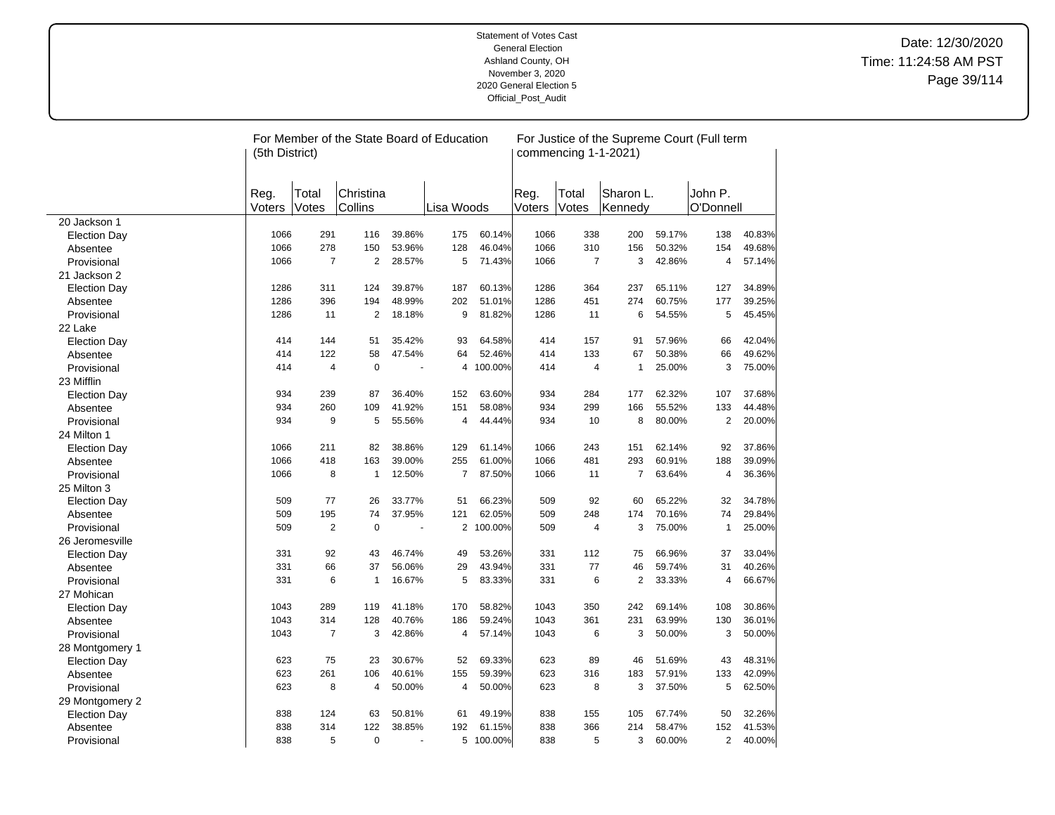Statement of Votes Cast
General Election
Ashland County, OH
November 3, 2020
2020 General Election 5
Official_Post_Audit

Date: 12/30/2020
Time: 11:24:58 AM PST

| | For Member of the State Board of Education (5th District) | | | | | | For Justice of the Supreme Court (Full term commencing 1-1-2021) | | | | | |
|---|---|---|---|---|---|---|---|---|---|---|---|---|
| | Reg. Voters | Total Votes | Christina Collins | | Lisa Woods | | Reg. Voters | Total Votes | Sharon L. Kennedy | | John P. O'Donnell | |
| **20 Jackson 1** | | | | | | | | | | | | |
| Election Day | 1066 | 291 | 116 | 39.86% | 175 | 60.14% | 1066 | 338 | 200 | 59.17% | 138 | 40.83% |
| Absentee | 1066 | 278 | 150 | 53.96% | 128 | 46.04% | 1066 | 310 | 156 | 50.32% | 154 | 49.68% |
| Provisional | 1066 | 7 | 2 | 28.57% | 5 | 71.43% | 1066 | 7 | 3 | 42.86% | 4 | 57.14% |
| **21 Jackson 2** | | | | | | | | | | | | |
| Election Day | 1286 | 311 | 124 | 39.87% | 187 | 60.13% | 1286 | 364 | 237 | 65.11% | 127 | 34.89% |
| Absentee | 1286 | 396 | 194 | 48.99% | 202 | 51.01% | 1286 | 451 | 274 | 60.75% | 177 | 39.25% |
| Provisional | 1286 | 11 | 2 | 18.18% | 9 | 81.82% | 1286 | 11 | 6 | 54.55% | 5 | 45.45% |
| **22 Lake** | | | | | | | | | | | | |
| Election Day | 414 | 144 | 51 | 35.42% | 93 | 64.58% | 414 | 157 | 91 | 57.96% | 66 | 42.04% |
| Absentee | 414 | 122 | 58 | 47.54% | 64 | 52.46% | 414 | 133 | 67 | 50.38% | 66 | 49.62% |
| Provisional | 414 | 4 | 0 | - | 4 | 100.00% | 414 | 4 | 1 | 25.00% | 3 | 75.00% |
| **23 Mifflin** | | | | | | | | | | | | |
| Election Day | 934 | 239 | 87 | 36.40% | 152 | 63.60% | 934 | 284 | 177 | 62.32% | 107 | 37.68% |
| Absentee | 934 | 260 | 109 | 41.92% | 151 | 58.08% | 934 | 299 | 166 | 55.52% | 133 | 44.48% |
| Provisional | 934 | 9 | 5 | 55.56% | 4 | 44.44% | 934 | 10 | 8 | 80.00% | 2 | 20.00% |
| **24 Milton 1** | | | | | | | | | | | | |
| Election Day | 1066 | 211 | 82 | 38.86% | 129 | 61.14% | 1066 | 243 | 151 | 62.14% | 92 | 37.86% |
| Absentee | 1066 | 418 | 163 | 39.00% | 255 | 61.00% | 1066 | 481 | 293 | 60.91% | 188 | 39.09% |
| Provisional | 1066 | 8 | 1 | 12.50% | 7 | 87.50% | 1066 | 11 | 7 | 63.64% | 4 | 36.36% |
| **25 Milton 3** | | | | | | | | | | | | |
| Election Day | 509 | 77 | 26 | 33.77% | 51 | 66.23% | 509 | 92 | 60 | 65.22% | 32 | 34.78% |
| Absentee | 509 | 195 | 74 | 37.95% | 121 | 62.05% | 509 | 248 | 174 | 70.16% | 74 | 29.84% |
| Provisional | 509 | 2 | 0 | - | 2 | 100.00% | 509 | 4 | 3 | 75.00% | 1 | 25.00% |
| **26 Jeromesville** | | | | | | | | | | | | |
| Election Day | 331 | 92 | 43 | 46.74% | 49 | 53.26% | 331 | 112 | 75 | 66.96% | 37 | 33.04% |
| Absentee | 331 | 66 | 37 | 56.06% | 29 | 43.94% | 331 | 77 | 46 | 59.74% | 31 | 40.26% |
| Provisional | 331 | 6 | 1 | 16.67% | 5 | 83.33% | 331 | 6 | 2 | 33.33% | 4 | 66.67% |
| **27 Mohican** | | | | | | | | | | | | |
| Election Day | 1043 | 289 | 119 | 41.18% | 170 | 58.82% | 1043 | 350 | 242 | 69.14% | 108 | 30.86% |
| Absentee | 1043 | 314 | 128 | 40.76% | 186 | 59.24% | 1043 | 361 | 231 | 63.99% | 130 | 36.01% |
| Provisional | 1043 | 7 | 3 | 42.86% | 4 | 57.14% | 1043 | 6 | 3 | 50.00% | 3 | 50.00% |
| **28 Montgomery 1** | | | | | | | | | | | | |
| Election Day | 623 | 75 | 23 | 30.67% | 52 | 69.33% | 623 | 89 | 46 | 51.69% | 43 | 48.31% |
| Absentee | 623 | 261 | 106 | 40.61% | 155 | 59.39% | 623 | 316 | 183 | 57.91% | 133 | 42.09% |
| Provisional | 623 | 8 | 4 | 50.00% | 4 | 50.00% | 623 | 8 | 3 | 37.50% | 5 | 62.50% |
| **29 Montgomery 2** | | | | | | | | | | | | |
| Election Day | 838 | 124 | 63 | 50.81% | 61 | 49.19% | 838 | 155 | 105 | 67.74% | 50 | 32.26% |
| Absentee | 838 | 314 | 122 | 38.85% | 192 | 61.15% | 838 | 366 | 214 | 58.47% | 152 | 41.53% |
| Provisional | 838 | 5 | 0 | - | 5 | 100.00% | 838 | 5 | 3 | 60.00% | 2 | 40.00% |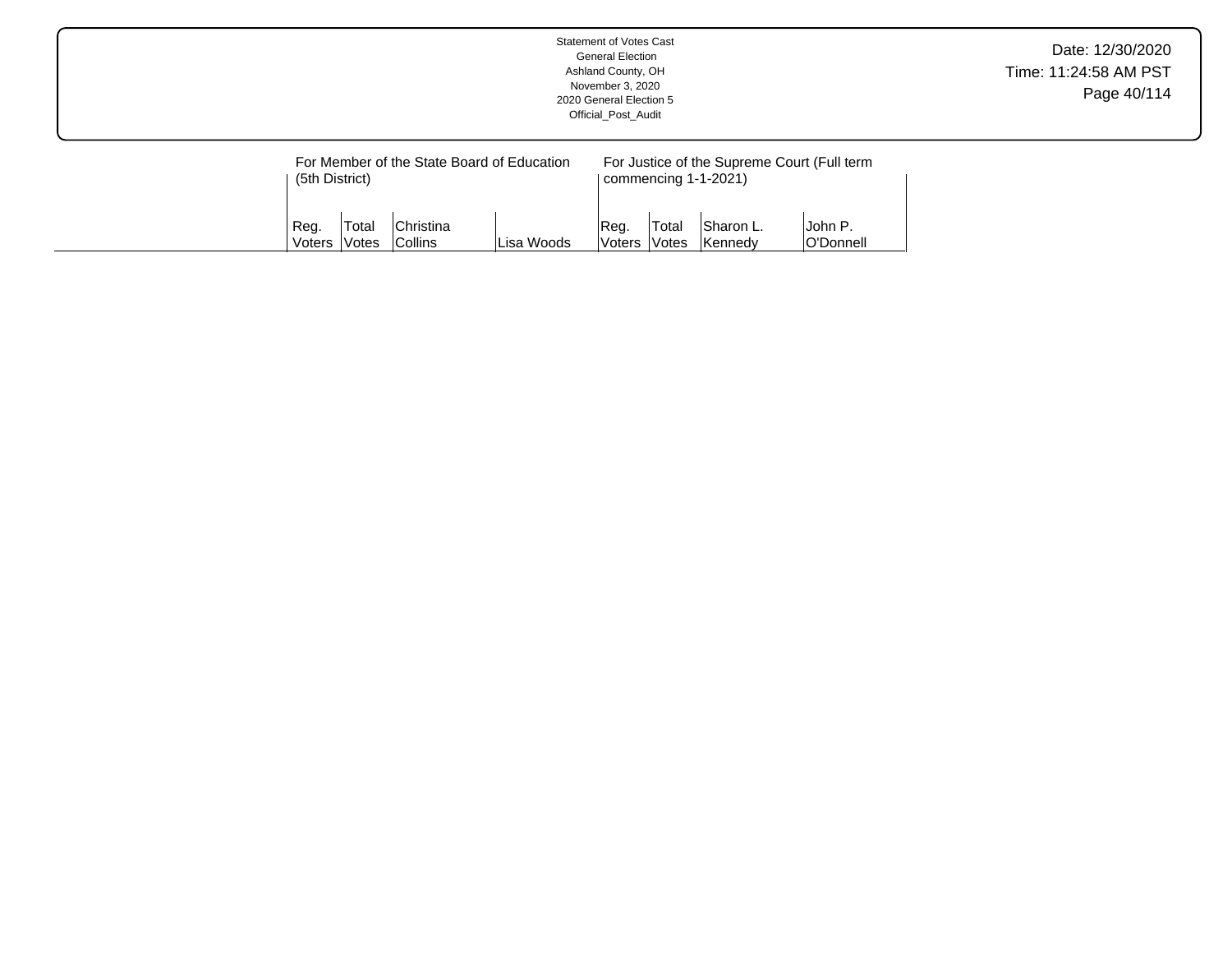| | For Member of the State Board of Education (5th District) | | | | For Justice of the Supreme Court (Full term commencing 1-1-2021) | | | |
|---|---|---|---|---|---|---|---|---|
| | Reg. Voters | Total Votes | Christina Collins | Lisa Woods | Reg. Voters | Total Votes | Sharon L. Kennedy | John P. O'Donnell |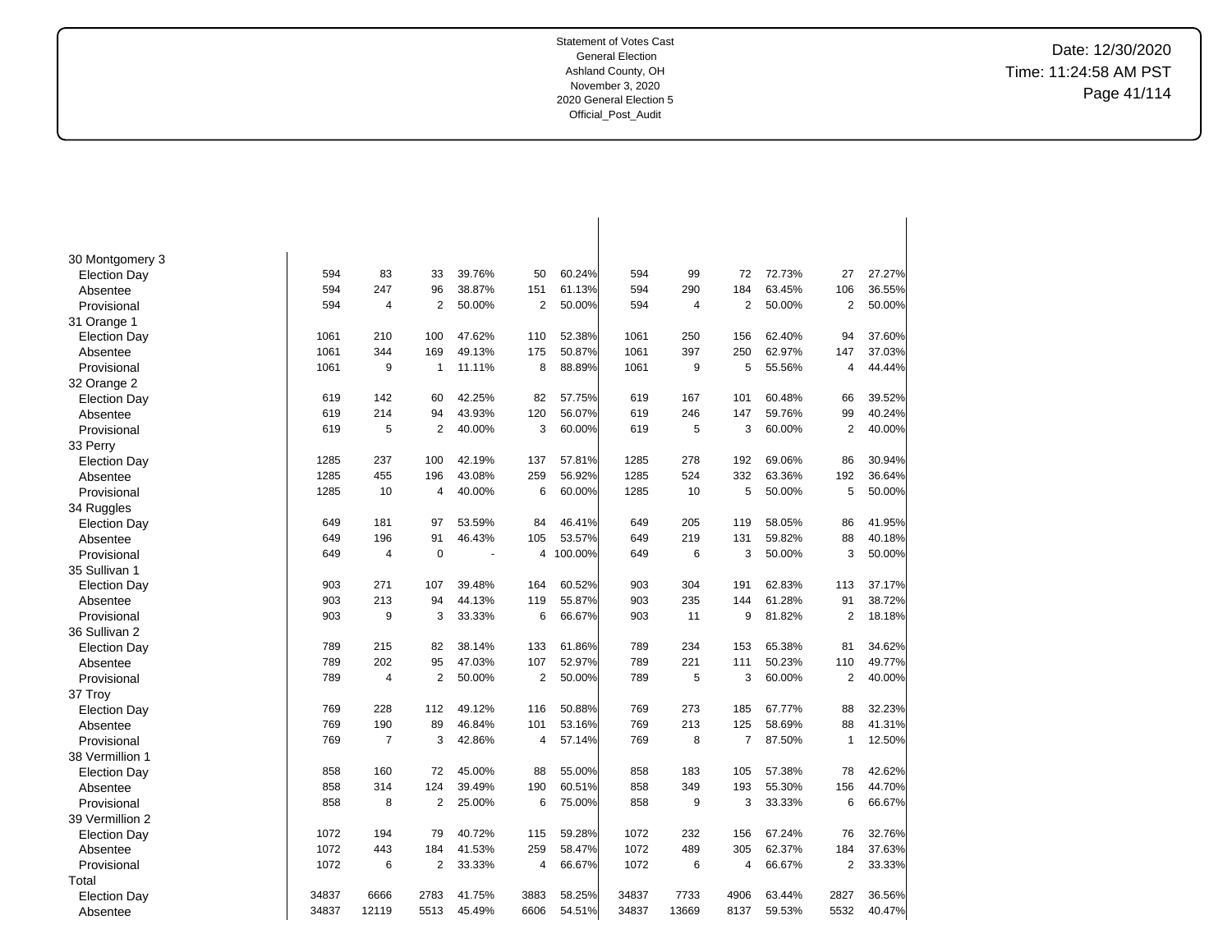Statement of Votes Cast
General Election
Ashland County, OH
November 3, 2020
2020 General Election 5
Official_Post_Audit

Date: 12/30/2020
Time: 11:24:58 AM PST

| | | | | | | | | | | | | |
|---|---|---|---|---|---|---|---|---|---|---|---|---|
| 30 Montgomery 3 | | | | | | | | | | | | |
| Election Day | 594 | 83 | 33 | 39.76% | 50 | 60.24% | 594 | 99 | 72 | 72.73% | 27 | 27.27% |
| Absentee | 594 | 247 | 96 | 38.87% | 151 | 61.13% | 594 | 290 | 184 | 63.45% | 106 | 36.55% |
| Provisional | 594 | 4 | 2 | 50.00% | 2 | 50.00% | 594 | 4 | 2 | 50.00% | 2 | 50.00% |
| 31 Orange 1 | | | | | | | | | | | | |
| Election Day | 1061 | 210 | 100 | 47.62% | 110 | 52.38% | 1061 | 250 | 156 | 62.40% | 94 | 37.60% |
| Absentee | 1061 | 344 | 169 | 49.13% | 175 | 50.87% | 1061 | 397 | 250 | 62.97% | 147 | 37.03% |
| Provisional | 1061 | 9 | 1 | 11.11% | 8 | 88.89% | 1061 | 9 | 5 | 55.56% | 4 | 44.44% |
| 32 Orange 2 | | | | | | | | | | | | |
| Election Day | 619 | 142 | 60 | 42.25% | 82 | 57.75% | 619 | 167 | 101 | 60.48% | 66 | 39.52% |
| Absentee | 619 | 214 | 94 | 43.93% | 120 | 56.07% | 619 | 246 | 147 | 59.76% | 99 | 40.24% |
| Provisional | 619 | 5 | 2 | 40.00% | 3 | 60.00% | 619 | 5 | 3 | 60.00% | 2 | 40.00% |
| 33 Perry | | | | | | | | | | | | |
| Election Day | 1285 | 237 | 100 | 42.19% | 137 | 57.81% | 1285 | 278 | 192 | 69.06% | 86 | 30.94% |
| Absentee | 1285 | 455 | 196 | 43.08% | 259 | 56.92% | 1285 | 524 | 332 | 63.36% | 192 | 36.64% |
| Provisional | 1285 | 10 | 4 | 40.00% | 6 | 60.00% | 1285 | 10 | 5 | 50.00% | 5 | 50.00% |
| 34 Ruggles | | | | | | | | | | | | |
| Election Day | 649 | 181 | 97 | 53.59% | 84 | 46.41% | 649 | 205 | 119 | 58.05% | 86 | 41.95% |
| Absentee | 649 | 196 | 91 | 46.43% | 105 | 53.57% | 649 | 219 | 131 | 59.82% | 88 | 40.18% |
| Provisional | 649 | 4 | 0 | - | 4 | 100.00% | 649 | 6 | 3 | 50.00% | 3 | 50.00% |
| 35 Sullivan 1 | | | | | | | | | | | | |
| Election Day | 903 | 271 | 107 | 39.48% | 164 | 60.52% | 903 | 304 | 191 | 62.83% | 113 | 37.17% |
| Absentee | 903 | 213 | 94 | 44.13% | 119 | 55.87% | 903 | 235 | 144 | 61.28% | 91 | 38.72% |
| Provisional | 903 | 9 | 3 | 33.33% | 6 | 66.67% | 903 | 11 | 9 | 81.82% | 2 | 18.18% |
| 36 Sullivan 2 | | | | | | | | | | | | |
| Election Day | 789 | 215 | 82 | 38.14% | 133 | 61.86% | 789 | 234 | 153 | 65.38% | 81 | 34.62% |
| Absentee | 789 | 202 | 95 | 47.03% | 107 | 52.97% | 789 | 221 | 111 | 50.23% | 110 | 49.77% |
| Provisional | 789 | 4 | 2 | 50.00% | 2 | 50.00% | 789 | 5 | 3 | 60.00% | 2 | 40.00% |
| 37 Troy | | | | | | | | | | | | |
| Election Day | 769 | 228 | 112 | 49.12% | 116 | 50.88% | 769 | 273 | 185 | 67.77% | 88 | 32.23% |
| Absentee | 769 | 190 | 89 | 46.84% | 101 | 53.16% | 769 | 213 | 125 | 58.69% | 88 | 41.31% |
| Provisional | 769 | 7 | 3 | 42.86% | 4 | 57.14% | 769 | 8 | 7 | 87.50% | 1 | 12.50% |
| 38 Vermillion 1 | | | | | | | | | | | | |
| Election Day | 858 | 160 | 72 | 45.00% | 88 | 55.00% | 858 | 183 | 105 | 57.38% | 78 | 42.62% |
| Absentee | 858 | 314 | 124 | 39.49% | 190 | 60.51% | 858 | 349 | 193 | 55.30% | 156 | 44.70% |
| Provisional | 858 | 8 | 2 | 25.00% | 6 | 75.00% | 858 | 9 | 3 | 33.33% | 6 | 66.67% |
| 39 Vermillion 2 | | | | | | | | | | | | |
| Election Day | 1072 | 194 | 79 | 40.72% | 115 | 59.28% | 1072 | 232 | 156 | 67.24% | 76 | 32.76% |
| Absentee | 1072 | 443 | 184 | 41.53% | 259 | 58.47% | 1072 | 489 | 305 | 62.37% | 184 | 37.63% |
| Provisional | 1072 | 6 | 2 | 33.33% | 4 | 66.67% | 1072 | 6 | 4 | 66.67% | 2 | 33.33% |
| Total | | | | | | | | | | | | |
| Election Day | 34837 | 6666 | 2783 | 41.75% | 3883 | 58.25% | 34837 | 7733 | 4906 | 63.44% | 2827 | 36.56% |
| Absentee | 34837 | 12119 | 5513 | 45.49% | 6606 | 54.51% | 34837 | 13669 | 8137 | 59.53% | 5532 | 40.47% |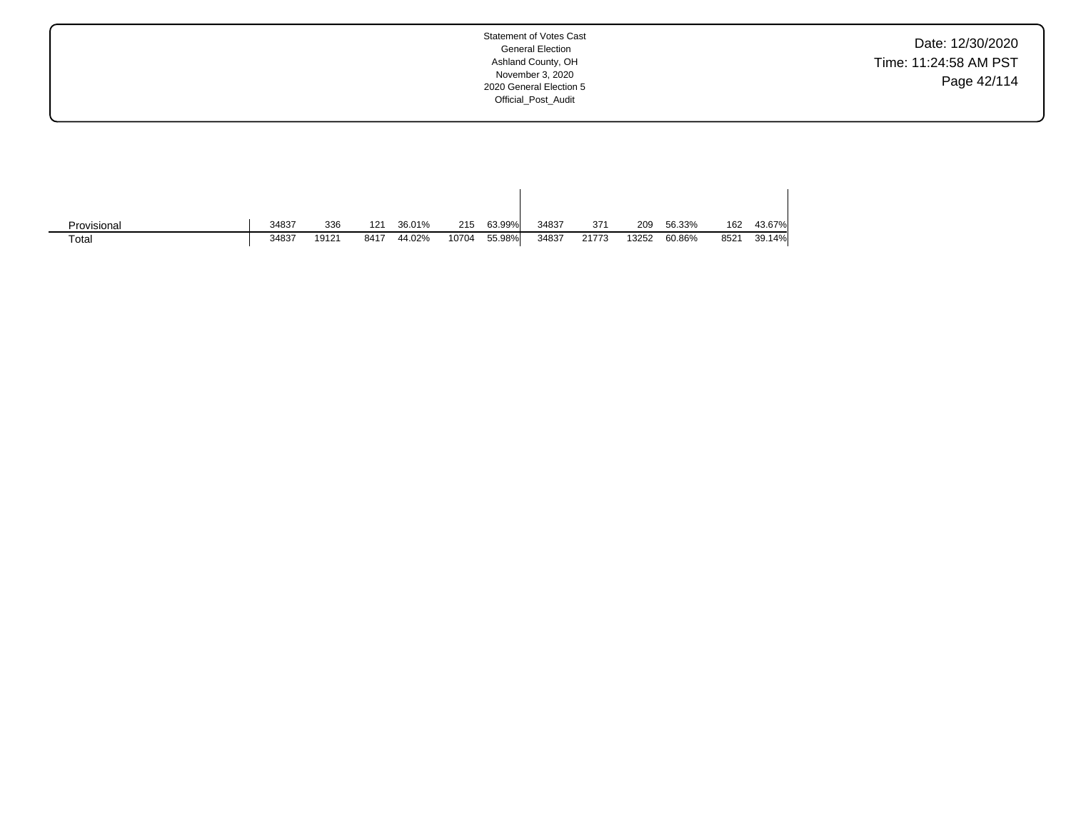| | | | | | | | | | | | | |
|---|---|---|---|---|---|---|---|---|---|---|---|---|
| Provisional | 34837 | 336 | 121 | 36.01% | 215 | 63.99% | 34837 | 371 | 209 | 56.33% | 162 | 43.67% |
| Total | 34837 | 19121 | 8417 | 44.02% | 10704 | 55.98% | 34837 | 21773 | 13252 | 60.86% | 8521 | 39.14% |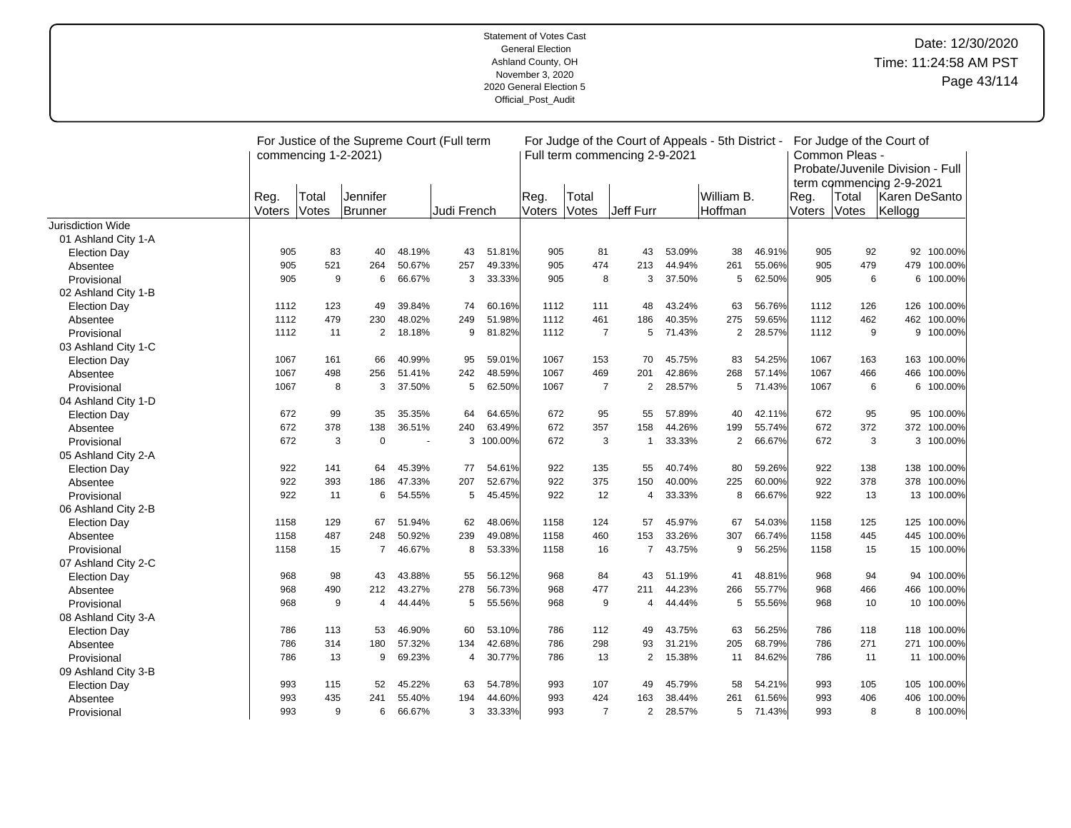Statement of Votes Cast
General Election
Ashland County, OH
November 3, 2020
2020 General Election 5
Official_Post_Audit

Date: 12/30/2020
Time: 11:24:58 AM PST

| | For Justice of the Supreme Court (Full term commencing 1-2-2021) | | | | | | For Judge of the Court of Appeals - 5th District - Full term commencing 2-9-2021 | | | | | | For Judge of the Court of Common Pleas - Probate/Juvenile Division - Full term commencing 2-9-2021 | | | |
|---|---|---|---|---|---|---|---|---|---|---|---|---|---|---|---|---|
| | Reg. Voters | Total Votes | Jennifer Brunner | | Judi French | | Reg. Voters | Total Votes | Jeff Furr | | William B. Hoffman | | Reg. Voters | Total Votes | Karen DeSanto Kellogg | |
| Jurisdiction Wide | | | | | | | | | | | | | | | | |
| 01 Ashland City 1-A | | | | | | | | | | | | | | | | |
| Election Day | 905 | 83 | 40 | 48.19% | 43 | 51.81% | 905 | 81 | 43 | 53.09% | 38 | 46.91% | 905 | 92 | 92 | 100.00% |
| Absentee | 905 | 521 | 264 | 50.67% | 257 | 49.33% | 905 | 474 | 213 | 44.94% | 261 | 55.06% | 905 | 479 | 479 | 100.00% |
| Provisional | 905 | 9 | 6 | 66.67% | 3 | 33.33% | 905 | 8 | 3 | 37.50% | 5 | 62.50% | 905 | 6 | 6 | 100.00% |
| 02 Ashland City 1-B | | | | | | | | | | | | | | | | |
| Election Day | 1112 | 123 | 49 | 39.84% | 74 | 60.16% | 1112 | 111 | 48 | 43.24% | 63 | 56.76% | 1112 | 126 | 126 | 100.00% |
| Absentee | 1112 | 479 | 230 | 48.02% | 249 | 51.98% | 1112 | 461 | 186 | 40.35% | 275 | 59.65% | 1112 | 462 | 462 | 100.00% |
| Provisional | 1112 | 11 | 2 | 18.18% | 9 | 81.82% | 1112 | 7 | 5 | 71.43% | 2 | 28.57% | 1112 | 9 | 9 | 100.00% |
| 03 Ashland City 1-C | | | | | | | | | | | | | | | | |
| Election Day | 1067 | 161 | 66 | 40.99% | 95 | 59.01% | 1067 | 153 | 70 | 45.75% | 83 | 54.25% | 1067 | 163 | 163 | 100.00% |
| Absentee | 1067 | 498 | 256 | 51.41% | 242 | 48.59% | 1067 | 469 | 201 | 42.86% | 268 | 57.14% | 1067 | 466 | 466 | 100.00% |
| Provisional | 1067 | 8 | 3 | 37.50% | 5 | 62.50% | 1067 | 7 | 2 | 28.57% | 5 | 71.43% | 1067 | 6 | 6 | 100.00% |
| 04 Ashland City 1-D | | | | | | | | | | | | | | | | |
| Election Day | 672 | 99 | 35 | 35.35% | 64 | 64.65% | 672 | 95 | 55 | 57.89% | 40 | 42.11% | 672 | 95 | 95 | 100.00% |
| Absentee | 672 | 378 | 138 | 36.51% | 240 | 63.49% | 672 | 357 | 158 | 44.26% | 199 | 55.74% | 672 | 372 | 372 | 100.00% |
| Provisional | 672 | 3 | 0 | - | 3 | 100.00% | 672 | 3 | 1 | 33.33% | 2 | 66.67% | 672 | 3 | 3 | 100.00% |
| 05 Ashland City 2-A | | | | | | | | | | | | | | | | |
| Election Day | 922 | 141 | 64 | 45.39% | 77 | 54.61% | 922 | 135 | 55 | 40.74% | 80 | 59.26% | 922 | 138 | 138 | 100.00% |
| Absentee | 922 | 393 | 186 | 47.33% | 207 | 52.67% | 922 | 375 | 150 | 40.00% | 225 | 60.00% | 922 | 378 | 378 | 100.00% |
| Provisional | 922 | 11 | 6 | 54.55% | 5 | 45.45% | 922 | 12 | 4 | 33.33% | 8 | 66.67% | 922 | 13 | 13 | 100.00% |
| 06 Ashland City 2-B | | | | | | | | | | | | | | | | |
| Election Day | 1158 | 129 | 67 | 51.94% | 62 | 48.06% | 1158 | 124 | 57 | 45.97% | 67 | 54.03% | 1158 | 125 | 125 | 100.00% |
| Absentee | 1158 | 487 | 248 | 50.92% | 239 | 49.08% | 1158 | 460 | 153 | 33.26% | 307 | 66.74% | 1158 | 445 | 445 | 100.00% |
| Provisional | 1158 | 15 | 7 | 46.67% | 8 | 53.33% | 1158 | 16 | 7 | 43.75% | 9 | 56.25% | 1158 | 15 | 15 | 100.00% |
| 07 Ashland City 2-C | | | | | | | | | | | | | | | | |
| Election Day | 968 | 98 | 43 | 43.88% | 55 | 56.12% | 968 | 84 | 43 | 51.19% | 41 | 48.81% | 968 | 94 | 94 | 100.00% |
| Absentee | 968 | 490 | 212 | 43.27% | 278 | 56.73% | 968 | 477 | 211 | 44.23% | 266 | 55.77% | 968 | 466 | 466 | 100.00% |
| Provisional | 968 | 9 | 4 | 44.44% | 5 | 55.56% | 968 | 9 | 4 | 44.44% | 5 | 55.56% | 968 | 10 | 10 | 100.00% |
| 08 Ashland City 3-A | | | | | | | | | | | | | | | | |
| Election Day | 786 | 113 | 53 | 46.90% | 60 | 53.10% | 786 | 112 | 49 | 43.75% | 63 | 56.25% | 786 | 118 | 118 | 100.00% |
| Absentee | 786 | 314 | 180 | 57.32% | 134 | 42.68% | 786 | 298 | 93 | 31.21% | 205 | 68.79% | 786 | 271 | 271 | 100.00% |
| Provisional | 786 | 13 | 9 | 69.23% | 4 | 30.77% | 786 | 13 | 2 | 15.38% | 11 | 84.62% | 786 | 11 | 11 | 100.00% |
| 09 Ashland City 3-B | | | | | | | | | | | | | | | | |
| Election Day | 993 | 115 | 52 | 45.22% | 63 | 54.78% | 993 | 107 | 49 | 45.79% | 58 | 54.21% | 993 | 105 | 105 | 100.00% |
| Absentee | 993 | 435 | 241 | 55.40% | 194 | 44.60% | 993 | 424 | 163 | 38.44% | 261 | 61.56% | 993 | 406 | 406 | 100.00% |
| Provisional | 993 | 9 | 6 | 66.67% | 3 | 33.33% | 993 | 7 | 2 | 28.57% | 5 | 71.43% | 993 | 8 | 8 | 100.00% |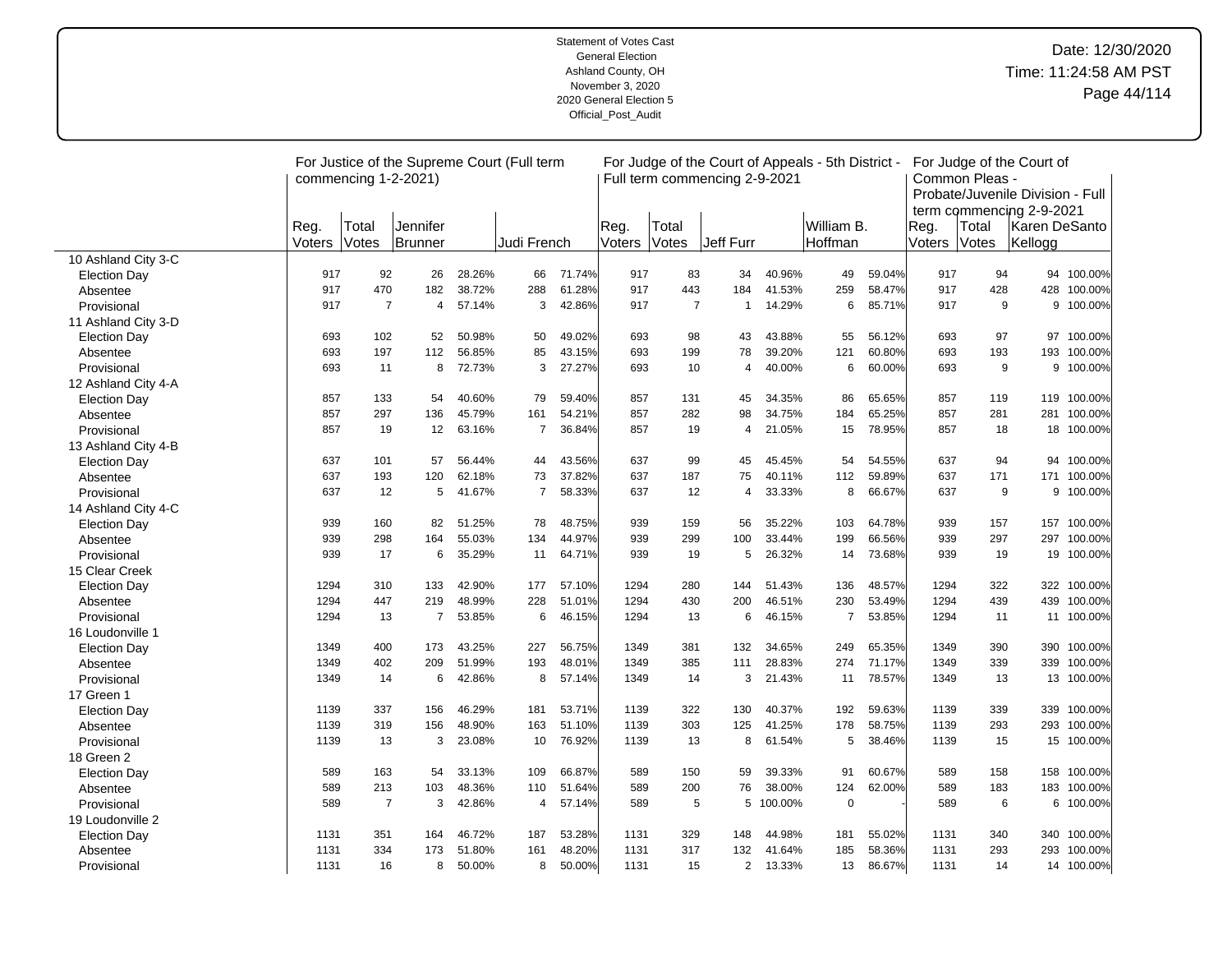Statement of Votes Cast
General Election
Ashland County, OH
November 3, 2020
2020 General Election 5
Official_Post_Audit

Date: 12/30/2020
Time: 11:24:58 AM PST

| | For Justice of the Supreme Court (Full term commencing 1-2-2021) | | | | | | For Judge of the Court of Appeals - 5th District - Full term commencing 2-9-2021 | | | | | | For Judge of the Court of Common Pleas - Probate/Juvenile Division - Full term commencing 2-9-2021 | | | |
|---|---|---|---|---|---|---|---|---|---|---|---|---|---|---|---|---|
| | Reg. Voters | Total Votes | Jennifer Brunner | | Judi French | | Reg. Voters | Total Votes | Jeff Furr | | William B. Hoffman | | Reg. Voters | Total Votes | Karen DeSanto Kellogg | |
| 10 Ashland City 3-C | | | | | | | | | | | | | | | | |
| Election Day | 917 | 92 | 26 | 28.26% | 66 | 71.74% | 917 | 83 | 34 | 40.96% | 49 | 59.04% | 917 | 94 | 94 | 100.00% |
| Absentee | 917 | 470 | 182 | 38.72% | 288 | 61.28% | 917 | 443 | 184 | 41.53% | 259 | 58.47% | 917 | 428 | 428 | 100.00% |
| Provisional | 917 | 7 | 4 | 57.14% | 3 | 42.86% | 917 | 7 | 1 | 14.29% | 6 | 85.71% | 917 | 9 | 9 | 100.00% |
| 11 Ashland City 3-D | | | | | | | | | | | | | | | | |
| Election Day | 693 | 102 | 52 | 50.98% | 50 | 49.02% | 693 | 98 | 43 | 43.88% | 55 | 56.12% | 693 | 97 | 97 | 100.00% |
| Absentee | 693 | 197 | 112 | 56.85% | 85 | 43.15% | 693 | 199 | 78 | 39.20% | 121 | 60.80% | 693 | 193 | 193 | 100.00% |
| Provisional | 693 | 11 | 8 | 72.73% | 3 | 27.27% | 693 | 10 | 4 | 40.00% | 6 | 60.00% | 693 | 9 | 9 | 100.00% |
| 12 Ashland City 4-A | | | | | | | | | | | | | | | | |
| Election Day | 857 | 133 | 54 | 40.60% | 79 | 59.40% | 857 | 131 | 45 | 34.35% | 86 | 65.65% | 857 | 119 | 119 | 100.00% |
| Absentee | 857 | 297 | 136 | 45.79% | 161 | 54.21% | 857 | 282 | 98 | 34.75% | 184 | 65.25% | 857 | 281 | 281 | 100.00% |
| Provisional | 857 | 19 | 12 | 63.16% | 7 | 36.84% | 857 | 19 | 4 | 21.05% | 15 | 78.95% | 857 | 18 | 18 | 100.00% |
| 13 Ashland City 4-B | | | | | | | | | | | | | | | | |
| Election Day | 637 | 101 | 57 | 56.44% | 44 | 43.56% | 637 | 99 | 45 | 45.45% | 54 | 54.55% | 637 | 94 | 94 | 100.00% |
| Absentee | 637 | 193 | 120 | 62.18% | 73 | 37.82% | 637 | 187 | 75 | 40.11% | 112 | 59.89% | 637 | 171 | 171 | 100.00% |
| Provisional | 637 | 12 | 5 | 41.67% | 7 | 58.33% | 637 | 12 | 4 | 33.33% | 8 | 66.67% | 637 | 9 | 9 | 100.00% |
| 14 Ashland City 4-C | | | | | | | | | | | | | | | | |
| Election Day | 939 | 160 | 82 | 51.25% | 78 | 48.75% | 939 | 159 | 56 | 35.22% | 103 | 64.78% | 939 | 157 | 157 | 100.00% |
| Absentee | 939 | 298 | 164 | 55.03% | 134 | 44.97% | 939 | 299 | 100 | 33.44% | 199 | 66.56% | 939 | 297 | 297 | 100.00% |
| Provisional | 939 | 17 | 6 | 35.29% | 11 | 64.71% | 939 | 19 | 5 | 26.32% | 14 | 73.68% | 939 | 19 | 19 | 100.00% |
| 15 Clear Creek | | | | | | | | | | | | | | | | |
| Election Day | 1294 | 310 | 133 | 42.90% | 177 | 57.10% | 1294 | 280 | 144 | 51.43% | 136 | 48.57% | 1294 | 322 | 322 | 100.00% |
| Absentee | 1294 | 447 | 219 | 48.99% | 228 | 51.01% | 1294 | 430 | 200 | 46.51% | 230 | 53.49% | 1294 | 439 | 439 | 100.00% |
| Provisional | 1294 | 13 | 7 | 53.85% | 6 | 46.15% | 1294 | 13 | 6 | 46.15% | 7 | 53.85% | 1294 | 11 | 11 | 100.00% |
| 16 Loudonville 1 | | | | | | | | | | | | | | | | |
| Election Day | 1349 | 400 | 173 | 43.25% | 227 | 56.75% | 1349 | 381 | 132 | 34.65% | 249 | 65.35% | 1349 | 390 | 390 | 100.00% |
| Absentee | 1349 | 402 | 209 | 51.99% | 193 | 48.01% | 1349 | 385 | 111 | 28.83% | 274 | 71.17% | 1349 | 339 | 339 | 100.00% |
| Provisional | 1349 | 14 | 6 | 42.86% | 8 | 57.14% | 1349 | 14 | 3 | 21.43% | 11 | 78.57% | 1349 | 13 | 13 | 100.00% |
| 17 Green 1 | | | | | | | | | | | | | | | | |
| Election Day | 1139 | 337 | 156 | 46.29% | 181 | 53.71% | 1139 | 322 | 130 | 40.37% | 192 | 59.63% | 1139 | 339 | 339 | 100.00% |
| Absentee | 1139 | 319 | 156 | 48.90% | 163 | 51.10% | 1139 | 303 | 125 | 41.25% | 178 | 58.75% | 1139 | 293 | 293 | 100.00% |
| Provisional | 1139 | 13 | 3 | 23.08% | 10 | 76.92% | 1139 | 13 | 8 | 61.54% | 5 | 38.46% | 1139 | 15 | 15 | 100.00% |
| 18 Green 2 | | | | | | | | | | | | | | | | |
| Election Day | 589 | 163 | 54 | 33.13% | 109 | 66.87% | 589 | 150 | 59 | 39.33% | 91 | 60.67% | 589 | 158 | 158 | 100.00% |
| Absentee | 589 | 213 | 103 | 48.36% | 110 | 51.64% | 589 | 200 | 76 | 38.00% | 124 | 62.00% | 589 | 183 | 183 | 100.00% |
| Provisional | 589 | 7 | 3 | 42.86% | 4 | 57.14% | 589 | 5 | 5 | 100.00% | 0 | - | 589 | 6 | 6 | 100.00% |
| 19 Loudonville 2 | | | | | | | | | | | | | | | | |
| Election Day | 1131 | 351 | 164 | 46.72% | 187 | 53.28% | 1131 | 329 | 148 | 44.98% | 181 | 55.02% | 1131 | 340 | 340 | 100.00% |
| Absentee | 1131 | 334 | 173 | 51.80% | 161 | 48.20% | 1131 | 317 | 132 | 41.64% | 185 | 58.36% | 1131 | 293 | 293 | 100.00% |
| Provisional | 1131 | 16 | 8 | 50.00% | 8 | 50.00% | 1131 | 15 | 2 | 13.33% | 13 | 86.67% | 1131 | 14 | 14 | 100.00% |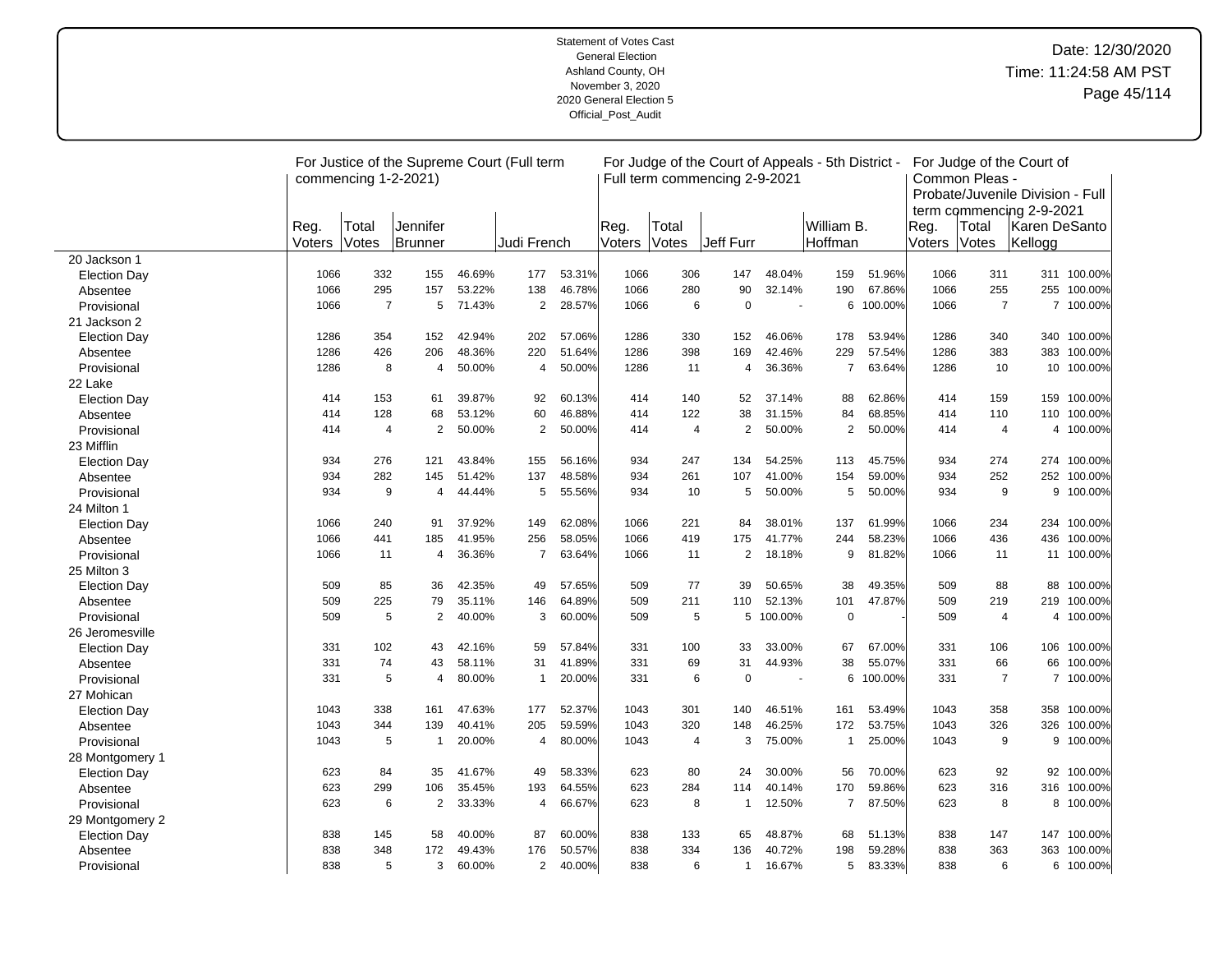Statement of Votes Cast
General Election
Ashland County, OH
November 3, 2020
2020 General Election 5
Official_Post_Audit

Date: 12/30/2020
Time: 11:24:58 AM PST

| | For Justice of the Supreme Court (Full term commencing 1-2-2021) | | | | | | For Judge of the Court of Appeals - 5th District - Full term commencing 2-9-2021 | | | | | | For Judge of the Court of Common Pleas - Probate/Juvenile Division - Full term commencing 2-9-2021 | | | |
|---|---|---|---|---|---|---|---|---|---|---|---|---|---|---|---|---|
| | Reg. Voters | Total Votes | Jennifer Brunner | | Judi French | | Reg. Voters | Total Votes | Jeff Furr | | William B. Hoffman | | Reg. Voters | Total Votes | Karen DeSanto Kellogg | |
| 20 Jackson 1 | | | | | | | | | | | | | | | | |
| Election Day | 1066 | 332 | 155 | 46.69% | 177 | 53.31% | 1066 | 306 | 147 | 48.04% | 159 | 51.96% | 1066 | 311 | 311 | 100.00% |
| Absentee | 1066 | 295 | 157 | 53.22% | 138 | 46.78% | 1066 | 280 | 90 | 32.14% | 190 | 67.86% | 1066 | 255 | 255 | 100.00% |
| Provisional | 1066 | 7 | 5 | 71.43% | 2 | 28.57% | 1066 | 6 | 0 | - | 6 | 100.00% | 1066 | 7 | 7 | 100.00% |
| 21 Jackson 2 | | | | | | | | | | | | | | | | |
| Election Day | 1286 | 354 | 152 | 42.94% | 202 | 57.06% | 1286 | 330 | 152 | 46.06% | 178 | 53.94% | 1286 | 340 | 340 | 100.00% |
| Absentee | 1286 | 426 | 206 | 48.36% | 220 | 51.64% | 1286 | 398 | 169 | 42.46% | 229 | 57.54% | 1286 | 383 | 383 | 100.00% |
| Provisional | 1286 | 8 | 4 | 50.00% | 4 | 50.00% | 1286 | 11 | 4 | 36.36% | 7 | 63.64% | 1286 | 10 | 10 | 100.00% |
| 22 Lake | | | | | | | | | | | | | | | | |
| Election Day | 414 | 153 | 61 | 39.87% | 92 | 60.13% | 414 | 140 | 52 | 37.14% | 88 | 62.86% | 414 | 159 | 159 | 100.00% |
| Absentee | 414 | 128 | 68 | 53.12% | 60 | 46.88% | 414 | 122 | 38 | 31.15% | 84 | 68.85% | 414 | 110 | 110 | 100.00% |
| Provisional | 414 | 4 | 2 | 50.00% | 2 | 50.00% | 414 | 4 | 2 | 50.00% | 2 | 50.00% | 414 | 4 | 4 | 100.00% |
| 23 Mifflin | | | | | | | | | | | | | | | | |
| Election Day | 934 | 276 | 121 | 43.84% | 155 | 56.16% | 934 | 247 | 134 | 54.25% | 113 | 45.75% | 934 | 274 | 274 | 100.00% |
| Absentee | 934 | 282 | 145 | 51.42% | 137 | 48.58% | 934 | 261 | 107 | 41.00% | 154 | 59.00% | 934 | 252 | 252 | 100.00% |
| Provisional | 934 | 9 | 4 | 44.44% | 5 | 55.56% | 934 | 10 | 5 | 50.00% | 5 | 50.00% | 934 | 9 | 9 | 100.00% |
| 24 Milton 1 | | | | | | | | | | | | | | | | |
| Election Day | 1066 | 240 | 91 | 37.92% | 149 | 62.08% | 1066 | 221 | 84 | 38.01% | 137 | 61.99% | 1066 | 234 | 234 | 100.00% |
| Absentee | 1066 | 441 | 185 | 41.95% | 256 | 58.05% | 1066 | 419 | 175 | 41.77% | 244 | 58.23% | 1066 | 436 | 436 | 100.00% |
| Provisional | 1066 | 11 | 4 | 36.36% | 7 | 63.64% | 1066 | 11 | 2 | 18.18% | 9 | 81.82% | 1066 | 11 | 11 | 100.00% |
| 25 Milton 3 | | | | | | | | | | | | | | | | |
| Election Day | 509 | 85 | 36 | 42.35% | 49 | 57.65% | 509 | 77 | 39 | 50.65% | 38 | 49.35% | 509 | 88 | 88 | 100.00% |
| Absentee | 509 | 225 | 79 | 35.11% | 146 | 64.89% | 509 | 211 | 110 | 52.13% | 101 | 47.87% | 509 | 219 | 219 | 100.00% |
| Provisional | 509 | 5 | 2 | 40.00% | 3 | 60.00% | 509 | 5 | 5 | 100.00% | 0 | - | 509 | 4 | 4 | 100.00% |
| 26 Jeromesville | | | | | | | | | | | | | | | | |
| Election Day | 331 | 102 | 43 | 42.16% | 59 | 57.84% | 331 | 100 | 33 | 33.00% | 67 | 67.00% | 331 | 106 | 106 | 100.00% |
| Absentee | 331 | 74 | 43 | 58.11% | 31 | 41.89% | 331 | 69 | 31 | 44.93% | 38 | 55.07% | 331 | 66 | 66 | 100.00% |
| Provisional | 331 | 5 | 4 | 80.00% | 1 | 20.00% | 331 | 6 | 0 | - | 6 | 100.00% | 331 | 7 | 7 | 100.00% |
| 27 Mohican | | | | | | | | | | | | | | | | |
| Election Day | 1043 | 338 | 161 | 47.63% | 177 | 52.37% | 1043 | 301 | 140 | 46.51% | 161 | 53.49% | 1043 | 358 | 358 | 100.00% |
| Absentee | 1043 | 344 | 139 | 40.41% | 205 | 59.59% | 1043 | 320 | 148 | 46.25% | 172 | 53.75% | 1043 | 326 | 326 | 100.00% |
| Provisional | 1043 | 5 | 1 | 20.00% | 4 | 80.00% | 1043 | 4 | 3 | 75.00% | 1 | 25.00% | 1043 | 9 | 9 | 100.00% |
| 28 Montgomery 1 | | | | | | | | | | | | | | | | |
| Election Day | 623 | 84 | 35 | 41.67% | 49 | 58.33% | 623 | 80 | 24 | 30.00% | 56 | 70.00% | 623 | 92 | 92 | 100.00% |
| Absentee | 623 | 299 | 106 | 35.45% | 193 | 64.55% | 623 | 284 | 114 | 40.14% | 170 | 59.86% | 623 | 316 | 316 | 100.00% |
| Provisional | 623 | 6 | 2 | 33.33% | 4 | 66.67% | 623 | 8 | 1 | 12.50% | 7 | 87.50% | 623 | 8 | 8 | 100.00% |
| 29 Montgomery 2 | | | | | | | | | | | | | | | | |
| Election Day | 838 | 145 | 58 | 40.00% | 87 | 60.00% | 838 | 133 | 65 | 48.87% | 68 | 51.13% | 838 | 147 | 147 | 100.00% |
| Absentee | 838 | 348 | 172 | 49.43% | 176 | 50.57% | 838 | 334 | 136 | 40.72% | 198 | 59.28% | 838 | 363 | 363 | 100.00% |
| Provisional | 838 | 5 | 3 | 60.00% | 2 | 40.00% | 838 | 6 | 1 | 16.67% | 5 | 83.33% | 838 | 6 | 6 | 100.00% |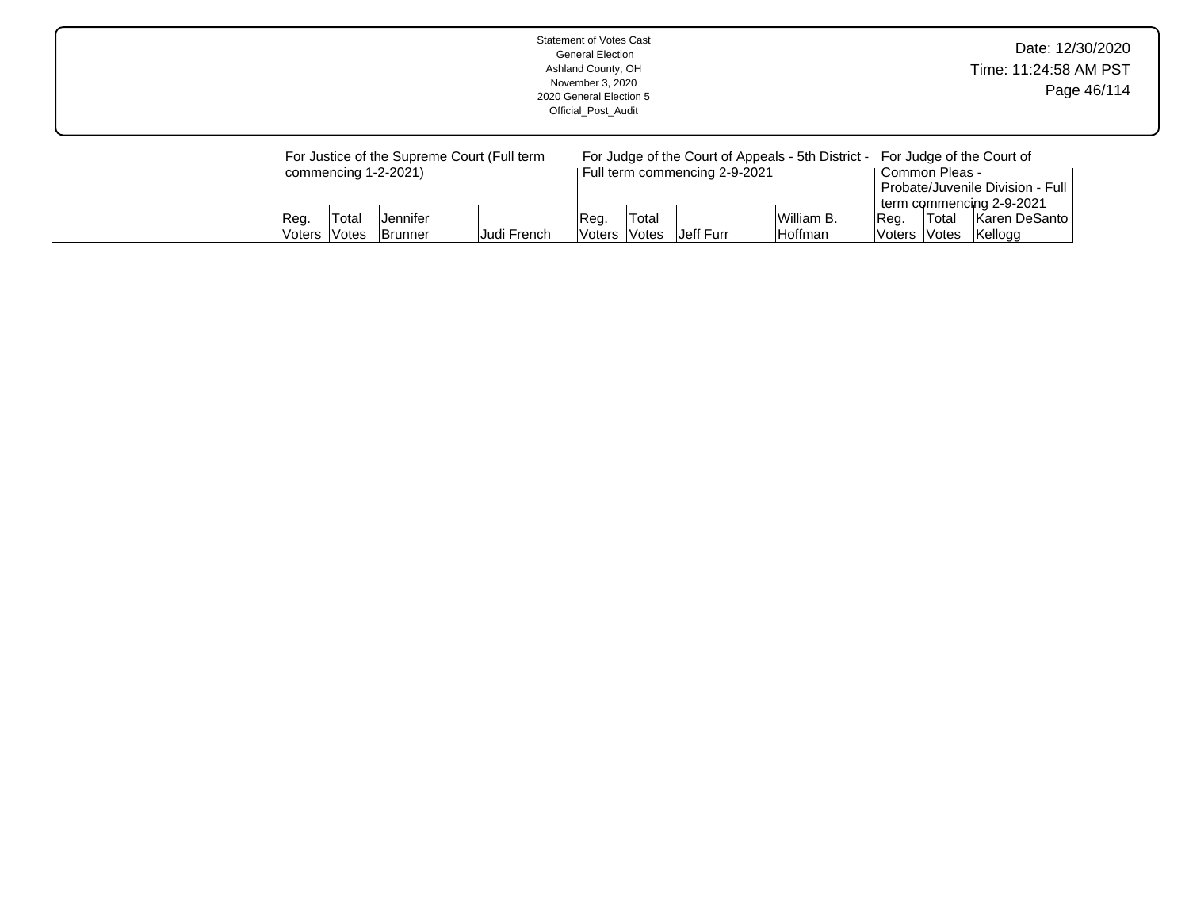Statement of Votes Cast
General Election
Ashland County, OH
November 3, 2020
2020 General Election 5
Official_Post_Audit

Date: 12/30/2020
Time: 11:24:58 AM PST

| | For Justice of the Supreme Court (Full term commencing 1-2-2021) | | | | For Judge of the Court of Appeals - 5th District - Full term commencing 2-9-2021 | | | | For Judge of the Court of Common Pleas - Probate/Juvenile Division - Full term commencing 2-9-2021 | | |
|---|---|---|---|---|---|---|---|---|---|---|---|
| | Reg. Voters | Total Votes | Jennifer Brunner | Judi French | Reg. Voters | Total Votes | Jeff Furr | William B. Hoffman | Reg. Voters | Total Votes | Karen DeSanto Kellogg |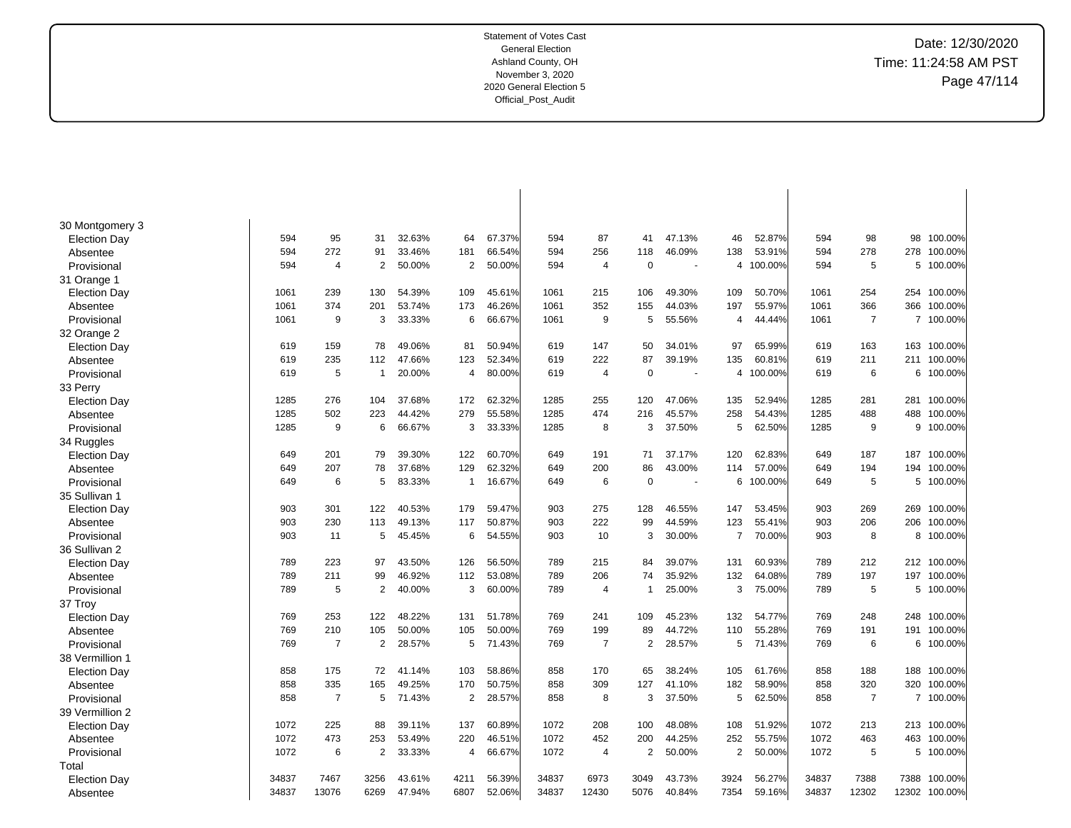Statement of Votes Cast
General Election
Ashland County, OH
November 3, 2020
2020 General Election 5
Official_Post_Audit

Date: 12/30/2020
Time: 11:24:58 AM PST

| | | | | | | | | | | | | | | | | | |
|---|---|---|---|---|---|---|---|---|---|---|---|---|---|---|---|---|---|
| **30 Montgomery 3** | | | | | | | | | | | | | | | | | |
| Election Day | 594 | 95 | 31 | 32.63% | 64 | 67.37% | 594 | 87 | 41 | 47.13% | 46 | 52.87% | 594 | 98 | 98 | 100.00% |
| Absentee | 594 | 272 | 91 | 33.46% | 181 | 66.54% | 594 | 256 | 118 | 46.09% | 138 | 53.91% | 594 | 278 | 278 | 100.00% |
| Provisional | 594 | 4 | 2 | 50.00% | 2 | 50.00% | 594 | 4 | 0 | - | 4 | 100.00% | 594 | 5 | 5 | 100.00% |
| **31 Orange 1** | | | | | | | | | | | | | | | | | |
| Election Day | 1061 | 239 | 130 | 54.39% | 109 | 45.61% | 1061 | 215 | 106 | 49.30% | 109 | 50.70% | 1061 | 254 | 254 | 100.00% |
| Absentee | 1061 | 374 | 201 | 53.74% | 173 | 46.26% | 1061 | 352 | 155 | 44.03% | 197 | 55.97% | 1061 | 366 | 366 | 100.00% |
| Provisional | 1061 | 9 | 3 | 33.33% | 6 | 66.67% | 1061 | 9 | 5 | 55.56% | 4 | 44.44% | 1061 | 7 | 7 | 100.00% |
| **32 Orange 2** | | | | | | | | | | | | | | | | | |
| Election Day | 619 | 159 | 78 | 49.06% | 81 | 50.94% | 619 | 147 | 50 | 34.01% | 97 | 65.99% | 619 | 163 | 163 | 100.00% |
| Absentee | 619 | 235 | 112 | 47.66% | 123 | 52.34% | 619 | 222 | 87 | 39.19% | 135 | 60.81% | 619 | 211 | 211 | 100.00% |
| Provisional | 619 | 5 | 1 | 20.00% | 4 | 80.00% | 619 | 4 | 0 | - | 4 | 100.00% | 619 | 6 | 6 | 100.00% |
| **33 Perry** | | | | | | | | | | | | | | | | | |
| Election Day | 1285 | 276 | 104 | 37.68% | 172 | 62.32% | 1285 | 255 | 120 | 47.06% | 135 | 52.94% | 1285 | 281 | 281 | 100.00% |
| Absentee | 1285 | 502 | 223 | 44.42% | 279 | 55.58% | 1285 | 474 | 216 | 45.57% | 258 | 54.43% | 1285 | 488 | 488 | 100.00% |
| Provisional | 1285 | 9 | 6 | 66.67% | 3 | 33.33% | 1285 | 8 | 3 | 37.50% | 5 | 62.50% | 1285 | 9 | 9 | 100.00% |
| **34 Ruggles** | | | | | | | | | | | | | | | | | |
| Election Day | 649 | 201 | 79 | 39.30% | 122 | 60.70% | 649 | 191 | 71 | 37.17% | 120 | 62.83% | 649 | 187 | 187 | 100.00% |
| Absentee | 649 | 207 | 78 | 37.68% | 129 | 62.32% | 649 | 200 | 86 | 43.00% | 114 | 57.00% | 649 | 194 | 194 | 100.00% |
| Provisional | 649 | 6 | 5 | 83.33% | 1 | 16.67% | 649 | 6 | 0 | - | 6 | 100.00% | 649 | 5 | 5 | 100.00% |
| **35 Sullivan 1** | | | | | | | | | | | | | | | | | |
| Election Day | 903 | 301 | 122 | 40.53% | 179 | 59.47% | 903 | 275 | 128 | 46.55% | 147 | 53.45% | 903 | 269 | 269 | 100.00% |
| Absentee | 903 | 230 | 113 | 49.13% | 117 | 50.87% | 903 | 222 | 99 | 44.59% | 123 | 55.41% | 903 | 206 | 206 | 100.00% |
| Provisional | 903 | 11 | 5 | 45.45% | 6 | 54.55% | 903 | 10 | 3 | 30.00% | 7 | 70.00% | 903 | 8 | 8 | 100.00% |
| **36 Sullivan 2** | | | | | | | | | | | | | | | | | |
| Election Day | 789 | 223 | 97 | 43.50% | 126 | 56.50% | 789 | 215 | 84 | 39.07% | 131 | 60.93% | 789 | 212 | 212 | 100.00% |
| Absentee | 789 | 211 | 99 | 46.92% | 112 | 53.08% | 789 | 206 | 74 | 35.92% | 132 | 64.08% | 789 | 197 | 197 | 100.00% |
| Provisional | 789 | 5 | 2 | 40.00% | 3 | 60.00% | 789 | 4 | 1 | 25.00% | 3 | 75.00% | 789 | 5 | 5 | 100.00% |
| **37 Troy** | | | | | | | | | | | | | | | | | |
| Election Day | 769 | 253 | 122 | 48.22% | 131 | 51.78% | 769 | 241 | 109 | 45.23% | 132 | 54.77% | 769 | 248 | 248 | 100.00% |
| Absentee | 769 | 210 | 105 | 50.00% | 105 | 50.00% | 769 | 199 | 89 | 44.72% | 110 | 55.28% | 769 | 191 | 191 | 100.00% |
| Provisional | 769 | 7 | 2 | 28.57% | 5 | 71.43% | 769 | 7 | 2 | 28.57% | 5 | 71.43% | 769 | 6 | 6 | 100.00% |
| **38 Vermillion 1** | | | | | | | | | | | | | | | | | |
| Election Day | 858 | 175 | 72 | 41.14% | 103 | 58.86% | 858 | 170 | 65 | 38.24% | 105 | 61.76% | 858 | 188 | 188 | 100.00% |
| Absentee | 858 | 335 | 165 | 49.25% | 170 | 50.75% | 858 | 309 | 127 | 41.10% | 182 | 58.90% | 858 | 320 | 320 | 100.00% |
| Provisional | 858 | 7 | 5 | 71.43% | 2 | 28.57% | 858 | 8 | 3 | 37.50% | 5 | 62.50% | 858 | 7 | 7 | 100.00% |
| **39 Vermillion 2** | | | | | | | | | | | | | | | | | |
| Election Day | 1072 | 225 | 88 | 39.11% | 137 | 60.89% | 1072 | 208 | 100 | 48.08% | 108 | 51.92% | 1072 | 213 | 213 | 100.00% |
| Absentee | 1072 | 473 | 253 | 53.49% | 220 | 46.51% | 1072 | 452 | 200 | 44.25% | 252 | 55.75% | 1072 | 463 | 463 | 100.00% |
| Provisional | 1072 | 6 | 2 | 33.33% | 4 | 66.67% | 1072 | 4 | 2 | 50.00% | 2 | 50.00% | 1072 | 5 | 5 | 100.00% |
| **Total** | | | | | | | | | | | | | | | | | |
| Election Day | 34837 | 7467 | 3256 | 43.61% | 4211 | 56.39% | 34837 | 6973 | 3049 | 43.73% | 3924 | 56.27% | 34837 | 7388 | 7388 | 100.00% |
| Absentee | 34837 | 13076 | 6269 | 47.94% | 6807 | 52.06% | 34837 | 12430 | 5076 | 40.84% | 7354 | 59.16% | 34837 | 12302 | 12302 | 100.00% |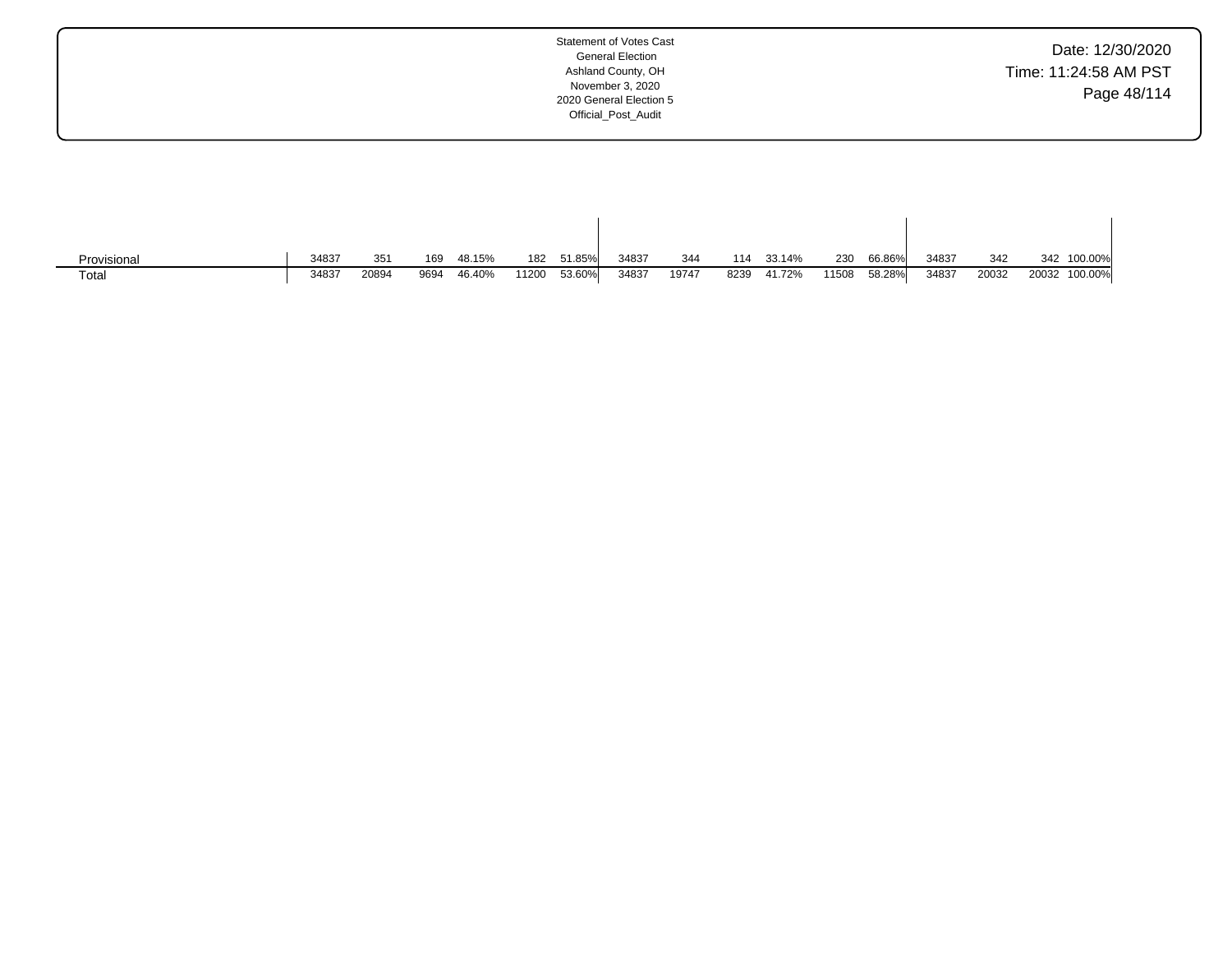Statement of Votes Cast
General Election
Ashland County, OH
November 3, 2020
2020 General Election 5
Official_Post_Audit

Date: 12/30/2020
Time: 11:24:58 AM PST

| | | | | | | | | | | | | | | | | |
|---|---|---|---|---|---|---|---|---|---|---|---|---|---|---|---|---|
| Provisional | 34837 | 351 | 169 | 48.15% | 182 | 51.85% | 34837 | 344 | 114 | 33.14% | 230 | 66.86% | 34837 | 342 | 342 | 100.00% |
| Total | 34837 | 20894 | 9694 | 46.40% | 11200 | 53.60% | 34837 | 19747 | 8239 | 41.72% | 11508 | 58.28% | 34837 | 20032 | 20032 | 100.00% |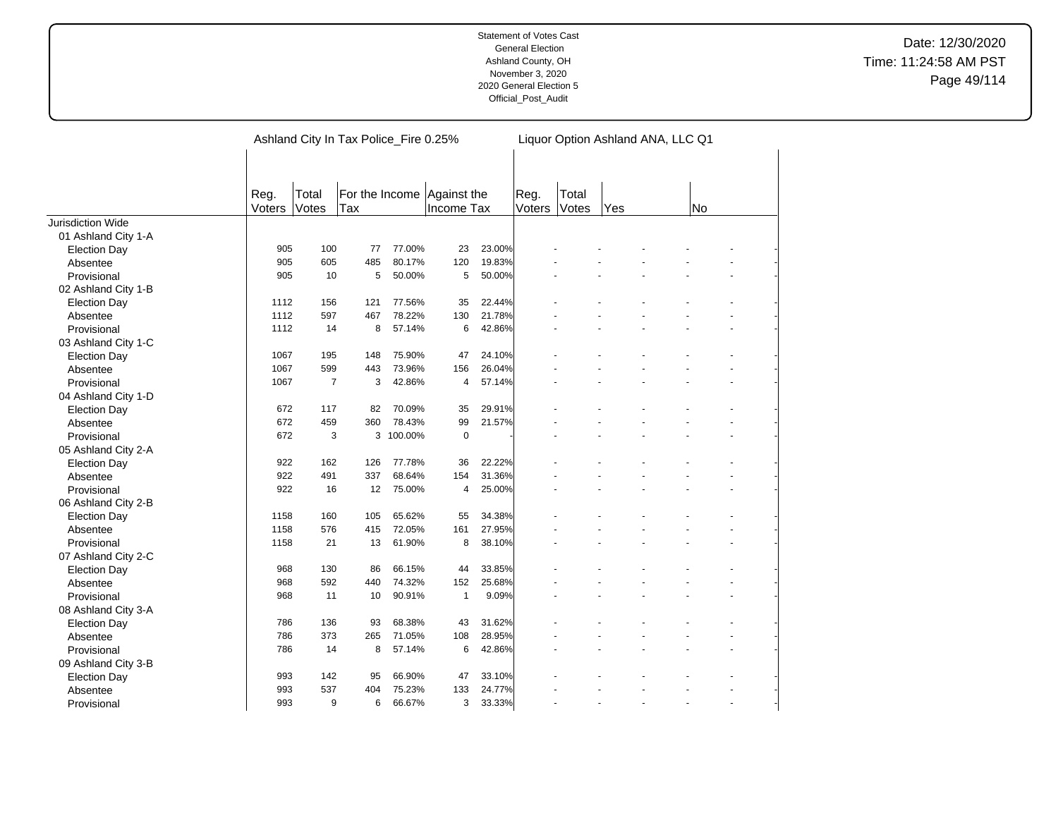Statement of Votes Cast
General Election
Ashland County, OH
November 3, 2020
2020 General Election 5
Official_Post_Audit

Date: 12/30/2020
Time: 11:24:58 AM PST

| | Ashland City In Tax Police_Fire 0.25% | | | | | | Liquor Option Ashland ANA, LLC Q1 | | | | | |
|---|---|---|---|---|---|---|---|---|---|---|---|---|
| | Reg. Voters | Total Votes | For the Income Tax | | Against the Income Tax | | Reg. Voters | Total Votes | Yes | | No | |
| Jurisdiction Wide | | | | | | | | | | | | |
| 01 Ashland City 1-A | | | | | | | | | | | | |
| Election Day | 905 | 100 | 77 | 77.00% | 23 | 23.00% | - | - | - | - | - | - |
| Absentee | 905 | 605 | 485 | 80.17% | 120 | 19.83% | - | - | - | - | - | - |
| Provisional | 905 | 10 | 5 | 50.00% | 5 | 50.00% | - | - | - | - | - | - |
| 02 Ashland City 1-B | | | | | | | | | | | | |
| Election Day | 1112 | 156 | 121 | 77.56% | 35 | 22.44% | - | - | - | - | - | - |
| Absentee | 1112 | 597 | 467 | 78.22% | 130 | 21.78% | - | - | - | - | - | - |
| Provisional | 1112 | 14 | 8 | 57.14% | 6 | 42.86% | - | - | - | - | - | - |
| 03 Ashland City 1-C | | | | | | | | | | | | |
| Election Day | 1067 | 195 | 148 | 75.90% | 47 | 24.10% | - | - | - | - | - | - |
| Absentee | 1067 | 599 | 443 | 73.96% | 156 | 26.04% | - | - | - | - | - | - |
| Provisional | 1067 | 7 | 3 | 42.86% | 4 | 57.14% | - | - | - | - | - | - |
| 04 Ashland City 1-D | | | | | | | | | | | | |
| Election Day | 672 | 117 | 82 | 70.09% | 35 | 29.91% | - | - | - | - | - | - |
| Absentee | 672 | 459 | 360 | 78.43% | 99 | 21.57% | - | - | - | - | - | - |
| Provisional | 672 | 3 | 3 | 100.00% | 0 | - | - | - | - | - | - | - |
| 05 Ashland City 2-A | | | | | | | | | | | | |
| Election Day | 922 | 162 | 126 | 77.78% | 36 | 22.22% | - | - | - | - | - | - |
| Absentee | 922 | 491 | 337 | 68.64% | 154 | 31.36% | - | - | - | - | - | - |
| Provisional | 922 | 16 | 12 | 75.00% | 4 | 25.00% | - | - | - | - | - | - |
| 06 Ashland City 2-B | | | | | | | | | | | | |
| Election Day | 1158 | 160 | 105 | 65.62% | 55 | 34.38% | - | - | - | - | - | - |
| Absentee | 1158 | 576 | 415 | 72.05% | 161 | 27.95% | - | - | - | - | - | - |
| Provisional | 1158 | 21 | 13 | 61.90% | 8 | 38.10% | - | - | - | - | - | - |
| 07 Ashland City 2-C | | | | | | | | | | | | |
| Election Day | 968 | 130 | 86 | 66.15% | 44 | 33.85% | - | - | - | - | - | - |
| Absentee | 968 | 592 | 440 | 74.32% | 152 | 25.68% | - | - | - | - | - | - |
| Provisional | 968 | 11 | 10 | 90.91% | 1 | 9.09% | - | - | - | - | - | - |
| 08 Ashland City 3-A | | | | | | | | | | | | |
| Election Day | 786 | 136 | 93 | 68.38% | 43 | 31.62% | - | - | - | - | - | - |
| Absentee | 786 | 373 | 265 | 71.05% | 108 | 28.95% | - | - | - | - | - | - |
| Provisional | 786 | 14 | 8 | 57.14% | 6 | 42.86% | - | - | - | - | - | - |
| 09 Ashland City 3-B | | | | | | | | | | | | |
| Election Day | 993 | 142 | 95 | 66.90% | 47 | 33.10% | - | - | - | - | - | - |
| Absentee | 993 | 537 | 404 | 75.23% | 133 | 24.77% | - | - | - | - | - | - |
| Provisional | 993 | 9 | 6 | 66.67% | 3 | 33.33% | - | - | - | - | - | - |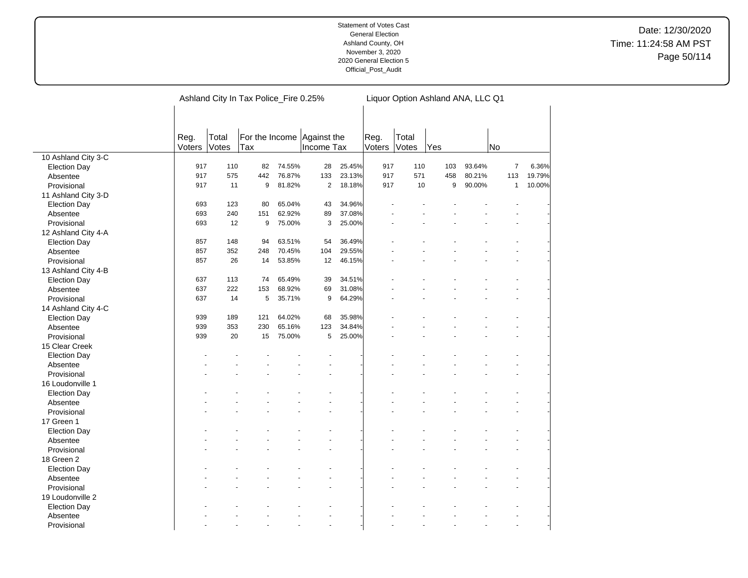Statement of Votes Cast
General Election
Ashland County, OH
November 3, 2020
2020 General Election 5
Official_Post_Audit

Date: 12/30/2020
Time: 11:24:58 AM PST

| | Ashland City In Tax Police_Fire 0.25% | | | | | | Liquor Option Ashland ANA, LLC Q1 | | | | | |
|---|---|---|---|---|---|---|---|---|---|---|---|---|
| | Reg. Voters | Total Votes | For the Income Tax | | Against the Income Tax | | Reg. Voters | Total Votes | Yes | | No | |
| **10 Ashland City 3-C** | | | | | | | | | | | | |
| Election Day | 917 | 110 | 82 | 74.55% | 28 | 25.45% | 917 | 110 | 103 | 93.64% | 7 | 6.36% |
| Absentee | 917 | 575 | 442 | 76.87% | 133 | 23.13% | 917 | 571 | 458 | 80.21% | 113 | 19.79% |
| Provisional | 917 | 11 | 9 | 81.82% | 2 | 18.18% | 917 | 10 | 9 | 90.00% | 1 | 10.00% |
| **11 Ashland City 3-D** | | | | | | | | | | | | |
| Election Day | 693 | 123 | 80 | 65.04% | 43 | 34.96% | - | - | - | - | - | - |
| Absentee | 693 | 240 | 151 | 62.92% | 89 | 37.08% | - | - | - | - | - | - |
| Provisional | 693 | 12 | 9 | 75.00% | 3 | 25.00% | - | - | - | - | - | - |
| **12 Ashland City 4-A** | | | | | | | | | | | | |
| Election Day | 857 | 148 | 94 | 63.51% | 54 | 36.49% | - | - | - | - | - | - |
| Absentee | 857 | 352 | 248 | 70.45% | 104 | 29.55% | - | - | - | - | - | - |
| Provisional | 857 | 26 | 14 | 53.85% | 12 | 46.15% | - | - | - | - | - | - |
| **13 Ashland City 4-B** | | | | | | | | | | | | |
| Election Day | 637 | 113 | 74 | 65.49% | 39 | 34.51% | - | - | - | - | - | - |
| Absentee | 637 | 222 | 153 | 68.92% | 69 | 31.08% | - | - | - | - | - | - |
| Provisional | 637 | 14 | 5 | 35.71% | 9 | 64.29% | - | - | - | - | - | - |
| **14 Ashland City 4-C** | | | | | | | | | | | | |
| Election Day | 939 | 189 | 121 | 64.02% | 68 | 35.98% | - | - | - | - | - | - |
| Absentee | 939 | 353 | 230 | 65.16% | 123 | 34.84% | - | - | - | - | - | - |
| Provisional | 939 | 20 | 15 | 75.00% | 5 | 25.00% | - | - | - | - | - | - |
| **15 Clear Creek** | | | | | | | | | | | | |
| Election Day | - | - | - | - | - | - | - | - | - | - | - | - |
| Absentee | - | - | - | - | - | - | - | - | - | - | - | - |
| Provisional | - | - | - | - | - | - | - | - | - | - | - | - |
| **16 Loudonville 1** | | | | | | | | | | | | |
| Election Day | - | - | - | - | - | - | - | - | - | - | - | - |
| Absentee | - | - | - | - | - | - | - | - | - | - | - | - |
| Provisional | - | - | - | - | - | - | - | - | - | - | - | - |
| **17 Green 1** | | | | | | | | | | | | |
| Election Day | - | - | - | - | - | - | - | - | - | - | - | - |
| Absentee | - | - | - | - | - | - | - | - | - | - | - | - |
| Provisional | - | - | - | - | - | - | - | - | - | - | - | - |
| **18 Green 2** | | | | | | | | | | | | |
| Election Day | - | - | - | - | - | - | - | - | - | - | - | - |
| Absentee | - | - | - | - | - | - | - | - | - | - | - | - |
| Provisional | - | - | - | - | - | - | - | - | - | - | - | - |
| **19 Loudonville 2** | | | | | | | | | | | | |
| Election Day | - | - | - | - | - | - | - | - | - | - | - | - |
| Absentee | - | - | - | - | - | - | - | - | - | - | - | - |
| Provisional | - | - | - | - | - | - | - | - | - | - | - | - |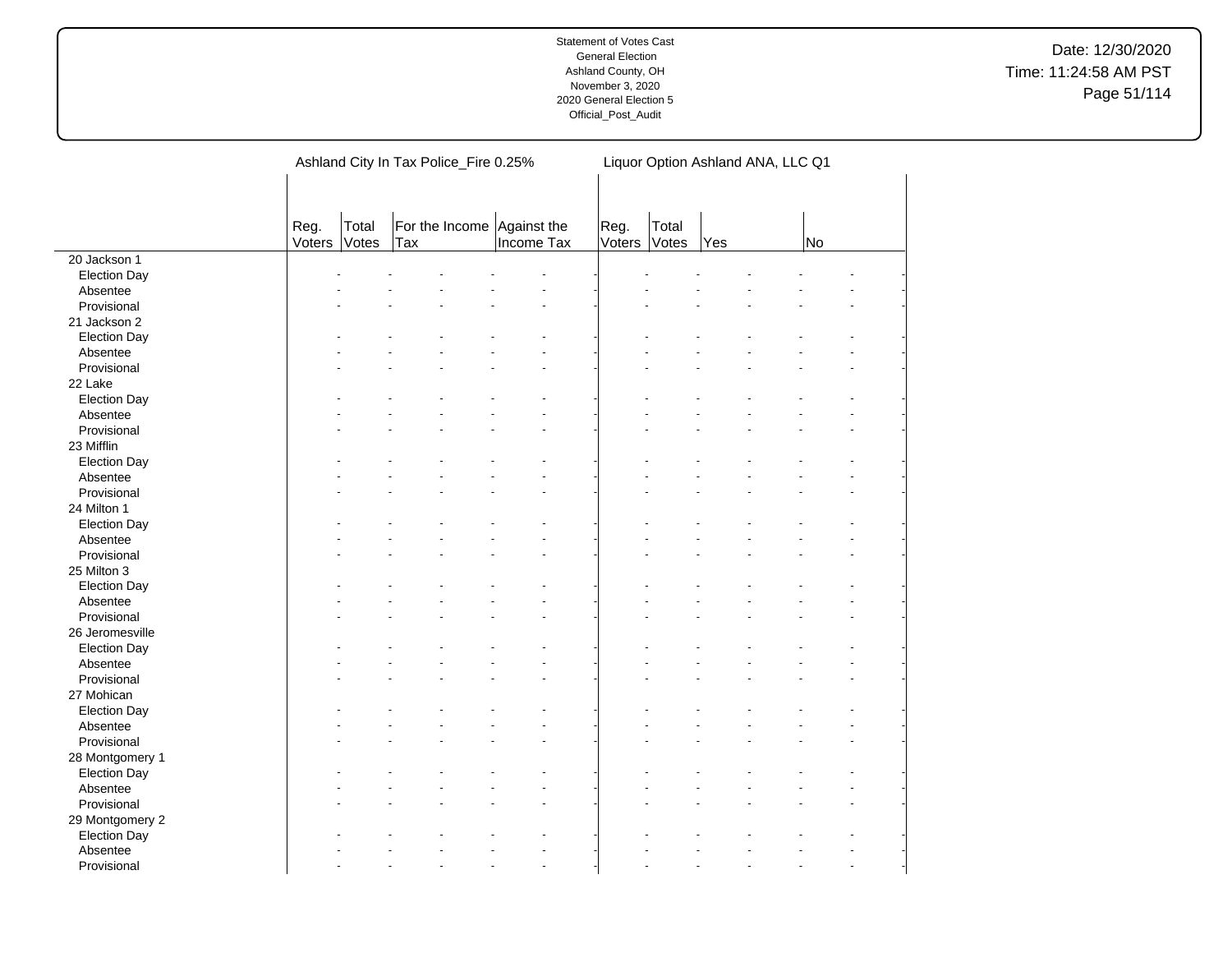| | Ashland City In Tax Police_Fire 0.25% | | | | | | Liquor Option Ashland ANA, LLC Q1 | | | | | |
|---|---|---|---|---|---|---|---|---|---|---|---|---|
| | Reg. Voters | Total Votes | For the Income Tax | | Against the Income Tax | | Reg. Voters | Total Votes | Yes | | No | |
| 20 Jackson 1 | | | | | | | | | | | | |
| Election Day | - | - | - | - | - | - | - | - | - | - | - | - |
| Absentee | - | - | - | - | - | - | - | - | - | - | - | - |
| Provisional | - | - | - | - | - | - | - | - | - | - | - | - |
| 21 Jackson 2 | | | | | | | | | | | | |
| Election Day | - | - | - | - | - | - | - | - | - | - | - | - |
| Absentee | - | - | - | - | - | - | - | - | - | - | - | - |
| Provisional | - | - | - | - | - | - | - | - | - | - | - | - |
| 22 Lake | | | | | | | | | | | | |
| Election Day | - | - | - | - | - | - | - | - | - | - | - | - |
| Absentee | - | - | - | - | - | - | - | - | - | - | - | - |
| Provisional | - | - | - | - | - | - | - | - | - | - | - | - |
| 23 Mifflin | | | | | | | | | | | | |
| Election Day | - | - | - | - | - | - | - | - | - | - | - | - |
| Absentee | - | - | - | - | - | - | - | - | - | - | - | - |
| Provisional | - | - | - | - | - | - | - | - | - | - | - | - |
| 24 Milton 1 | | | | | | | | | | | | |
| Election Day | - | - | - | - | - | - | - | - | - | - | - | - |
| Absentee | - | - | - | - | - | - | - | - | - | - | - | - |
| Provisional | - | - | - | - | - | - | - | - | - | - | - | - |
| 25 Milton 3 | | | | | | | | | | | | |
| Election Day | - | - | - | - | - | - | - | - | - | - | - | - |
| Absentee | - | - | - | - | - | - | - | - | - | - | - | - |
| Provisional | - | - | - | - | - | - | - | - | - | - | - | - |
| 26 Jeromesville | | | | | | | | | | | | |
| Election Day | - | - | - | - | - | - | - | - | - | - | - | - |
| Absentee | - | - | - | - | - | - | - | - | - | - | - | - |
| Provisional | - | - | - | - | - | - | - | - | - | - | - | - |
| 27 Mohican | | | | | | | | | | | | |
| Election Day | - | - | - | - | - | - | - | - | - | - | - | - |
| Absentee | - | - | - | - | - | - | - | - | - | - | - | - |
| Provisional | - | - | - | - | - | - | - | - | - | - | - | - |
| 28 Montgomery 1 | | | | | | | | | | | | |
| Election Day | - | - | - | - | - | - | - | - | - | - | - | - |
| Absentee | - | - | - | - | - | - | - | - | - | - | - | - |
| Provisional | - | - | - | - | - | - | - | - | - | - | - | - |
| 29 Montgomery 2 | | | | | | | | | | | | |
| Election Day | - | - | - | - | - | - | - | - | - | - | - | - |
| Absentee | - | - | - | - | - | - | - | - | - | - | - | - |
| Provisional | - | - | - | - | - | - | - | - | - | - | - | - |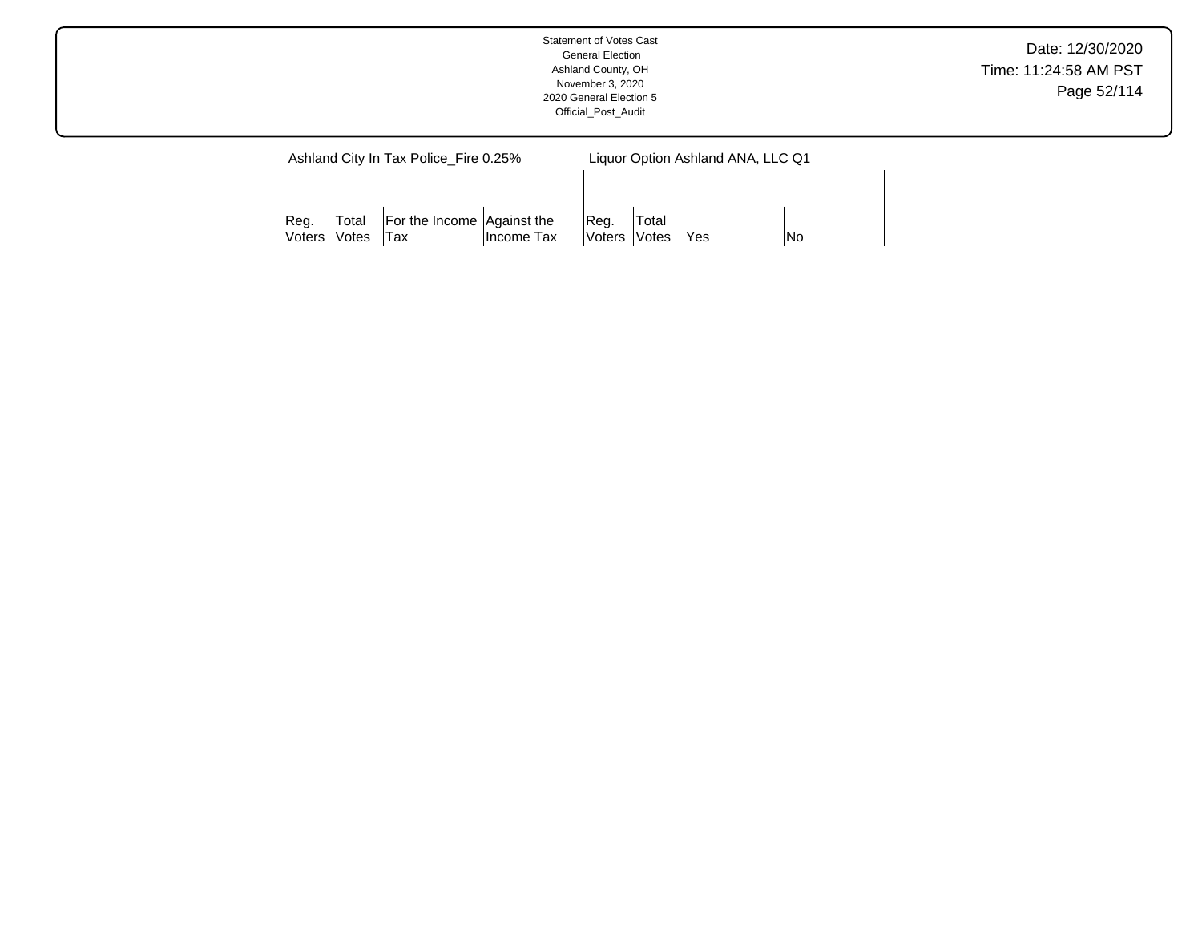| | Ashland City In Tax Police_Fire 0.25% | | | | Liquor Option Ashland ANA, LLC Q1 | | | |
|---|---|---|---|---|---|---|---|---|
| | Reg. Voters | Total Votes | For the Income Tax | Against the Income Tax | Reg. Voters | Total Votes | Yes | No |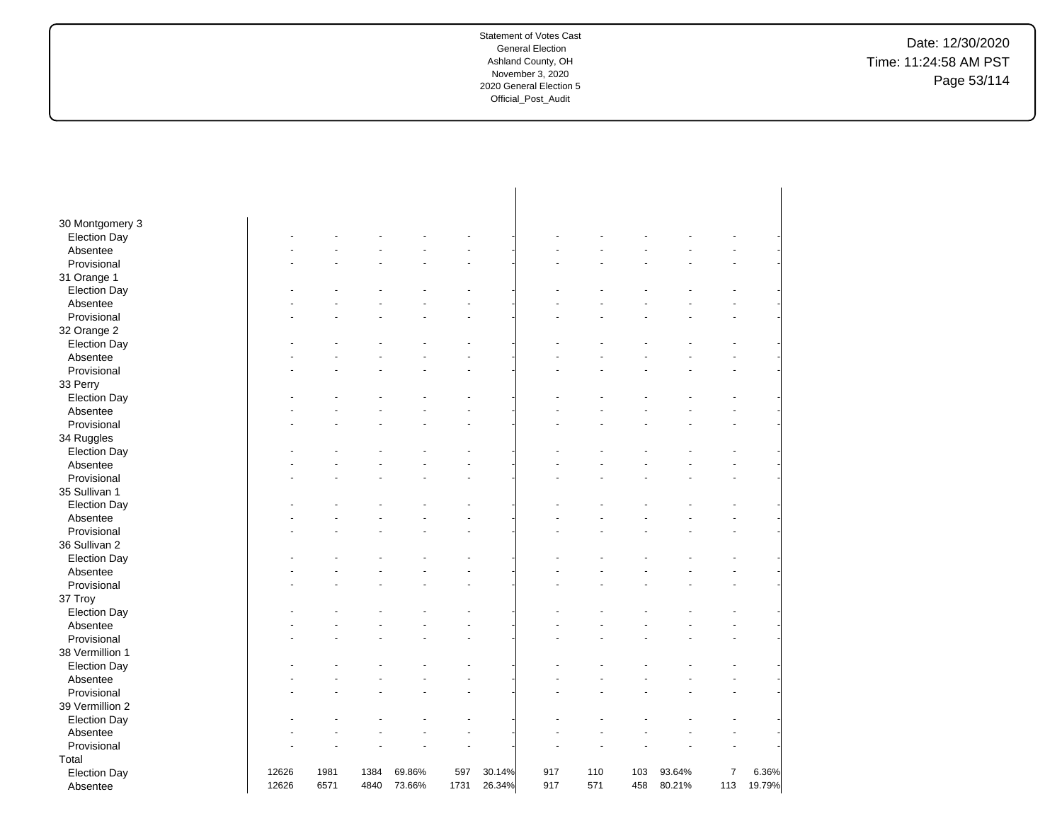Statement of Votes Cast
General Election
Ashland County, OH
November 3, 2020
2020 General Election 5
Official_Post_Audit

| | | | | | | | | | | | | |
|---|---|---|---|---|---|---|---|---|---|---|---|---|
| 30 Montgomery 3 | | | | | | | | | | | | |
| Election Day | - | - | - | - | - | - | - | - | - | - | - | - |
| Absentee | - | - | - | - | - | - | - | - | - | - | - | - |
| Provisional | - | - | - | - | - | - | - | - | - | - | - | - |
| 31 Orange 1 | | | | | | | | | | | | |
| Election Day | - | - | - | - | - | - | - | - | - | - | - | - |
| Absentee | - | - | - | - | - | - | - | - | - | - | - | - |
| Provisional | - | - | - | - | - | - | - | - | - | - | - | - |
| 32 Orange 2 | | | | | | | | | | | | |
| Election Day | - | - | - | - | - | - | - | - | - | - | - | - |
| Absentee | - | - | - | - | - | - | - | - | - | - | - | - |
| Provisional | - | - | - | - | - | - | - | - | - | - | - | - |
| 33 Perry | | | | | | | | | | | | |
| Election Day | - | - | - | - | - | - | - | - | - | - | - | - |
| Absentee | - | - | - | - | - | - | - | - | - | - | - | - |
| Provisional | - | - | - | - | - | - | - | - | - | - | - | - |
| 34 Ruggles | | | | | | | | | | | | |
| Election Day | - | - | - | - | - | - | - | - | - | - | - | - |
| Absentee | - | - | - | - | - | - | - | - | - | - | - | - |
| Provisional | - | - | - | - | - | - | - | - | - | - | - | - |
| 35 Sullivan 1 | | | | | | | | | | | | |
| Election Day | - | - | - | - | - | - | - | - | - | - | - | - |
| Absentee | - | - | - | - | - | - | - | - | - | - | - | - |
| Provisional | - | - | - | - | - | - | - | - | - | - | - | - |
| 36 Sullivan 2 | | | | | | | | | | | | |
| Election Day | - | - | - | - | - | - | - | - | - | - | - | - |
| Absentee | - | - | - | - | - | - | - | - | - | - | - | - |
| Provisional | - | - | - | - | - | - | - | - | - | - | - | - |
| 37 Troy | | | | | | | | | | | | |
| Election Day | - | - | - | - | - | - | - | - | - | - | - | - |
| Absentee | - | - | - | - | - | - | - | - | - | - | - | - |
| Provisional | - | - | - | - | - | - | - | - | - | - | - | - |
| 38 Vermillion 1 | | | | | | | | | | | | |
| Election Day | - | - | - | - | - | - | - | - | - | - | - | - |
| Absentee | - | - | - | - | - | - | - | - | - | - | - | - |
| Provisional | - | - | - | - | - | - | - | - | - | - | - | - |
| 39 Vermillion 2 | | | | | | | | | | | | |
| Election Day | - | - | - | - | - | - | - | - | - | - | - | - |
| Absentee | - | - | - | - | - | - | - | - | - | - | - | - |
| Provisional | - | - | - | - | - | - | - | - | - | - | - | - |
| Total | | | | | | | | | | | | |
| Election Day | 12626 | 1981 | 1384 | 69.86% | 597 | 30.14% | 917 | 110 | 103 | 93.64% | 7 | 6.36% |
| Absentee | 12626 | 6571 | 4840 | 73.66% | 1731 | 26.34% | 917 | 571 | 458 | 80.21% | 113 | 19.79% |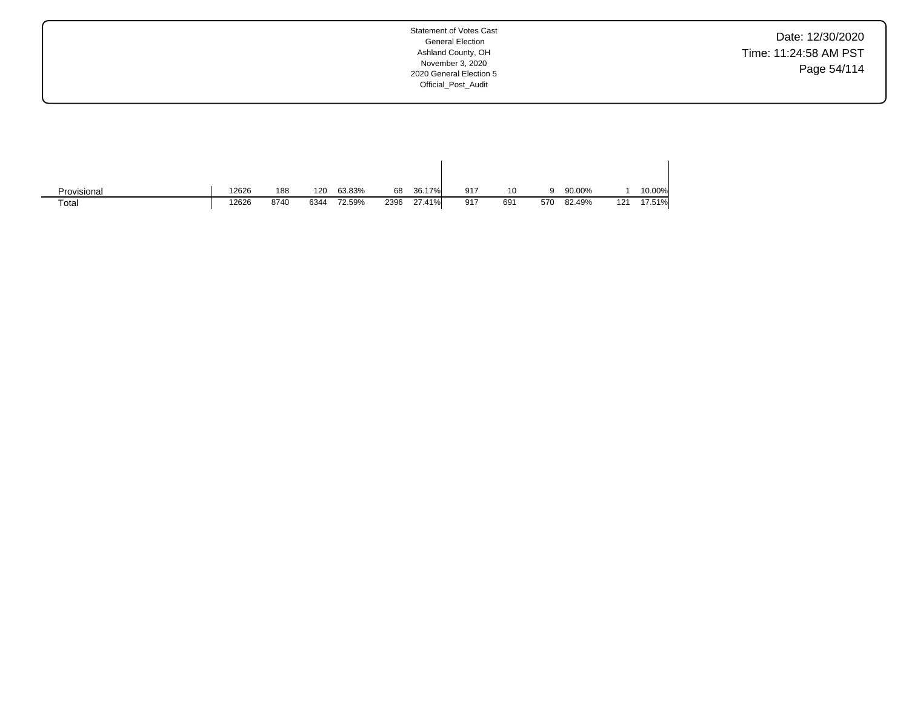| | | | | | | | | | | | | |
|---|---|---|---|---|---|---|---|---|---|---|---|---|
| Provisional | 12626 | 188 | 120 | 63.83% | 68 | 36.17% | 917 | 10 | 9 | 90.00% | 1 | 10.00% |
| Total | 12626 | 8740 | 6344 | 72.59% | 2396 | 27.41% | 917 | 691 | 570 | 82.49% | 121 | 17.51% |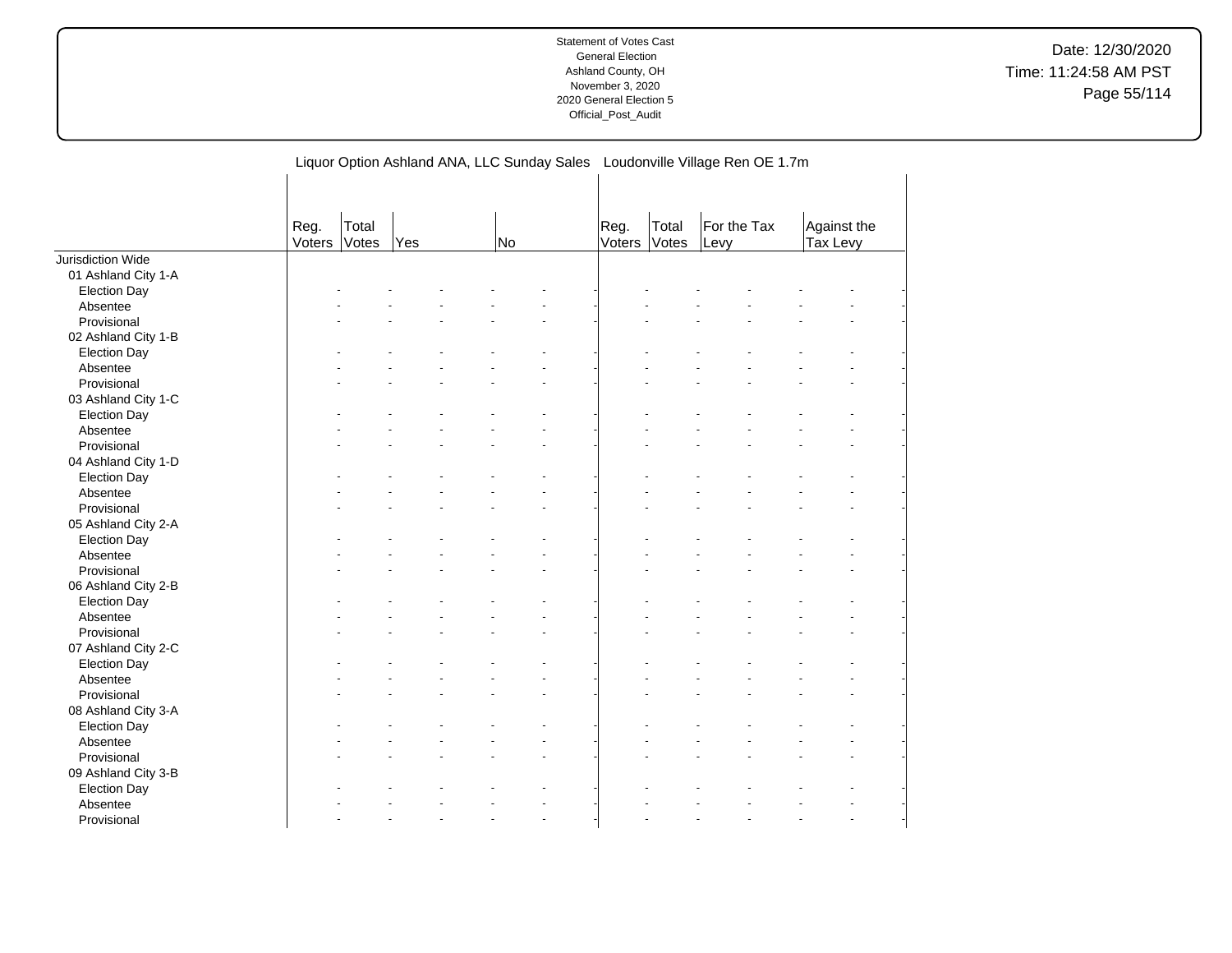Statement of Votes Cast
General Election
Ashland County, OH
November 3, 2020
2020 General Election 5
Official_Post_Audit

Date: 12/30/2020
Time: 11:24:58 AM PST

| | Liquor Option Ashland ANA, LLC Sunday Sales | | | | | | Loudonville Village Ren OE 1.7m | | | | | |
|---|---|---|---|---|---|---|---|---|---|---|---|---|
| | Reg. Voters | Total Votes | Yes | | No | | Reg. Voters | Total Votes | For the Tax Levy | | Against the Tax Levy | |
| Jurisdiction Wide | | | | | | | | | | | | |
| 01 Ashland City 1-A | | | | | | | | | | | | |
| Election Day | - | - | - | - | - | - | - | - | - | - | - | - |
| Absentee | - | - | - | - | - | - | - | - | - | - | - | - |
| Provisional | - | - | - | - | - | - | - | - | - | - | - | - |
| 02 Ashland City 1-B | | | | | | | | | | | | |
| Election Day | - | - | - | - | - | - | - | - | - | - | - | - |
| Absentee | - | - | - | - | - | - | - | - | - | - | - | - |
| Provisional | - | - | - | - | - | - | - | - | - | - | - | - |
| 03 Ashland City 1-C | | | | | | | | | | | | |
| Election Day | - | - | - | - | - | - | - | - | - | - | - | - |
| Absentee | - | - | - | - | - | - | - | - | - | - | - | - |
| Provisional | - | - | - | - | - | - | - | - | - | - | - | - |
| 04 Ashland City 1-D | | | | | | | | | | | | |
| Election Day | - | - | - | - | - | - | - | - | - | - | - | - |
| Absentee | - | - | - | - | - | - | - | - | - | - | - | - |
| Provisional | - | - | - | - | - | - | - | - | - | - | - | - |
| 05 Ashland City 2-A | | | | | | | | | | | | |
| Election Day | - | - | - | - | - | - | - | - | - | - | - | - |
| Absentee | - | - | - | - | - | - | - | - | - | - | - | - |
| Provisional | - | - | - | - | - | - | - | - | - | - | - | - |
| 06 Ashland City 2-B | | | | | | | | | | | | |
| Election Day | - | - | - | - | - | - | - | - | - | - | - | - |
| Absentee | - | - | - | - | - | - | - | - | - | - | - | - |
| Provisional | - | - | - | - | - | - | - | - | - | - | - | - |
| 07 Ashland City 2-C | | | | | | | | | | | | |
| Election Day | - | - | - | - | - | - | - | - | - | - | - | - |
| Absentee | - | - | - | - | - | - | - | - | - | - | - | - |
| Provisional | - | - | - | - | - | - | - | - | - | - | - | - |
| 08 Ashland City 3-A | | | | | | | | | | | | |
| Election Day | - | - | - | - | - | - | - | - | - | - | - | - |
| Absentee | - | - | - | - | - | - | - | - | - | - | - | - |
| Provisional | - | - | - | - | - | - | - | - | - | - | - | - |
| 09 Ashland City 3-B | | | | | | | | | | | | |
| Election Day | - | - | - | - | - | - | - | - | - | - | - | - |
| Absentee | - | - | - | - | - | - | - | - | - | - | - | - |
| Provisional | - | - | - | - | - | - | - | - | - | - | - | - |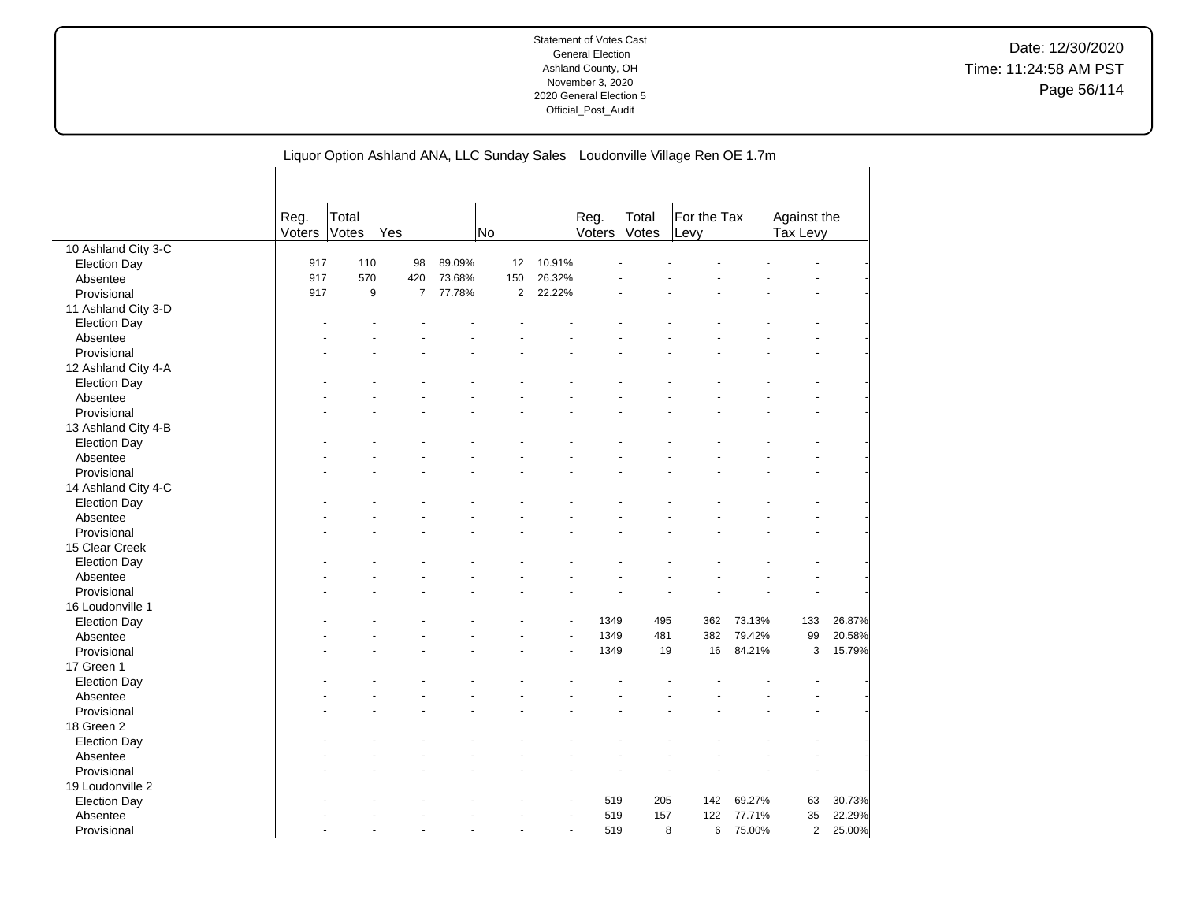Statement of Votes Cast
General Election
Ashland County, OH
November 3, 2020
2020 General Election 5
Official_Post_Audit

Date: 12/30/2020
Time: 11:24:58 AM PST

| | Liquor Option Ashland ANA, LLC Sunday Sales | | | | | | Loudonville Village Ren OE 1.7m | | | | | |
|---|---|---|---|---|---|---|---|---|---|---|---|---|
| | Reg. Voters | Total Votes | Yes | | No | | Reg. Voters | Total Votes | For the Tax Levy | | Against the Tax Levy | |
| 10 Ashland City 3-C | | | | | | | | | | | | |
| Election Day | 917 | 110 | 98 | 89.09% | 12 | 10.91% | - | - | - | - | - | - |
| Absentee | 917 | 570 | 420 | 73.68% | 150 | 26.32% | - | - | - | - | - | - |
| Provisional | 917 | 9 | 7 | 77.78% | 2 | 22.22% | - | - | - | - | - | - |
| 11 Ashland City 3-D | | | | | | | | | | | | |
| Election Day | - | - | - | - | - | - | - | - | - | - | - | - |
| Absentee | - | - | - | - | - | - | - | - | - | - | - | - |
| Provisional | - | - | - | - | - | - | - | - | - | - | - | - |
| 12 Ashland City 4-A | | | | | | | | | | | | |
| Election Day | - | - | - | - | - | - | - | - | - | - | - | - |
| Absentee | - | - | - | - | - | - | - | - | - | - | - | - |
| Provisional | - | - | - | - | - | - | - | - | - | - | - | - |
| 13 Ashland City 4-B | | | | | | | | | | | | |
| Election Day | - | - | - | - | - | - | - | - | - | - | - | - |
| Absentee | - | - | - | - | - | - | - | - | - | - | - | - |
| Provisional | - | - | - | - | - | - | - | - | - | - | - | - |
| 14 Ashland City 4-C | | | | | | | | | | | | |
| Election Day | - | - | - | - | - | - | - | - | - | - | - | - |
| Absentee | - | - | - | - | - | - | - | - | - | - | - | - |
| Provisional | - | - | - | - | - | - | - | - | - | - | - | - |
| 15 Clear Creek | | | | | | | | | | | | |
| Election Day | - | - | - | - | - | - | - | - | - | - | - | - |
| Absentee | - | - | - | - | - | - | - | - | - | - | - | - |
| Provisional | - | - | - | - | - | - | - | - | - | - | - | - |
| 16 Loudonville 1 | | | | | | | | | | | | |
| Election Day | - | - | - | - | - | - | 1349 | 495 | 362 | 73.13% | 133 | 26.87% |
| Absentee | - | - | - | - | - | - | 1349 | 481 | 382 | 79.42% | 99 | 20.58% |
| Provisional | - | - | - | - | - | - | 1349 | 19 | 16 | 84.21% | 3 | 15.79% |
| 17 Green 1 | | | | | | | | | | | | |
| Election Day | - | - | - | - | - | - | - | - | - | - | - | - |
| Absentee | - | - | - | - | - | - | - | - | - | - | - | - |
| Provisional | - | - | - | - | - | - | - | - | - | - | - | - |
| 18 Green 2 | | | | | | | | | | | | |
| Election Day | - | - | - | - | - | - | - | - | - | - | - | - |
| Absentee | - | - | - | - | - | - | - | - | - | - | - | - |
| Provisional | - | - | - | - | - | - | - | - | - | - | - | - |
| 19 Loudonville 2 | | | | | | | | | | | | |
| Election Day | - | - | - | - | - | - | 519 | 205 | 142 | 69.27% | 63 | 30.73% |
| Absentee | - | - | - | - | - | - | 519 | 157 | 122 | 77.71% | 35 | 22.29% |
| Provisional | - | - | - | - | - | - | 519 | 8 | 6 | 75.00% | 2 | 25.00% |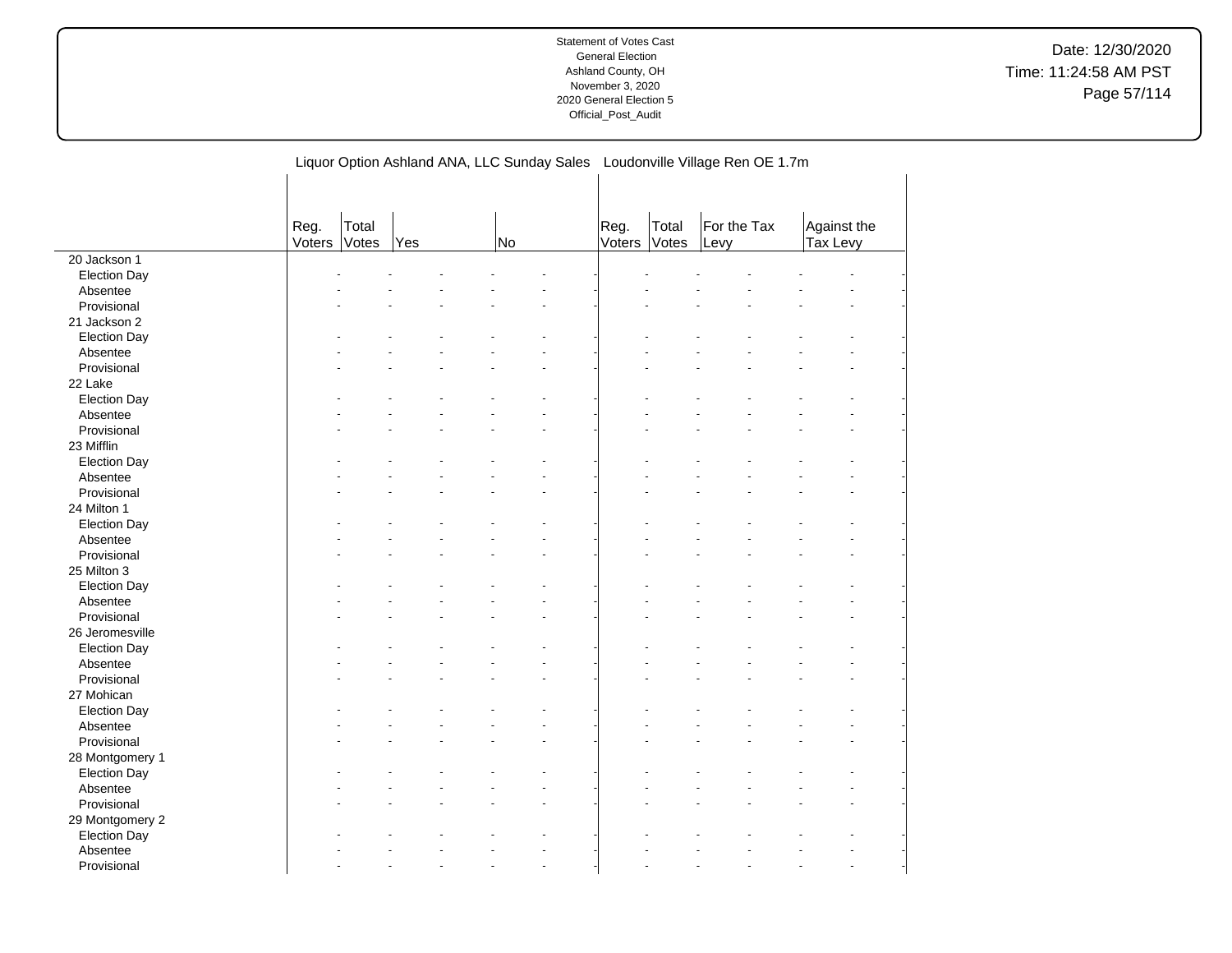Statement of Votes Cast
General Election
Ashland County, OH
November 3, 2020
2020 General Election 5
Official_Post_Audit

Date: 12/30/2020
Time: 11:24:58 AM PST

| | Liquor Option Ashland ANA, LLC Sunday Sales | | | | | | Loudonville Village Ren OE 1.7m | | | | | |
|---|---|---|---|---|---|---|---|---|---|---|---|---|
| | Reg. Voters | Total Votes | Yes | | No | | Reg. Voters | Total Votes | For the Tax Levy | | Against the Tax Levy | |
| 20 Jackson 1 | | | | | | | | | | | | |
| Election Day | - | - | - | - | - | - | - | - | - | - | - | - |
| Absentee | - | - | - | - | - | - | - | - | - | - | - | - |
| Provisional | - | - | - | - | - | - | - | - | - | - | - | - |
| 21 Jackson 2 | | | | | | | | | | | | |
| Election Day | - | - | - | - | - | - | - | - | - | - | - | - |
| Absentee | - | - | - | - | - | - | - | - | - | - | - | - |
| Provisional | - | - | - | - | - | - | - | - | - | - | - | - |
| 22 Lake | | | | | | | | | | | | |
| Election Day | - | - | - | - | - | - | - | - | - | - | - | - |
| Absentee | - | - | - | - | - | - | - | - | - | - | - | - |
| Provisional | - | - | - | - | - | - | - | - | - | - | - | - |
| 23 Mifflin | | | | | | | | | | | | |
| Election Day | - | - | - | - | - | - | - | - | - | - | - | - |
| Absentee | - | - | - | - | - | - | - | - | - | - | - | - |
| Provisional | - | - | - | - | - | - | - | - | - | - | - | - |
| 24 Milton 1 | | | | | | | | | | | | |
| Election Day | - | - | - | - | - | - | - | - | - | - | - | - |
| Absentee | - | - | - | - | - | - | - | - | - | - | - | - |
| Provisional | - | - | - | - | - | - | - | - | - | - | - | - |
| 25 Milton 3 | | | | | | | | | | | | |
| Election Day | - | - | - | - | - | - | - | - | - | - | - | - |
| Absentee | - | - | - | - | - | - | - | - | - | - | - | - |
| Provisional | - | - | - | - | - | - | - | - | - | - | - | - |
| 26 Jeromesville | | | | | | | | | | | | |
| Election Day | - | - | - | - | - | - | - | - | - | - | - | - |
| Absentee | - | - | - | - | - | - | - | - | - | - | - | - |
| Provisional | - | - | - | - | - | - | - | - | - | - | - | - |
| 27 Mohican | | | | | | | | | | | | |
| Election Day | - | - | - | - | - | - | - | - | - | - | - | - |
| Absentee | - | - | - | - | - | - | - | - | - | - | - | - |
| Provisional | - | - | - | - | - | - | - | - | - | - | - | - |
| 28 Montgomery 1 | | | | | | | | | | | | |
| Election Day | - | - | - | - | - | - | - | - | - | - | - | - |
| Absentee | - | - | - | - | - | - | - | - | - | - | - | - |
| Provisional | - | - | - | - | - | - | - | - | - | - | - | - |
| 29 Montgomery 2 | | | | | | | | | | | | |
| Election Day | - | - | - | - | - | - | - | - | - | - | - | - |
| Absentee | - | - | - | - | - | - | - | - | - | - | - | - |
| Provisional | - | - | - | - | - | - | - | - | - | - | - | - |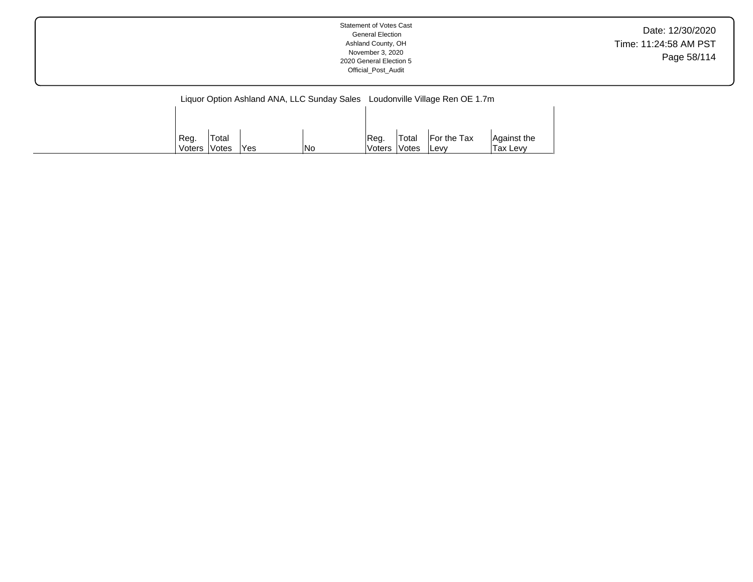| | Liquor Option Ashland ANA, LLC Sunday Sales | | | | Loudonville Village Ren OE 1.7m | | | |
|---|---|---|---|---|---|---|---|---|
| | Reg. Voters | Total Votes | Yes | No | Reg. Voters | Total Votes | For the Tax Levy | Against the Tax Levy |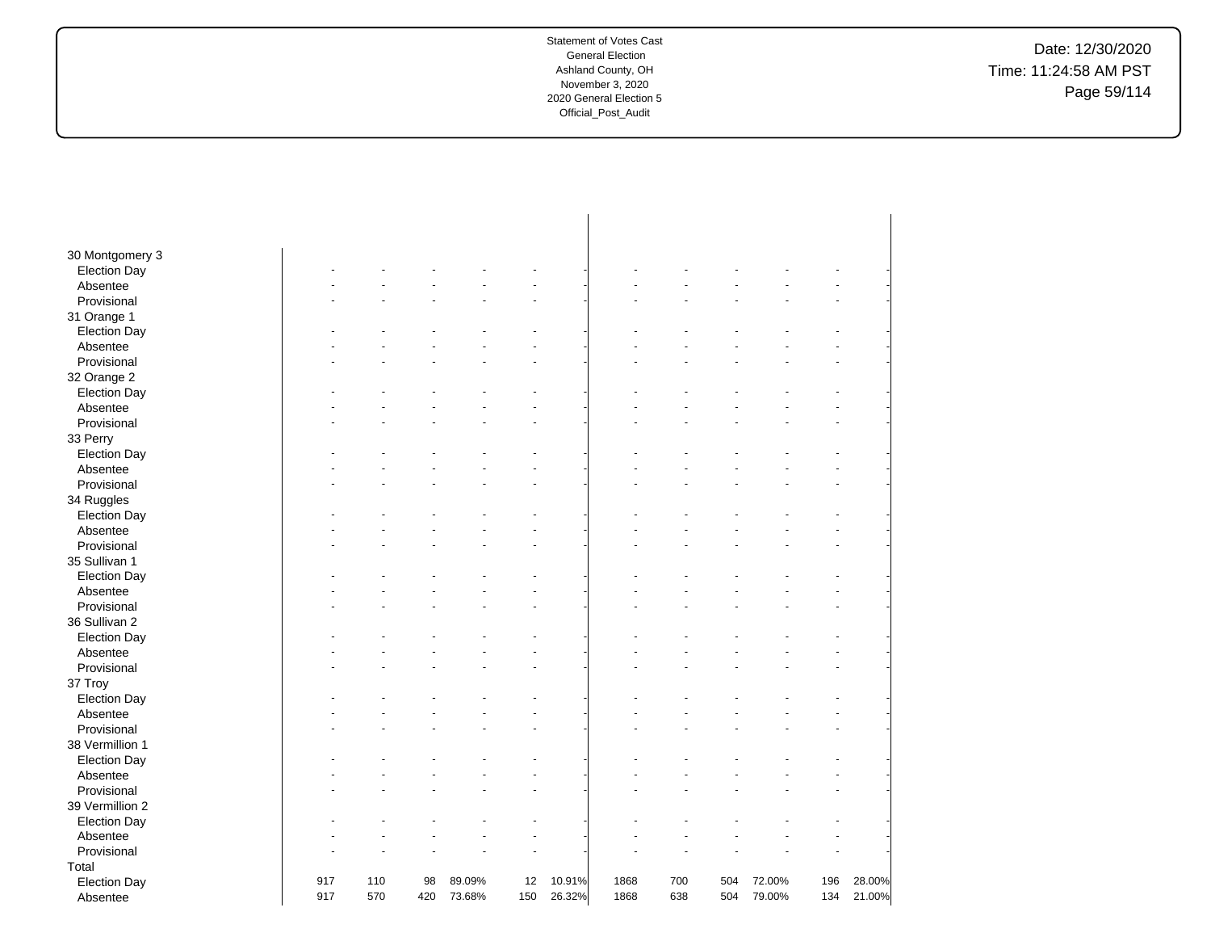Statement of Votes Cast
General Election
Ashland County, OH
November 3, 2020
2020 General Election 5
Official_Post_Audit

Date: 12/30/2020
Time: 11:24:58 AM PST

| | | | | | | | | | | | | |
|---|---|---|---|---|---|---|---|---|---|---|---|---|
| **30 Montgomery 3** | | | | | | | | | | | | |
| Election Day | - | - | - | - | - | - | - | - | - | - | - | - |
| Absentee | - | - | - | - | - | - | - | - | - | - | - | - |
| Provisional | - | - | - | - | - | - | - | - | - | - | - | - |
| **31 Orange 1** | | | | | | | | | | | | |
| Election Day | - | - | - | - | - | - | - | - | - | - | - | - |
| Absentee | - | - | - | - | - | - | - | - | - | - | - | - |
| Provisional | - | - | - | - | - | - | - | - | - | - | - | - |
| **32 Orange 2** | | | | | | | | | | | | |
| Election Day | - | - | - | - | - | - | - | - | - | - | - | - |
| Absentee | - | - | - | - | - | - | - | - | - | - | - | - |
| Provisional | - | - | - | - | - | - | - | - | - | - | - | - |
| **33 Perry** | | | | | | | | | | | | |
| Election Day | - | - | - | - | - | - | - | - | - | - | - | - |
| Absentee | - | - | - | - | - | - | - | - | - | - | - | - |
| Provisional | - | - | - | - | - | - | - | - | - | - | - | - |
| **34 Ruggles** | | | | | | | | | | | | |
| Election Day | - | - | - | - | - | - | - | - | - | - | - | - |
| Absentee | - | - | - | - | - | - | - | - | - | - | - | - |
| Provisional | - | - | - | - | - | - | - | - | - | - | - | - |
| **35 Sullivan 1** | | | | | | | | | | | | |
| Election Day | - | - | - | - | - | - | - | - | - | - | - | - |
| Absentee | - | - | - | - | - | - | - | - | - | - | - | - |
| Provisional | - | - | - | - | - | - | - | - | - | - | - | - |
| **36 Sullivan 2** | | | | | | | | | | | | |
| Election Day | - | - | - | - | - | - | - | - | - | - | - | - |
| Absentee | - | - | - | - | - | - | - | - | - | - | - | - |
| Provisional | - | - | - | - | - | - | - | - | - | - | - | - |
| **37 Troy** | | | | | | | | | | | | |
| Election Day | - | - | - | - | - | - | - | - | - | - | - | - |
| Absentee | - | - | - | - | - | - | - | - | - | - | - | - |
| Provisional | - | - | - | - | - | - | - | - | - | - | - | - |
| **38 Vermillion 1** | | | | | | | | | | | | |
| Election Day | - | - | - | - | - | - | - | - | - | - | - | - |
| Absentee | - | - | - | - | - | - | - | - | - | - | - | - |
| Provisional | - | - | - | - | - | - | - | - | - | - | - | - |
| **39 Vermillion 2** | | | | | | | | | | | | |
| Election Day | - | - | - | - | - | - | - | - | - | - | - | - |
| Absentee | - | - | - | - | - | - | - | - | - | - | - | - |
| Provisional | - | - | - | - | - | - | - | - | - | - | - | - |
| **Total** | | | | | | | | | | | | |
| Election Day | 917 | 110 | 98 | 89.09% | 12 | 10.91% | 1868 | 700 | 504 | 72.00% | 196 | 28.00% |
| Absentee | 917 | 570 | 420 | 73.68% | 150 | 26.32% | 1868 | 638 | 504 | 79.00% | 134 | 21.00% |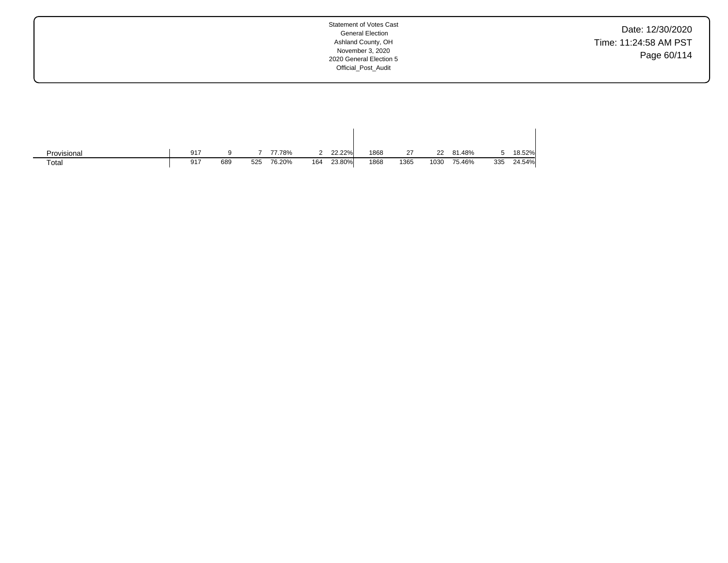| | | | | | | | | | | | | |
|---|---|---|---|---|---|---|---|---|---|---|---|---|
| Provisional | 917 | 9 | 7 | 77.78% | 2 | 22.22% | 1868 | 27 | 22 | 81.48% | 5 | 18.52% |
| Total | 917 | 689 | 525 | 76.20% | 164 | 23.80% | 1868 | 1365 | 1030 | 75.46% | 335 | 24.54% |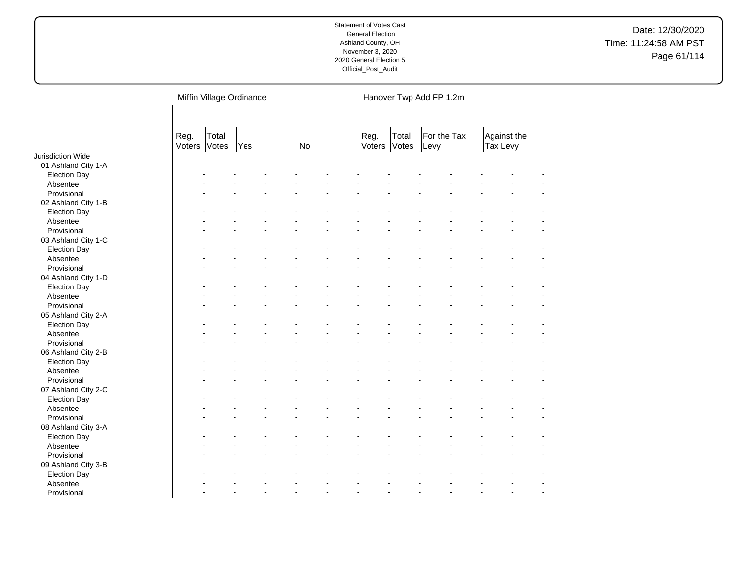| | Miffin Village Ordinance | | | | | | Hanover Twp Add FP 1.2m | | | | | |
|---|---|---|---|---|---|---|---|---|---|---|---|---|
| | Reg. Voters | Total Votes | Yes | | No | | Reg. Voters | Total Votes | For the Tax Levy | | Against the Tax Levy | |
| Jurisdiction Wide | | | | | | | | | | | | |
| 01 Ashland City 1-A | | | | | | | | | | | | |
| Election Day | - | - | - | - | - | - | - | - | - | - | - | - |
| Absentee | - | - | - | - | - | - | - | - | - | - | - | - |
| Provisional | - | - | - | - | - | - | - | - | - | - | - | - |
| 02 Ashland City 1-B | | | | | | | | | | | | |
| Election Day | - | - | - | - | - | - | - | - | - | - | - | - |
| Absentee | - | - | - | - | - | - | - | - | - | - | - | - |
| Provisional | - | - | - | - | - | - | - | - | - | - | - | - |
| 03 Ashland City 1-C | | | | | | | | | | | | |
| Election Day | - | - | - | - | - | - | - | - | - | - | - | - |
| Absentee | - | - | - | - | - | - | - | - | - | - | - | - |
| Provisional | - | - | - | - | - | - | - | - | - | - | - | - |
| 04 Ashland City 1-D | | | | | | | | | | | | |
| Election Day | - | - | - | - | - | - | - | - | - | - | - | - |
| Absentee | - | - | - | - | - | - | - | - | - | - | - | - |
| Provisional | - | - | - | - | - | - | - | - | - | - | - | - |
| 05 Ashland City 2-A | | | | | | | | | | | | |
| Election Day | - | - | - | - | - | - | - | - | - | - | - | - |
| Absentee | - | - | - | - | - | - | - | - | - | - | - | - |
| Provisional | - | - | - | - | - | - | - | - | - | - | - | - |
| 06 Ashland City 2-B | | | | | | | | | | | | |
| Election Day | - | - | - | - | - | - | - | - | - | - | - | - |
| Absentee | - | - | - | - | - | - | - | - | - | - | - | - |
| Provisional | - | - | - | - | - | - | - | - | - | - | - | - |
| 07 Ashland City 2-C | | | | | | | | | | | | |
| Election Day | - | - | - | - | - | - | - | - | - | - | - | - |
| Absentee | - | - | - | - | - | - | - | - | - | - | - | - |
| Provisional | - | - | - | - | - | - | - | - | - | - | - | - |
| 08 Ashland City 3-A | | | | | | | | | | | | |
| Election Day | - | - | - | - | - | - | - | - | - | - | - | - |
| Absentee | - | - | - | - | - | - | - | - | - | - | - | - |
| Provisional | - | - | - | - | - | - | - | - | - | - | - | - |
| 09 Ashland City 3-B | | | | | | | | | | | | |
| Election Day | - | - | - | - | - | - | - | - | - | - | - | - |
| Absentee | - | - | - | - | - | - | - | - | - | - | - | - |
| Provisional | - | - | - | - | - | - | - | - | - | - | - | - |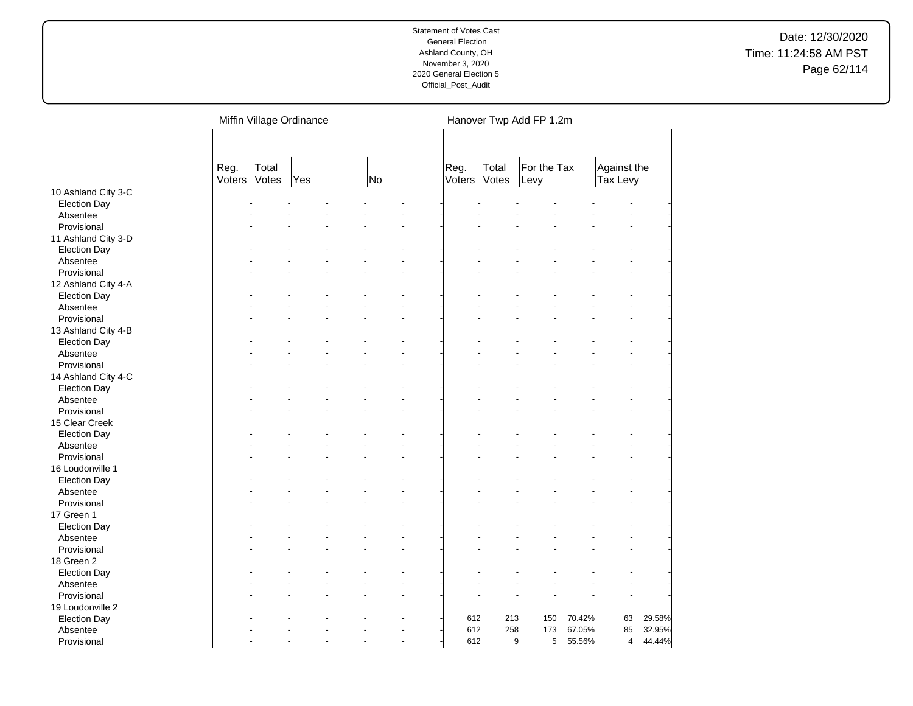Statement of Votes Cast
General Election
Ashland County, OH
November 3, 2020
2020 General Election 5
Official_Post_Audit

Date: 12/30/2020
Time: 11:24:58 AM PST

| | Miffin Village Ordinance | | | | | | Hanover Twp Add FP 1.2m | | | | | |
|---|---|---|---|---|---|---|---|---|---|---|---|---|
| | Reg. Voters | Total Votes | Yes | | No | | Reg. Voters | Total Votes | For the Tax Levy | | Against the Tax Levy | |
| 10 Ashland City 3-C | | | | | | | | | | | | |
| Election Day | - | - | - | - | - | - | - | - | - | - | - | - |
| Absentee | - | - | - | - | - | - | - | - | - | - | - | - |
| Provisional | - | - | - | - | - | - | - | - | - | - | - | - |
| 11 Ashland City 3-D | | | | | | | | | | | | |
| Election Day | - | - | - | - | - | - | - | - | - | - | - | - |
| Absentee | - | - | - | - | - | - | - | - | - | - | - | - |
| Provisional | - | - | - | - | - | - | - | - | - | - | - | - |
| 12 Ashland City 4-A | | | | | | | | | | | | |
| Election Day | - | - | - | - | - | - | - | - | - | - | - | - |
| Absentee | - | - | - | - | - | - | - | - | - | - | - | - |
| Provisional | - | - | - | - | - | - | - | - | - | - | - | - |
| 13 Ashland City 4-B | | | | | | | | | | | | |
| Election Day | - | - | - | - | - | - | - | - | - | - | - | - |
| Absentee | - | - | - | - | - | - | - | - | - | - | - | - |
| Provisional | - | - | - | - | - | - | - | - | - | - | - | - |
| 14 Ashland City 4-C | | | | | | | | | | | | |
| Election Day | - | - | - | - | - | - | - | - | - | - | - | - |
| Absentee | - | - | - | - | - | - | - | - | - | - | - | - |
| Provisional | - | - | - | - | - | - | - | - | - | - | - | - |
| 15 Clear Creek | | | | | | | | | | | | |
| Election Day | - | - | - | - | - | - | - | - | - | - | - | - |
| Absentee | - | - | - | - | - | - | - | - | - | - | - | - |
| Provisional | - | - | - | - | - | - | - | - | - | - | - | - |
| 16 Loudonville 1 | | | | | | | | | | | | |
| Election Day | - | - | - | - | - | - | - | - | - | - | - | - |
| Absentee | - | - | - | - | - | - | - | - | - | - | - | - |
| Provisional | - | - | - | - | - | - | - | - | - | - | - | - |
| 17 Green 1 | | | | | | | | | | | | |
| Election Day | - | - | - | - | - | - | - | - | - | - | - | - |
| Absentee | - | - | - | - | - | - | - | - | - | - | - | - |
| Provisional | - | - | - | - | - | - | - | - | - | - | - | - |
| 18 Green 2 | | | | | | | | | | | | |
| Election Day | - | - | - | - | - | - | - | - | - | - | - | - |
| Absentee | - | - | - | - | - | - | - | - | - | - | - | - |
| Provisional | - | - | - | - | - | - | - | - | - | - | - | - |
| 19 Loudonville 2 | | | | | | | | | | | | |
| Election Day | - | - | - | - | - | - | 612 | 213 | 150 | 70.42% | 63 | 29.58% |
| Absentee | - | - | - | - | - | - | 612 | 258 | 173 | 67.05% | 85 | 32.95% |
| Provisional | - | - | - | - | - | - | 612 | 9 | 5 | 55.56% | 4 | 44.44% |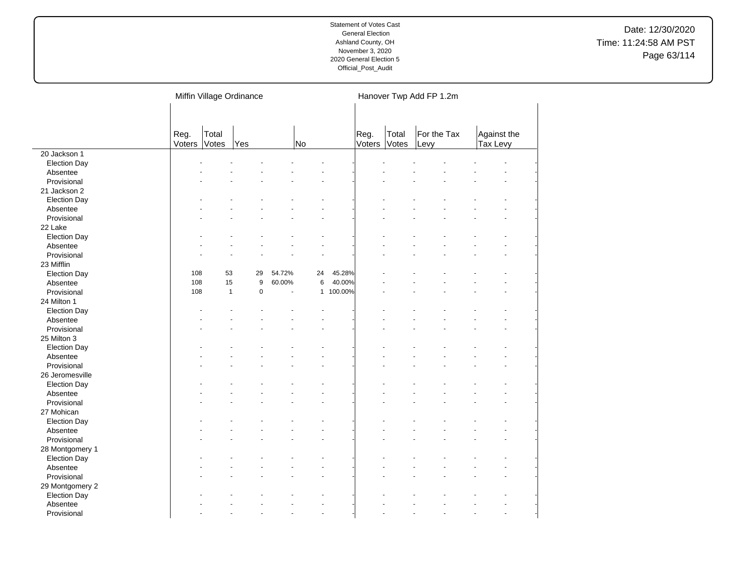Statement of Votes Cast
General Election
Ashland County, OH
November 3, 2020
2020 General Election 5
Official_Post_Audit

Date: 12/30/2020
Time: 11:24:58 AM PST

| | Miffin Village Ordinance | | | | | | Hanover Twp Add FP 1.2m | | | | | |
|---|---|---|---|---|---|---|---|---|---|---|---|---|
| | Reg. Voters | Total Votes | Yes | | No | | Reg. Voters | Total Votes | For the Tax Levy | | Against the Tax Levy | |
| 20 Jackson 1 | | | | | | | | | | | | |
| Election Day | - | - | - | - | - | - | - | - | - | - | - | - |
| Absentee | - | - | - | - | - | - | - | - | - | - | - | - |
| Provisional | - | - | - | - | - | - | - | - | - | - | - | - |
| 21 Jackson 2 | | | | | | | | | | | | |
| Election Day | - | - | - | - | - | - | - | - | - | - | - | - |
| Absentee | - | - | - | - | - | - | - | - | - | - | - | - |
| Provisional | - | - | - | - | - | - | - | - | - | - | - | - |
| 22 Lake | | | | | | | | | | | | |
| Election Day | - | - | - | - | - | - | - | - | - | - | - | - |
| Absentee | - | - | - | - | - | - | - | - | - | - | - | - |
| Provisional | - | - | - | - | - | - | - | - | - | - | - | - |
| 23 Mifflin | | | | | | | | | | | | |
| Election Day | 108 | 53 | 29 | 54.72% | 24 | 45.28% | - | - | - | - | - | - |
| Absentee | 108 | 15 | 9 | 60.00% | 6 | 40.00% | - | - | - | - | - | - |
| Provisional | 108 | 1 | 0 | - | 1 | 100.00% | - | - | - | - | - | - |
| 24 Milton 1 | | | | | | | | | | | | |
| Election Day | - | - | - | - | - | - | - | - | - | - | - | - |
| Absentee | - | - | - | - | - | - | - | - | - | - | - | - |
| Provisional | - | - | - | - | - | - | - | - | - | - | - | - |
| 25 Milton 3 | | | | | | | | | | | | |
| Election Day | - | - | - | - | - | - | - | - | - | - | - | - |
| Absentee | - | - | - | - | - | - | - | - | - | - | - | - |
| Provisional | - | - | - | - | - | - | - | - | - | - | - | - |
| 26 Jeromesville | | | | | | | | | | | | |
| Election Day | - | - | - | - | - | - | - | - | - | - | - | - |
| Absentee | - | - | - | - | - | - | - | - | - | - | - | - |
| Provisional | - | - | - | - | - | - | - | - | - | - | - | - |
| 27 Mohican | | | | | | | | | | | | |
| Election Day | - | - | - | - | - | - | - | - | - | - | - | - |
| Absentee | - | - | - | - | - | - | - | - | - | - | - | - |
| Provisional | - | - | - | - | - | - | - | - | - | - | - | - |
| 28 Montgomery 1 | | | | | | | | | | | | |
| Election Day | - | - | - | - | - | - | - | - | - | - | - | - |
| Absentee | - | - | - | - | - | - | - | - | - | - | - | - |
| Provisional | - | - | - | - | - | - | - | - | - | - | - | - |
| 29 Montgomery 2 | | | | | | | | | | | | |
| Election Day | - | - | - | - | - | - | - | - | - | - | - | - |
| Absentee | - | - | - | - | - | - | - | - | - | - | - | - |
| Provisional | - | - | - | - | - | - | - | - | - | - | - | - |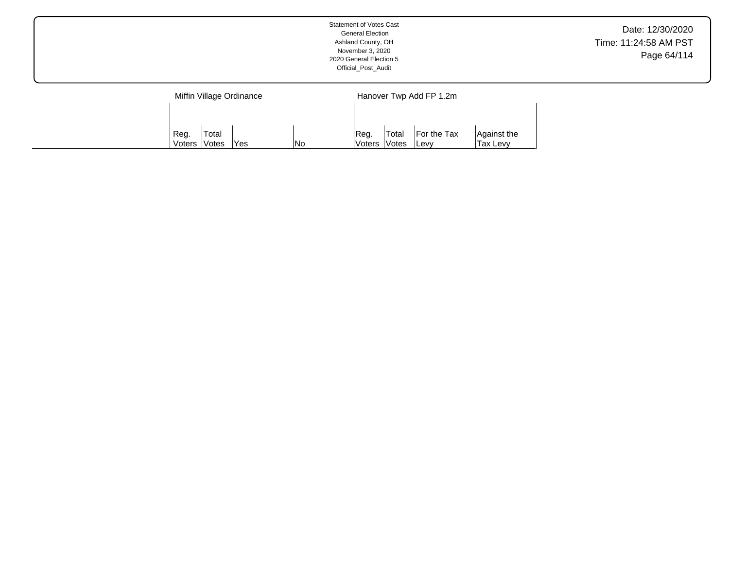| | Miffin Village Ordinance | | | | Hanover Twp Add FP 1.2m | | | |
|---|---|---|---|---|---|---|---|---|
| | Reg. Voters | Total Votes | Yes | No | Reg. Voters | Total Votes | For the Tax Levy | Against the Tax Levy |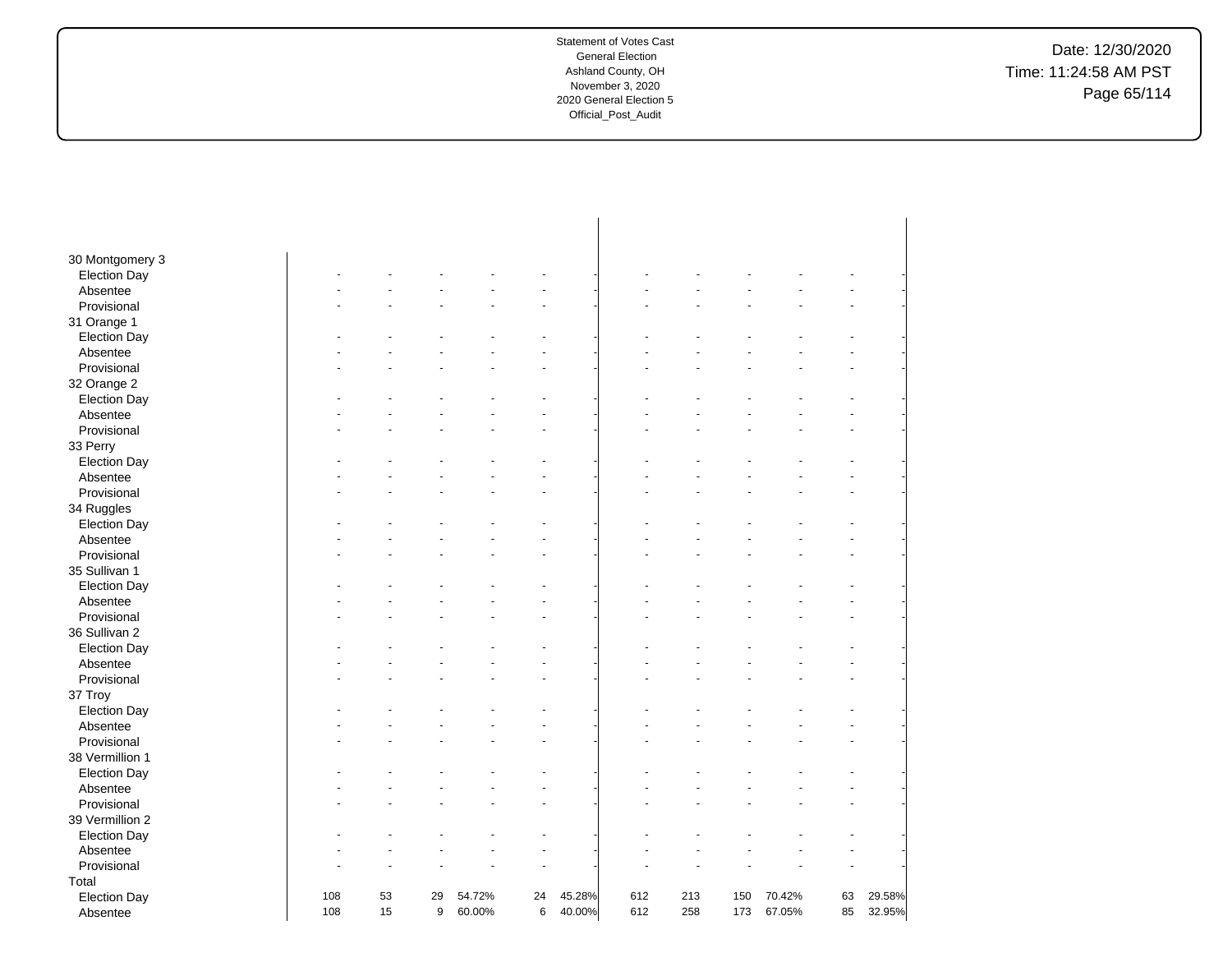Statement of Votes Cast
General Election
Ashland County, OH
November 3, 2020
2020 General Election 5
Official_Post_Audit

| | | | | | | | | | | | | |
|---|---|---|---|---|---|---|---|---|---|---|---|---|
| 30 Montgomery 3 | | | | | | | | | | | | |
| Election Day | - | - | - | - | - | - | - | - | - | - | - | - |
| Absentee | - | - | - | - | - | - | - | - | - | - | - | - |
| Provisional | - | - | - | - | - | - | - | - | - | - | - | - |
| 31 Orange 1 | | | | | | | | | | | | |
| Election Day | - | - | - | - | - | - | - | - | - | - | - | - |
| Absentee | - | - | - | - | - | - | - | - | - | - | - | - |
| Provisional | - | - | - | - | - | - | - | - | - | - | - | - |
| 32 Orange 2 | | | | | | | | | | | | |
| Election Day | - | - | - | - | - | - | - | - | - | - | - | - |
| Absentee | - | - | - | - | - | - | - | - | - | - | - | - |
| Provisional | - | - | - | - | - | - | - | - | - | - | - | - |
| 33 Perry | | | | | | | | | | | | |
| Election Day | - | - | - | - | - | - | - | - | - | - | - | - |
| Absentee | - | - | - | - | - | - | - | - | - | - | - | - |
| Provisional | - | - | - | - | - | - | - | - | - | - | - | - |
| 34 Ruggles | | | | | | | | | | | | |
| Election Day | - | - | - | - | - | - | - | - | - | - | - | - |
| Absentee | - | - | - | - | - | - | - | - | - | - | - | - |
| Provisional | - | - | - | - | - | - | - | - | - | - | - | - |
| 35 Sullivan 1 | | | | | | | | | | | | |
| Election Day | - | - | - | - | - | - | - | - | - | - | - | - |
| Absentee | - | - | - | - | - | - | - | - | - | - | - | - |
| Provisional | - | - | - | - | - | - | - | - | - | - | - | - |
| 36 Sullivan 2 | | | | | | | | | | | | |
| Election Day | - | - | - | - | - | - | - | - | - | - | - | - |
| Absentee | - | - | - | - | - | - | - | - | - | - | - | - |
| Provisional | - | - | - | - | - | - | - | - | - | - | - | - |
| 37 Troy | | | | | | | | | | | | |
| Election Day | - | - | - | - | - | - | - | - | - | - | - | - |
| Absentee | - | - | - | - | - | - | - | - | - | - | - | - |
| Provisional | - | - | - | - | - | - | - | - | - | - | - | - |
| 38 Vermillion 1 | | | | | | | | | | | | |
| Election Day | - | - | - | - | - | - | - | - | - | - | - | - |
| Absentee | - | - | - | - | - | - | - | - | - | - | - | - |
| Provisional | - | - | - | - | - | - | - | - | - | - | - | - |
| 39 Vermillion 2 | | | | | | | | | | | | |
| Election Day | - | - | - | - | - | - | - | - | - | - | - | - |
| Absentee | - | - | - | - | - | - | - | - | - | - | - | - |
| Provisional | - | - | - | - | - | - | - | - | - | - | - | - |
| Total | | | | | | | | | | | | |
| Election Day | 108 | 53 | 29 | 54.72% | 24 | 45.28% | 612 | 213 | 150 | 70.42% | 63 | 29.58% |
| Absentee | 108 | 15 | 9 | 60.00% | 6 | 40.00% | 612 | 258 | 173 | 67.05% | 85 | 32.95% |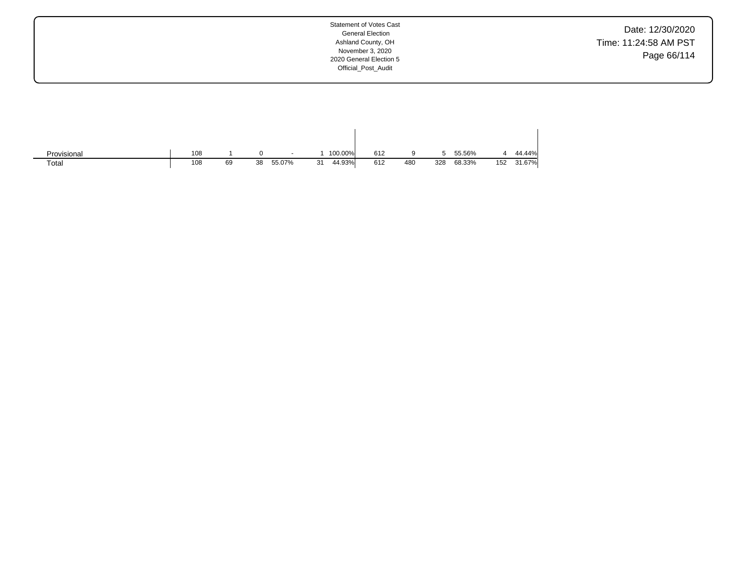| | | | | | | | | | | | | | | |
|---|---|---|---|---|---|---|---|---|---|---|---|---|---|---|
| Provisional | 108 | 1 | 0 | - | 1 | 100.00% | 612 | 9 | 5 | 55.56% | 4 | 44.44% |
| Total | 108 | 69 | 38 | 55.07% | 31 | 44.93% | 612 | 480 | 328 | 68.33% | 152 | 31.67% |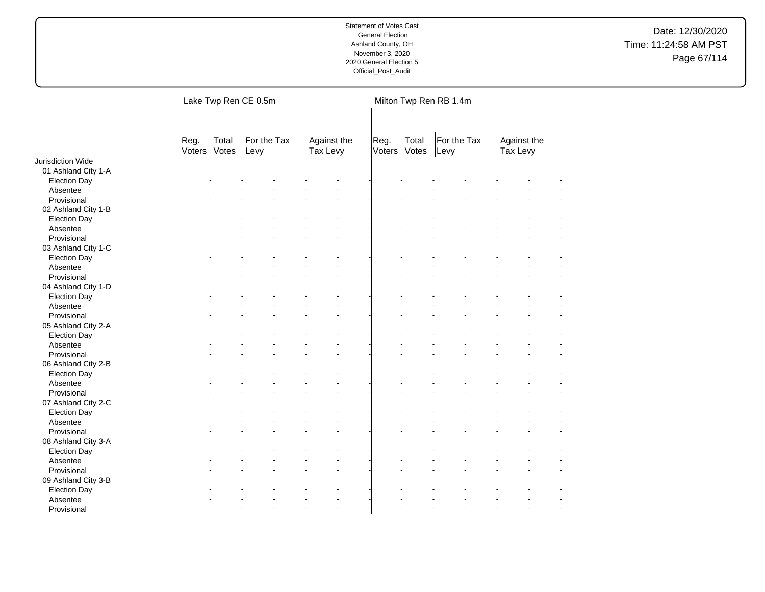| | Lake Twp Ren CE 0.5m | | | | | | Milton Twp Ren RB 1.4m | | | | | |
|---|---|---|---|---|---|---|---|---|---|---|---|---|
| | Reg. Voters | Total Votes | For the Tax Levy | | Against the Tax Levy | | Reg. Voters | Total Votes | For the Tax Levy | | Against the Tax Levy | |
| Jurisdiction Wide | | | | | | | | | | | | |
| 01 Ashland City 1-A | | | | | | | | | | | | |
| Election Day | - | - | - | - | - | - | - | - | - | - | - | - |
| Absentee | - | - | - | - | - | - | - | - | - | - | - | - |
| Provisional | - | - | - | - | - | - | - | - | - | - | - | - |
| 02 Ashland City 1-B | | | | | | | | | | | | |
| Election Day | - | - | - | - | - | - | - | - | - | - | - | - |
| Absentee | - | - | - | - | - | - | - | - | - | - | - | - |
| Provisional | - | - | - | - | - | - | - | - | - | - | - | - |
| 03 Ashland City 1-C | | | | | | | | | | | | |
| Election Day | - | - | - | - | - | - | - | - | - | - | - | - |
| Absentee | - | - | - | - | - | - | - | - | - | - | - | - |
| Provisional | - | - | - | - | - | - | - | - | - | - | - | - |
| 04 Ashland City 1-D | | | | | | | | | | | | |
| Election Day | - | - | - | - | - | - | - | - | - | - | - | - |
| Absentee | - | - | - | - | - | - | - | - | - | - | - | - |
| Provisional | - | - | - | - | - | - | - | - | - | - | - | - |
| 05 Ashland City 2-A | | | | | | | | | | | | |
| Election Day | - | - | - | - | - | - | - | - | - | - | - | - |
| Absentee | - | - | - | - | - | - | - | - | - | - | - | - |
| Provisional | - | - | - | - | - | - | - | - | - | - | - | - |
| 06 Ashland City 2-B | | | | | | | | | | | | |
| Election Day | - | - | - | - | - | - | - | - | - | - | - | - |
| Absentee | - | - | - | - | - | - | - | - | - | - | - | - |
| Provisional | - | - | - | - | - | - | - | - | - | - | - | - |
| 07 Ashland City 2-C | | | | | | | | | | | | |
| Election Day | - | - | - | - | - | - | - | - | - | - | - | - |
| Absentee | - | - | - | - | - | - | - | - | - | - | - | - |
| Provisional | - | - | - | - | - | - | - | - | - | - | - | - |
| 08 Ashland City 3-A | | | | | | | | | | | | |
| Election Day | - | - | - | - | - | - | - | - | - | - | - | - |
| Absentee | - | - | - | - | - | - | - | - | - | - | - | - |
| Provisional | - | - | - | - | - | - | - | - | - | - | - | - |
| 09 Ashland City 3-B | | | | | | | | | | | | |
| Election Day | - | - | - | - | - | - | - | - | - | - | - | - |
| Absentee | - | - | - | - | - | - | - | - | - | - | - | - |
| Provisional | - | - | - | - | - | - | - | - | - | - | - | - |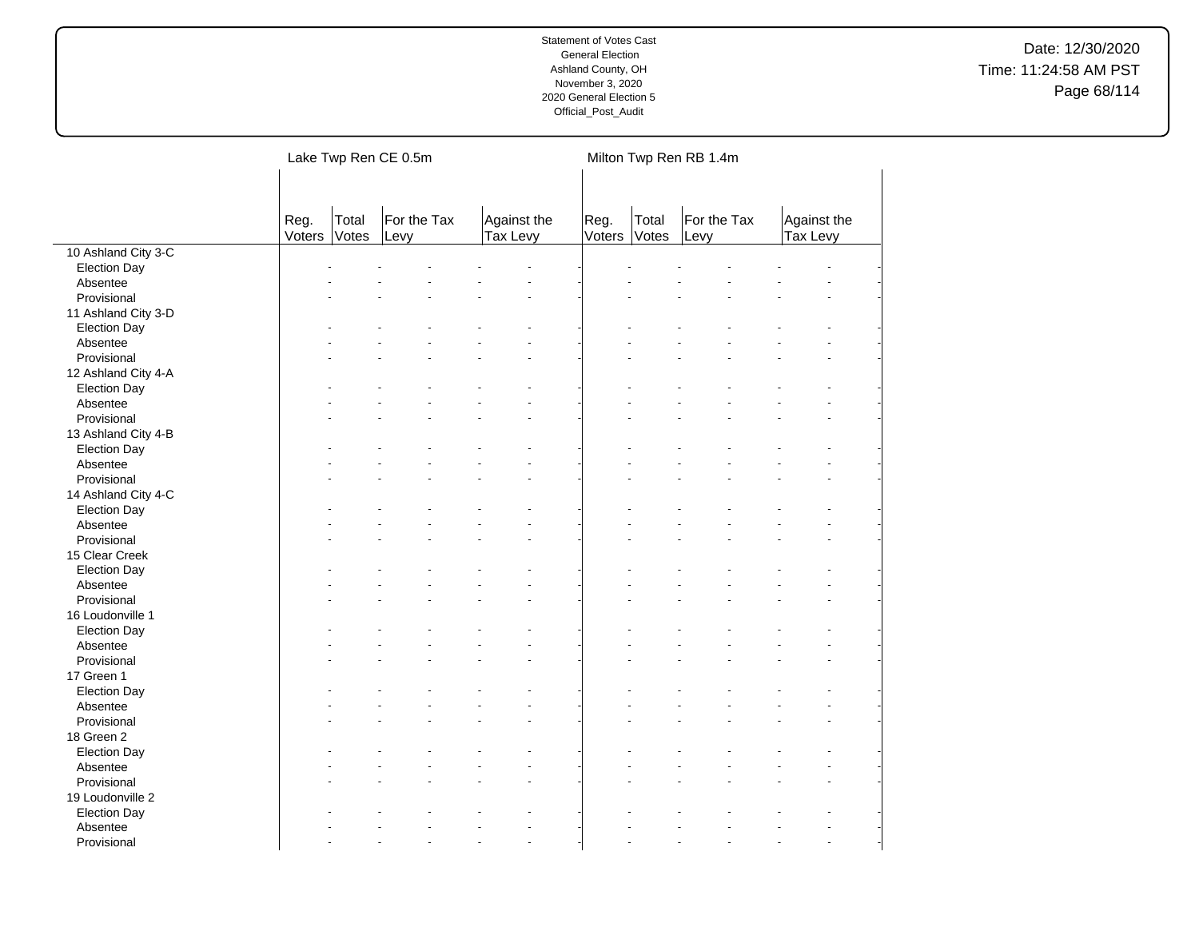Statement of Votes Cast
General Election
Ashland County, OH
November 3, 2020
2020 General Election 5
Official_Post_Audit

Date: 12/30/2020
Time: 11:24:58 AM PST

| | Lake Twp Ren CE 0.5m | | | | | Milton Twp Ren RB 1.4m | | | | |
|---|---|---|---|---|---|---|---|---|---|---|
| | Reg. Voters | Total Votes | For the Tax Levy | | Against the Tax Levy | Reg. Voters | Total Votes | For the Tax Levy | | Against the Tax Levy |
| 10 Ashland City 3-C | | | | | | | | | | |
| Election Day | - | - | - | - | - | - | - | - | - | - |
| Absentee | - | - | - | - | - | - | - | - | - | - |
| Provisional | - | - | - | - | - | - | - | - | - | - |
| 11 Ashland City 3-D | | | | | | | | | | |
| Election Day | - | - | - | - | - | - | - | - | - | - |
| Absentee | - | - | - | - | - | - | - | - | - | - |
| Provisional | - | - | - | - | - | - | - | - | - | - |
| 12 Ashland City 4-A | | | | | | | | | | |
| Election Day | - | - | - | - | - | - | - | - | - | - |
| Absentee | - | - | - | - | - | - | - | - | - | - |
| Provisional | - | - | - | - | - | - | - | - | - | - |
| 13 Ashland City 4-B | | | | | | | | | | |
| Election Day | - | - | - | - | - | - | - | - | - | - |
| Absentee | - | - | - | - | - | - | - | - | - | - |
| Provisional | - | - | - | - | - | - | - | - | - | - |
| 14 Ashland City 4-C | | | | | | | | | | |
| Election Day | - | - | - | - | - | - | - | - | - | - |
| Absentee | - | - | - | - | - | - | - | - | - | - |
| Provisional | - | - | - | - | - | - | - | - | - | - |
| 15 Clear Creek | | | | | | | | | | |
| Election Day | - | - | - | - | - | - | - | - | - | - |
| Absentee | - | - | - | - | - | - | - | - | - | - |
| Provisional | - | - | - | - | - | - | - | - | - | - |
| 16 Loudonville 1 | | | | | | | | | | |
| Election Day | - | - | - | - | - | - | - | - | - | - |
| Absentee | - | - | - | - | - | - | - | - | - | - |
| Provisional | - | - | - | - | - | - | - | - | - | - |
| 17 Green 1 | | | | | | | | | | |
| Election Day | - | - | - | - | - | - | - | - | - | - |
| Absentee | - | - | - | - | - | - | - | - | - | - |
| Provisional | - | - | - | - | - | - | - | - | - | - |
| 18 Green 2 | | | | | | | | | | |
| Election Day | - | - | - | - | - | - | - | - | - | - |
| Absentee | - | - | - | - | - | - | - | - | - | - |
| Provisional | - | - | - | - | - | - | - | - | - | - |
| 19 Loudonville 2 | | | | | | | | | | |
| Election Day | - | - | - | - | - | - | - | - | - | - |
| Absentee | - | - | - | - | - | - | - | - | - | - |
| Provisional | - | - | - | - | - | - | - | - | - | - |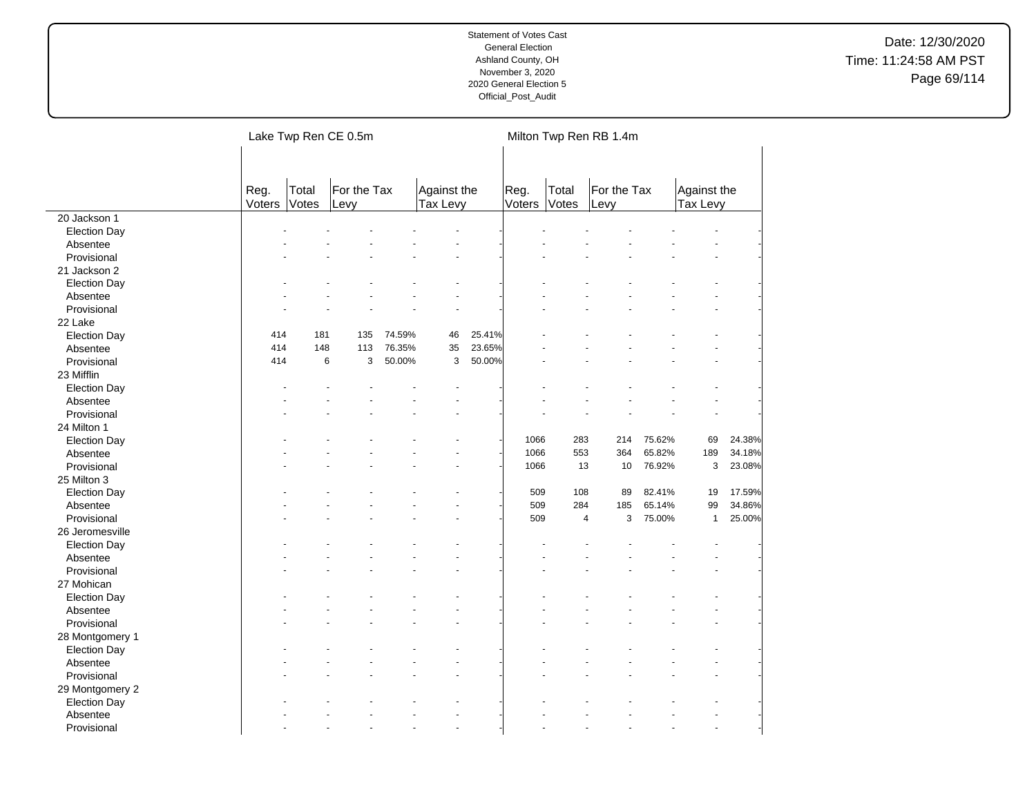Statement of Votes Cast
General Election
Ashland County, OH
November 3, 2020
2020 General Election 5
Official_Post_Audit

Date: 12/30/2020
Time: 11:24:58 AM PST

| | Lake Twp Ren CE 0.5m | | | | | | Milton Twp Ren RB 1.4m | | | | | |
|---|---|---|---|---|---|---|---|---|---|---|---|---|
| | Reg. Voters | Total Votes | For the Tax Levy | | Against the Tax Levy | | Reg. Voters | Total Votes | For the Tax Levy | | Against the Tax Levy | |
| 20 Jackson 1 | | | | | | | | | | | | |
| Election Day | - | - | - | - | - | - | - | - | - | - | - | - |
| Absentee | - | - | - | - | - | - | - | - | - | - | - | - |
| Provisional | - | - | - | - | - | - | - | - | - | - | - | - |
| 21 Jackson 2 | | | | | | | | | | | | |
| Election Day | - | - | - | - | - | - | - | - | - | - | - | - |
| Absentee | - | - | - | - | - | - | - | - | - | - | - | - |
| Provisional | - | - | - | - | - | - | - | - | - | - | - | - |
| 22 Lake | | | | | | | | | | | | |
| Election Day | 414 | 181 | 135 | 74.59% | 46 | 25.41% | - | - | - | - | - | - |
| Absentee | 414 | 148 | 113 | 76.35% | 35 | 23.65% | - | - | - | - | - | - |
| Provisional | 414 | 6 | 3 | 50.00% | 3 | 50.00% | - | - | - | - | - | - |
| 23 Mifflin | | | | | | | | | | | | |
| Election Day | - | - | - | - | - | - | - | - | - | - | - | - |
| Absentee | - | - | - | - | - | - | - | - | - | - | - | - |
| Provisional | - | - | - | - | - | - | - | - | - | - | - | - |
| 24 Milton 1 | | | | | | | | | | | | |
| Election Day | - | - | - | - | - | - | 1066 | 283 | 214 | 75.62% | 69 | 24.38% |
| Absentee | - | - | - | - | - | - | 1066 | 553 | 364 | 65.82% | 189 | 34.18% |
| Provisional | - | - | - | - | - | - | 1066 | 13 | 10 | 76.92% | 3 | 23.08% |
| 25 Milton 3 | | | | | | | | | | | | |
| Election Day | - | - | - | - | - | - | 509 | 108 | 89 | 82.41% | 19 | 17.59% |
| Absentee | - | - | - | - | - | - | 509 | 284 | 185 | 65.14% | 99 | 34.86% |
| Provisional | - | - | - | - | - | - | 509 | 4 | 3 | 75.00% | 1 | 25.00% |
| 26 Jeromesville | | | | | | | | | | | | |
| Election Day | - | - | - | - | - | - | - | - | - | - | - | - |
| Absentee | - | - | - | - | - | - | - | - | - | - | - | - |
| Provisional | - | - | - | - | - | - | - | - | - | - | - | - |
| 27 Mohican | | | | | | | | | | | | |
| Election Day | - | - | - | - | - | - | - | - | - | - | - | - |
| Absentee | - | - | - | - | - | - | - | - | - | - | - | - |
| Provisional | - | - | - | - | - | - | - | - | - | - | - | - |
| 28 Montgomery 1 | | | | | | | | | | | | |
| Election Day | - | - | - | - | - | - | - | - | - | - | - | - |
| Absentee | - | - | - | - | - | - | - | - | - | - | - | - |
| Provisional | - | - | - | - | - | - | - | - | - | - | - | - |
| 29 Montgomery 2 | | | | | | | | | | | | |
| Election Day | - | - | - | - | - | - | - | - | - | - | - | - |
| Absentee | - | - | - | - | - | - | - | - | - | - | - | - |
| Provisional | - | - | - | - | - | - | - | - | - | - | - | - |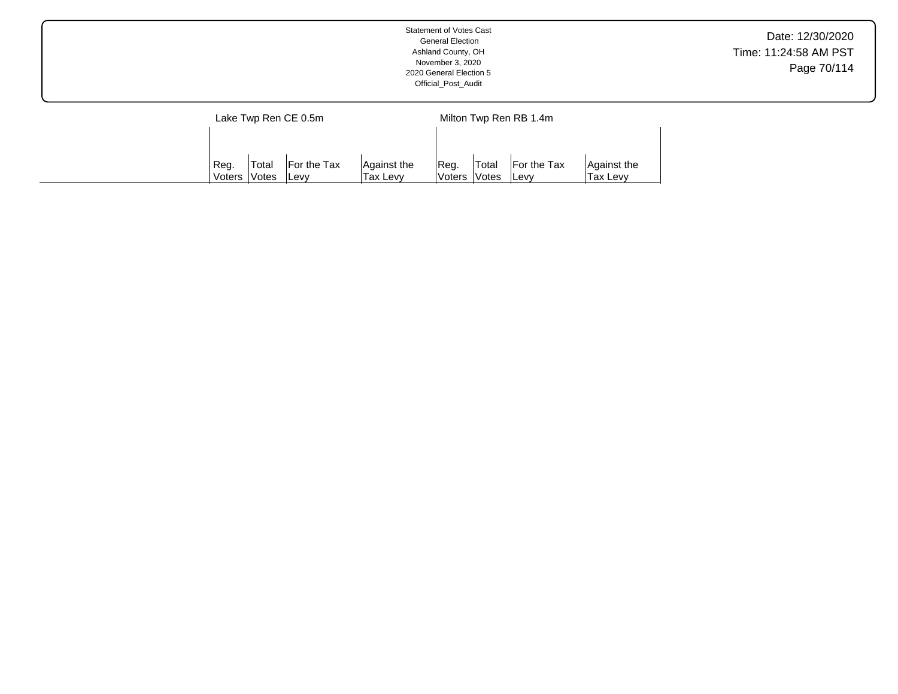| | Lake Twp Ren CE 0.5m | | | | Milton Twp Ren RB 1.4m | | | |
|---|---|---|---|---|---|---|---|---|
| | Reg. Voters | Total Votes | For the Tax Levy | Against the Tax Levy | Reg. Voters | Total Votes | For the Tax Levy | Against the Tax Levy |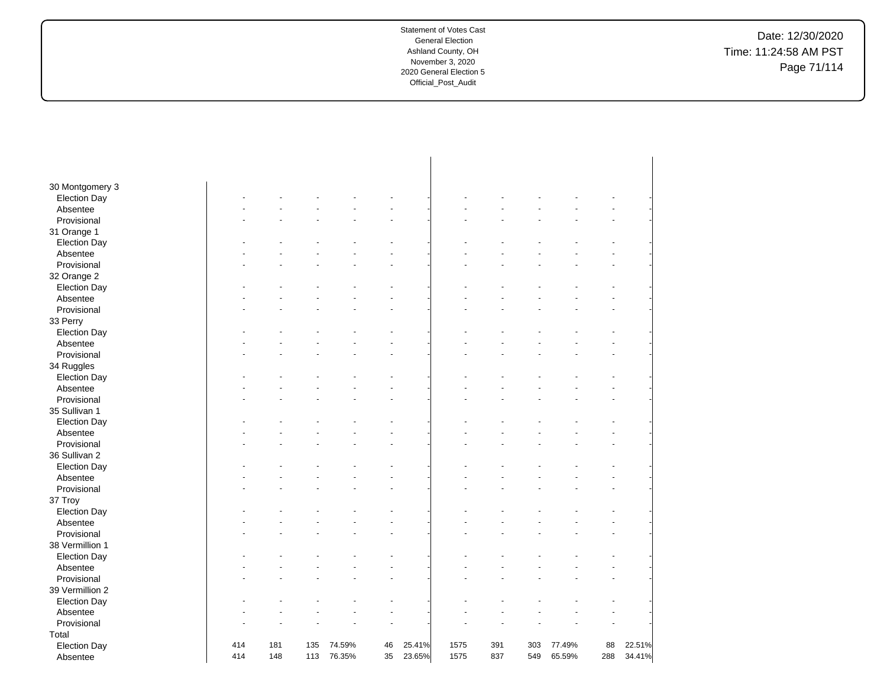Statement of Votes Cast
General Election
Ashland County, OH
November 3, 2020
2020 General Election 5
Official_Post_Audit

| | | | | | | | | | | | | |
|---|---|---|---|---|---|---|---|---|---|---|---|---|
| 30 Montgomery 3 | | | | | | | | | | | | |
| Election Day | - | - | - | - | - | - | - | - | - | - | - | - |
| Absentee | - | - | - | - | - | - | - | - | - | - | - | - |
| Provisional | - | - | - | - | - | - | - | - | - | - | - | - |
| 31 Orange 1 | | | | | | | | | | | | |
| Election Day | - | - | - | - | - | - | - | - | - | - | - | - |
| Absentee | - | - | - | - | - | - | - | - | - | - | - | - |
| Provisional | - | - | - | - | - | - | - | - | - | - | - | - |
| 32 Orange 2 | | | | | | | | | | | | |
| Election Day | - | - | - | - | - | - | - | - | - | - | - | - |
| Absentee | - | - | - | - | - | - | - | - | - | - | - | - |
| Provisional | - | - | - | - | - | - | - | - | - | - | - | - |
| 33 Perry | | | | | | | | | | | | |
| Election Day | - | - | - | - | - | - | - | - | - | - | - | - |
| Absentee | - | - | - | - | - | - | - | - | - | - | - | - |
| Provisional | - | - | - | - | - | - | - | - | - | - | - | - |
| 34 Ruggles | | | | | | | | | | | | |
| Election Day | - | - | - | - | - | - | - | - | - | - | - | - |
| Absentee | - | - | - | - | - | - | - | - | - | - | - | - |
| Provisional | - | - | - | - | - | - | - | - | - | - | - | - |
| 35 Sullivan 1 | | | | | | | | | | | | |
| Election Day | - | - | - | - | - | - | - | - | - | - | - | - |
| Absentee | - | - | - | - | - | - | - | - | - | - | - | - |
| Provisional | - | - | - | - | - | - | - | - | - | - | - | - |
| 36 Sullivan 2 | | | | | | | | | | | | |
| Election Day | - | - | - | - | - | - | - | - | - | - | - | - |
| Absentee | - | - | - | - | - | - | - | - | - | - | - | - |
| Provisional | - | - | - | - | - | - | - | - | - | - | - | - |
| 37 Troy | | | | | | | | | | | | |
| Election Day | - | - | - | - | - | - | - | - | - | - | - | - |
| Absentee | - | - | - | - | - | - | - | - | - | - | - | - |
| Provisional | - | - | - | - | - | - | - | - | - | - | - | - |
| 38 Vermillion 1 | | | | | | | | | | | | |
| Election Day | - | - | - | - | - | - | - | - | - | - | - | - |
| Absentee | - | - | - | - | - | - | - | - | - | - | - | - |
| Provisional | - | - | - | - | - | - | - | - | - | - | - | - |
| 39 Vermillion 2 | | | | | | | | | | | | |
| Election Day | - | - | - | - | - | - | - | - | - | - | - | - |
| Absentee | - | - | - | - | - | - | - | - | - | - | - | - |
| Provisional | - | - | - | - | - | - | - | - | - | - | - | - |
| Total | | | | | | | | | | | | |
| Election Day | 414 | 181 | 135 | 74.59% | 46 | 25.41% | 1575 | 391 | 303 | 77.49% | 88 | 22.51% |
| Absentee | 414 | 148 | 113 | 76.35% | 35 | 23.65% | 1575 | 837 | 549 | 65.59% | 288 | 34.41% |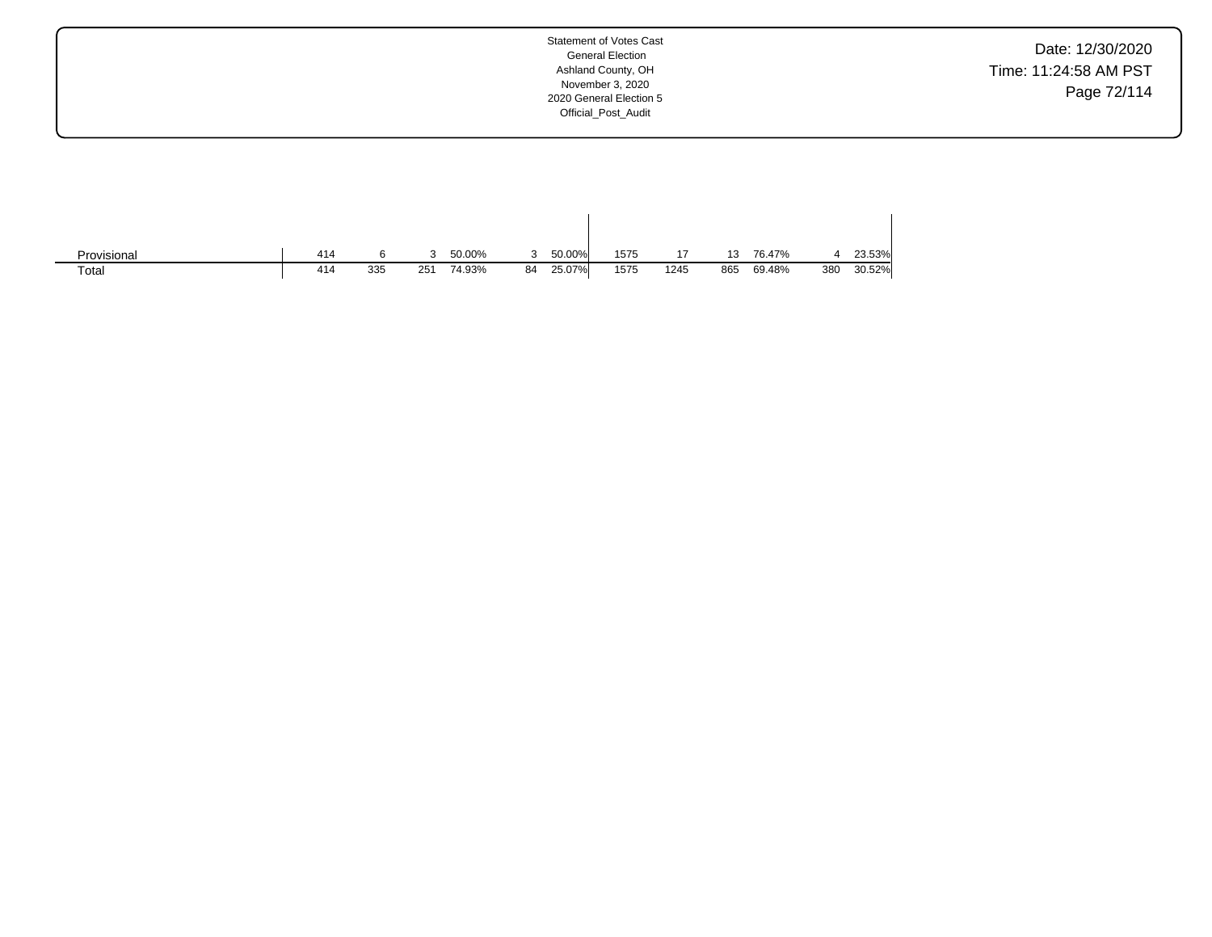| | | | | | | | | | | | | |
|---|---|---|---|---|---|---|---|---|---|---|---|---|
| Provisional | 414 | 6 | 3 | 50.00% | 3 | 50.00% | 1575 | 17 | 13 | 76.47% | 4 | 23.53% |
| Total | 414 | 335 | 251 | 74.93% | 84 | 25.07% | 1575 | 1245 | 865 | 69.48% | 380 | 30.52% |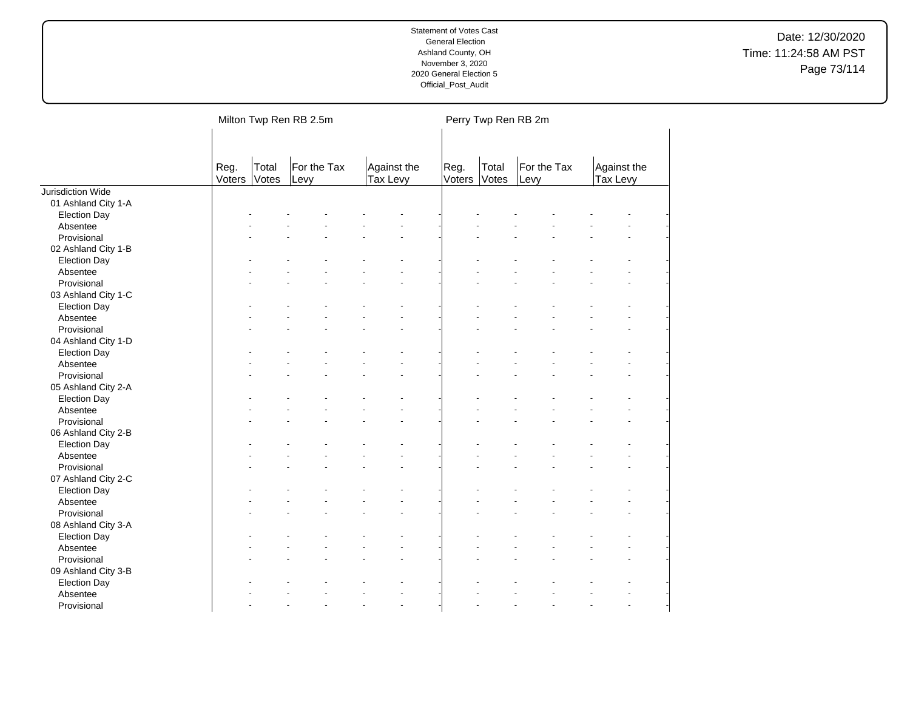| | Milton Twp Ren RB 2.5m | | | | | | Perry Twp Ren RB 2m | | | | | |
|---|---|---|---|---|---|---|---|---|---|---|---|---|
| | Reg. Voters | Total Votes | For the Tax Levy | | Against the Tax Levy | | Reg. Voters | Total Votes | For the Tax Levy | | Against the Tax Levy | |
| Jurisdiction Wide | | | | | | | | | | | | |
| 01 Ashland City 1-A | | | | | | | | | | | | |
| Election Day | - | - | - | - | - | - | - | - | - | - | - | - |
| Absentee | - | - | - | - | - | - | - | - | - | - | - | - |
| Provisional | - | - | - | - | - | - | - | - | - | - | - | - |
| 02 Ashland City 1-B | | | | | | | | | | | | |
| Election Day | - | - | - | - | - | - | - | - | - | - | - | - |
| Absentee | - | - | - | - | - | - | - | - | - | - | - | - |
| Provisional | - | - | - | - | - | - | - | - | - | - | - | - |
| 03 Ashland City 1-C | | | | | | | | | | | | |
| Election Day | - | - | - | - | - | - | - | - | - | - | - | - |
| Absentee | - | - | - | - | - | - | - | - | - | - | - | - |
| Provisional | - | - | - | - | - | - | - | - | - | - | - | - |
| 04 Ashland City 1-D | | | | | | | | | | | | |
| Election Day | - | - | - | - | - | - | - | - | - | - | - | - |
| Absentee | - | - | - | - | - | - | - | - | - | - | - | - |
| Provisional | - | - | - | - | - | - | - | - | - | - | - | - |
| 05 Ashland City 2-A | | | | | | | | | | | | |
| Election Day | - | - | - | - | - | - | - | - | - | - | - | - |
| Absentee | - | - | - | - | - | - | - | - | - | - | - | - |
| Provisional | - | - | - | - | - | - | - | - | - | - | - | - |
| 06 Ashland City 2-B | | | | | | | | | | | | |
| Election Day | - | - | - | - | - | - | - | - | - | - | - | - |
| Absentee | - | - | - | - | - | - | - | - | - | - | - | - |
| Provisional | - | - | - | - | - | - | - | - | - | - | - | - |
| 07 Ashland City 2-C | | | | | | | | | | | | |
| Election Day | - | - | - | - | - | - | - | - | - | - | - | - |
| Absentee | - | - | - | - | - | - | - | - | - | - | - | - |
| Provisional | - | - | - | - | - | - | - | - | - | - | - | - |
| 08 Ashland City 3-A | | | | | | | | | | | | |
| Election Day | - | - | - | - | - | - | - | - | - | - | - | - |
| Absentee | - | - | - | - | - | - | - | - | - | - | - | - |
| Provisional | - | - | - | - | - | - | - | - | - | - | - | - |
| 09 Ashland City 3-B | | | | | | | | | | | | |
| Election Day | - | - | - | - | - | - | - | - | - | - | - | - |
| Absentee | - | - | - | - | - | - | - | - | - | - | - | - |
| Provisional | - | - | - | - | - | - | - | - | - | - | - | - |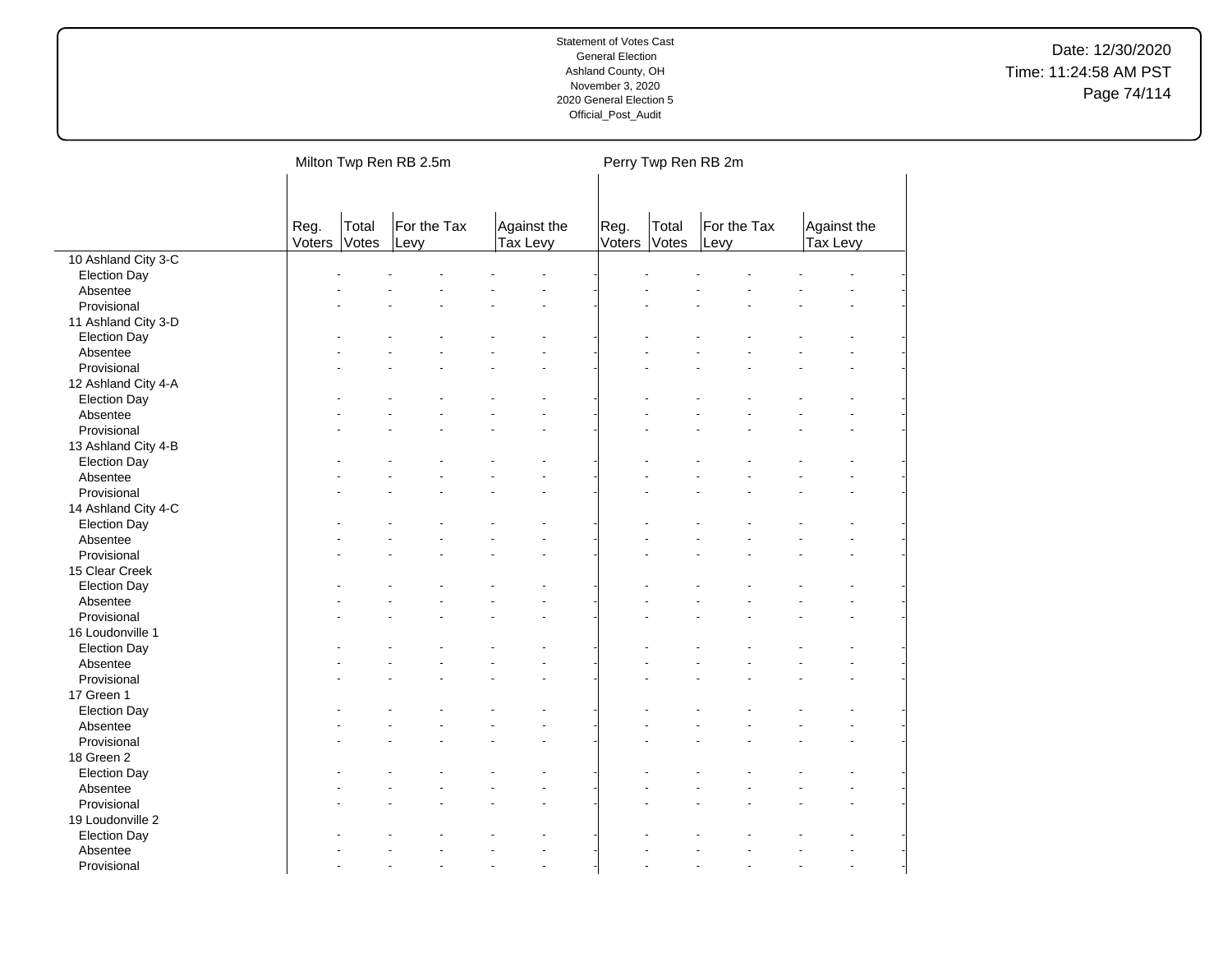Statement of Votes Cast
General Election
Ashland County, OH
November 3, 2020
2020 General Election 5
Official_Post_Audit

Date: 12/30/2020
Time: 11:24:58 AM PST

| | Milton Twp Ren RB 2.5m | | | | Perry Twp Ren RB 2m | | | |
|---|---|---|---|---|---|---|---|---|
| | Reg. Voters | Total Votes | For the Tax Levy | Against the Tax Levy | Reg. Voters | Total Votes | For the Tax Levy | Against the Tax Levy |
| 10 Ashland City 3-C | | | | | | | | |
| Election Day | - | - | - | - | - | - | - | - |
| Absentee | - | - | - | - | - | - | - | - |
| Provisional | - | - | - | - | - | - | - | - |
| 11 Ashland City 3-D | | | | | | | | |
| Election Day | - | - | - | - | - | - | - | - |
| Absentee | - | - | - | - | - | - | - | - |
| Provisional | - | - | - | - | - | - | - | - |
| 12 Ashland City 4-A | | | | | | | | |
| Election Day | - | - | - | - | - | - | - | - |
| Absentee | - | - | - | - | - | - | - | - |
| Provisional | - | - | - | - | - | - | - | - |
| 13 Ashland City 4-B | | | | | | | | |
| Election Day | - | - | - | - | - | - | - | - |
| Absentee | - | - | - | - | - | - | - | - |
| Provisional | - | - | - | - | - | - | - | - |
| 14 Ashland City 4-C | | | | | | | | |
| Election Day | - | - | - | - | - | - | - | - |
| Absentee | - | - | - | - | - | - | - | - |
| Provisional | - | - | - | - | - | - | - | - |
| 15 Clear Creek | | | | | | | | |
| Election Day | - | - | - | - | - | - | - | - |
| Absentee | - | - | - | - | - | - | - | - |
| Provisional | - | - | - | - | - | - | - | - |
| 16 Loudonville 1 | | | | | | | | |
| Election Day | - | - | - | - | - | - | - | - |
| Absentee | - | - | - | - | - | - | - | - |
| Provisional | - | - | - | - | - | - | - | - |
| 17 Green 1 | | | | | | | | |
| Election Day | - | - | - | - | - | - | - | - |
| Absentee | - | - | - | - | - | - | - | - |
| Provisional | - | - | - | - | - | - | - | - |
| 18 Green 2 | | | | | | | | |
| Election Day | - | - | - | - | - | - | - | - |
| Absentee | - | - | - | - | - | - | - | - |
| Provisional | - | - | - | - | - | - | - | - |
| 19 Loudonville 2 | | | | | | | | |
| Election Day | - | - | - | - | - | - | - | - |
| Absentee | - | - | - | - | - | - | - | - |
| Provisional | - | - | - | - | - | - | - | - |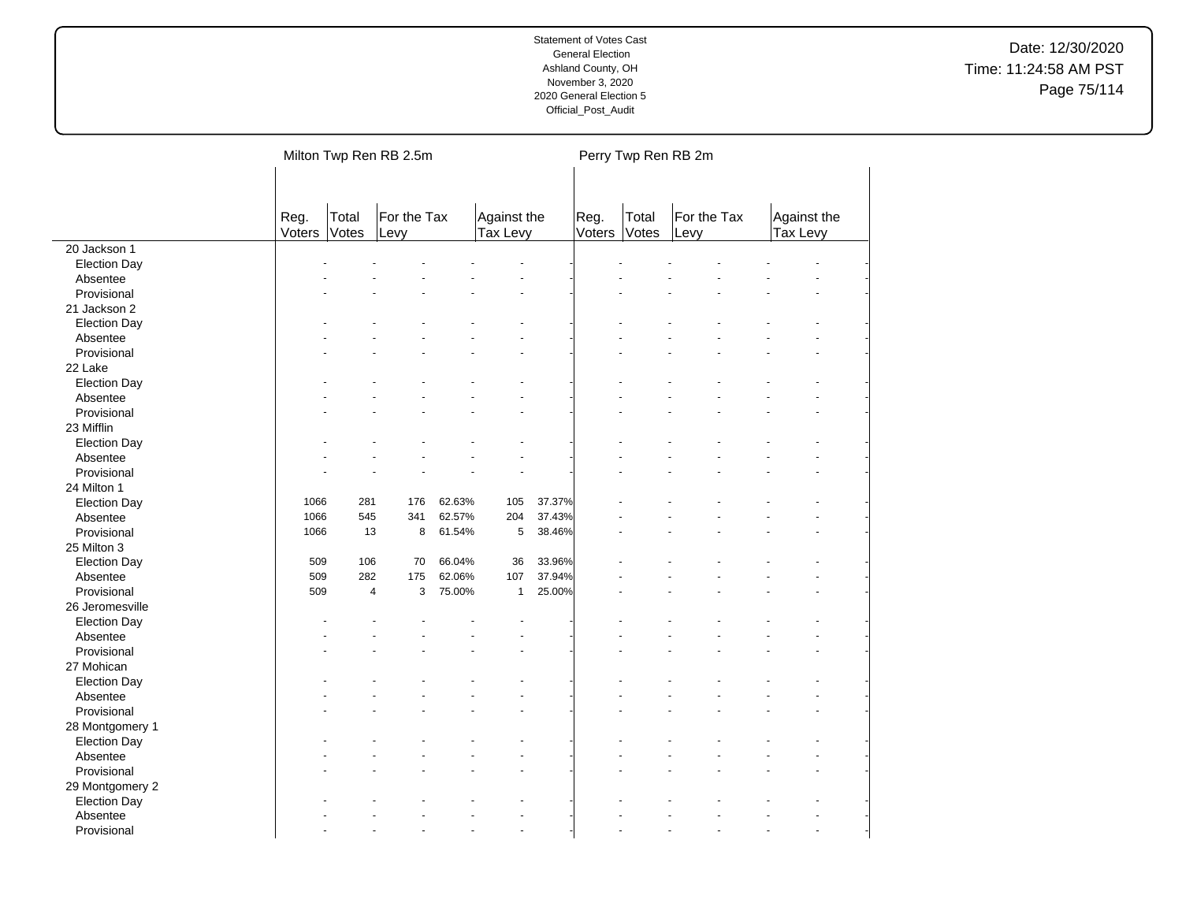Statement of Votes Cast
General Election
Ashland County, OH
November 3, 2020
2020 General Election 5
Official_Post_Audit

Date: 12/30/2020
Time: 11:24:58 AM PST

| | Milton Twp Ren RB 2.5m | | | | | | Perry Twp Ren RB 2m | | | | | |
|---|---|---|---|---|---|---|---|---|---|---|---|---|
| | Reg. Voters | Total Votes | For the Tax Levy | | Against the Tax Levy | | Reg. Voters | Total Votes | For the Tax Levy | | Against the Tax Levy | |
| **20 Jackson 1** | | | | | | | | | | | | |
| Election Day | - | - | - | - | - | - | - | - | - | - | - | - |
| Absentee | - | - | - | - | - | - | - | - | - | - | - | - |
| Provisional | - | - | - | - | - | - | - | - | - | - | - | - |
| **21 Jackson 2** | | | | | | | | | | | | |
| Election Day | - | - | - | - | - | - | - | - | - | - | - | - |
| Absentee | - | - | - | - | - | - | - | - | - | - | - | - |
| Provisional | - | - | - | - | - | - | - | - | - | - | - | - |
| **22 Lake** | | | | | | | | | | | | |
| Election Day | - | - | - | - | - | - | - | - | - | - | - | - |
| Absentee | - | - | - | - | - | - | - | - | - | - | - | - |
| Provisional | - | - | - | - | - | - | - | - | - | - | - | - |
| **23 Mifflin** | | | | | | | | | | | | |
| Election Day | - | - | - | - | - | - | - | - | - | - | - | - |
| Absentee | - | - | - | - | - | - | - | - | - | - | - | - |
| Provisional | - | - | - | - | - | - | - | - | - | - | - | - |
| **24 Milton 1** | | | | | | | | | | | | |
| Election Day | 1066 | 281 | 176 | 62.63% | 105 | 37.37% | - | - | - | - | - | - |
| Absentee | 1066 | 545 | 341 | 62.57% | 204 | 37.43% | - | - | - | - | - | - |
| Provisional | 1066 | 13 | 8 | 61.54% | 5 | 38.46% | - | - | - | - | - | - |
| **25 Milton 3** | | | | | | | | | | | | |
| Election Day | 509 | 106 | 70 | 66.04% | 36 | 33.96% | - | - | - | - | - | - |
| Absentee | 509 | 282 | 175 | 62.06% | 107 | 37.94% | - | - | - | - | - | - |
| Provisional | 509 | 4 | 3 | 75.00% | 1 | 25.00% | - | - | - | - | - | - |
| **26 Jeromesville** | | | | | | | | | | | | |
| Election Day | - | - | - | - | - | - | - | - | - | - | - | - |
| Absentee | - | - | - | - | - | - | - | - | - | - | - | - |
| Provisional | - | - | - | - | - | - | - | - | - | - | - | - |
| **27 Mohican** | | | | | | | | | | | | |
| Election Day | - | - | - | - | - | - | - | - | - | - | - | - |
| Absentee | - | - | - | - | - | - | - | - | - | - | - | - |
| Provisional | - | - | - | - | - | - | - | - | - | - | - | - |
| **28 Montgomery 1** | | | | | | | | | | | | |
| Election Day | - | - | - | - | - | - | - | - | - | - | - | - |
| Absentee | - | - | - | - | - | - | - | - | - | - | - | - |
| Provisional | - | - | - | - | - | - | - | - | - | - | - | - |
| **29 Montgomery 2** | | | | | | | | | | | | |
| Election Day | - | - | - | - | - | - | - | - | - | - | - | - |
| Absentee | - | - | - | - | - | - | - | - | - | - | - | - |
| Provisional | - | - | - | - | - | - | - | - | - | - | - | - |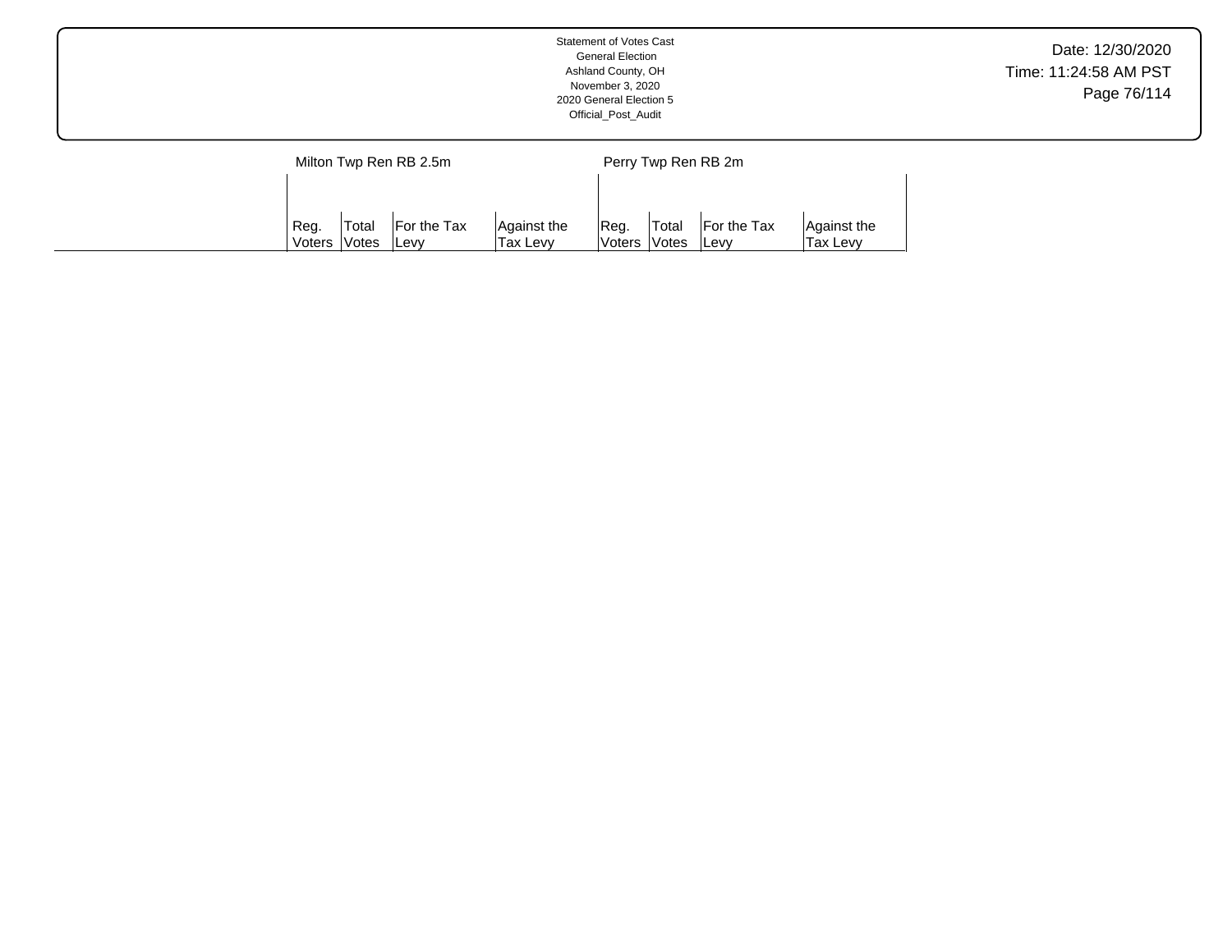| | Milton Twp Ren RB 2.5m | | | | Perry Twp Ren RB 2m | | | |
|---|---|---|---|---|---|---|---|---|
| | Reg. Voters | Total Votes | For the Tax Levy | Against the Tax Levy | Reg. Voters | Total Votes | For the Tax Levy | Against the Tax Levy |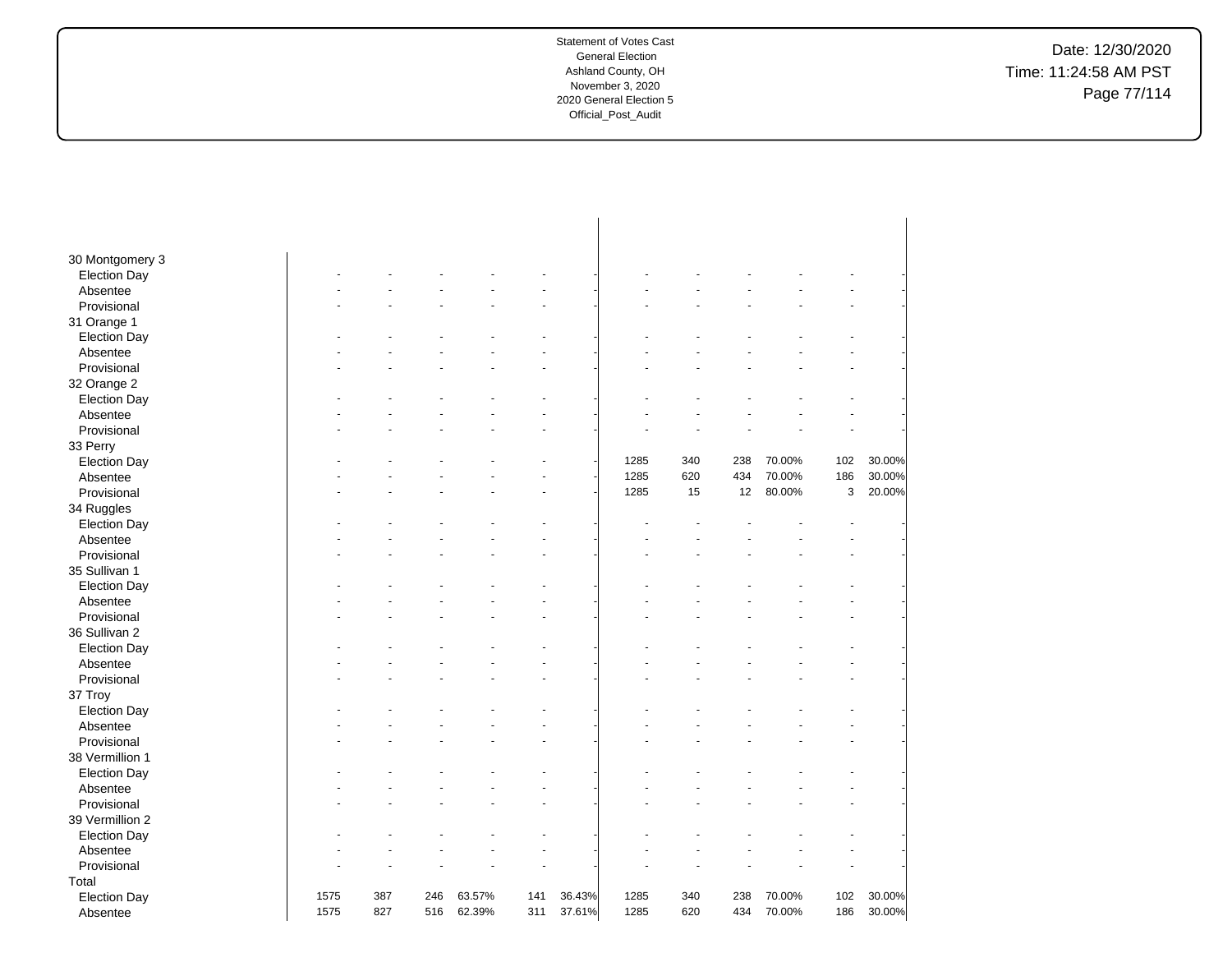Statement of Votes Cast
General Election
Ashland County, OH
November 3, 2020
2020 General Election 5
Official_Post_Audit

Date: 12/30/2020
Time: 11:24:58 AM PST

| | | | | | | | | | | | | |
|---|---|---|---|---|---|---|---|---|---|---|---|---|
| 30 Montgomery 3 | | | | | | | | | | | | |
| Election Day | - | - | - | - | - | - | - | - | - | - | - | - |
| Absentee | - | - | - | - | - | - | - | - | - | - | - | - |
| Provisional | - | - | - | - | - | - | - | - | - | - | - | - |
| 31 Orange 1 | | | | | | | | | | | | |
| Election Day | - | - | - | - | - | - | - | - | - | - | - | - |
| Absentee | - | - | - | - | - | - | - | - | - | - | - | - |
| Provisional | - | - | - | - | - | - | - | - | - | - | - | - |
| 32 Orange 2 | | | | | | | | | | | | |
| Election Day | - | - | - | - | - | - | - | - | - | - | - | - |
| Absentee | - | - | - | - | - | - | - | - | - | - | - | - |
| Provisional | - | - | - | - | - | - | - | - | - | - | - | - |
| 33 Perry | | | | | | | | | | | | |
| Election Day | - | - | - | - | - | - | 1285 | 340 | 238 | 70.00% | 102 | 30.00% |
| Absentee | - | - | - | - | - | - | 1285 | 620 | 434 | 70.00% | 186 | 30.00% |
| Provisional | - | - | - | - | - | - | 1285 | 15 | 12 | 80.00% | 3 | 20.00% |
| 34 Ruggles | | | | | | | | | | | | |
| Election Day | - | - | - | - | - | - | - | - | - | - | - | - |
| Absentee | - | - | - | - | - | - | - | - | - | - | - | - |
| Provisional | - | - | - | - | - | - | - | - | - | - | - | - |
| 35 Sullivan 1 | | | | | | | | | | | | |
| Election Day | - | - | - | - | - | - | - | - | - | - | - | - |
| Absentee | - | - | - | - | - | - | - | - | - | - | - | - |
| Provisional | - | - | - | - | - | - | - | - | - | - | - | - |
| 36 Sullivan 2 | | | | | | | | | | | | |
| Election Day | - | - | - | - | - | - | - | - | - | - | - | - |
| Absentee | - | - | - | - | - | - | - | - | - | - | - | - |
| Provisional | - | - | - | - | - | - | - | - | - | - | - | - |
| 37 Troy | | | | | | | | | | | | |
| Election Day | - | - | - | - | - | - | - | - | - | - | - | - |
| Absentee | - | - | - | - | - | - | - | - | - | - | - | - |
| Provisional | - | - | - | - | - | - | - | - | - | - | - | - |
| 38 Vermillion 1 | | | | | | | | | | | | |
| Election Day | - | - | - | - | - | - | - | - | - | - | - | - |
| Absentee | - | - | - | - | - | - | - | - | - | - | - | - |
| Provisional | - | - | - | - | - | - | - | - | - | - | - | - |
| 39 Vermillion 2 | | | | | | | | | | | | |
| Election Day | - | - | - | - | - | - | - | - | - | - | - | - |
| Absentee | - | - | - | - | - | - | - | - | - | - | - | - |
| Provisional | - | - | - | - | - | - | - | - | - | - | - | - |
| Total | | | | | | | | | | | | |
| Election Day | 1575 | 387 | 246 | 63.57% | 141 | 36.43% | 1285 | 340 | 238 | 70.00% | 102 | 30.00% |
| Absentee | 1575 | 827 | 516 | 62.39% | 311 | 37.61% | 1285 | 620 | 434 | 70.00% | 186 | 30.00% |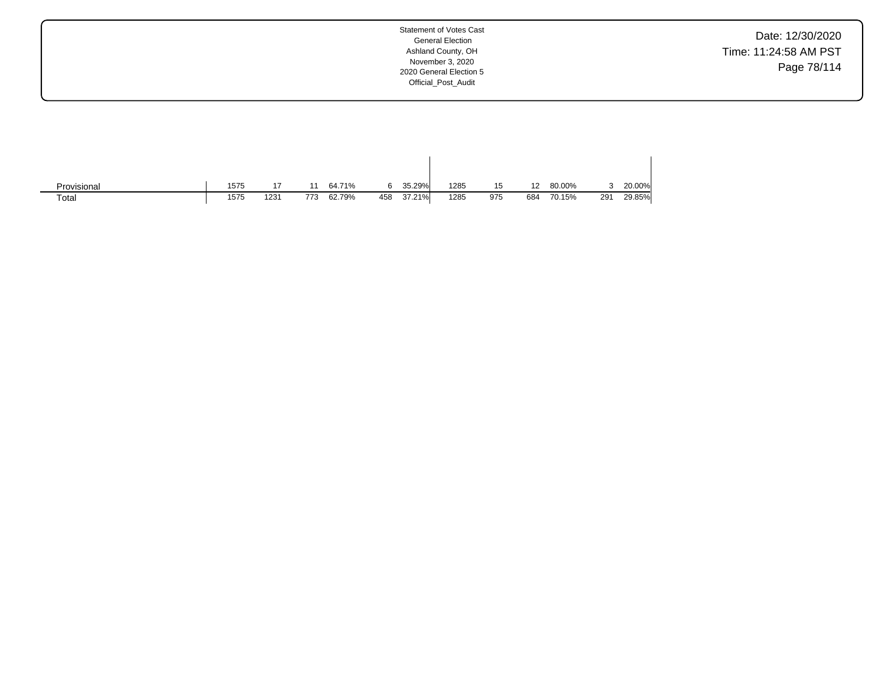| | | | | | | | | | | | | |
|---|---|---|---|---|---|---|---|---|---|---|---|---|
| Provisional | 1575 | 17 | 11 | 64.71% | 6 | 35.29% | 1285 | 15 | 12 | 80.00% | 3 | 20.00% |
| Total | 1575 | 1231 | 773 | 62.79% | 458 | 37.21% | 1285 | 975 | 684 | 70.15% | 291 | 29.85% |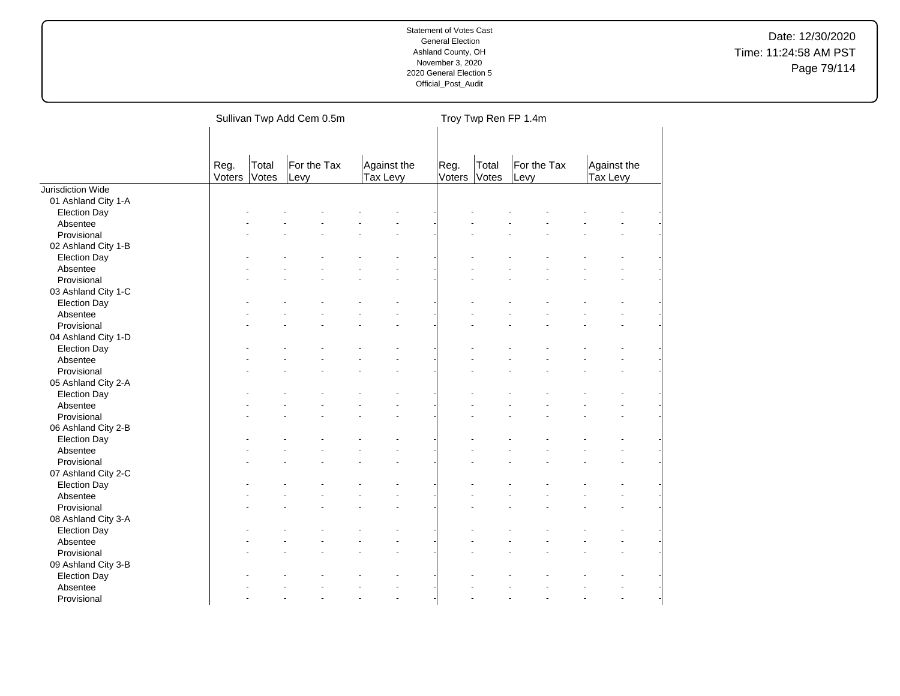| | Sullivan Twp Add Cem 0.5m | | | | | | Troy Twp Ren FP 1.4m | | | | | |
|---|---|---|---|---|---|---|---|---|---|---|---|---|
| | Reg. Voters | Total Votes | For the Tax Levy | | Against the Tax Levy | | Reg. Voters | Total Votes | For the Tax Levy | | Against the Tax Levy | |
| Jurisdiction Wide | | | | | | | | | | | | |
| 01 Ashland City 1-A | | | | | | | | | | | | |
| Election Day | - | - | - | - | - | - | - | - | - | - | - | - |
| Absentee | - | - | - | - | - | - | - | - | - | - | - | - |
| Provisional | - | - | - | - | - | - | - | - | - | - | - | - |
| 02 Ashland City 1-B | | | | | | | | | | | | |
| Election Day | - | - | - | - | - | - | - | - | - | - | - | - |
| Absentee | - | - | - | - | - | - | - | - | - | - | - | - |
| Provisional | - | - | - | - | - | - | - | - | - | - | - | - |
| 03 Ashland City 1-C | | | | | | | | | | | | |
| Election Day | - | - | - | - | - | - | - | - | - | - | - | - |
| Absentee | - | - | - | - | - | - | - | - | - | - | - | - |
| Provisional | - | - | - | - | - | - | - | - | - | - | - | - |
| 04 Ashland City 1-D | | | | | | | | | | | | |
| Election Day | - | - | - | - | - | - | - | - | - | - | - | - |
| Absentee | - | - | - | - | - | - | - | - | - | - | - | - |
| Provisional | - | - | - | - | - | - | - | - | - | - | - | - |
| 05 Ashland City 2-A | | | | | | | | | | | | |
| Election Day | - | - | - | - | - | - | - | - | - | - | - | - |
| Absentee | - | - | - | - | - | - | - | - | - | - | - | - |
| Provisional | - | - | - | - | - | - | - | - | - | - | - | - |
| 06 Ashland City 2-B | | | | | | | | | | | | |
| Election Day | - | - | - | - | - | - | - | - | - | - | - | - |
| Absentee | - | - | - | - | - | - | - | - | - | - | - | - |
| Provisional | - | - | - | - | - | - | - | - | - | - | - | - |
| 07 Ashland City 2-C | | | | | | | | | | | | |
| Election Day | - | - | - | - | - | - | - | - | - | - | - | - |
| Absentee | - | - | - | - | - | - | - | - | - | - | - | - |
| Provisional | - | - | - | - | - | - | - | - | - | - | - | - |
| 08 Ashland City 3-A | | | | | | | | | | | | |
| Election Day | - | - | - | - | - | - | - | - | - | - | - | - |
| Absentee | - | - | - | - | - | - | - | - | - | - | - | - |
| Provisional | - | - | - | - | - | - | - | - | - | - | - | - |
| 09 Ashland City 3-B | | | | | | | | | | | | |
| Election Day | - | - | - | - | - | - | - | - | - | - | - | - |
| Absentee | - | - | - | - | - | - | - | - | - | - | - | - |
| Provisional | - | - | - | - | - | - | - | - | - | - | - | - |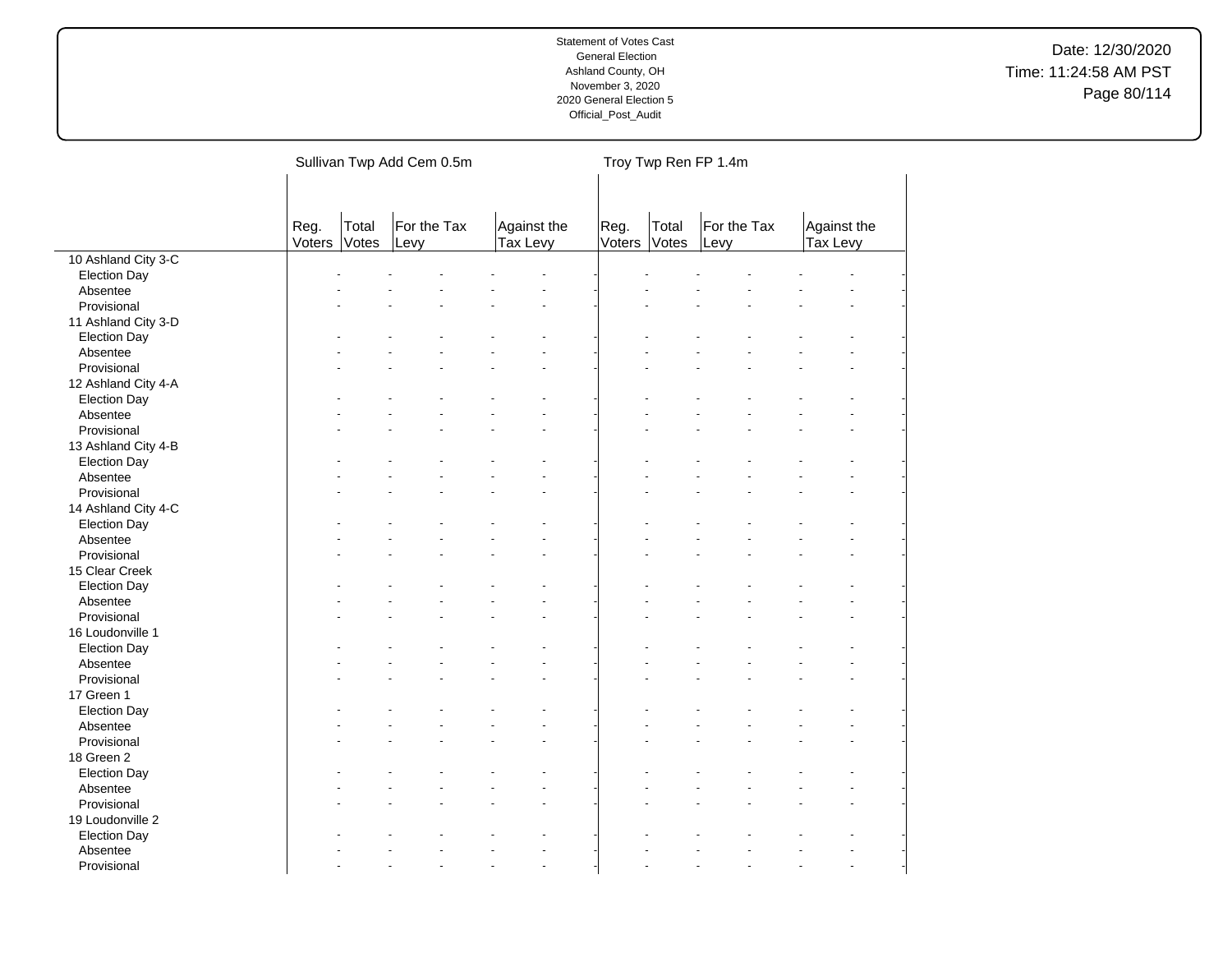Statement of Votes Cast
General Election
Ashland County, OH
November 3, 2020
2020 General Election 5
Official_Post_Audit

Date: 12/30/2020
Time: 11:24:58 AM PST

| | Sullivan Twp Add Cem 0.5m | | | | Troy Twp Ren FP 1.4m | | | |
|---|---|---|---|---|---|---|---|---|
| | Reg. Voters | Total Votes | For the Tax Levy | Against the Tax Levy | Reg. Voters | Total Votes | For the Tax Levy | Against the Tax Levy |
| 10 Ashland City 3-C | | | | | | | | |
| Election Day | - | - | - | - | - | - | - | - |
| Absentee | - | - | - | - | - | - | - | - |
| Provisional | - | - | - | - | - | - | - | - |
| 11 Ashland City 3-D | | | | | | | | |
| Election Day | - | - | - | - | - | - | - | - |
| Absentee | - | - | - | - | - | - | - | - |
| Provisional | - | - | - | - | - | - | - | - |
| 12 Ashland City 4-A | | | | | | | | |
| Election Day | - | - | - | - | - | - | - | - |
| Absentee | - | - | - | - | - | - | - | - |
| Provisional | - | - | - | - | - | - | - | - |
| 13 Ashland City 4-B | | | | | | | | |
| Election Day | - | - | - | - | - | - | - | - |
| Absentee | - | - | - | - | - | - | - | - |
| Provisional | - | - | - | - | - | - | - | - |
| 14 Ashland City 4-C | | | | | | | | |
| Election Day | - | - | - | - | - | - | - | - |
| Absentee | - | - | - | - | - | - | - | - |
| Provisional | - | - | - | - | - | - | - | - |
| 15 Clear Creek | | | | | | | | |
| Election Day | - | - | - | - | - | - | - | - |
| Absentee | - | - | - | - | - | - | - | - |
| Provisional | - | - | - | - | - | - | - | - |
| 16 Loudonville 1 | | | | | | | | |
| Election Day | - | - | - | - | - | - | - | - |
| Absentee | - | - | - | - | - | - | - | - |
| Provisional | - | - | - | - | - | - | - | - |
| 17 Green 1 | | | | | | | | |
| Election Day | - | - | - | - | - | - | - | - |
| Absentee | - | - | - | - | - | - | - | - |
| Provisional | - | - | - | - | - | - | - | - |
| 18 Green 2 | | | | | | | | |
| Election Day | - | - | - | - | - | - | - | - |
| Absentee | - | - | - | - | - | - | - | - |
| Provisional | - | - | - | - | - | - | - | - |
| 19 Loudonville 2 | | | | | | | | |
| Election Day | - | - | - | - | - | - | - | - |
| Absentee | - | - | - | - | - | - | - | - |
| Provisional | - | - | - | - | - | - | - | - |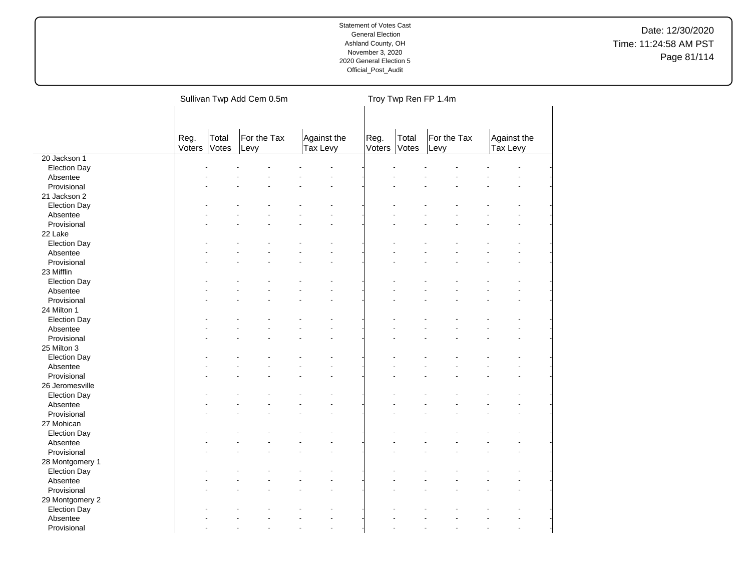Statement of Votes Cast
General Election
Ashland County, OH
November 3, 2020
2020 General Election 5
Official_Post_Audit

Date: 12/30/2020
Time: 11:24:58 AM PST

| | Sullivan Twp Add Cem 0.5m | | | | Troy Twp Ren FP 1.4m | | | |
|---|---|---|---|---|---|---|---|---|
| | Reg. Voters | Total Votes | For the Tax Levy | Against the Tax Levy | Reg. Voters | Total Votes | For the Tax Levy | Against the Tax Levy |
| 20 Jackson 1 | | | | | | | | |
| Election Day | - | - | - | - | - | - | - | - |
| Absentee | - | - | - | - | - | - | - | - |
| Provisional | - | - | - | - | - | - | - | - |
| 21 Jackson 2 | | | | | | | | |
| Election Day | - | - | - | - | - | - | - | - |
| Absentee | - | - | - | - | - | - | - | - |
| Provisional | - | - | - | - | - | - | - | - |
| 22 Lake | | | | | | | | |
| Election Day | - | - | - | - | - | - | - | - |
| Absentee | - | - | - | - | - | - | - | - |
| Provisional | - | - | - | - | - | - | - | - |
| 23 Mifflin | | | | | | | | |
| Election Day | - | - | - | - | - | - | - | - |
| Absentee | - | - | - | - | - | - | - | - |
| Provisional | - | - | - | - | - | - | - | - |
| 24 Milton 1 | | | | | | | | |
| Election Day | - | - | - | - | - | - | - | - |
| Absentee | - | - | - | - | - | - | - | - |
| Provisional | - | - | - | - | - | - | - | - |
| 25 Milton 3 | | | | | | | | |
| Election Day | - | - | - | - | - | - | - | - |
| Absentee | - | - | - | - | - | - | - | - |
| Provisional | - | - | - | - | - | - | - | - |
| 26 Jeromesville | | | | | | | | |
| Election Day | - | - | - | - | - | - | - | - |
| Absentee | - | - | - | - | - | - | - | - |
| Provisional | - | - | - | - | - | - | - | - |
| 27 Mohican | | | | | | | | |
| Election Day | - | - | - | - | - | - | - | - |
| Absentee | - | - | - | - | - | - | - | - |
| Provisional | - | - | - | - | - | - | - | - |
| 28 Montgomery 1 | | | | | | | | |
| Election Day | - | - | - | - | - | - | - | - |
| Absentee | - | - | - | - | - | - | - | - |
| Provisional | - | - | - | - | - | - | - | - |
| 29 Montgomery 2 | | | | | | | | |
| Election Day | - | - | - | - | - | - | - | - |
| Absentee | - | - | - | - | - | - | - | - |
| Provisional | - | - | - | - | - | - | - | - |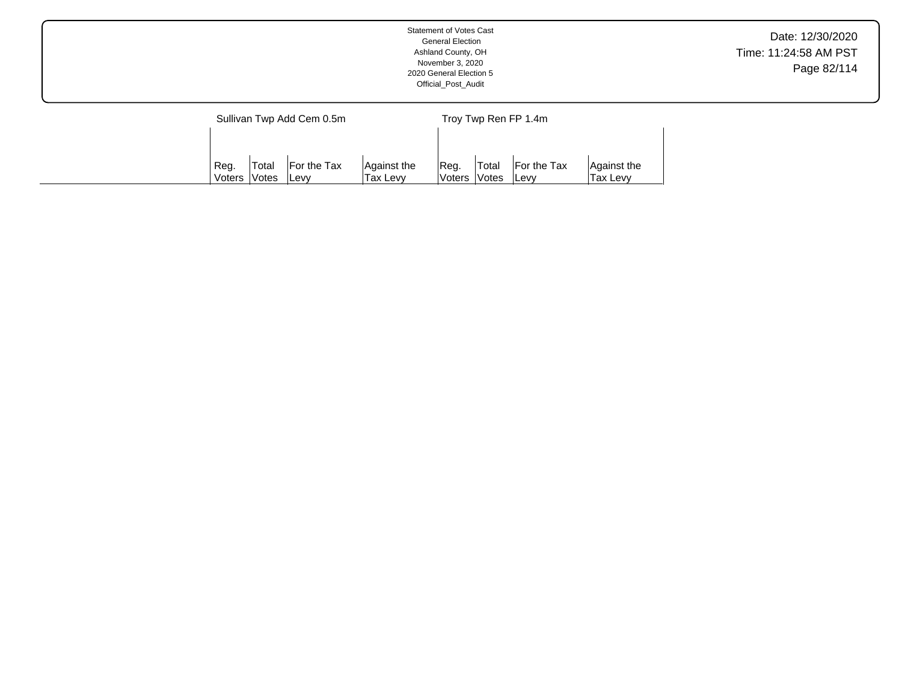| | Sullivan Twp Add Cem 0.5m | | | | Troy Twp Ren FP 1.4m | | | |
|---|---|---|---|---|---|---|---|---|
| | Reg. Voters | Total Votes | For the Tax Levy | Against the Tax Levy | Reg. Voters | Total Votes | For the Tax Levy | Against the Tax Levy |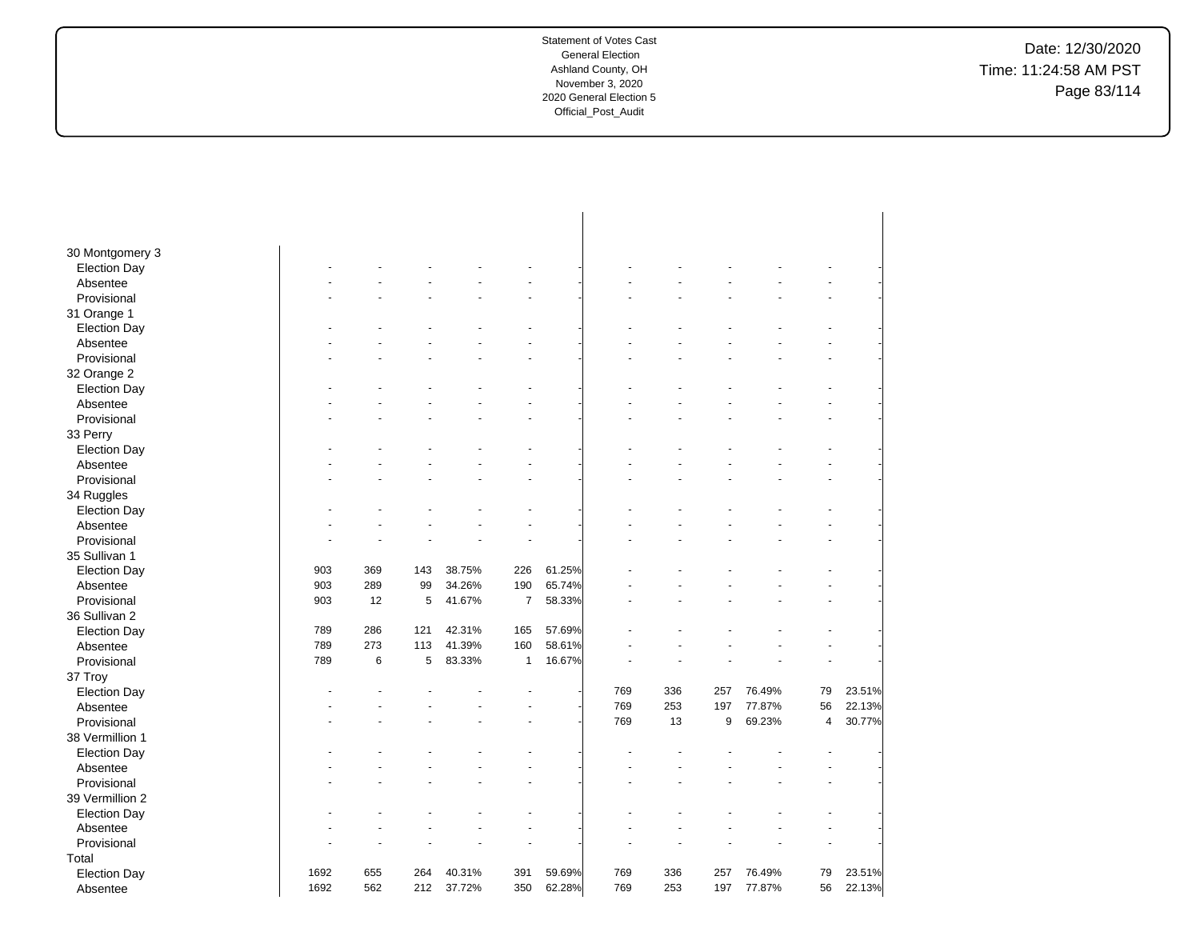Statement of Votes Cast
General Election
Ashland County, OH
November 3, 2020
2020 General Election 5
Official_Post_Audit

Date: 12/30/2020
Time: 11:24:58 AM PST

| | | | | | | | | | | | | |
|---|---|---|---|---|---|---|---|---|---|---|---|---|
| 30 Montgomery 3 | | | | | | | | | | | | |
| Election Day | - | - | - | - | - | - | - | - | - | - | - | - |
| Absentee | - | - | - | - | - | - | - | - | - | - | - | - |
| Provisional | - | - | - | - | - | - | - | - | - | - | - | - |
| 31 Orange 1 | | | | | | | | | | | | |
| Election Day | - | - | - | - | - | - | - | - | - | - | - | - |
| Absentee | - | - | - | - | - | - | - | - | - | - | - | - |
| Provisional | - | - | - | - | - | - | - | - | - | - | - | - |
| 32 Orange 2 | | | | | | | | | | | | |
| Election Day | - | - | - | - | - | - | - | - | - | - | - | - |
| Absentee | - | - | - | - | - | - | - | - | - | - | - | - |
| Provisional | - | - | - | - | - | - | - | - | - | - | - | - |
| 33 Perry | | | | | | | | | | | | |
| Election Day | - | - | - | - | - | - | - | - | - | - | - | - |
| Absentee | - | - | - | - | - | - | - | - | - | - | - | - |
| Provisional | - | - | - | - | - | - | - | - | - | - | - | - |
| 34 Ruggles | | | | | | | | | | | | |
| Election Day | - | - | - | - | - | - | - | - | - | - | - | - |
| Absentee | - | - | - | - | - | - | - | - | - | - | - | - |
| Provisional | - | - | - | - | - | - | - | - | - | - | - | - |
| 35 Sullivan 1 | | | | | | | | | | | | |
| Election Day | 903 | 369 | 143 | 38.75% | 226 | 61.25% | - | - | - | - | - | - |
| Absentee | 903 | 289 | 99 | 34.26% | 190 | 65.74% | - | - | - | - | - | - |
| Provisional | 903 | 12 | 5 | 41.67% | 7 | 58.33% | - | - | - | - | - | - |
| 36 Sullivan 2 | | | | | | | | | | | | |
| Election Day | 789 | 286 | 121 | 42.31% | 165 | 57.69% | - | - | - | - | - | - |
| Absentee | 789 | 273 | 113 | 41.39% | 160 | 58.61% | - | - | - | - | - | - |
| Provisional | 789 | 6 | 5 | 83.33% | 1 | 16.67% | - | - | - | - | - | - |
| 37 Troy | | | | | | | | | | | | |
| Election Day | - | - | - | - | - | - | 769 | 336 | 257 | 76.49% | 79 | 23.51% |
| Absentee | - | - | - | - | - | - | 769 | 253 | 197 | 77.87% | 56 | 22.13% |
| Provisional | - | - | - | - | - | - | 769 | 13 | 9 | 69.23% | 4 | 30.77% |
| 38 Vermillion 1 | | | | | | | | | | | | |
| Election Day | - | - | - | - | - | - | - | - | - | - | - | - |
| Absentee | - | - | - | - | - | - | - | - | - | - | - | - |
| Provisional | - | - | - | - | - | - | - | - | - | - | - | - |
| 39 Vermillion 2 | | | | | | | | | | | | |
| Election Day | - | - | - | - | - | - | - | - | - | - | - | - |
| Absentee | - | - | - | - | - | - | - | - | - | - | - | - |
| Provisional | - | - | - | - | - | - | - | - | - | - | - | - |
| Total | | | | | | | | | | | | |
| Election Day | 1692 | 655 | 264 | 40.31% | 391 | 59.69% | 769 | 336 | 257 | 76.49% | 79 | 23.51% |
| Absentee | 1692 | 562 | 212 | 37.72% | 350 | 62.28% | 769 | 253 | 197 | 77.87% | 56 | 22.13% |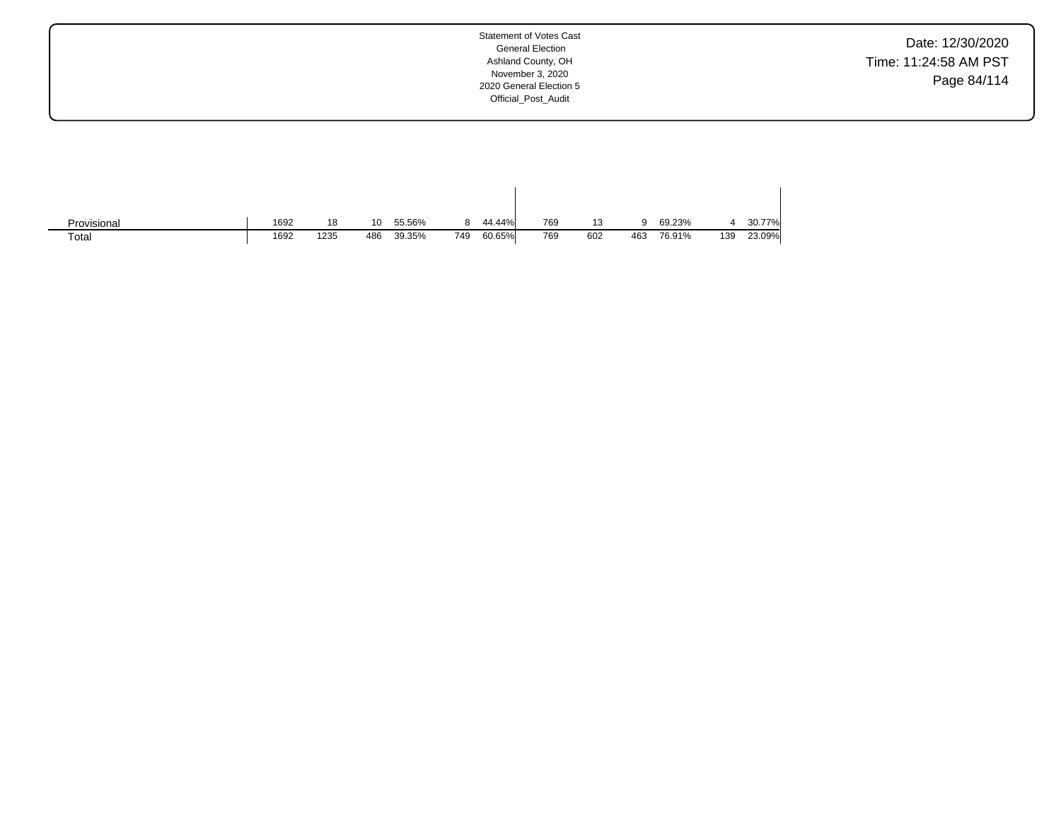|  |  |  |  |  |  |  |  |  |  |  |  |  |
|---|---|---|---|---|---|---|---|---|---|---|---|---|
| Provisional | 1692 | 18 | 10 | 55.56% | 8 | 44.44% | 769 | 13 | 9 | 69.23% | 4 | 30.77% |
| Total | 1692 | 1235 | 486 | 39.35% | 749 | 60.65% | 769 | 602 | 463 | 76.91% | 139 | 23.09% |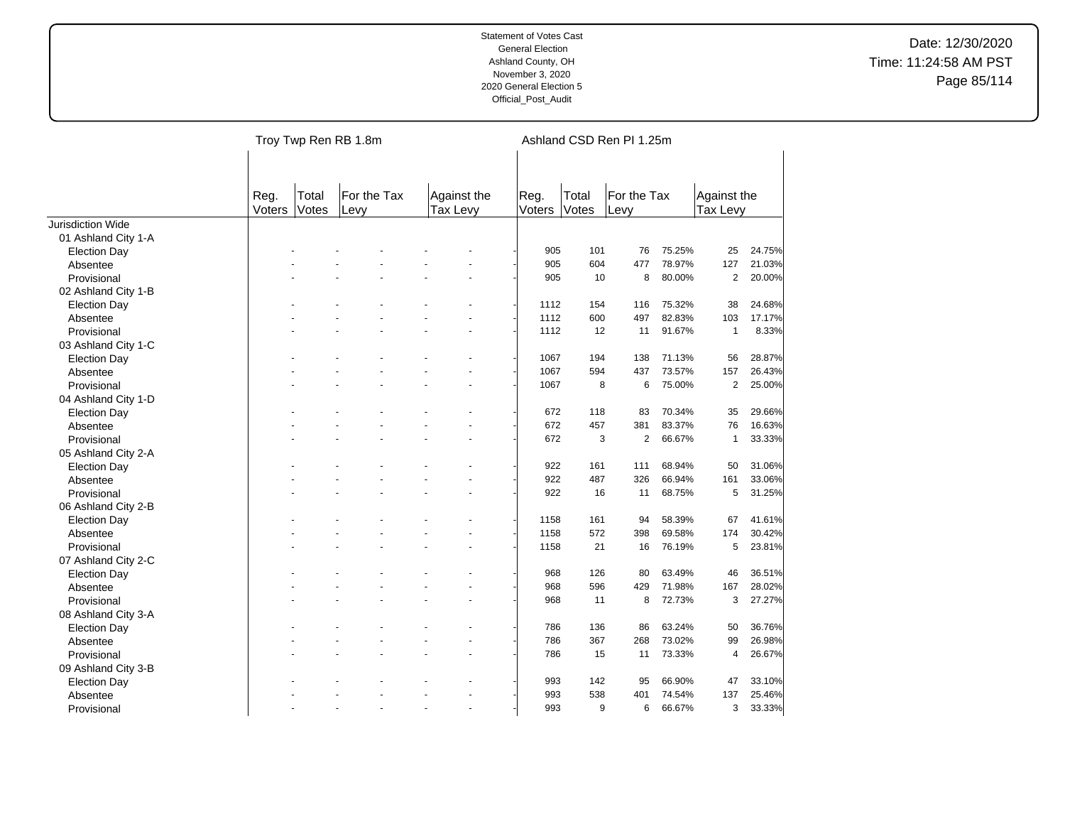Statement of Votes Cast
General Election
Ashland County, OH
November 3, 2020
2020 General Election 5
Official_Post_Audit

Date: 12/30/2020
Time: 11:24:58 AM PST

| | Troy Twp Ren RB 1.8m | | | | | | Ashland CSD Ren PI 1.25m | | | | | |
|---|---|---|---|---|---|---|---|---|---|---|---|---|
| | Reg. Voters | Total Votes | For the Tax Levy | | Against the Tax Levy | | Reg. Voters | Total Votes | For the Tax Levy | | Against the Tax Levy | |
| Jurisdiction Wide | | | | | | | | | | | | |
| 01 Ashland City 1-A | | | | | | | | | | | | |
| Election Day | - | - | - | - | - | - | 905 | 101 | 76 | 75.25% | 25 | 24.75% |
| Absentee | - | - | - | - | - | - | 905 | 604 | 477 | 78.97% | 127 | 21.03% |
| Provisional | - | - | - | - | - | - | 905 | 10 | 8 | 80.00% | 2 | 20.00% |
| 02 Ashland City 1-B | | | | | | | | | | | | |
| Election Day | - | - | - | - | - | - | 1112 | 154 | 116 | 75.32% | 38 | 24.68% |
| Absentee | - | - | - | - | - | - | 1112 | 600 | 497 | 82.83% | 103 | 17.17% |
| Provisional | - | - | - | - | - | - | 1112 | 12 | 11 | 91.67% | 1 | 8.33% |
| 03 Ashland City 1-C | | | | | | | | | | | | |
| Election Day | - | - | - | - | - | - | 1067 | 194 | 138 | 71.13% | 56 | 28.87% |
| Absentee | - | - | - | - | - | - | 1067 | 594 | 437 | 73.57% | 157 | 26.43% |
| Provisional | - | - | - | - | - | - | 1067 | 8 | 6 | 75.00% | 2 | 25.00% |
| 04 Ashland City 1-D | | | | | | | | | | | | |
| Election Day | - | - | - | - | - | - | 672 | 118 | 83 | 70.34% | 35 | 29.66% |
| Absentee | - | - | - | - | - | - | 672 | 457 | 381 | 83.37% | 76 | 16.63% |
| Provisional | - | - | - | - | - | - | 672 | 3 | 2 | 66.67% | 1 | 33.33% |
| 05 Ashland City 2-A | | | | | | | | | | | | |
| Election Day | - | - | - | - | - | - | 922 | 161 | 111 | 68.94% | 50 | 31.06% |
| Absentee | - | - | - | - | - | - | 922 | 487 | 326 | 66.94% | 161 | 33.06% |
| Provisional | - | - | - | - | - | - | 922 | 16 | 11 | 68.75% | 5 | 31.25% |
| 06 Ashland City 2-B | | | | | | | | | | | | |
| Election Day | - | - | - | - | - | - | 1158 | 161 | 94 | 58.39% | 67 | 41.61% |
| Absentee | - | - | - | - | - | - | 1158 | 572 | 398 | 69.58% | 174 | 30.42% |
| Provisional | - | - | - | - | - | - | 1158 | 21 | 16 | 76.19% | 5 | 23.81% |
| 07 Ashland City 2-C | | | | | | | | | | | | |
| Election Day | - | - | - | - | - | - | 968 | 126 | 80 | 63.49% | 46 | 36.51% |
| Absentee | - | - | - | - | - | - | 968 | 596 | 429 | 71.98% | 167 | 28.02% |
| Provisional | - | - | - | - | - | - | 968 | 11 | 8 | 72.73% | 3 | 27.27% |
| 08 Ashland City 3-A | | | | | | | | | | | | |
| Election Day | - | - | - | - | - | - | 786 | 136 | 86 | 63.24% | 50 | 36.76% |
| Absentee | - | - | - | - | - | - | 786 | 367 | 268 | 73.02% | 99 | 26.98% |
| Provisional | - | - | - | - | - | - | 786 | 15 | 11 | 73.33% | 4 | 26.67% |
| 09 Ashland City 3-B | | | | | | | | | | | | |
| Election Day | - | - | - | - | - | - | 993 | 142 | 95 | 66.90% | 47 | 33.10% |
| Absentee | - | - | - | - | - | - | 993 | 538 | 401 | 74.54% | 137 | 25.46% |
| Provisional | - | - | - | - | - | - | 993 | 9 | 6 | 66.67% | 3 | 33.33% |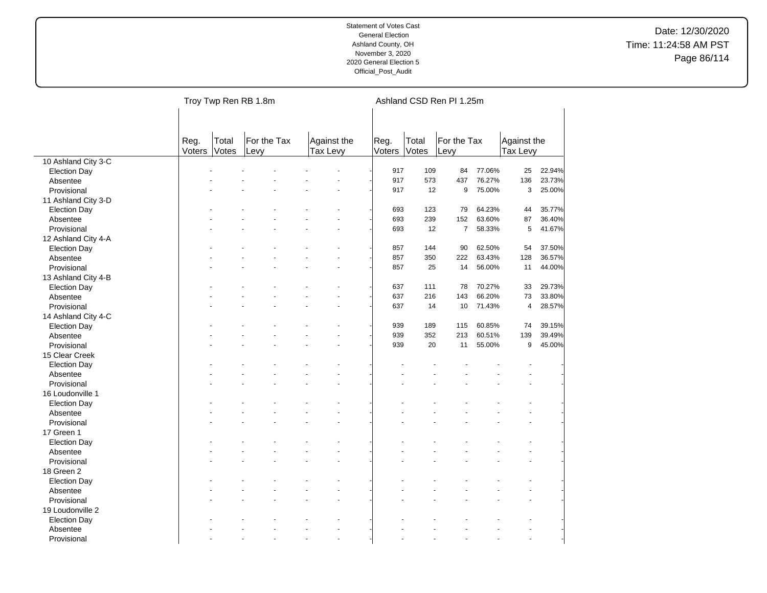Statement of Votes Cast
General Election
Ashland County, OH
November 3, 2020
2020 General Election 5
Official_Post_Audit

Date: 12/30/2020
Time: 11:24:58 AM PST

| | Troy Twp Ren RB 1.8m | | | | | | Ashland CSD Ren PI 1.25m | | | | | |
|---|---|---|---|---|---|---|---|---|---|---|---|---|
| | Reg. Voters | Total Votes | For the Tax Levy | | Against the Tax Levy | | Reg. Voters | Total Votes | For the Tax Levy | | Against the Tax Levy | |
| 10 Ashland City 3-C | | | | | | | | | | | | |
| Election Day | - | - | - | - | - | - | 917 | 109 | 84 | 77.06% | 25 | 22.94% |
| Absentee | - | - | - | - | - | - | 917 | 573 | 437 | 76.27% | 136 | 23.73% |
| Provisional | - | - | - | - | - | - | 917 | 12 | 9 | 75.00% | 3 | 25.00% |
| 11 Ashland City 3-D | | | | | | | | | | | | |
| Election Day | - | - | - | - | - | - | 693 | 123 | 79 | 64.23% | 44 | 35.77% |
| Absentee | - | - | - | - | - | - | 693 | 239 | 152 | 63.60% | 87 | 36.40% |
| Provisional | - | - | - | - | - | - | 693 | 12 | 7 | 58.33% | 5 | 41.67% |
| 12 Ashland City 4-A | | | | | | | | | | | | |
| Election Day | - | - | - | - | - | - | 857 | 144 | 90 | 62.50% | 54 | 37.50% |
| Absentee | - | - | - | - | - | - | 857 | 350 | 222 | 63.43% | 128 | 36.57% |
| Provisional | - | - | - | - | - | - | 857 | 25 | 14 | 56.00% | 11 | 44.00% |
| 13 Ashland City 4-B | | | | | | | | | | | | |
| Election Day | - | - | - | - | - | - | 637 | 111 | 78 | 70.27% | 33 | 29.73% |
| Absentee | - | - | - | - | - | - | 637 | 216 | 143 | 66.20% | 73 | 33.80% |
| Provisional | - | - | - | - | - | - | 637 | 14 | 10 | 71.43% | 4 | 28.57% |
| 14 Ashland City 4-C | | | | | | | | | | | | |
| Election Day | - | - | - | - | - | - | 939 | 189 | 115 | 60.85% | 74 | 39.15% |
| Absentee | - | - | - | - | - | - | 939 | 352 | 213 | 60.51% | 139 | 39.49% |
| Provisional | - | - | - | - | - | - | 939 | 20 | 11 | 55.00% | 9 | 45.00% |
| 15 Clear Creek | | | | | | | | | | | | |
| Election Day | - | - | - | - | - | - | - | - | - | - | - | - |
| Absentee | - | - | - | - | - | - | - | - | - | - | - | - |
| Provisional | - | - | - | - | - | - | - | - | - | - | - | - |
| 16 Loudonville 1 | | | | | | | | | | | | |
| Election Day | - | - | - | - | - | - | - | - | - | - | - | - |
| Absentee | - | - | - | - | - | - | - | - | - | - | - | - |
| Provisional | - | - | - | - | - | - | - | - | - | - | - | - |
| 17 Green 1 | | | | | | | | | | | | |
| Election Day | - | - | - | - | - | - | - | - | - | - | - | - |
| Absentee | - | - | - | - | - | - | - | - | - | - | - | - |
| Provisional | - | - | - | - | - | - | - | - | - | - | - | - |
| 18 Green 2 | | | | | | | | | | | | |
| Election Day | - | - | - | - | - | - | - | - | - | - | - | - |
| Absentee | - | - | - | - | - | - | - | - | - | - | - | - |
| Provisional | - | - | - | - | - | - | - | - | - | - | - | - |
| 19 Loudonville 2 | | | | | | | | | | | | |
| Election Day | - | - | - | - | - | - | - | - | - | - | - | - |
| Absentee | - | - | - | - | - | - | - | - | - | - | - | - |
| Provisional | - | - | - | - | - | - | - | - | - | - | - | - |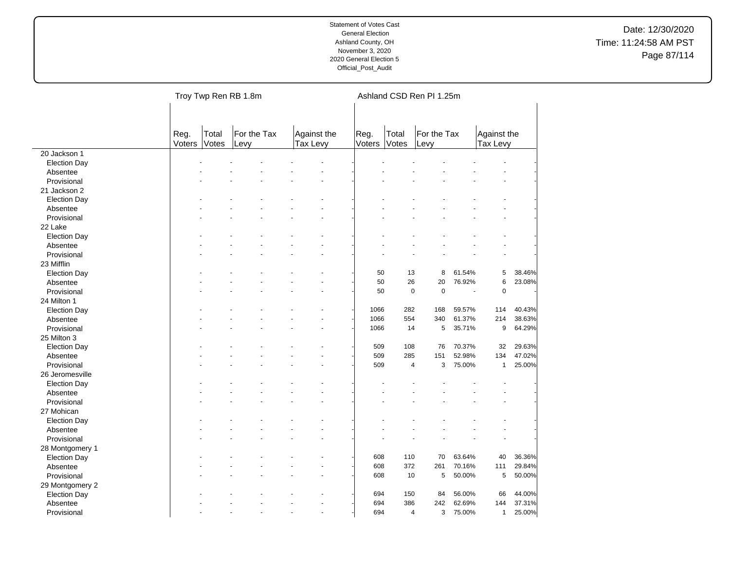Statement of Votes Cast
General Election
Ashland County, OH
November 3, 2020
2020 General Election 5
Official_Post_Audit

Date: 12/30/2020
Time: 11:24:58 AM PST

| | Troy Twp Ren RB 1.8m | | | | | | Ashland CSD Ren PI 1.25m | | | | | |
|---|---|---|---|---|---|---|---|---|---|---|---|---|
| | Reg. Voters | Total Votes | For the Tax Levy | | Against the Tax Levy | | Reg. Voters | Total Votes | For the Tax Levy | | Against the Tax Levy | |
| 20 Jackson 1 | | | | | | | | | | | | |
| Election Day | - | - | - | - | - | - | - | - | - | - | - | - |
| Absentee | - | - | - | - | - | - | - | - | - | - | - | - |
| Provisional | - | - | - | - | - | - | - | - | - | - | - | - |
| 21 Jackson 2 | | | | | | | | | | | | |
| Election Day | - | - | - | - | - | - | - | - | - | - | - | - |
| Absentee | - | - | - | - | - | - | - | - | - | - | - | - |
| Provisional | - | - | - | - | - | - | - | - | - | - | - | - |
| 22 Lake | | | | | | | | | | | | |
| Election Day | - | - | - | - | - | - | - | - | - | - | - | - |
| Absentee | - | - | - | - | - | - | - | - | - | - | - | - |
| Provisional | - | - | - | - | - | - | - | - | - | - | - | - |
| 23 Mifflin | | | | | | | | | | | | |
| Election Day | - | - | - | - | - | - | 50 | 13 | 8 | 61.54% | 5 | 38.46% |
| Absentee | - | - | - | - | - | - | 50 | 26 | 20 | 76.92% | 6 | 23.08% |
| Provisional | - | - | - | - | - | - | 50 | 0 | 0 | - | 0 | - |
| 24 Milton 1 | | | | | | | | | | | | |
| Election Day | - | - | - | - | - | - | 1066 | 282 | 168 | 59.57% | 114 | 40.43% |
| Absentee | - | - | - | - | - | - | 1066 | 554 | 340 | 61.37% | 214 | 38.63% |
| Provisional | - | - | - | - | - | - | 1066 | 14 | 5 | 35.71% | 9 | 64.29% |
| 25 Milton 3 | | | | | | | | | | | | |
| Election Day | - | - | - | - | - | - | 509 | 108 | 76 | 70.37% | 32 | 29.63% |
| Absentee | - | - | - | - | - | - | 509 | 285 | 151 | 52.98% | 134 | 47.02% |
| Provisional | - | - | - | - | - | - | 509 | 4 | 3 | 75.00% | 1 | 25.00% |
| 26 Jeromesville | | | | | | | | | | | | |
| Election Day | - | - | - | - | - | - | - | - | - | - | - | - |
| Absentee | - | - | - | - | - | - | - | - | - | - | - | - |
| Provisional | - | - | - | - | - | - | - | - | - | - | - | - |
| 27 Mohican | | | | | | | | | | | | |
| Election Day | - | - | - | - | - | - | - | - | - | - | - | - |
| Absentee | - | - | - | - | - | - | - | - | - | - | - | - |
| Provisional | - | - | - | - | - | - | - | - | - | - | - | - |
| 28 Montgomery 1 | | | | | | | | | | | | |
| Election Day | - | - | - | - | - | - | 608 | 110 | 70 | 63.64% | 40 | 36.36% |
| Absentee | - | - | - | - | - | - | 608 | 372 | 261 | 70.16% | 111 | 29.84% |
| Provisional | - | - | - | - | - | - | 608 | 10 | 5 | 50.00% | 5 | 50.00% |
| 29 Montgomery 2 | | | | | | | | | | | | |
| Election Day | - | - | - | - | - | - | 694 | 150 | 84 | 56.00% | 66 | 44.00% |
| Absentee | - | - | - | - | - | - | 694 | 386 | 242 | 62.69% | 144 | 37.31% |
| Provisional | - | - | - | - | - | - | 694 | 4 | 3 | 75.00% | 1 | 25.00% |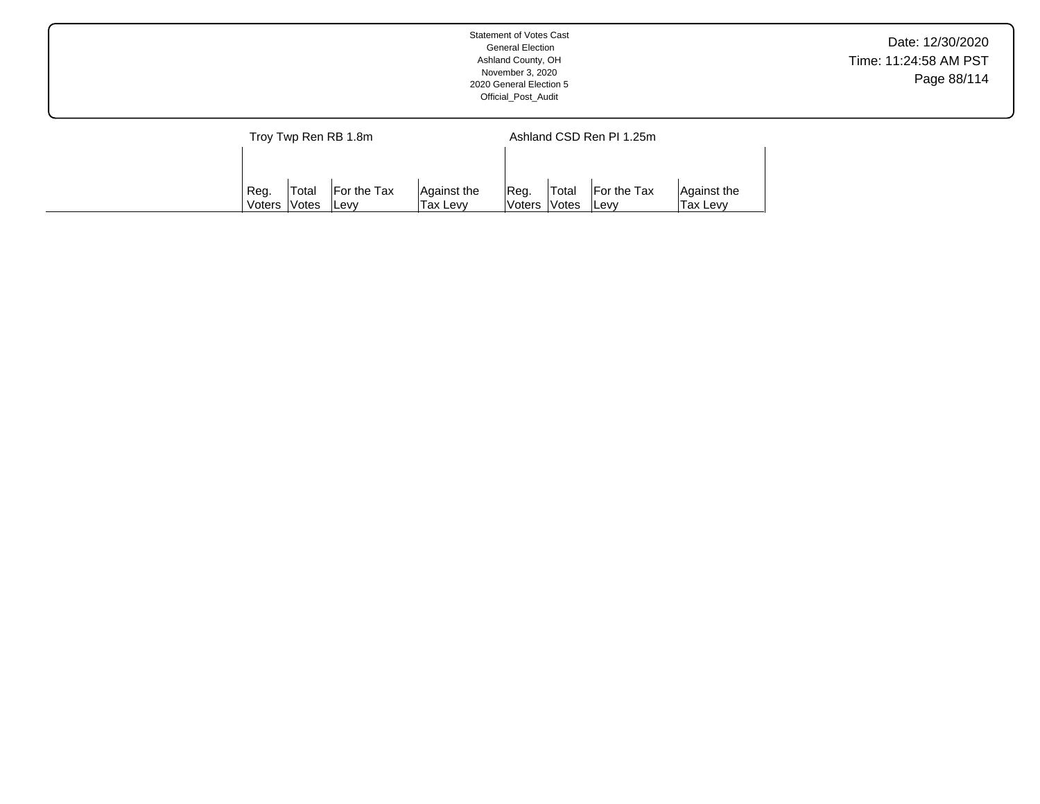| | Troy Twp Ren RB 1.8m | | | | Ashland CSD Ren PI 1.25m | | | |
|---|---|---|---|---|---|---|---|---|
| | Reg. Voters | Total Votes | For the Tax Levy | Against the Tax Levy | Reg. Voters | Total Votes | For the Tax Levy | Against the Tax Levy |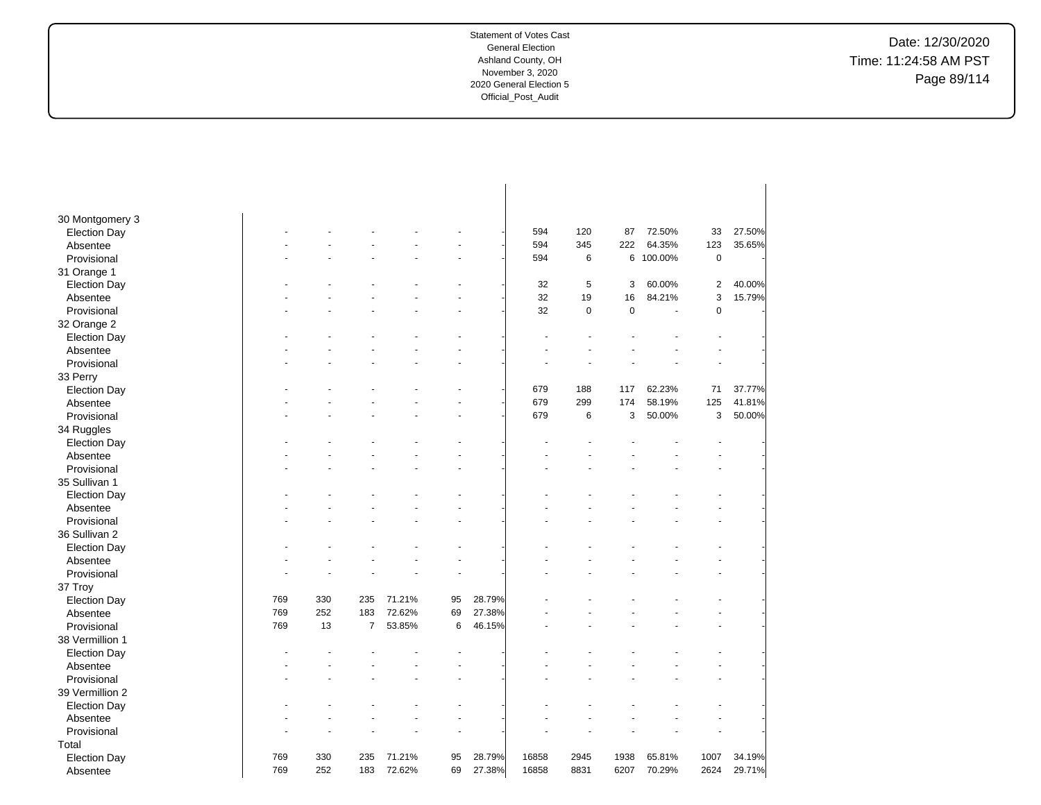Statement of Votes Cast
General Election
Ashland County, OH
November 3, 2020
2020 General Election 5
Official_Post_Audit

Date: 12/30/2020
Time: 11:24:58 AM PST

| | | | | | | | | | | | | |
|---|---|---|---|---|---|---|---|---|---|---|---|---|
| 30 Montgomery 3 | | | | | | | | | | | | |
| Election Day | - | - | - | - | - | - | 594 | 120 | 87 | 72.50% | 33 | 27.50% |
| Absentee | - | - | - | - | - | - | 594 | 345 | 222 | 64.35% | 123 | 35.65% |
| Provisional | - | - | - | - | - | - | 594 | 6 | 6 | 100.00% | 0 | - |
| 31 Orange 1 | | | | | | | | | | | | |
| Election Day | - | - | - | - | - | - | 32 | 5 | 3 | 60.00% | 2 | 40.00% |
| Absentee | - | - | - | - | - | - | 32 | 19 | 16 | 84.21% | 3 | 15.79% |
| Provisional | - | - | - | - | - | - | 32 | 0 | 0 | - | 0 | - |
| 32 Orange 2 | | | | | | | | | | | | |
| Election Day | - | - | - | - | - | - | - | - | - | - | - | - |
| Absentee | - | - | - | - | - | - | - | - | - | - | - | - |
| Provisional | - | - | - | - | - | - | - | - | - | - | - | - |
| 33 Perry | | | | | | | | | | | | |
| Election Day | - | - | - | - | - | - | 679 | 188 | 117 | 62.23% | 71 | 37.77% |
| Absentee | - | - | - | - | - | - | 679 | 299 | 174 | 58.19% | 125 | 41.81% |
| Provisional | - | - | - | - | - | - | 679 | 6 | 3 | 50.00% | 3 | 50.00% |
| 34 Ruggles | | | | | | | | | | | | |
| Election Day | - | - | - | - | - | - | - | - | - | - | - | - |
| Absentee | - | - | - | - | - | - | - | - | - | - | - | - |
| Provisional | - | - | - | - | - | - | - | - | - | - | - | - |
| 35 Sullivan 1 | | | | | | | | | | | | |
| Election Day | - | - | - | - | - | - | - | - | - | - | - | - |
| Absentee | - | - | - | - | - | - | - | - | - | - | - | - |
| Provisional | - | - | - | - | - | - | - | - | - | - | - | - |
| 36 Sullivan 2 | | | | | | | | | | | | |
| Election Day | - | - | - | - | - | - | - | - | - | - | - | - |
| Absentee | - | - | - | - | - | - | - | - | - | - | - | - |
| Provisional | - | - | - | - | - | - | - | - | - | - | - | - |
| 37 Troy | | | | | | | | | | | | |
| Election Day | 769 | 330 | 235 | 71.21% | 95 | 28.79% | - | - | - | - | - | - |
| Absentee | 769 | 252 | 183 | 72.62% | 69 | 27.38% | - | - | - | - | - | - |
| Provisional | 769 | 13 | 7 | 53.85% | 6 | 46.15% | - | - | - | - | - | - |
| 38 Vermillion 1 | | | | | | | | | | | | |
| Election Day | - | - | - | - | - | - | - | - | - | - | - | - |
| Absentee | - | - | - | - | - | - | - | - | - | - | - | - |
| Provisional | - | - | - | - | - | - | - | - | - | - | - | - |
| 39 Vermillion 2 | | | | | | | | | | | | |
| Election Day | - | - | - | - | - | - | - | - | - | - | - | - |
| Absentee | - | - | - | - | - | - | - | - | - | - | - | - |
| Provisional | - | - | - | - | - | - | - | - | - | - | - | - |
| Total | | | | | | | | | | | | |
| Election Day | 769 | 330 | 235 | 71.21% | 95 | 28.79% | 16858 | 2945 | 1938 | 65.81% | 1007 | 34.19% |
| Absentee | 769 | 252 | 183 | 72.62% | 69 | 27.38% | 16858 | 8831 | 6207 | 70.29% | 2624 | 29.71% |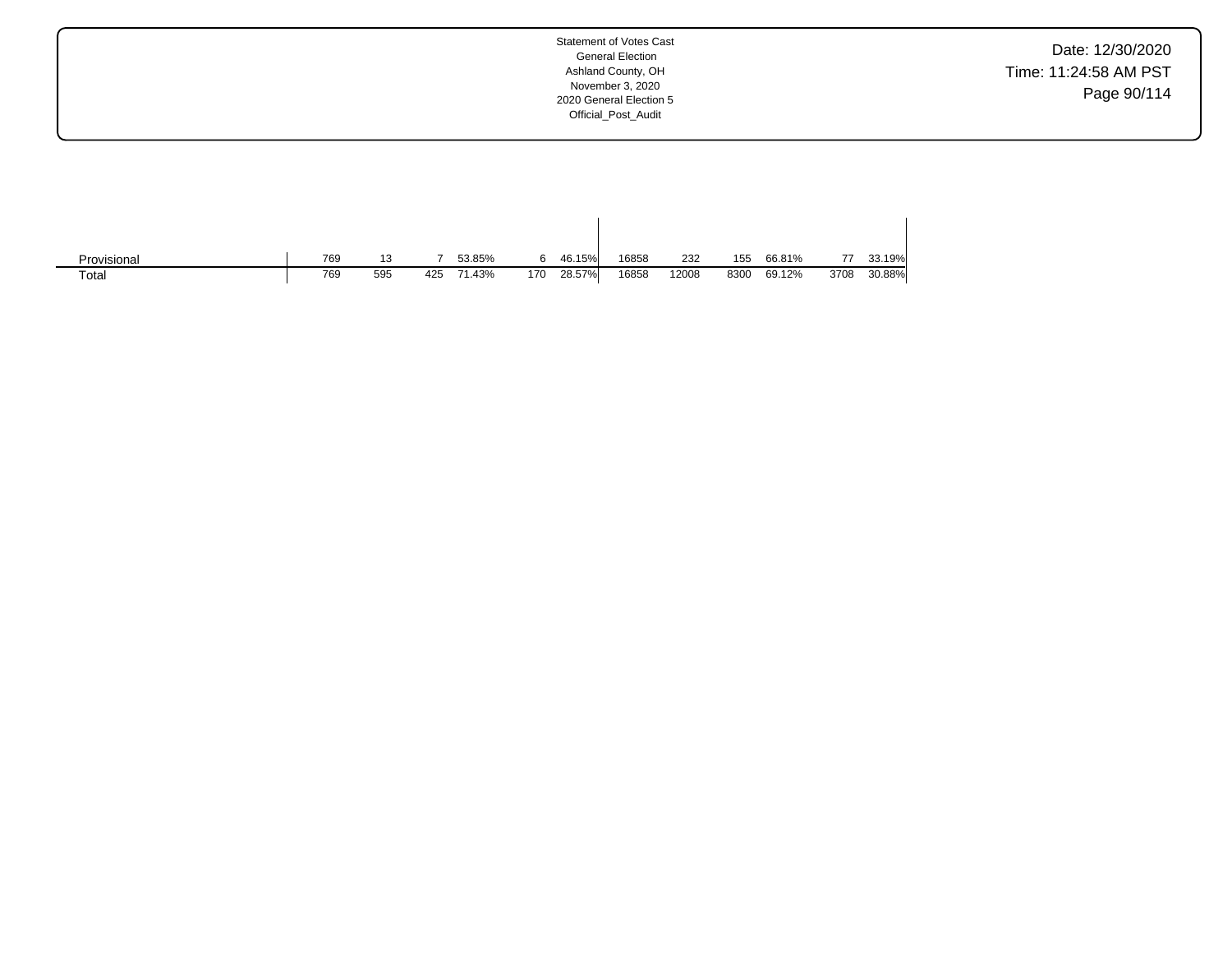| | | | | | | | | | | | | |
|---|---|---|---|---|---|---|---|---|---|---|---|---|
| Provisional | 769 | 13 | 7 | 53.85% | 6 | 46.15% | 16858 | 232 | 155 | 66.81% | 77 | 33.19% |
| Total | 769 | 595 | 425 | 71.43% | 170 | 28.57% | 16858 | 12008 | 8300 | 69.12% | 3708 | 30.88% |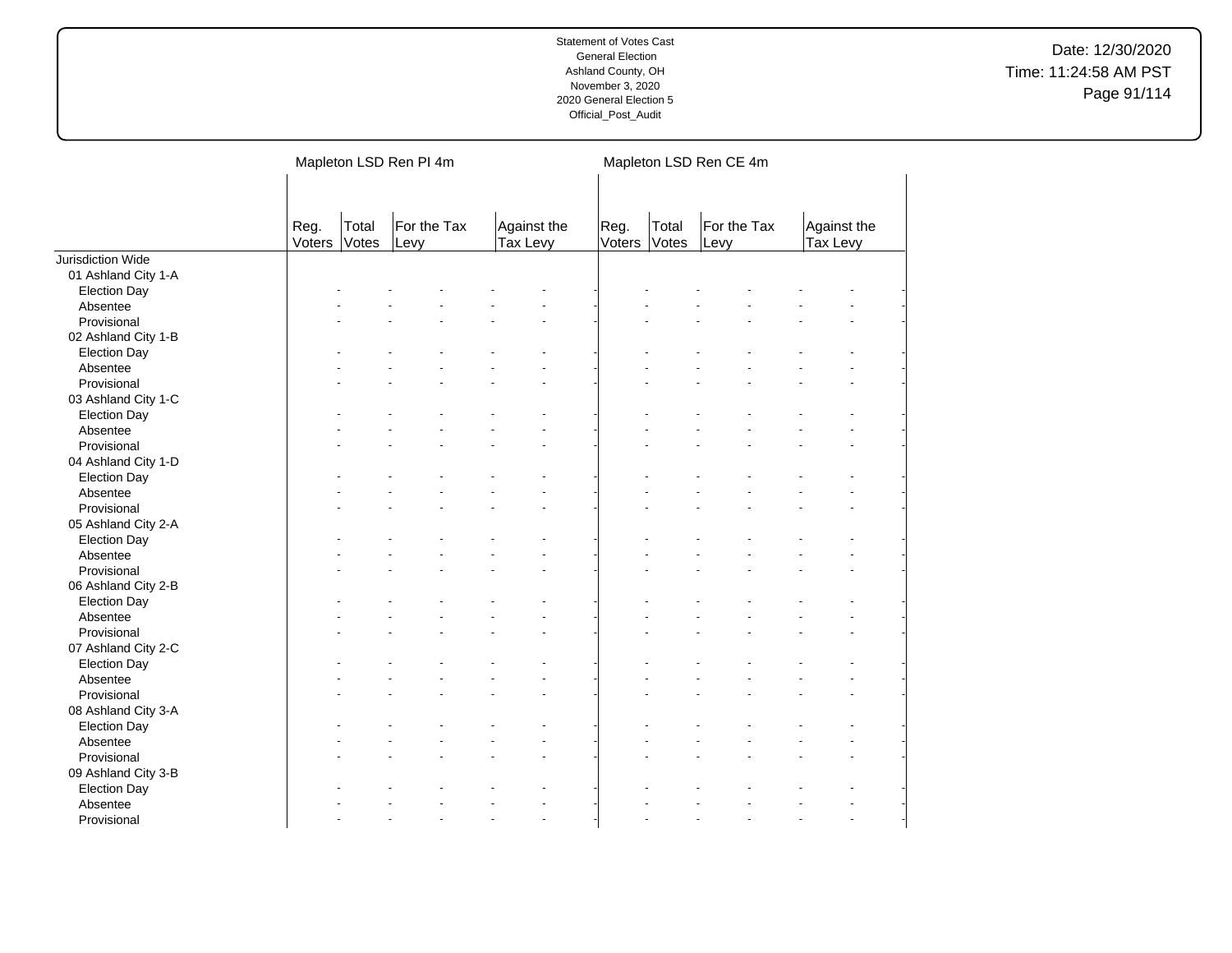| | Mapleton LSD Ren PI 4m | | | | | | Mapleton LSD Ren CE 4m | | | | | |
|---|---|---|---|---|---|---|---|---|---|---|---|---|
| | Reg. Voters | Total Votes | For the Tax Levy | | Against the Tax Levy | | Reg. Voters | Total Votes | For the Tax Levy | | Against the Tax Levy | |
| Jurisdiction Wide | | | | | | | | | | | | |
| 01 Ashland City 1-A | | | | | | | | | | | | |
| Election Day | - | - | - | - | - | - | - | - | - | - | - | - |
| Absentee | - | - | - | - | - | - | - | - | - | - | - | - |
| Provisional | - | - | - | - | - | - | - | - | - | - | - | - |
| 02 Ashland City 1-B | | | | | | | | | | | | |
| Election Day | - | - | - | - | - | - | - | - | - | - | - | - |
| Absentee | - | - | - | - | - | - | - | - | - | - | - | - |
| Provisional | - | - | - | - | - | - | - | - | - | - | - | - |
| 03 Ashland City 1-C | | | | | | | | | | | | |
| Election Day | - | - | - | - | - | - | - | - | - | - | - | - |
| Absentee | - | - | - | - | - | - | - | - | - | - | - | - |
| Provisional | - | - | - | - | - | - | - | - | - | - | - | - |
| 04 Ashland City 1-D | | | | | | | | | | | | |
| Election Day | - | - | - | - | - | - | - | - | - | - | - | - |
| Absentee | - | - | - | - | - | - | - | - | - | - | - | - |
| Provisional | - | - | - | - | - | - | - | - | - | - | - | - |
| 05 Ashland City 2-A | | | | | | | | | | | | |
| Election Day | - | - | - | - | - | - | - | - | - | - | - | - |
| Absentee | - | - | - | - | - | - | - | - | - | - | - | - |
| Provisional | - | - | - | - | - | - | - | - | - | - | - | - |
| 06 Ashland City 2-B | | | | | | | | | | | | |
| Election Day | - | - | - | - | - | - | - | - | - | - | - | - |
| Absentee | - | - | - | - | - | - | - | - | - | - | - | - |
| Provisional | - | - | - | - | - | - | - | - | - | - | - | - |
| 07 Ashland City 2-C | | | | | | | | | | | | |
| Election Day | - | - | - | - | - | - | - | - | - | - | - | - |
| Absentee | - | - | - | - | - | - | - | - | - | - | - | - |
| Provisional | - | - | - | - | - | - | - | - | - | - | - | - |
| 08 Ashland City 3-A | | | | | | | | | | | | |
| Election Day | - | - | - | - | - | - | - | - | - | - | - | - |
| Absentee | - | - | - | - | - | - | - | - | - | - | - | - |
| Provisional | - | - | - | - | - | - | - | - | - | - | - | - |
| 09 Ashland City 3-B | | | | | | | | | | | | |
| Election Day | - | - | - | - | - | - | - | - | - | - | - | - |
| Absentee | - | - | - | - | - | - | - | - | - | - | - | - |
| Provisional | - | - | - | - | - | - | - | - | - | - | - | - |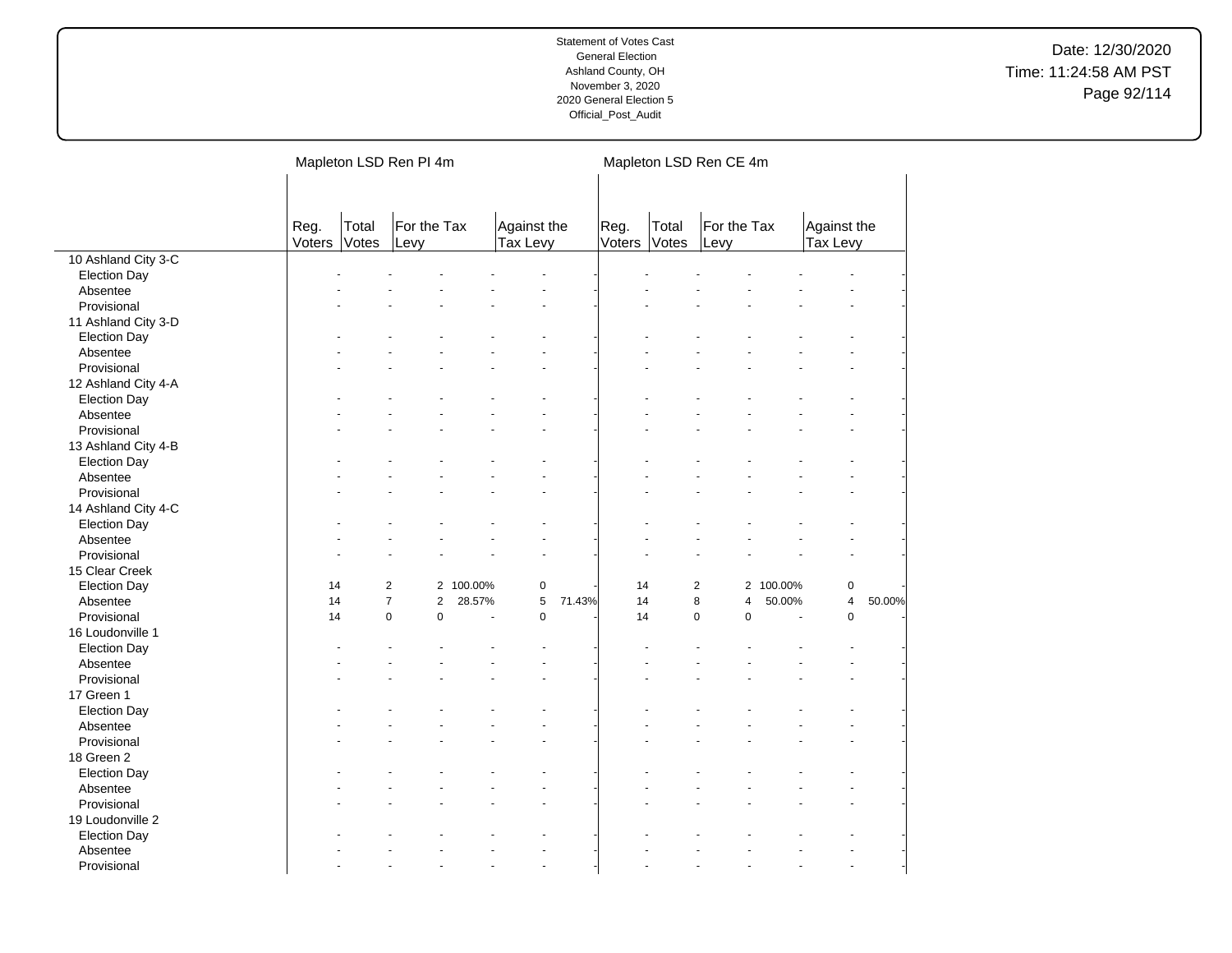Statement of Votes Cast
General Election
Ashland County, OH
November 3, 2020
2020 General Election 5
Official_Post_Audit

Date: 12/30/2020
Time: 11:24:58 AM PST

| | Mapleton LSD Ren PI 4m | | | | | | Mapleton LSD Ren CE 4m | | | | | |
|---|---|---|---|---|---|---|---|---|---|---|---|---|
| | Reg. Voters | Total Votes | For the Tax Levy | | Against the Tax Levy | | Reg. Voters | Total Votes | For the Tax Levy | | Against the Tax Levy | |
| 10 Ashland City 3-C | | | | | | | | | | | | |
| Election Day | - | - | - | - | - | - | - | - | - | - | - | - |
| Absentee | - | - | - | - | - | - | - | - | - | - | - | - |
| Provisional | - | - | - | - | - | - | - | - | - | - | - | - |
| 11 Ashland City 3-D | | | | | | | | | | | | |
| Election Day | - | - | - | - | - | - | - | - | - | - | - | - |
| Absentee | - | - | - | - | - | - | - | - | - | - | - | - |
| Provisional | - | - | - | - | - | - | - | - | - | - | - | - |
| 12 Ashland City 4-A | | | | | | | | | | | | |
| Election Day | - | - | - | - | - | - | - | - | - | - | - | - |
| Absentee | - | - | - | - | - | - | - | - | - | - | - | - |
| Provisional | - | - | - | - | - | - | - | - | - | - | - | - |
| 13 Ashland City 4-B | | | | | | | | | | | | |
| Election Day | - | - | - | - | - | - | - | - | - | - | - | - |
| Absentee | - | - | - | - | - | - | - | - | - | - | - | - |
| Provisional | - | - | - | - | - | - | - | - | - | - | - | - |
| 14 Ashland City 4-C | | | | | | | | | | | | |
| Election Day | - | - | - | - | - | - | - | - | - | - | - | - |
| Absentee | - | - | - | - | - | - | - | - | - | - | - | - |
| Provisional | - | - | - | - | - | - | - | - | - | - | - | - |
| 15 Clear Creek | | | | | | | | | | | | |
| Election Day | 14 | 2 | 2 | 100.00% | 0 | - | 14 | 2 | 2 | 100.00% | 0 | - |
| Absentee | 14 | 7 | 2 | 28.57% | 5 | 71.43% | 14 | 8 | 4 | 50.00% | 4 | 50.00% |
| Provisional | 14 | 0 | 0 | - | 0 | - | 14 | 0 | 0 | - | 0 | - |
| 16 Loudonville 1 | | | | | | | | | | | | |
| Election Day | - | - | - | - | - | - | - | - | - | - | - | - |
| Absentee | - | - | - | - | - | - | - | - | - | - | - | - |
| Provisional | - | - | - | - | - | - | - | - | - | - | - | - |
| 17 Green 1 | | | | | | | | | | | | |
| Election Day | - | - | - | - | - | - | - | - | - | - | - | - |
| Absentee | - | - | - | - | - | - | - | - | - | - | - | - |
| Provisional | - | - | - | - | - | - | - | - | - | - | - | - |
| 18 Green 2 | | | | | | | | | | | | |
| Election Day | - | - | - | - | - | - | - | - | - | - | - | - |
| Absentee | - | - | - | - | - | - | - | - | - | - | - | - |
| Provisional | - | - | - | - | - | - | - | - | - | - | - | - |
| 19 Loudonville 2 | | | | | | | | | | | | |
| Election Day | - | - | - | - | - | - | - | - | - | - | - | - |
| Absentee | - | - | - | - | - | - | - | - | - | - | - | - |
| Provisional | - | - | - | - | - | - | - | - | - | - | - | - |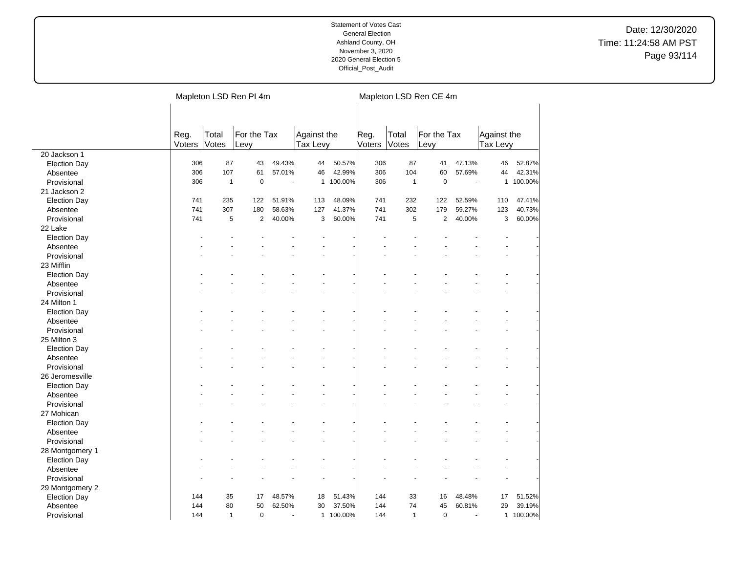Statement of Votes Cast
General Election
Ashland County, OH
November 3, 2020
2020 General Election 5
Official_Post_Audit

Date: 12/30/2020
Time: 11:24:58 AM PST

| | Mapleton LSD Ren PI 4m | | | | | | Mapleton LSD Ren CE 4m | | | | | |
|---|---|---|---|---|---|---|---|---|---|---|---|---|
| | Reg. Voters | Total Votes | For the Tax Levy | | Against the Tax Levy | | Reg. Voters | Total Votes | For the Tax Levy | | Against the Tax Levy | |
| 20 Jackson 1 | | | | | | | | | | | | |
| Election Day | 306 | 87 | 43 | 49.43% | 44 | 50.57% | 306 | 87 | 41 | 47.13% | 46 | 52.87% |
| Absentee | 306 | 107 | 61 | 57.01% | 46 | 42.99% | 306 | 104 | 60 | 57.69% | 44 | 42.31% |
| Provisional | 306 | 1 | 0 | - | 1 | 100.00% | 306 | 1 | 0 | - | 1 | 100.00% |
| 21 Jackson 2 | | | | | | | | | | | | |
| Election Day | 741 | 235 | 122 | 51.91% | 113 | 48.09% | 741 | 232 | 122 | 52.59% | 110 | 47.41% |
| Absentee | 741 | 307 | 180 | 58.63% | 127 | 41.37% | 741 | 302 | 179 | 59.27% | 123 | 40.73% |
| Provisional | 741 | 5 | 2 | 40.00% | 3 | 60.00% | 741 | 5 | 2 | 40.00% | 3 | 60.00% |
| 22 Lake | | | | | | | | | | | | |
| Election Day | - | - | - | - | - | - | - | - | - | - | - | - |
| Absentee | - | - | - | - | - | - | - | - | - | - | - | - |
| Provisional | - | - | - | - | - | - | - | - | - | - | - | - |
| 23 Mifflin | | | | | | | | | | | | |
| Election Day | - | - | - | - | - | - | - | - | - | - | - | - |
| Absentee | - | - | - | - | - | - | - | - | - | - | - | - |
| Provisional | - | - | - | - | - | - | - | - | - | - | - | - |
| 24 Milton 1 | | | | | | | | | | | | |
| Election Day | - | - | - | - | - | - | - | - | - | - | - | - |
| Absentee | - | - | - | - | - | - | - | - | - | - | - | - |
| Provisional | - | - | - | - | - | - | - | - | - | - | - | - |
| 25 Milton 3 | | | | | | | | | | | | |
| Election Day | - | - | - | - | - | - | - | - | - | - | - | - |
| Absentee | - | - | - | - | - | - | - | - | - | - | - | - |
| Provisional | - | - | - | - | - | - | - | - | - | - | - | - |
| 26 Jeromesville | | | | | | | | | | | | |
| Election Day | - | - | - | - | - | - | - | - | - | - | - | - |
| Absentee | - | - | - | - | - | - | - | - | - | - | - | - |
| Provisional | - | - | - | - | - | - | - | - | - | - | - | - |
| 27 Mohican | | | | | | | | | | | | |
| Election Day | - | - | - | - | - | - | - | - | - | - | - | - |
| Absentee | - | - | - | - | - | - | - | - | - | - | - | - |
| Provisional | - | - | - | - | - | - | - | - | - | - | - | - |
| 28 Montgomery 1 | | | | | | | | | | | | |
| Election Day | - | - | - | - | - | - | - | - | - | - | - | - |
| Absentee | - | - | - | - | - | - | - | - | - | - | - | - |
| Provisional | - | - | - | - | - | - | - | - | - | - | - | - |
| 29 Montgomery 2 | | | | | | | | | | | | |
| Election Day | 144 | 35 | 17 | 48.57% | 18 | 51.43% | 144 | 33 | 16 | 48.48% | 17 | 51.52% |
| Absentee | 144 | 80 | 50 | 62.50% | 30 | 37.50% | 144 | 74 | 45 | 60.81% | 29 | 39.19% |
| Provisional | 144 | 1 | 0 | - | 1 | 100.00% | 144 | 1 | 0 | - | 1 | 100.00% |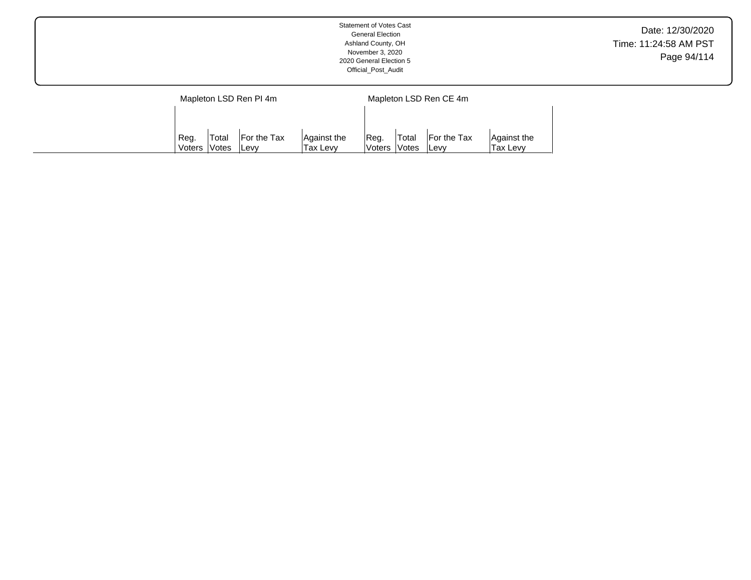|  | Mapleton LSD Ren PI 4m | | | | Mapleton LSD Ren CE 4m | | | |
|---|---|---|---|---|---|---|---|---|
|  | Reg. Voters | Total Votes | For the Tax Levy | Against the Tax Levy | Reg. Voters | Total Votes | For the Tax Levy | Against the Tax Levy |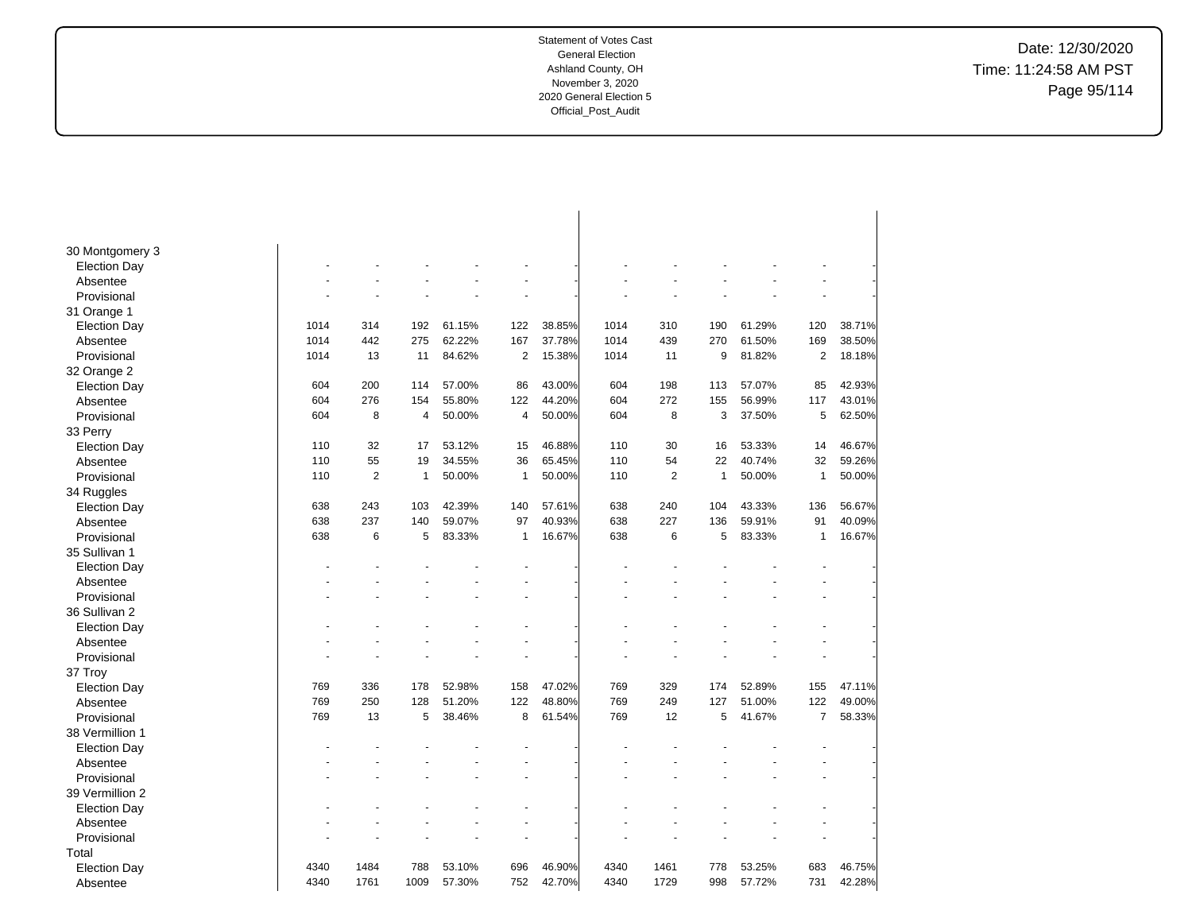Statement of Votes Cast
General Election
Ashland County, OH
November 3, 2020
2020 General Election 5
Official_Post_Audit

Date: 12/30/2020
Time: 11:24:58 AM PST

| | | | | | | | | | | | | |
|---|---|---|---|---|---|---|---|---|---|---|---|---|
| 30 Montgomery 3 | | | | | | | | | | | | |
| Election Day | - | - | - | - | - | - | - | - | - | - | - | - |
| Absentee | - | - | - | - | - | - | - | - | - | - | - | - |
| Provisional | - | - | - | - | - | - | - | - | - | - | - | - |
| 31 Orange 1 | | | | | | | | | | | | |
| Election Day | 1014 | 314 | 192 | 61.15% | 122 | 38.85% | 1014 | 310 | 190 | 61.29% | 120 | 38.71% |
| Absentee | 1014 | 442 | 275 | 62.22% | 167 | 37.78% | 1014 | 439 | 270 | 61.50% | 169 | 38.50% |
| Provisional | 1014 | 13 | 11 | 84.62% | 2 | 15.38% | 1014 | 11 | 9 | 81.82% | 2 | 18.18% |
| 32 Orange 2 | | | | | | | | | | | | |
| Election Day | 604 | 200 | 114 | 57.00% | 86 | 43.00% | 604 | 198 | 113 | 57.07% | 85 | 42.93% |
| Absentee | 604 | 276 | 154 | 55.80% | 122 | 44.20% | 604 | 272 | 155 | 56.99% | 117 | 43.01% |
| Provisional | 604 | 8 | 4 | 50.00% | 4 | 50.00% | 604 | 8 | 3 | 37.50% | 5 | 62.50% |
| 33 Perry | | | | | | | | | | | | |
| Election Day | 110 | 32 | 17 | 53.12% | 15 | 46.88% | 110 | 30 | 16 | 53.33% | 14 | 46.67% |
| Absentee | 110 | 55 | 19 | 34.55% | 36 | 65.45% | 110 | 54 | 22 | 40.74% | 32 | 59.26% |
| Provisional | 110 | 2 | 1 | 50.00% | 1 | 50.00% | 110 | 2 | 1 | 50.00% | 1 | 50.00% |
| 34 Ruggles | | | | | | | | | | | | |
| Election Day | 638 | 243 | 103 | 42.39% | 140 | 57.61% | 638 | 240 | 104 | 43.33% | 136 | 56.67% |
| Absentee | 638 | 237 | 140 | 59.07% | 97 | 40.93% | 638 | 227 | 136 | 59.91% | 91 | 40.09% |
| Provisional | 638 | 6 | 5 | 83.33% | 1 | 16.67% | 638 | 6 | 5 | 83.33% | 1 | 16.67% |
| 35 Sullivan 1 | | | | | | | | | | | | |
| Election Day | - | - | - | - | - | - | - | - | - | - | - | - |
| Absentee | - | - | - | - | - | - | - | - | - | - | - | - |
| Provisional | - | - | - | - | - | - | - | - | - | - | - | - |
| 36 Sullivan 2 | | | | | | | | | | | | |
| Election Day | - | - | - | - | - | - | - | - | - | - | - | - |
| Absentee | - | - | - | - | - | - | - | - | - | - | - | - |
| Provisional | - | - | - | - | - | - | - | - | - | - | - | - |
| 37 Troy | | | | | | | | | | | | |
| Election Day | 769 | 336 | 178 | 52.98% | 158 | 47.02% | 769 | 329 | 174 | 52.89% | 155 | 47.11% |
| Absentee | 769 | 250 | 128 | 51.20% | 122 | 48.80% | 769 | 249 | 127 | 51.00% | 122 | 49.00% |
| Provisional | 769 | 13 | 5 | 38.46% | 8 | 61.54% | 769 | 12 | 5 | 41.67% | 7 | 58.33% |
| 38 Vermillion 1 | | | | | | | | | | | | |
| Election Day | - | - | - | - | - | - | - | - | - | - | - | - |
| Absentee | - | - | - | - | - | - | - | - | - | - | - | - |
| Provisional | - | - | - | - | - | - | - | - | - | - | - | - |
| 39 Vermillion 2 | | | | | | | | | | | | |
| Election Day | - | - | - | - | - | - | - | - | - | - | - | - |
| Absentee | - | - | - | - | - | - | - | - | - | - | - | - |
| Provisional | - | - | - | - | - | - | - | - | - | - | - | - |
| Total | | | | | | | | | | | | |
| Election Day | 4340 | 1484 | 788 | 53.10% | 696 | 46.90% | 4340 | 1461 | 778 | 53.25% | 683 | 46.75% |
| Absentee | 4340 | 1761 | 1009 | 57.30% | 752 | 42.70% | 4340 | 1729 | 998 | 57.72% | 731 | 42.28% |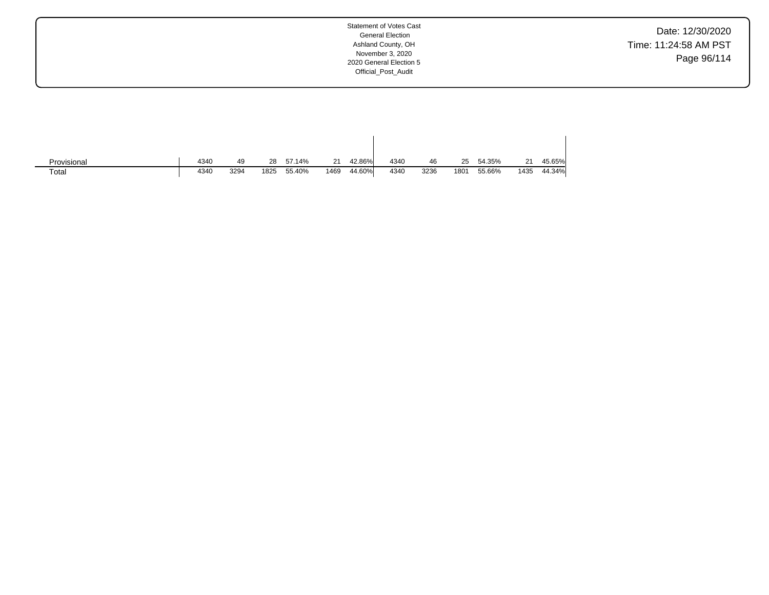| | | | | | | | | | | | | |
|---|---|---|---|---|---|---|---|---|---|---|---|---|
| Provisional | 4340 | 49 | 28 | 57.14% | 21 | 42.86% | 4340 | 46 | 25 | 54.35% | 21 | 45.65% |
| Total | 4340 | 3294 | 1825 | 55.40% | 1469 | 44.60% | 4340 | 3236 | 1801 | 55.66% | 1435 | 44.34% |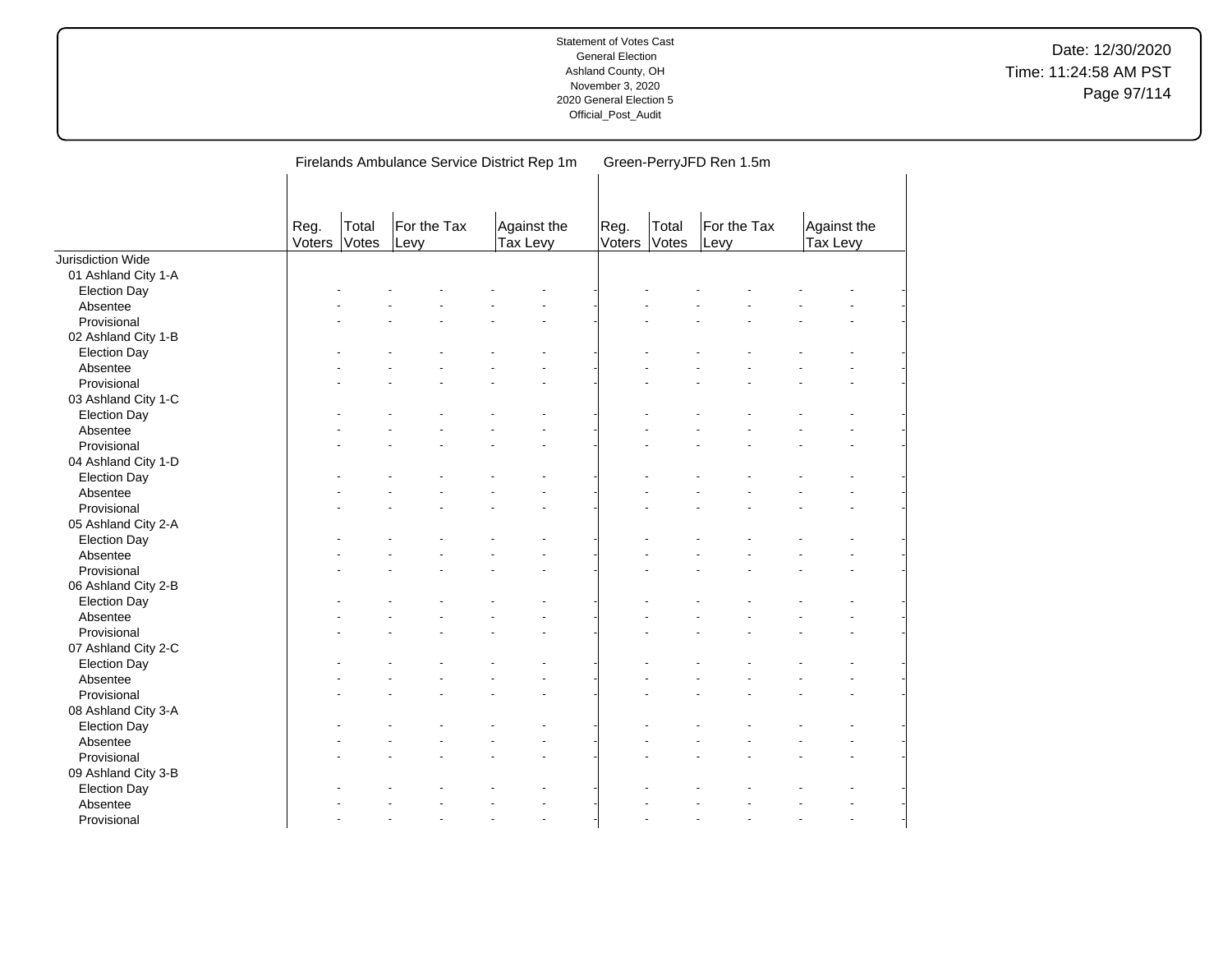Statement of Votes Cast
General Election
Ashland County, OH
November 3, 2020
2020 General Election 5
Official_Post_Audit

Date: 12/30/2020
Time: 11:24:58 AM PST

| | Firelands Ambulance Service District Rep 1m | | | | | | Green-PerryJFD Ren 1.5m | | | | | |
|---|---|---|---|---|---|---|---|---|---|---|---|---|
| | Reg. Voters | Total Votes | For the Tax Levy | | Against the Tax Levy | | Reg. Voters | Total Votes | For the Tax Levy | | Against the Tax Levy | |
| Jurisdiction Wide | | | | | | | | | | | | |
| 01 Ashland City 1-A | | | | | | | | | | | | |
| Election Day | - | - | - | - | - | - | - | - | - | - | - | - |
| Absentee | - | - | - | - | - | - | - | - | - | - | - | - |
| Provisional | - | - | - | - | - | - | - | - | - | - | - | - |
| 02 Ashland City 1-B | | | | | | | | | | | | |
| Election Day | - | - | - | - | - | - | - | - | - | - | - | - |
| Absentee | - | - | - | - | - | - | - | - | - | - | - | - |
| Provisional | - | - | - | - | - | - | - | - | - | - | - | - |
| 03 Ashland City 1-C | | | | | | | | | | | | |
| Election Day | - | - | - | - | - | - | - | - | - | - | - | - |
| Absentee | - | - | - | - | - | - | - | - | - | - | - | - |
| Provisional | - | - | - | - | - | - | - | - | - | - | - | - |
| 04 Ashland City 1-D | | | | | | | | | | | | |
| Election Day | - | - | - | - | - | - | - | - | - | - | - | - |
| Absentee | - | - | - | - | - | - | - | - | - | - | - | - |
| Provisional | - | - | - | - | - | - | - | - | - | - | - | - |
| 05 Ashland City 2-A | | | | | | | | | | | | |
| Election Day | - | - | - | - | - | - | - | - | - | - | - | - |
| Absentee | - | - | - | - | - | - | - | - | - | - | - | - |
| Provisional | - | - | - | - | - | - | - | - | - | - | - | - |
| 06 Ashland City 2-B | | | | | | | | | | | | |
| Election Day | - | - | - | - | - | - | - | - | - | - | - | - |
| Absentee | - | - | - | - | - | - | - | - | - | - | - | - |
| Provisional | - | - | - | - | - | - | - | - | - | - | - | - |
| 07 Ashland City 2-C | | | | | | | | | | | | |
| Election Day | - | - | - | - | - | - | - | - | - | - | - | - |
| Absentee | - | - | - | - | - | - | - | - | - | - | - | - |
| Provisional | - | - | - | - | - | - | - | - | - | - | - | - |
| 08 Ashland City 3-A | | | | | | | | | | | | |
| Election Day | - | - | - | - | - | - | - | - | - | - | - | - |
| Absentee | - | - | - | - | - | - | - | - | - | - | - | - |
| Provisional | - | - | - | - | - | - | - | - | - | - | - | - |
| 09 Ashland City 3-B | | | | | | | | | | | | |
| Election Day | - | - | - | - | - | - | - | - | - | - | - | - |
| Absentee | - | - | - | - | - | - | - | - | - | - | - | - |
| Provisional | - | - | - | - | - | - | - | - | - | - | - | - |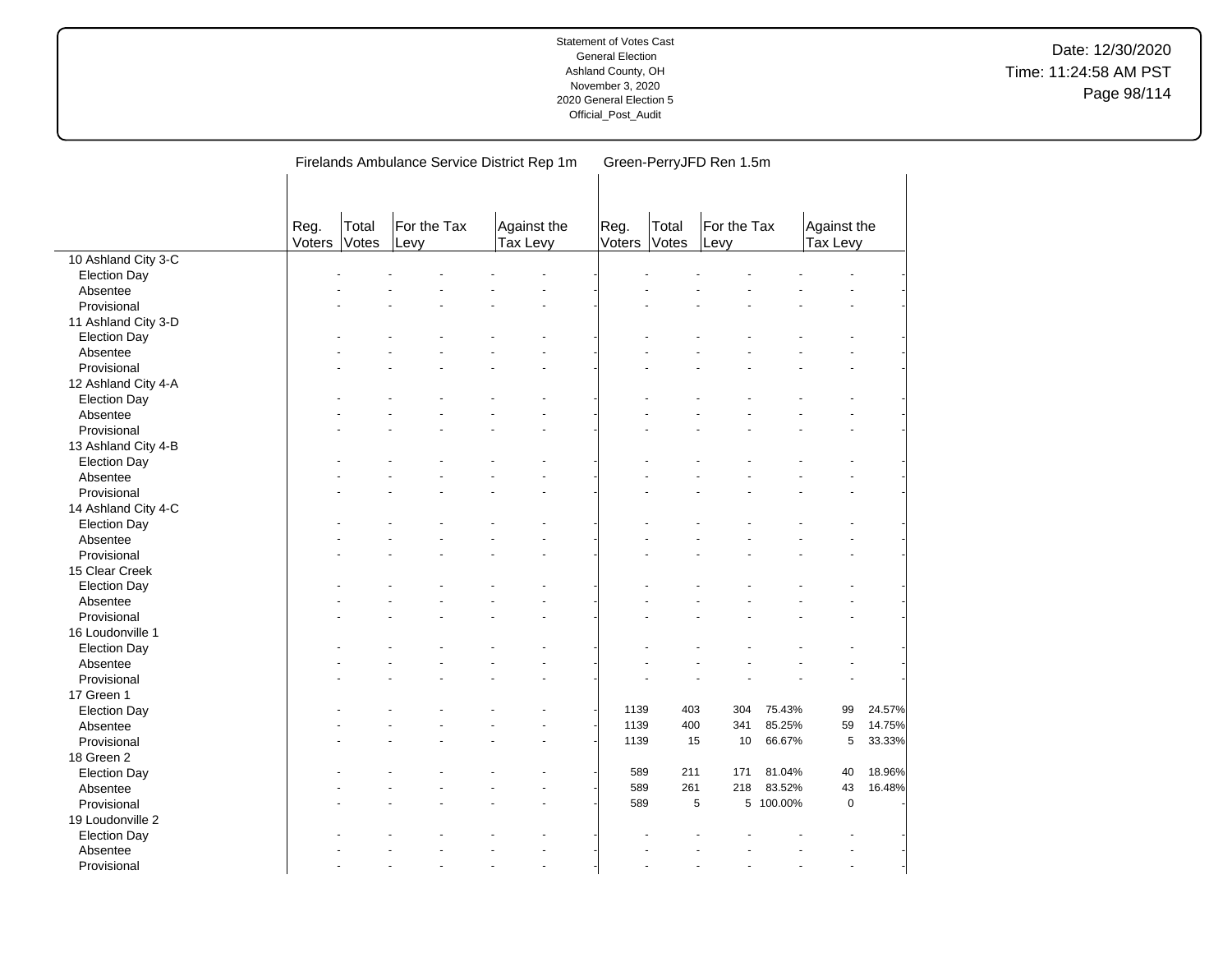Statement of Votes Cast
General Election
Ashland County, OH
November 3, 2020
2020 General Election 5
Official_Post_Audit

Date: 12/30/2020
Time: 11:24:58 AM PST

| | Firelands Ambulance Service District Rep 1m | | | | | | Green-PerryJFD Ren 1.5m | | | | | |
|---|---|---|---|---|---|---|---|---|---|---|---|---|
| | Reg. Voters | Total Votes | For the Tax Levy | | Against the Tax Levy | | Reg. Voters | Total Votes | For the Tax Levy | | Against the Tax Levy | |
| **10 Ashland City 3-C** | | | | | | | | | | | | |
| Election Day | - | - | - | - | - | - | - | - | - | - | - | - |
| Absentee | - | - | - | - | - | - | - | - | - | - | - | - |
| Provisional | - | - | - | - | - | - | - | - | - | - | - | - |
| **11 Ashland City 3-D** | | | | | | | | | | | | |
| Election Day | - | - | - | - | - | - | - | - | - | - | - | - |
| Absentee | - | - | - | - | - | - | - | - | - | - | - | - |
| Provisional | - | - | - | - | - | - | - | - | - | - | - | - |
| **12 Ashland City 4-A** | | | | | | | | | | | | |
| Election Day | - | - | - | - | - | - | - | - | - | - | - | - |
| Absentee | - | - | - | - | - | - | - | - | - | - | - | - |
| Provisional | - | - | - | - | - | - | - | - | - | - | - | - |
| **13 Ashland City 4-B** | | | | | | | | | | | | |
| Election Day | - | - | - | - | - | - | - | - | - | - | - | - |
| Absentee | - | - | - | - | - | - | - | - | - | - | - | - |
| Provisional | - | - | - | - | - | - | - | - | - | - | - | - |
| **14 Ashland City 4-C** | | | | | | | | | | | | |
| Election Day | - | - | - | - | - | - | - | - | - | - | - | - |
| Absentee | - | - | - | - | - | - | - | - | - | - | - | - |
| Provisional | - | - | - | - | - | - | - | - | - | - | - | - |
| **15 Clear Creek** | | | | | | | | | | | | |
| Election Day | - | - | - | - | - | - | - | - | - | - | - | - |
| Absentee | - | - | - | - | - | - | - | - | - | - | - | - |
| Provisional | - | - | - | - | - | - | - | - | - | - | - | - |
| **16 Loudonville 1** | | | | | | | | | | | | |
| Election Day | - | - | - | - | - | - | - | - | - | - | - | - |
| Absentee | - | - | - | - | - | - | - | - | - | - | - | - |
| Provisional | - | - | - | - | - | - | - | - | - | - | - | - |
| **17 Green 1** | | | | | | | | | | | | |
| Election Day | - | - | - | - | - | - | 1139 | 403 | 304 | 75.43% | 99 | 24.57% |
| Absentee | - | - | - | - | - | - | 1139 | 400 | 341 | 85.25% | 59 | 14.75% |
| Provisional | - | - | - | - | - | - | 1139 | 15 | 10 | 66.67% | 5 | 33.33% |
| **18 Green 2** | | | | | | | | | | | | |
| Election Day | - | - | - | - | - | - | 589 | 211 | 171 | 81.04% | 40 | 18.96% |
| Absentee | - | - | - | - | - | - | 589 | 261 | 218 | 83.52% | 43 | 16.48% |
| Provisional | - | - | - | - | - | - | 589 | 5 | 5 | 100.00% | 0 | - |
| **19 Loudonville 2** | | | | | | | | | | | | |
| Election Day | - | - | - | - | - | - | - | - | - | - | - | - |
| Absentee | - | - | - | - | - | - | - | - | - | - | - | - |
| Provisional | - | - | - | - | - | - | - | - | - | - | - | - |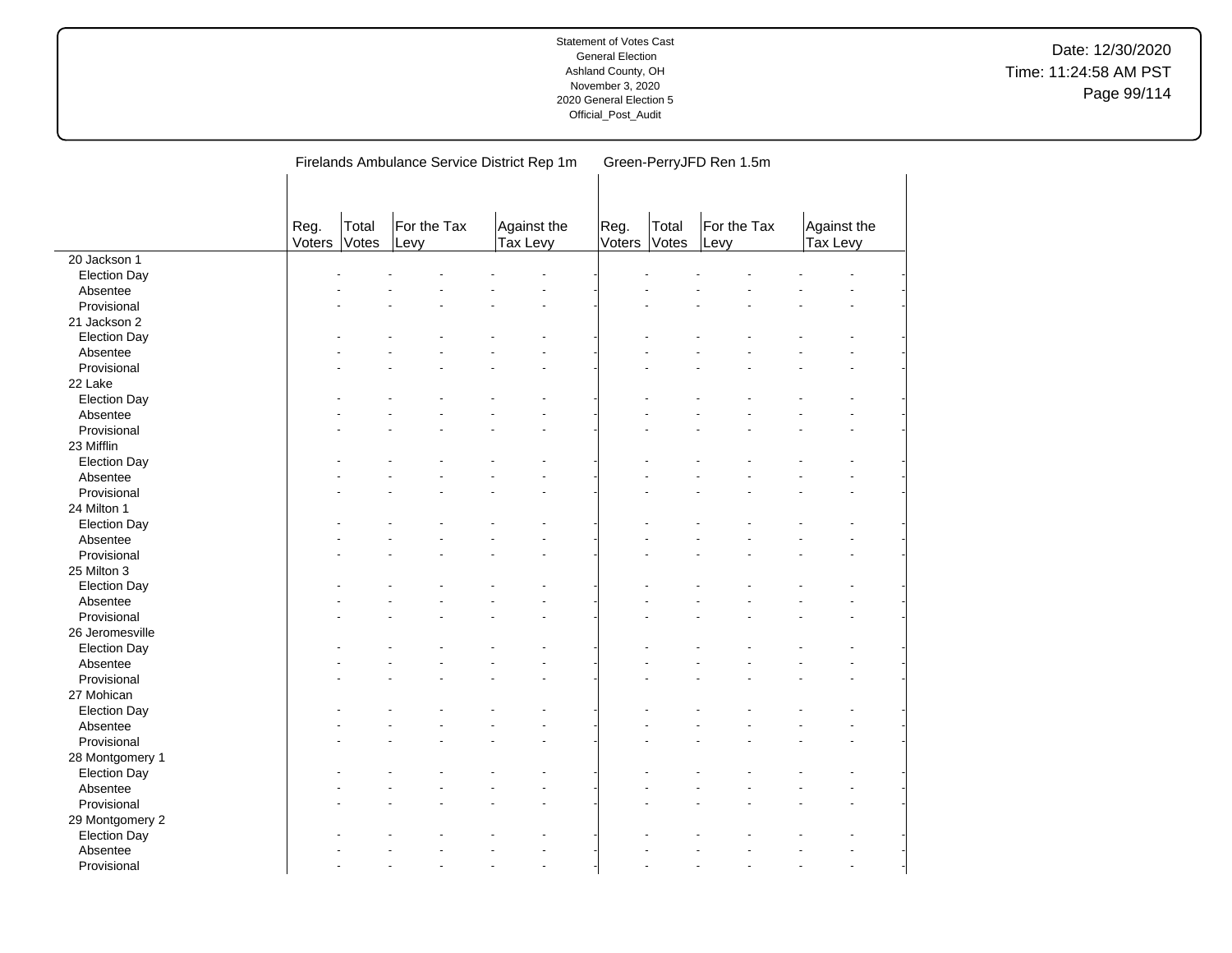Statement of Votes Cast
General Election
Ashland County, OH
November 3, 2020
2020 General Election 5
Official_Post_Audit

Date: 12/30/2020
Time: 11:24:58 AM PST

| | Firelands Ambulance Service District Rep 1m | | | | | | Green-PerryJFD Ren 1.5m | | | | | |
|---|---|---|---|---|---|---|---|---|---|---|---|---|
| | Reg. Voters | Total Votes | For the Tax Levy | | Against the Tax Levy | | Reg. Voters | Total Votes | For the Tax Levy | | Against the Tax Levy | |
| 20 Jackson 1 | | | | | | | | | | | | |
| Election Day | - | - | - | - | - | - | - | - | - | - | - | - |
| Absentee | - | - | - | - | - | - | - | - | - | - | - | - |
| Provisional | - | - | - | - | - | - | - | - | - | - | - | - |
| 21 Jackson 2 | | | | | | | | | | | | |
| Election Day | - | - | - | - | - | - | - | - | - | - | - | - |
| Absentee | - | - | - | - | - | - | - | - | - | - | - | - |
| Provisional | - | - | - | - | - | - | - | - | - | - | - | - |
| 22 Lake | | | | | | | | | | | | |
| Election Day | - | - | - | - | - | - | - | - | - | - | - | - |
| Absentee | - | - | - | - | - | - | - | - | - | - | - | - |
| Provisional | - | - | - | - | - | - | - | - | - | - | - | - |
| 23 Mifflin | | | | | | | | | | | | |
| Election Day | - | - | - | - | - | - | - | - | - | - | - | - |
| Absentee | - | - | - | - | - | - | - | - | - | - | - | - |
| Provisional | - | - | - | - | - | - | - | - | - | - | - | - |
| 24 Milton 1 | | | | | | | | | | | | |
| Election Day | - | - | - | - | - | - | - | - | - | - | - | - |
| Absentee | - | - | - | - | - | - | - | - | - | - | - | - |
| Provisional | - | - | - | - | - | - | - | - | - | - | - | - |
| 25 Milton 3 | | | | | | | | | | | | |
| Election Day | - | - | - | - | - | - | - | - | - | - | - | - |
| Absentee | - | - | - | - | - | - | - | - | - | - | - | - |
| Provisional | - | - | - | - | - | - | - | - | - | - | - | - |
| 26 Jeromesville | | | | | | | | | | | | |
| Election Day | - | - | - | - | - | - | - | - | - | - | - | - |
| Absentee | - | - | - | - | - | - | - | - | - | - | - | - |
| Provisional | - | - | - | - | - | - | - | - | - | - | - | - |
| 27 Mohican | | | | | | | | | | | | |
| Election Day | - | - | - | - | - | - | - | - | - | - | - | - |
| Absentee | - | - | - | - | - | - | - | - | - | - | - | - |
| Provisional | - | - | - | - | - | - | - | - | - | - | - | - |
| 28 Montgomery 1 | | | | | | | | | | | | |
| Election Day | - | - | - | - | - | - | - | - | - | - | - | - |
| Absentee | - | - | - | - | - | - | - | - | - | - | - | - |
| Provisional | - | - | - | - | - | - | - | - | - | - | - | - |
| 29 Montgomery 2 | | | | | | | | | | | | |
| Election Day | - | - | - | - | - | - | - | - | - | - | - | - |
| Absentee | - | - | - | - | - | - | - | - | - | - | - | - |
| Provisional | - | - | - | - | - | - | - | - | - | - | - | - |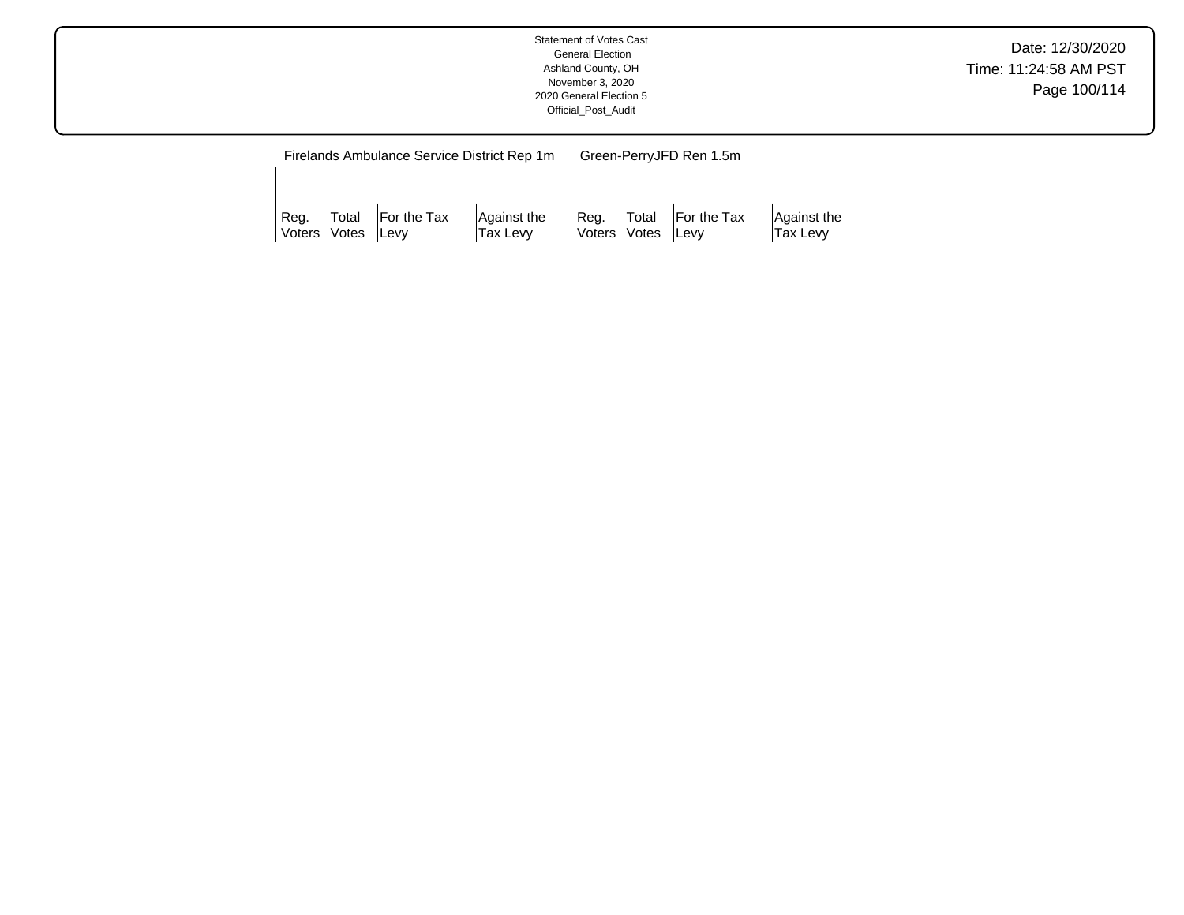| | Firelands Ambulance Service District Rep 1m | | | | Green-PerryJFD Ren 1.5m | | | |
|---|---|---|---|---|---|---|---|---|
| | Reg. Voters | Total Votes | For the Tax Levy | Against the Tax Levy | Reg. Voters | Total Votes | For the Tax Levy | Against the Tax Levy |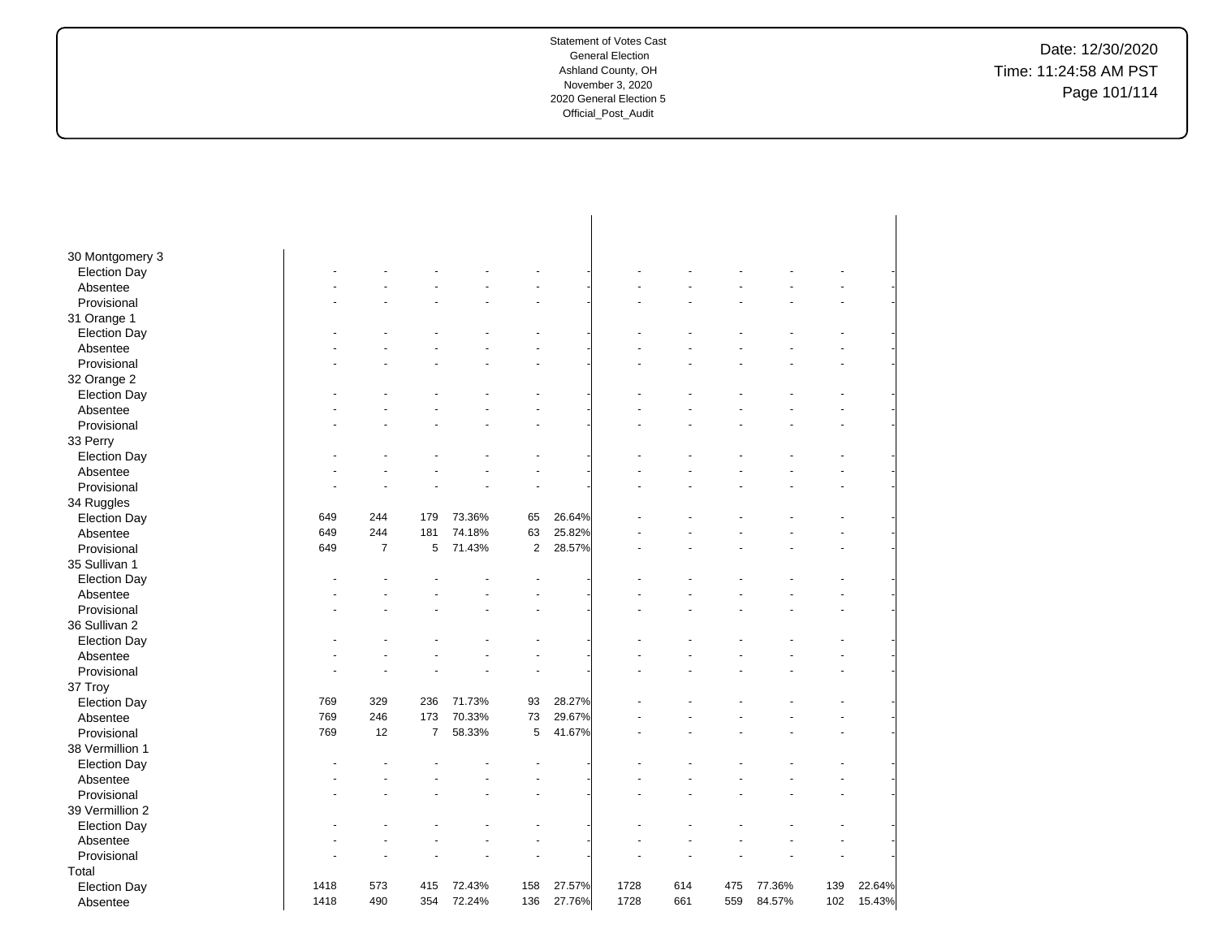Statement of Votes Cast
General Election
Ashland County, OH
November 3, 2020
2020 General Election 5
Official_Post_Audit

Date: 12/30/2020
Time: 11:24:58 AM PST

| | | | | | | | | | | | | |
|---|---|---|---|---|---|---|---|---|---|---|---|---|
| **30 Montgomery 3** | | | | | | | | | | | | |
| Election Day | - | - | - | - | - | - | - | - | - | - | - | - |
| Absentee | - | - | - | - | - | - | - | - | - | - | - | - |
| Provisional | - | - | - | - | - | - | - | - | - | - | - | - |
| **31 Orange 1** | | | | | | | | | | | | |
| Election Day | - | - | - | - | - | - | - | - | - | - | - | - |
| Absentee | - | - | - | - | - | - | - | - | - | - | - | - |
| Provisional | - | - | - | - | - | - | - | - | - | - | - | - |
| **32 Orange 2** | | | | | | | | | | | | |
| Election Day | - | - | - | - | - | - | - | - | - | - | - | - |
| Absentee | - | - | - | - | - | - | - | - | - | - | - | - |
| Provisional | - | - | - | - | - | - | - | - | - | - | - | - |
| **33 Perry** | | | | | | | | | | | | |
| Election Day | - | - | - | - | - | - | - | - | - | - | - | - |
| Absentee | - | - | - | - | - | - | - | - | - | - | - | - |
| Provisional | - | - | - | - | - | - | - | - | - | - | - | - |
| **34 Ruggles** | | | | | | | | | | | | |
| Election Day | 649 | 244 | 179 | 73.36% | 65 | 26.64% | - | - | - | - | - | - |
| Absentee | 649 | 244 | 181 | 74.18% | 63 | 25.82% | - | - | - | - | - | - |
| Provisional | 649 | 7 | 5 | 71.43% | 2 | 28.57% | - | - | - | - | - | - |
| **35 Sullivan 1** | | | | | | | | | | | | |
| Election Day | - | - | - | - | - | - | - | - | - | - | - | - |
| Absentee | - | - | - | - | - | - | - | - | - | - | - | - |
| Provisional | - | - | - | - | - | - | - | - | - | - | - | - |
| **36 Sullivan 2** | | | | | | | | | | | | |
| Election Day | - | - | - | - | - | - | - | - | - | - | - | - |
| Absentee | - | - | - | - | - | - | - | - | - | - | - | - |
| Provisional | - | - | - | - | - | - | - | - | - | - | - | - |
| **37 Troy** | | | | | | | | | | | | |
| Election Day | 769 | 329 | 236 | 71.73% | 93 | 28.27% | - | - | - | - | - | - |
| Absentee | 769 | 246 | 173 | 70.33% | 73 | 29.67% | - | - | - | - | - | - |
| Provisional | 769 | 12 | 7 | 58.33% | 5 | 41.67% | - | - | - | - | - | - |
| **38 Vermillion 1** | | | | | | | | | | | | |
| Election Day | - | - | - | - | - | - | - | - | - | - | - | - |
| Absentee | - | - | - | - | - | - | - | - | - | - | - | - |
| Provisional | - | - | - | - | - | - | - | - | - | - | - | - |
| **39 Vermillion 2** | | | | | | | | | | | | |
| Election Day | - | - | - | - | - | - | - | - | - | - | - | - |
| Absentee | - | - | - | - | - | - | - | - | - | - | - | - |
| Provisional | - | - | - | - | - | - | - | - | - | - | - | - |
| **Total** | | | | | | | | | | | | |
| Election Day | 1418 | 573 | 415 | 72.43% | 158 | 27.57% | 1728 | 614 | 475 | 77.36% | 139 | 22.64% |
| Absentee | 1418 | 490 | 354 | 72.24% | 136 | 27.76% | 1728 | 661 | 559 | 84.57% | 102 | 15.43% |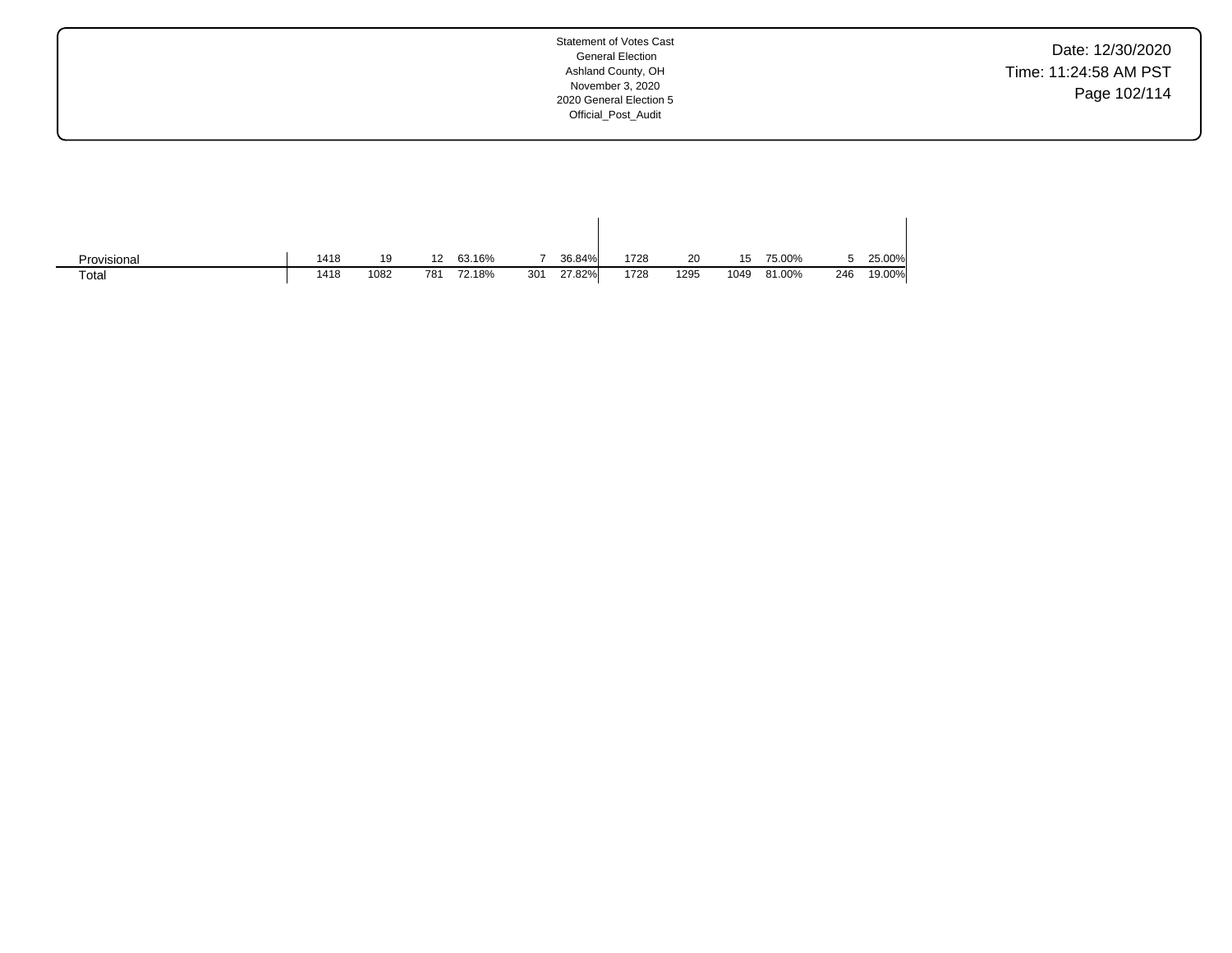| | | | | | | | | | | | | |
|---|---|---|---|---|---|---|---|---|---|---|---|---|
| Provisional | 1418 | 19 | 12 | 63.16% | 7 | 36.84% | 1728 | 20 | 15 | 75.00% | 5 | 25.00% |
| Total | 1418 | 1082 | 781 | 72.18% | 301 | 27.82% | 1728 | 1295 | 1049 | 81.00% | 246 | 19.00% |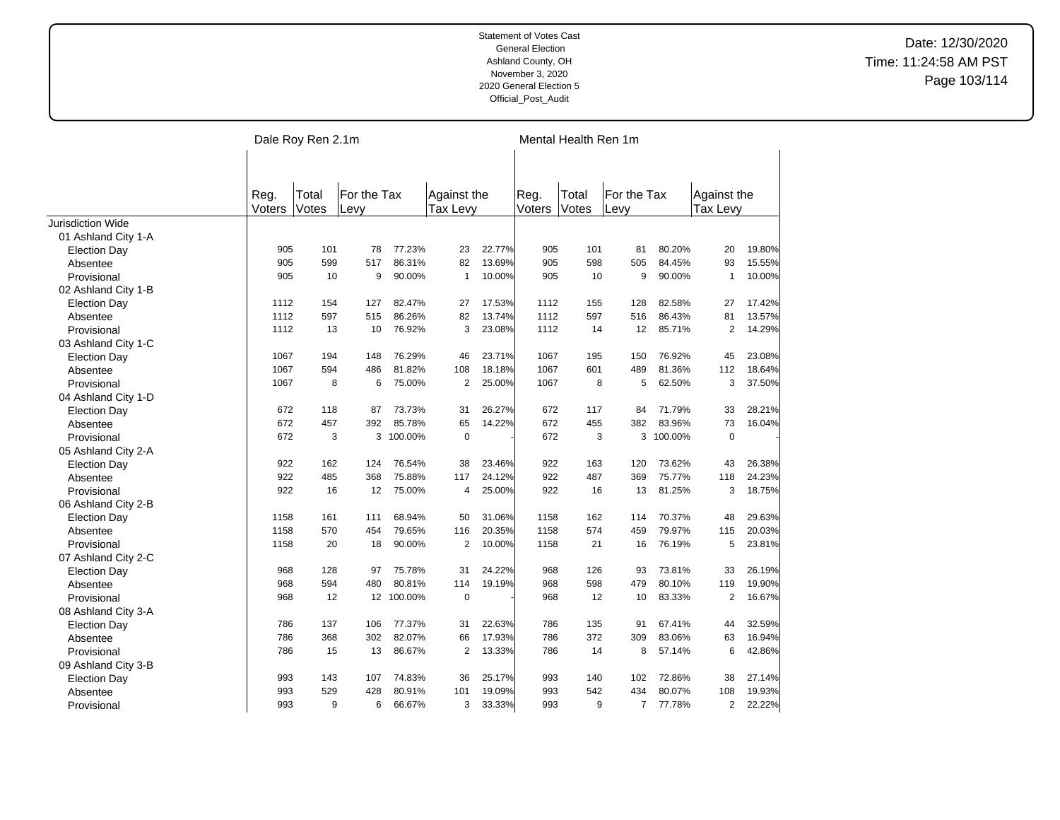Statement of Votes Cast
General Election
Ashland County, OH
November 3, 2020
2020 General Election 5
Official_Post_Audit

Date: 12/30/2020
Time: 11:24:58 AM PST

| | Dale Roy Ren 2.1m | | | | | | Mental Health Ren 1m | | | | | |
|---|---|---|---|---|---|---|---|---|---|---|---|---|
| | Reg. Voters | Total Votes | For the Tax Levy | | Against the Tax Levy | | Reg. Voters | Total Votes | For the Tax Levy | | Against the Tax Levy | |
| Jurisdiction Wide | | | | | | | | | | | | |
| 01 Ashland City 1-A | | | | | | | | | | | | |
| Election Day | 905 | 101 | 78 | 77.23% | 23 | 22.77% | 905 | 101 | 81 | 80.20% | 20 | 19.80% |
| Absentee | 905 | 599 | 517 | 86.31% | 82 | 13.69% | 905 | 598 | 505 | 84.45% | 93 | 15.55% |
| Provisional | 905 | 10 | 9 | 90.00% | 1 | 10.00% | 905 | 10 | 9 | 90.00% | 1 | 10.00% |
| 02 Ashland City 1-B | | | | | | | | | | | | |
| Election Day | 1112 | 154 | 127 | 82.47% | 27 | 17.53% | 1112 | 155 | 128 | 82.58% | 27 | 17.42% |
| Absentee | 1112 | 597 | 515 | 86.26% | 82 | 13.74% | 1112 | 597 | 516 | 86.43% | 81 | 13.57% |
| Provisional | 1112 | 13 | 10 | 76.92% | 3 | 23.08% | 1112 | 14 | 12 | 85.71% | 2 | 14.29% |
| 03 Ashland City 1-C | | | | | | | | | | | | |
| Election Day | 1067 | 194 | 148 | 76.29% | 46 | 23.71% | 1067 | 195 | 150 | 76.92% | 45 | 23.08% |
| Absentee | 1067 | 594 | 486 | 81.82% | 108 | 18.18% | 1067 | 601 | 489 | 81.36% | 112 | 18.64% |
| Provisional | 1067 | 8 | 6 | 75.00% | 2 | 25.00% | 1067 | 8 | 5 | 62.50% | 3 | 37.50% |
| 04 Ashland City 1-D | | | | | | | | | | | | |
| Election Day | 672 | 118 | 87 | 73.73% | 31 | 26.27% | 672 | 117 | 84 | 71.79% | 33 | 28.21% |
| Absentee | 672 | 457 | 392 | 85.78% | 65 | 14.22% | 672 | 455 | 382 | 83.96% | 73 | 16.04% |
| Provisional | 672 | 3 | 3 | 100.00% | 0 | - | 672 | 3 | 3 | 100.00% | 0 | - |
| 05 Ashland City 2-A | | | | | | | | | | | | |
| Election Day | 922 | 162 | 124 | 76.54% | 38 | 23.46% | 922 | 163 | 120 | 73.62% | 43 | 26.38% |
| Absentee | 922 | 485 | 368 | 75.88% | 117 | 24.12% | 922 | 487 | 369 | 75.77% | 118 | 24.23% |
| Provisional | 922 | 16 | 12 | 75.00% | 4 | 25.00% | 922 | 16 | 13 | 81.25% | 3 | 18.75% |
| 06 Ashland City 2-B | | | | | | | | | | | | |
| Election Day | 1158 | 161 | 111 | 68.94% | 50 | 31.06% | 1158 | 162 | 114 | 70.37% | 48 | 29.63% |
| Absentee | 1158 | 570 | 454 | 79.65% | 116 | 20.35% | 1158 | 574 | 459 | 79.97% | 115 | 20.03% |
| Provisional | 1158 | 20 | 18 | 90.00% | 2 | 10.00% | 1158 | 21 | 16 | 76.19% | 5 | 23.81% |
| 07 Ashland City 2-C | | | | | | | | | | | | |
| Election Day | 968 | 128 | 97 | 75.78% | 31 | 24.22% | 968 | 126 | 93 | 73.81% | 33 | 26.19% |
| Absentee | 968 | 594 | 480 | 80.81% | 114 | 19.19% | 968 | 598 | 479 | 80.10% | 119 | 19.90% |
| Provisional | 968 | 12 | 12 | 100.00% | 0 | - | 968 | 12 | 10 | 83.33% | 2 | 16.67% |
| 08 Ashland City 3-A | | | | | | | | | | | | |
| Election Day | 786 | 137 | 106 | 77.37% | 31 | 22.63% | 786 | 135 | 91 | 67.41% | 44 | 32.59% |
| Absentee | 786 | 368 | 302 | 82.07% | 66 | 17.93% | 786 | 372 | 309 | 83.06% | 63 | 16.94% |
| Provisional | 786 | 15 | 13 | 86.67% | 2 | 13.33% | 786 | 14 | 8 | 57.14% | 6 | 42.86% |
| 09 Ashland City 3-B | | | | | | | | | | | | |
| Election Day | 993 | 143 | 107 | 74.83% | 36 | 25.17% | 993 | 140 | 102 | 72.86% | 38 | 27.14% |
| Absentee | 993 | 529 | 428 | 80.91% | 101 | 19.09% | 993 | 542 | 434 | 80.07% | 108 | 19.93% |
| Provisional | 993 | 9 | 6 | 66.67% | 3 | 33.33% | 993 | 9 | 7 | 77.78% | 2 | 22.22% |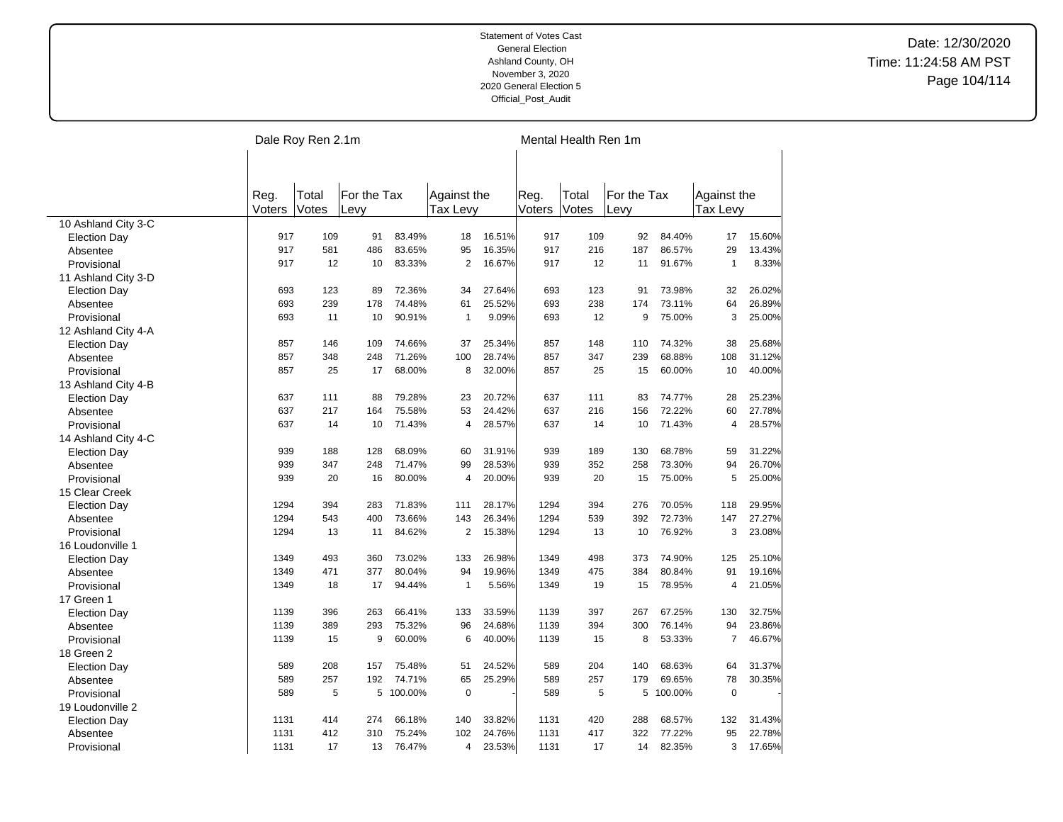Statement of Votes Cast
General Election
Ashland County, OH
November 3, 2020
2020 General Election 5
Official_Post_Audit

Date: 12/30/2020
Time: 11:24:58 AM PST

| | Dale Roy Ren 2.1m | | | | | | Mental Health Ren 1m | | | | | |
|---|---|---|---|---|---|---|---|---|---|---|---|---|
| | Reg. Voters | Total Votes | For the Tax Levy | | Against the Tax Levy | | Reg. Voters | Total Votes | For the Tax Levy | | Against the Tax Levy | |
| 10 Ashland City 3-C | | | | | | | | | | | | |
| Election Day | 917 | 109 | 91 | 83.49% | 18 | 16.51% | 917 | 109 | 92 | 84.40% | 17 | 15.60% |
| Absentee | 917 | 581 | 486 | 83.65% | 95 | 16.35% | 917 | 216 | 187 | 86.57% | 29 | 13.43% |
| Provisional | 917 | 12 | 10 | 83.33% | 2 | 16.67% | 917 | 12 | 11 | 91.67% | 1 | 8.33% |
| 11 Ashland City 3-D | | | | | | | | | | | | |
| Election Day | 693 | 123 | 89 | 72.36% | 34 | 27.64% | 693 | 123 | 91 | 73.98% | 32 | 26.02% |
| Absentee | 693 | 239 | 178 | 74.48% | 61 | 25.52% | 693 | 238 | 174 | 73.11% | 64 | 26.89% |
| Provisional | 693 | 11 | 10 | 90.91% | 1 | 9.09% | 693 | 12 | 9 | 75.00% | 3 | 25.00% |
| 12 Ashland City 4-A | | | | | | | | | | | | |
| Election Day | 857 | 146 | 109 | 74.66% | 37 | 25.34% | 857 | 148 | 110 | 74.32% | 38 | 25.68% |
| Absentee | 857 | 348 | 248 | 71.26% | 100 | 28.74% | 857 | 347 | 239 | 68.88% | 108 | 31.12% |
| Provisional | 857 | 25 | 17 | 68.00% | 8 | 32.00% | 857 | 25 | 15 | 60.00% | 10 | 40.00% |
| 13 Ashland City 4-B | | | | | | | | | | | | |
| Election Day | 637 | 111 | 88 | 79.28% | 23 | 20.72% | 637 | 111 | 83 | 74.77% | 28 | 25.23% |
| Absentee | 637 | 217 | 164 | 75.58% | 53 | 24.42% | 637 | 216 | 156 | 72.22% | 60 | 27.78% |
| Provisional | 637 | 14 | 10 | 71.43% | 4 | 28.57% | 637 | 14 | 10 | 71.43% | 4 | 28.57% |
| 14 Ashland City 4-C | | | | | | | | | | | | |
| Election Day | 939 | 188 | 128 | 68.09% | 60 | 31.91% | 939 | 189 | 130 | 68.78% | 59 | 31.22% |
| Absentee | 939 | 347 | 248 | 71.47% | 99 | 28.53% | 939 | 352 | 258 | 73.30% | 94 | 26.70% |
| Provisional | 939 | 20 | 16 | 80.00% | 4 | 20.00% | 939 | 20 | 15 | 75.00% | 5 | 25.00% |
| 15 Clear Creek | | | | | | | | | | | | |
| Election Day | 1294 | 394 | 283 | 71.83% | 111 | 28.17% | 1294 | 394 | 276 | 70.05% | 118 | 29.95% |
| Absentee | 1294 | 543 | 400 | 73.66% | 143 | 26.34% | 1294 | 539 | 392 | 72.73% | 147 | 27.27% |
| Provisional | 1294 | 13 | 11 | 84.62% | 2 | 15.38% | 1294 | 13 | 10 | 76.92% | 3 | 23.08% |
| 16 Loudonville 1 | | | | | | | | | | | | |
| Election Day | 1349 | 493 | 360 | 73.02% | 133 | 26.98% | 1349 | 498 | 373 | 74.90% | 125 | 25.10% |
| Absentee | 1349 | 471 | 377 | 80.04% | 94 | 19.96% | 1349 | 475 | 384 | 80.84% | 91 | 19.16% |
| Provisional | 1349 | 18 | 17 | 94.44% | 1 | 5.56% | 1349 | 19 | 15 | 78.95% | 4 | 21.05% |
| 17 Green 1 | | | | | | | | | | | | |
| Election Day | 1139 | 396 | 263 | 66.41% | 133 | 33.59% | 1139 | 397 | 267 | 67.25% | 130 | 32.75% |
| Absentee | 1139 | 389 | 293 | 75.32% | 96 | 24.68% | 1139 | 394 | 300 | 76.14% | 94 | 23.86% |
| Provisional | 1139 | 15 | 9 | 60.00% | 6 | 40.00% | 1139 | 15 | 8 | 53.33% | 7 | 46.67% |
| 18 Green 2 | | | | | | | | | | | | |
| Election Day | 589 | 208 | 157 | 75.48% | 51 | 24.52% | 589 | 204 | 140 | 68.63% | 64 | 31.37% |
| Absentee | 589 | 257 | 192 | 74.71% | 65 | 25.29% | 589 | 257 | 179 | 69.65% | 78 | 30.35% |
| Provisional | 589 | 5 | 5 | 100.00% | 0 | - | 589 | 5 | 5 | 100.00% | 0 | - |
| 19 Loudonville 2 | | | | | | | | | | | | |
| Election Day | 1131 | 414 | 274 | 66.18% | 140 | 33.82% | 1131 | 420 | 288 | 68.57% | 132 | 31.43% |
| Absentee | 1131 | 412 | 310 | 75.24% | 102 | 24.76% | 1131 | 417 | 322 | 77.22% | 95 | 22.78% |
| Provisional | 1131 | 17 | 13 | 76.47% | 4 | 23.53% | 1131 | 17 | 14 | 82.35% | 3 | 17.65% |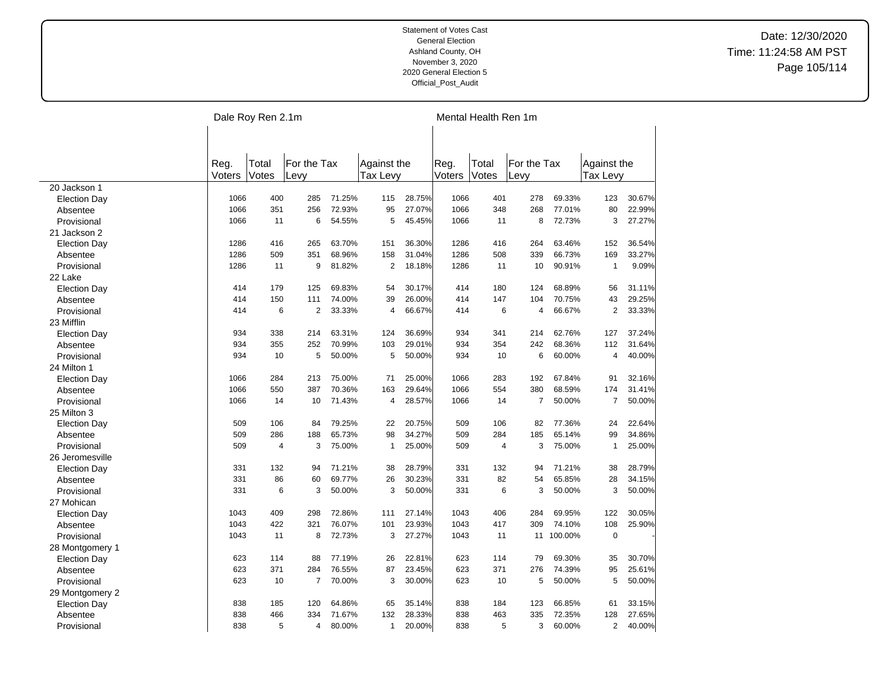Statement of Votes Cast
General Election
Ashland County, OH
November 3, 2020
2020 General Election 5
Official_Post_Audit

Date: 12/30/2020
Time: 11:24:58 AM PST

| | Dale Roy Ren 2.1m | | | | | | Mental Health Ren 1m | | | | | |
|---|---|---|---|---|---|---|---|---|---|---|---|---|
| | Reg. Voters | Total Votes | For the Tax Levy | | Against the Tax Levy | | Reg. Voters | Total Votes | For the Tax Levy | | Against the Tax Levy | |
| **20 Jackson 1** | | | | | | | | | | | | |
| Election Day | 1066 | 400 | 285 | 71.25% | 115 | 28.75% | 1066 | 401 | 278 | 69.33% | 123 | 30.67% |
| Absentee | 1066 | 351 | 256 | 72.93% | 95 | 27.07% | 1066 | 348 | 268 | 77.01% | 80 | 22.99% |
| Provisional | 1066 | 11 | 6 | 54.55% | 5 | 45.45% | 1066 | 11 | 8 | 72.73% | 3 | 27.27% |
| **21 Jackson 2** | | | | | | | | | | | | |
| Election Day | 1286 | 416 | 265 | 63.70% | 151 | 36.30% | 1286 | 416 | 264 | 63.46% | 152 | 36.54% |
| Absentee | 1286 | 509 | 351 | 68.96% | 158 | 31.04% | 1286 | 508 | 339 | 66.73% | 169 | 33.27% |
| Provisional | 1286 | 11 | 9 | 81.82% | 2 | 18.18% | 1286 | 11 | 10 | 90.91% | 1 | 9.09% |
| **22 Lake** | | | | | | | | | | | | |
| Election Day | 414 | 179 | 125 | 69.83% | 54 | 30.17% | 414 | 180 | 124 | 68.89% | 56 | 31.11% |
| Absentee | 414 | 150 | 111 | 74.00% | 39 | 26.00% | 414 | 147 | 104 | 70.75% | 43 | 29.25% |
| Provisional | 414 | 6 | 2 | 33.33% | 4 | 66.67% | 414 | 6 | 4 | 66.67% | 2 | 33.33% |
| **23 Mifflin** | | | | | | | | | | | | |
| Election Day | 934 | 338 | 214 | 63.31% | 124 | 36.69% | 934 | 341 | 214 | 62.76% | 127 | 37.24% |
| Absentee | 934 | 355 | 252 | 70.99% | 103 | 29.01% | 934 | 354 | 242 | 68.36% | 112 | 31.64% |
| Provisional | 934 | 10 | 5 | 50.00% | 5 | 50.00% | 934 | 10 | 6 | 60.00% | 4 | 40.00% |
| **24 Milton 1** | | | | | | | | | | | | |
| Election Day | 1066 | 284 | 213 | 75.00% | 71 | 25.00% | 1066 | 283 | 192 | 67.84% | 91 | 32.16% |
| Absentee | 1066 | 550 | 387 | 70.36% | 163 | 29.64% | 1066 | 554 | 380 | 68.59% | 174 | 31.41% |
| Provisional | 1066 | 14 | 10 | 71.43% | 4 | 28.57% | 1066 | 14 | 7 | 50.00% | 7 | 50.00% |
| **25 Milton 3** | | | | | | | | | | | | |
| Election Day | 509 | 106 | 84 | 79.25% | 22 | 20.75% | 509 | 106 | 82 | 77.36% | 24 | 22.64% |
| Absentee | 509 | 286 | 188 | 65.73% | 98 | 34.27% | 509 | 284 | 185 | 65.14% | 99 | 34.86% |
| Provisional | 509 | 4 | 3 | 75.00% | 1 | 25.00% | 509 | 4 | 3 | 75.00% | 1 | 25.00% |
| **26 Jeromesville** | | | | | | | | | | | | |
| Election Day | 331 | 132 | 94 | 71.21% | 38 | 28.79% | 331 | 132 | 94 | 71.21% | 38 | 28.79% |
| Absentee | 331 | 86 | 60 | 69.77% | 26 | 30.23% | 331 | 82 | 54 | 65.85% | 28 | 34.15% |
| Provisional | 331 | 6 | 3 | 50.00% | 3 | 50.00% | 331 | 6 | 3 | 50.00% | 3 | 50.00% |
| **27 Mohican** | | | | | | | | | | | | |
| Election Day | 1043 | 409 | 298 | 72.86% | 111 | 27.14% | 1043 | 406 | 284 | 69.95% | 122 | 30.05% |
| Absentee | 1043 | 422 | 321 | 76.07% | 101 | 23.93% | 1043 | 417 | 309 | 74.10% | 108 | 25.90% |
| Provisional | 1043 | 11 | 8 | 72.73% | 3 | 27.27% | 1043 | 11 | 11 | 100.00% | 0 | - |
| **28 Montgomery 1** | | | | | | | | | | | | |
| Election Day | 623 | 114 | 88 | 77.19% | 26 | 22.81% | 623 | 114 | 79 | 69.30% | 35 | 30.70% |
| Absentee | 623 | 371 | 284 | 76.55% | 87 | 23.45% | 623 | 371 | 276 | 74.39% | 95 | 25.61% |
| Provisional | 623 | 10 | 7 | 70.00% | 3 | 30.00% | 623 | 10 | 5 | 50.00% | 5 | 50.00% |
| **29 Montgomery 2** | | | | | | | | | | | | |
| Election Day | 838 | 185 | 120 | 64.86% | 65 | 35.14% | 838 | 184 | 123 | 66.85% | 61 | 33.15% |
| Absentee | 838 | 466 | 334 | 71.67% | 132 | 28.33% | 838 | 463 | 335 | 72.35% | 128 | 27.65% |
| Provisional | 838 | 5 | 4 | 80.00% | 1 | 20.00% | 838 | 5 | 3 | 60.00% | 2 | 40.00% |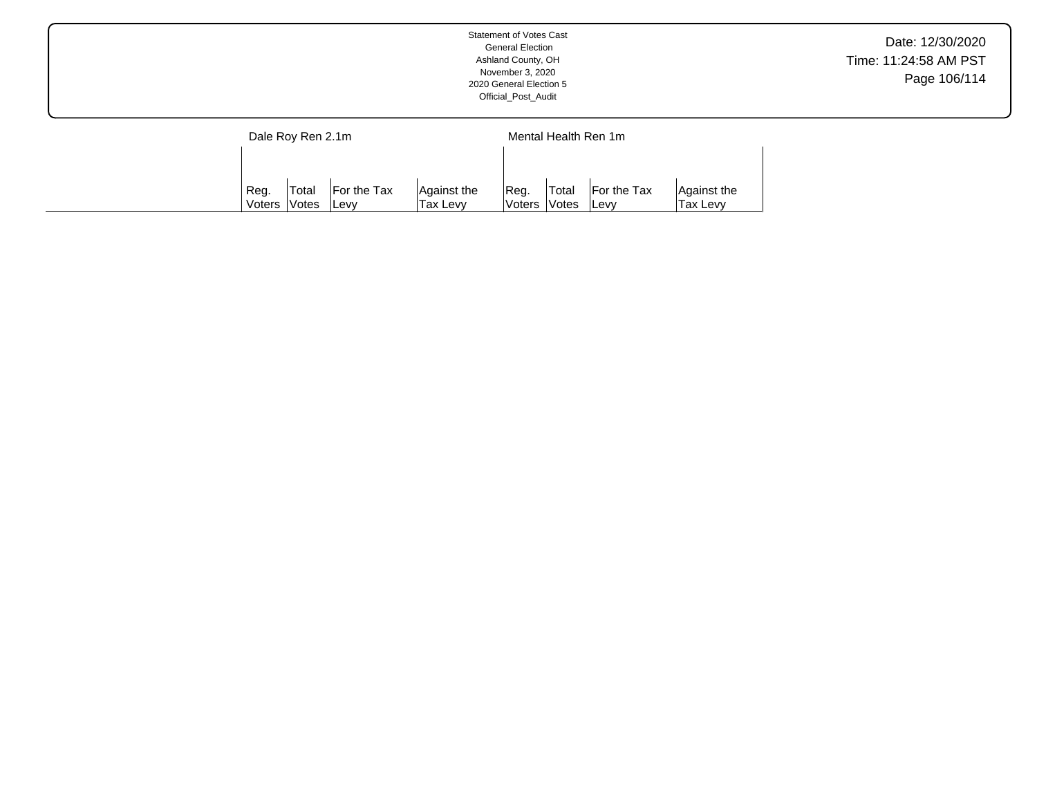| | Dale Roy Ren 2.1m | | | | Mental Health Ren 1m | | | |
|---|---|---|---|---|---|---|---|---|
| | Reg. Voters | Total Votes | For the Tax Levy | Against the Tax Levy | Reg. Voters | Total Votes | For the Tax Levy | Against the Tax Levy |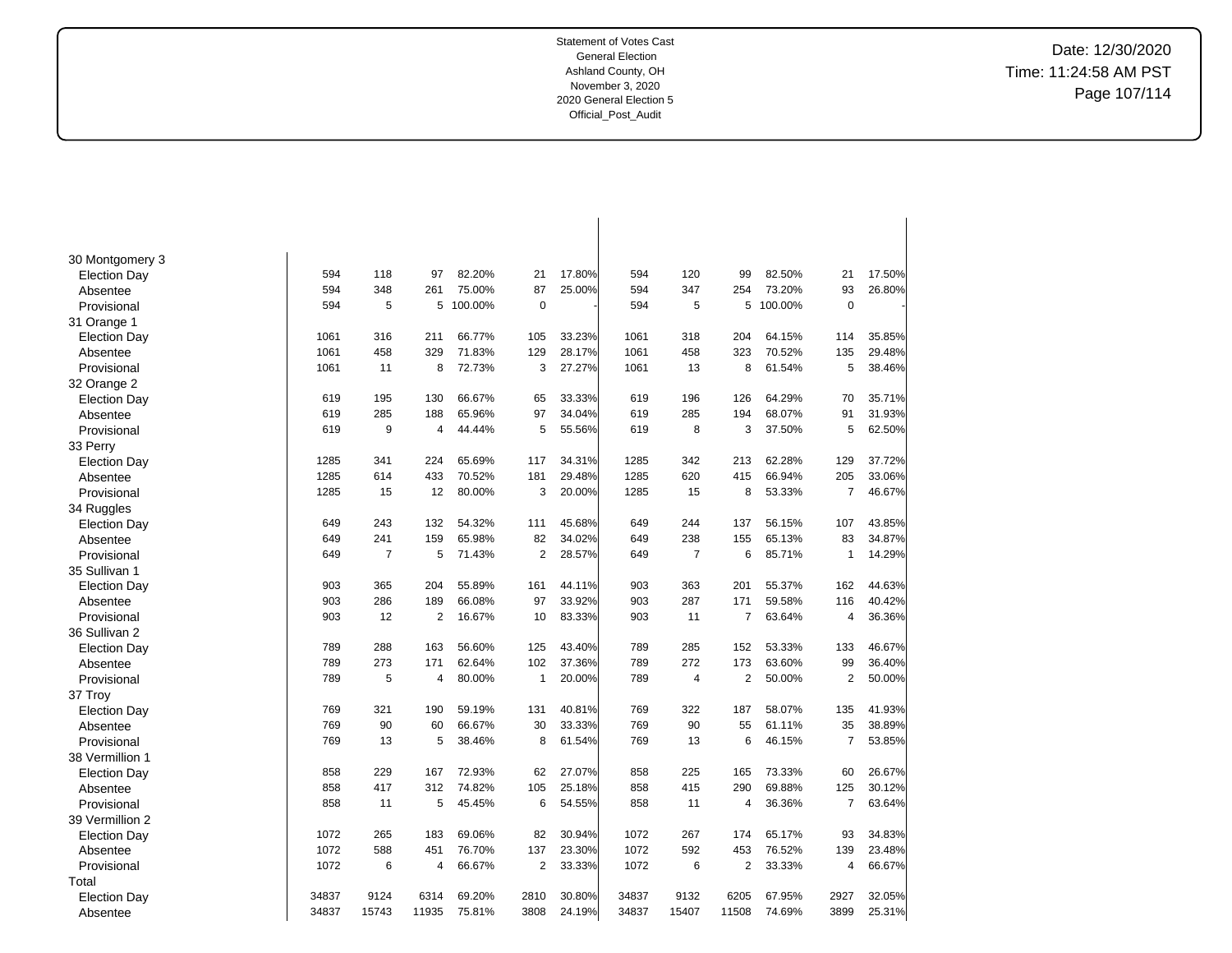Statement of Votes Cast
General Election
Ashland County, OH
November 3, 2020
2020 General Election 5
Official_Post_Audit

Date: 12/30/2020
Time: 11:24:58 AM PST

| | | | | | | | | | | | | |
|---|---|---|---|---|---|---|---|---|---|---|---|---|
| **30 Montgomery 3** | | | | | | | | | | | | |
| Election Day | 594 | 118 | 97 | 82.20% | 21 | 17.80% | 594 | 120 | 99 | 82.50% | 21 | 17.50% |
| Absentee | 594 | 348 | 261 | 75.00% | 87 | 25.00% | 594 | 347 | 254 | 73.20% | 93 | 26.80% |
| Provisional | 594 | 5 | 5 | 100.00% | 0 | - | 594 | 5 | 5 | 100.00% | 0 | - |
| **31 Orange 1** | | | | | | | | | | | | |
| Election Day | 1061 | 316 | 211 | 66.77% | 105 | 33.23% | 1061 | 318 | 204 | 64.15% | 114 | 35.85% |
| Absentee | 1061 | 458 | 329 | 71.83% | 129 | 28.17% | 1061 | 458 | 323 | 70.52% | 135 | 29.48% |
| Provisional | 1061 | 11 | 8 | 72.73% | 3 | 27.27% | 1061 | 13 | 8 | 61.54% | 5 | 38.46% |
| **32 Orange 2** | | | | | | | | | | | | |
| Election Day | 619 | 195 | 130 | 66.67% | 65 | 33.33% | 619 | 196 | 126 | 64.29% | 70 | 35.71% |
| Absentee | 619 | 285 | 188 | 65.96% | 97 | 34.04% | 619 | 285 | 194 | 68.07% | 91 | 31.93% |
| Provisional | 619 | 9 | 4 | 44.44% | 5 | 55.56% | 619 | 8 | 3 | 37.50% | 5 | 62.50% |
| **33 Perry** | | | | | | | | | | | | |
| Election Day | 1285 | 341 | 224 | 65.69% | 117 | 34.31% | 1285 | 342 | 213 | 62.28% | 129 | 37.72% |
| Absentee | 1285 | 614 | 433 | 70.52% | 181 | 29.48% | 1285 | 620 | 415 | 66.94% | 205 | 33.06% |
| Provisional | 1285 | 15 | 12 | 80.00% | 3 | 20.00% | 1285 | 15 | 8 | 53.33% | 7 | 46.67% |
| **34 Ruggles** | | | | | | | | | | | | |
| Election Day | 649 | 243 | 132 | 54.32% | 111 | 45.68% | 649 | 244 | 137 | 56.15% | 107 | 43.85% |
| Absentee | 649 | 241 | 159 | 65.98% | 82 | 34.02% | 649 | 238 | 155 | 65.13% | 83 | 34.87% |
| Provisional | 649 | 7 | 5 | 71.43% | 2 | 28.57% | 649 | 7 | 6 | 85.71% | 1 | 14.29% |
| **35 Sullivan 1** | | | | | | | | | | | | |
| Election Day | 903 | 365 | 204 | 55.89% | 161 | 44.11% | 903 | 363 | 201 | 55.37% | 162 | 44.63% |
| Absentee | 903 | 286 | 189 | 66.08% | 97 | 33.92% | 903 | 287 | 171 | 59.58% | 116 | 40.42% |
| Provisional | 903 | 12 | 2 | 16.67% | 10 | 83.33% | 903 | 11 | 7 | 63.64% | 4 | 36.36% |
| **36 Sullivan 2** | | | | | | | | | | | | |
| Election Day | 789 | 288 | 163 | 56.60% | 125 | 43.40% | 789 | 285 | 152 | 53.33% | 133 | 46.67% |
| Absentee | 789 | 273 | 171 | 62.64% | 102 | 37.36% | 789 | 272 | 173 | 63.60% | 99 | 36.40% |
| Provisional | 789 | 5 | 4 | 80.00% | 1 | 20.00% | 789 | 4 | 2 | 50.00% | 2 | 50.00% |
| **37 Troy** | | | | | | | | | | | | |
| Election Day | 769 | 321 | 190 | 59.19% | 131 | 40.81% | 769 | 322 | 187 | 58.07% | 135 | 41.93% |
| Absentee | 769 | 90 | 60 | 66.67% | 30 | 33.33% | 769 | 90 | 55 | 61.11% | 35 | 38.89% |
| Provisional | 769 | 13 | 5 | 38.46% | 8 | 61.54% | 769 | 13 | 6 | 46.15% | 7 | 53.85% |
| **38 Vermillion 1** | | | | | | | | | | | | |
| Election Day | 858 | 229 | 167 | 72.93% | 62 | 27.07% | 858 | 225 | 165 | 73.33% | 60 | 26.67% |
| Absentee | 858 | 417 | 312 | 74.82% | 105 | 25.18% | 858 | 415 | 290 | 69.88% | 125 | 30.12% |
| Provisional | 858 | 11 | 5 | 45.45% | 6 | 54.55% | 858 | 11 | 4 | 36.36% | 7 | 63.64% |
| **39 Vermillion 2** | | | | | | | | | | | | |
| Election Day | 1072 | 265 | 183 | 69.06% | 82 | 30.94% | 1072 | 267 | 174 | 65.17% | 93 | 34.83% |
| Absentee | 1072 | 588 | 451 | 76.70% | 137 | 23.30% | 1072 | 592 | 453 | 76.52% | 139 | 23.48% |
| Provisional | 1072 | 6 | 4 | 66.67% | 2 | 33.33% | 1072 | 6 | 2 | 33.33% | 4 | 66.67% |
| **Total** | | | | | | | | | | | | |
| Election Day | 34837 | 9124 | 6314 | 69.20% | 2810 | 30.80% | 34837 | 9132 | 6205 | 67.95% | 2927 | 32.05% |
| Absentee | 34837 | 15743 | 11935 | 75.81% | 3808 | 24.19% | 34837 | 15407 | 11508 | 74.69% | 3899 | 25.31% |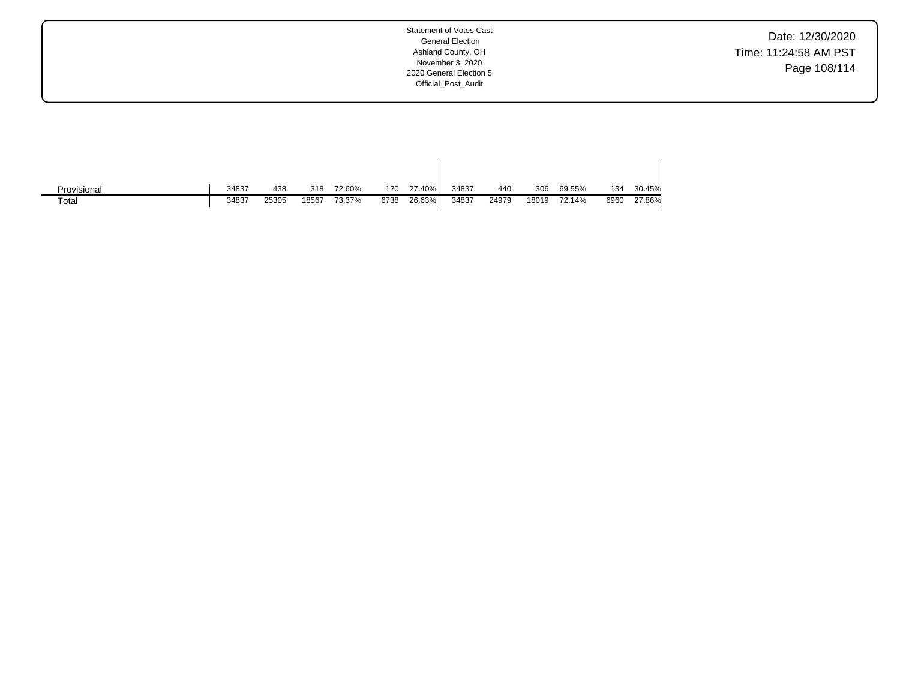| | | | | | | | | | | | | |
|---|---|---|---|---|---|---|---|---|---|---|---|---|
| Provisional | 34837 | 438 | 318 | 72.60% | 120 | 27.40% | 34837 | 440 | 306 | 69.55% | 134 | 30.45% |
| Total | 34837 | 25305 | 18567 | 73.37% | 6738 | 26.63% | 34837 | 24979 | 18019 | 72.14% | 6960 | 27.86% |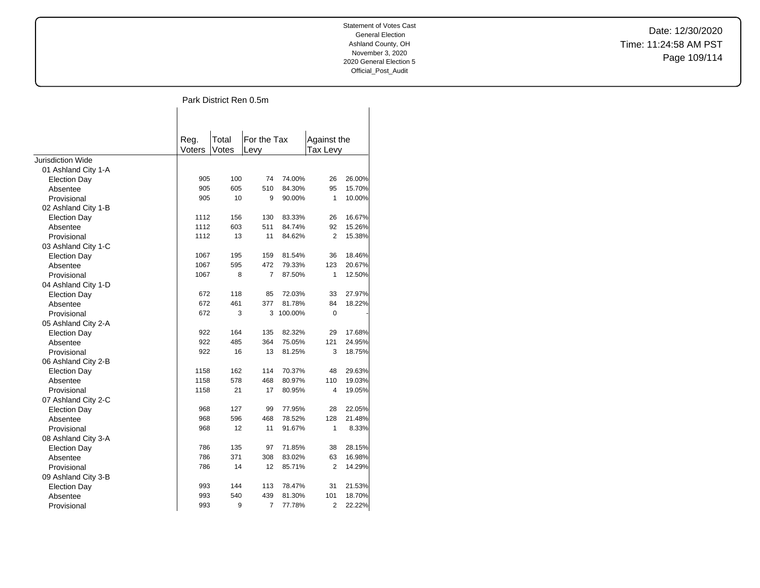Statement of Votes Cast
General Election
Ashland County, OH
November 3, 2020
2020 General Election 5
Official_Post_Audit

Date: 12/30/2020
Time: 11:24:58 AM PST

## Park District Ren 0.5m

| | Reg. Voters | Total Votes | For the Tax Levy | | Against the Tax Levy | |
|---|---|---|---|---|---|---|
| Jurisdiction Wide | | | | | | |
| 01 Ashland City 1-A | | | | | | |
| Election Day | 905 | 100 | 74 | 74.00% | 26 | 26.00% |
| Absentee | 905 | 605 | 510 | 84.30% | 95 | 15.70% |
| Provisional | 905 | 10 | 9 | 90.00% | 1 | 10.00% |
| 02 Ashland City 1-B | | | | | | |
| Election Day | 1112 | 156 | 130 | 83.33% | 26 | 16.67% |
| Absentee | 1112 | 603 | 511 | 84.74% | 92 | 15.26% |
| Provisional | 1112 | 13 | 11 | 84.62% | 2 | 15.38% |
| 03 Ashland City 1-C | | | | | | |
| Election Day | 1067 | 195 | 159 | 81.54% | 36 | 18.46% |
| Absentee | 1067 | 595 | 472 | 79.33% | 123 | 20.67% |
| Provisional | 1067 | 8 | 7 | 87.50% | 1 | 12.50% |
| 04 Ashland City 1-D | | | | | | |
| Election Day | 672 | 118 | 85 | 72.03% | 33 | 27.97% |
| Absentee | 672 | 461 | 377 | 81.78% | 84 | 18.22% |
| Provisional | 672 | 3 | 3 | 100.00% | 0 | - |
| 05 Ashland City 2-A | | | | | | |
| Election Day | 922 | 164 | 135 | 82.32% | 29 | 17.68% |
| Absentee | 922 | 485 | 364 | 75.05% | 121 | 24.95% |
| Provisional | 922 | 16 | 13 | 81.25% | 3 | 18.75% |
| 06 Ashland City 2-B | | | | | | |
| Election Day | 1158 | 162 | 114 | 70.37% | 48 | 29.63% |
| Absentee | 1158 | 578 | 468 | 80.97% | 110 | 19.03% |
| Provisional | 1158 | 21 | 17 | 80.95% | 4 | 19.05% |
| 07 Ashland City 2-C | | | | | | |
| Election Day | 968 | 127 | 99 | 77.95% | 28 | 22.05% |
| Absentee | 968 | 596 | 468 | 78.52% | 128 | 21.48% |
| Provisional | 968 | 12 | 11 | 91.67% | 1 | 8.33% |
| 08 Ashland City 3-A | | | | | | |
| Election Day | 786 | 135 | 97 | 71.85% | 38 | 28.15% |
| Absentee | 786 | 371 | 308 | 83.02% | 63 | 16.98% |
| Provisional | 786 | 14 | 12 | 85.71% | 2 | 14.29% |
| 09 Ashland City 3-B | | | | | | |
| Election Day | 993 | 144 | 113 | 78.47% | 31 | 21.53% |
| Absentee | 993 | 540 | 439 | 81.30% | 101 | 18.70% |
| Provisional | 993 | 9 | 7 | 77.78% | 2 | 22.22% |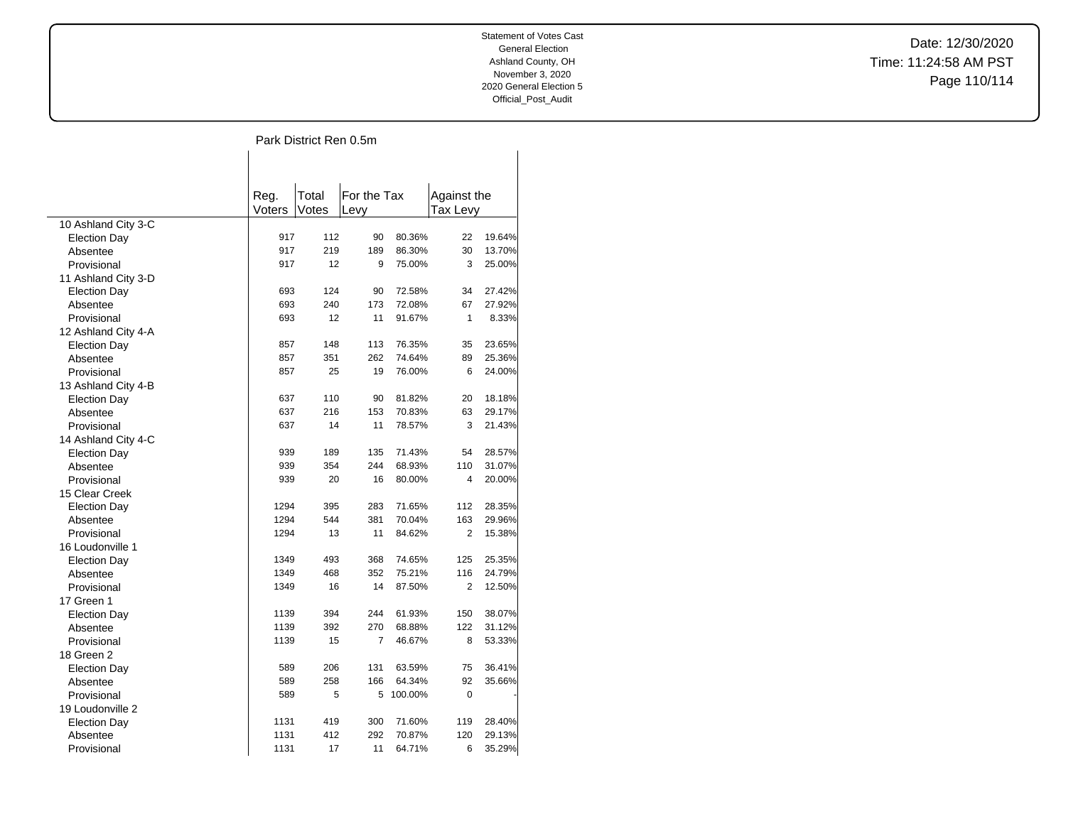Statement of Votes Cast
General Election
Ashland County, OH
November 3, 2020
2020 General Election 5
Official_Post_Audit

Date: 12/30/2020
Time: 11:24:58 AM PST

## Park District Ren 0.5m

| | Reg. Voters | Total Votes | For the Tax Levy | | Against the Tax Levy | |
|---|---|---|---|---|---|---|
| 10 Ashland City 3-C | | | | | | |
| Election Day | 917 | 112 | 90 | 80.36% | 22 | 19.64% |
| Absentee | 917 | 219 | 189 | 86.30% | 30 | 13.70% |
| Provisional | 917 | 12 | 9 | 75.00% | 3 | 25.00% |
| 11 Ashland City 3-D | | | | | | |
| Election Day | 693 | 124 | 90 | 72.58% | 34 | 27.42% |
| Absentee | 693 | 240 | 173 | 72.08% | 67 | 27.92% |
| Provisional | 693 | 12 | 11 | 91.67% | 1 | 8.33% |
| 12 Ashland City 4-A | | | | | | |
| Election Day | 857 | 148 | 113 | 76.35% | 35 | 23.65% |
| Absentee | 857 | 351 | 262 | 74.64% | 89 | 25.36% |
| Provisional | 857 | 25 | 19 | 76.00% | 6 | 24.00% |
| 13 Ashland City 4-B | | | | | | |
| Election Day | 637 | 110 | 90 | 81.82% | 20 | 18.18% |
| Absentee | 637 | 216 | 153 | 70.83% | 63 | 29.17% |
| Provisional | 637 | 14 | 11 | 78.57% | 3 | 21.43% |
| 14 Ashland City 4-C | | | | | | |
| Election Day | 939 | 189 | 135 | 71.43% | 54 | 28.57% |
| Absentee | 939 | 354 | 244 | 68.93% | 110 | 31.07% |
| Provisional | 939 | 20 | 16 | 80.00% | 4 | 20.00% |
| 15 Clear Creek | | | | | | |
| Election Day | 1294 | 395 | 283 | 71.65% | 112 | 28.35% |
| Absentee | 1294 | 544 | 381 | 70.04% | 163 | 29.96% |
| Provisional | 1294 | 13 | 11 | 84.62% | 2 | 15.38% |
| 16 Loudonville 1 | | | | | | |
| Election Day | 1349 | 493 | 368 | 74.65% | 125 | 25.35% |
| Absentee | 1349 | 468 | 352 | 75.21% | 116 | 24.79% |
| Provisional | 1349 | 16 | 14 | 87.50% | 2 | 12.50% |
| 17 Green 1 | | | | | | |
| Election Day | 1139 | 394 | 244 | 61.93% | 150 | 38.07% |
| Absentee | 1139 | 392 | 270 | 68.88% | 122 | 31.12% |
| Provisional | 1139 | 15 | 7 | 46.67% | 8 | 53.33% |
| 18 Green 2 | | | | | | |
| Election Day | 589 | 206 | 131 | 63.59% | 75 | 36.41% |
| Absentee | 589 | 258 | 166 | 64.34% | 92 | 35.66% |
| Provisional | 589 | 5 | 5 | 100.00% | 0 | - |
| 19 Loudonville 2 | | | | | | |
| Election Day | 1131 | 419 | 300 | 71.60% | 119 | 28.40% |
| Absentee | 1131 | 412 | 292 | 70.87% | 120 | 29.13% |
| Provisional | 1131 | 17 | 11 | 64.71% | 6 | 35.29% |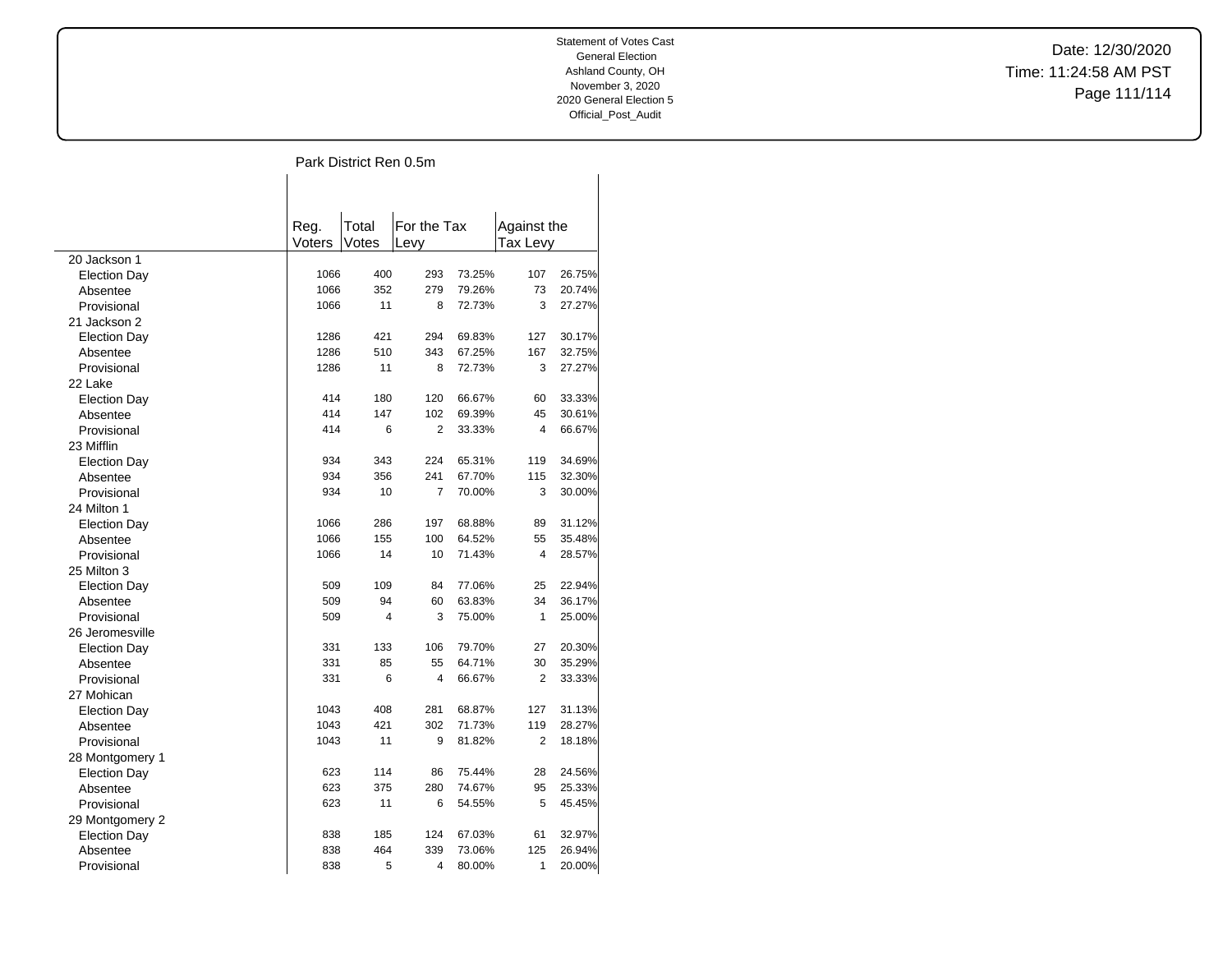Statement of Votes Cast
General Election
Ashland County, OH
November 3, 2020
2020 General Election 5
Official_Post_Audit

Date: 12/30/2020
Time: 11:24:58 AM PST

## Park District Ren 0.5m

| | Reg. Voters | Total Votes | For the Tax Levy | | Against the Tax Levy | |
|---|---|---|---|---|---|---|
| 20 Jackson 1 | | | | | | |
| Election Day | 1066 | 400 | 293 | 73.25% | 107 | 26.75% |
| Absentee | 1066 | 352 | 279 | 79.26% | 73 | 20.74% |
| Provisional | 1066 | 11 | 8 | 72.73% | 3 | 27.27% |
| 21 Jackson 2 | | | | | | |
| Election Day | 1286 | 421 | 294 | 69.83% | 127 | 30.17% |
| Absentee | 1286 | 510 | 343 | 67.25% | 167 | 32.75% |
| Provisional | 1286 | 11 | 8 | 72.73% | 3 | 27.27% |
| 22 Lake | | | | | | |
| Election Day | 414 | 180 | 120 | 66.67% | 60 | 33.33% |
| Absentee | 414 | 147 | 102 | 69.39% | 45 | 30.61% |
| Provisional | 414 | 6 | 2 | 33.33% | 4 | 66.67% |
| 23 Mifflin | | | | | | |
| Election Day | 934 | 343 | 224 | 65.31% | 119 | 34.69% |
| Absentee | 934 | 356 | 241 | 67.70% | 115 | 32.30% |
| Provisional | 934 | 10 | 7 | 70.00% | 3 | 30.00% |
| 24 Milton 1 | | | | | | |
| Election Day | 1066 | 286 | 197 | 68.88% | 89 | 31.12% |
| Absentee | 1066 | 155 | 100 | 64.52% | 55 | 35.48% |
| Provisional | 1066 | 14 | 10 | 71.43% | 4 | 28.57% |
| 25 Milton 3 | | | | | | |
| Election Day | 509 | 109 | 84 | 77.06% | 25 | 22.94% |
| Absentee | 509 | 94 | 60 | 63.83% | 34 | 36.17% |
| Provisional | 509 | 4 | 3 | 75.00% | 1 | 25.00% |
| 26 Jeromesville | | | | | | |
| Election Day | 331 | 133 | 106 | 79.70% | 27 | 20.30% |
| Absentee | 331 | 85 | 55 | 64.71% | 30 | 35.29% |
| Provisional | 331 | 6 | 4 | 66.67% | 2 | 33.33% |
| 27 Mohican | | | | | | |
| Election Day | 1043 | 408 | 281 | 68.87% | 127 | 31.13% |
| Absentee | 1043 | 421 | 302 | 71.73% | 119 | 28.27% |
| Provisional | 1043 | 11 | 9 | 81.82% | 2 | 18.18% |
| 28 Montgomery 1 | | | | | | |
| Election Day | 623 | 114 | 86 | 75.44% | 28 | 24.56% |
| Absentee | 623 | 375 | 280 | 74.67% | 95 | 25.33% |
| Provisional | 623 | 11 | 6 | 54.55% | 5 | 45.45% |
| 29 Montgomery 2 | | | | | | |
| Election Day | 838 | 185 | 124 | 67.03% | 61 | 32.97% |
| Absentee | 838 | 464 | 339 | 73.06% | 125 | 26.94% |
| Provisional | 838 | 5 | 4 | 80.00% | 1 | 20.00% |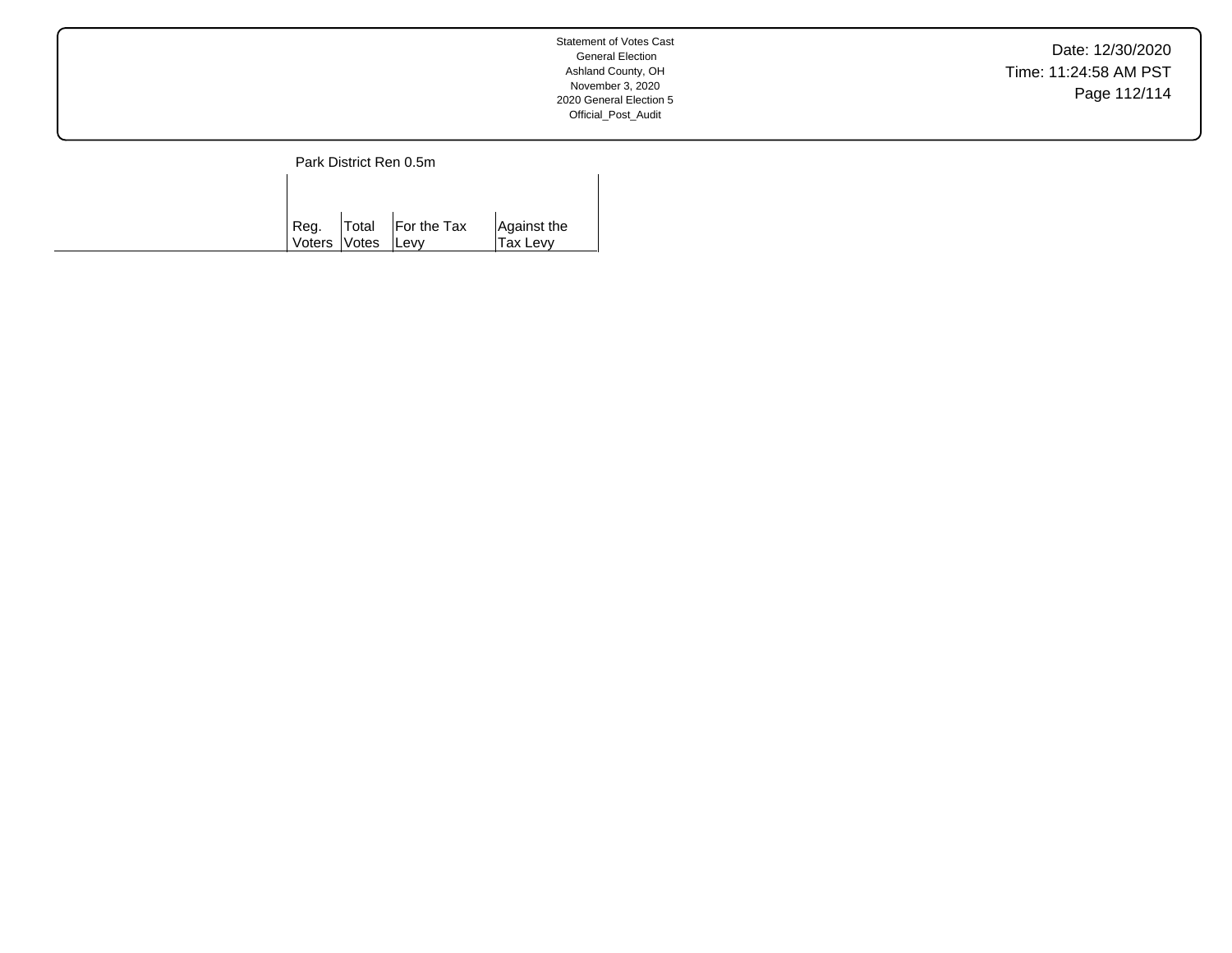Park District Ren 0.5m

| | Reg. Voters | Total Votes | For the Tax Levy | Against the Tax Levy |
|---|---|---|---|---|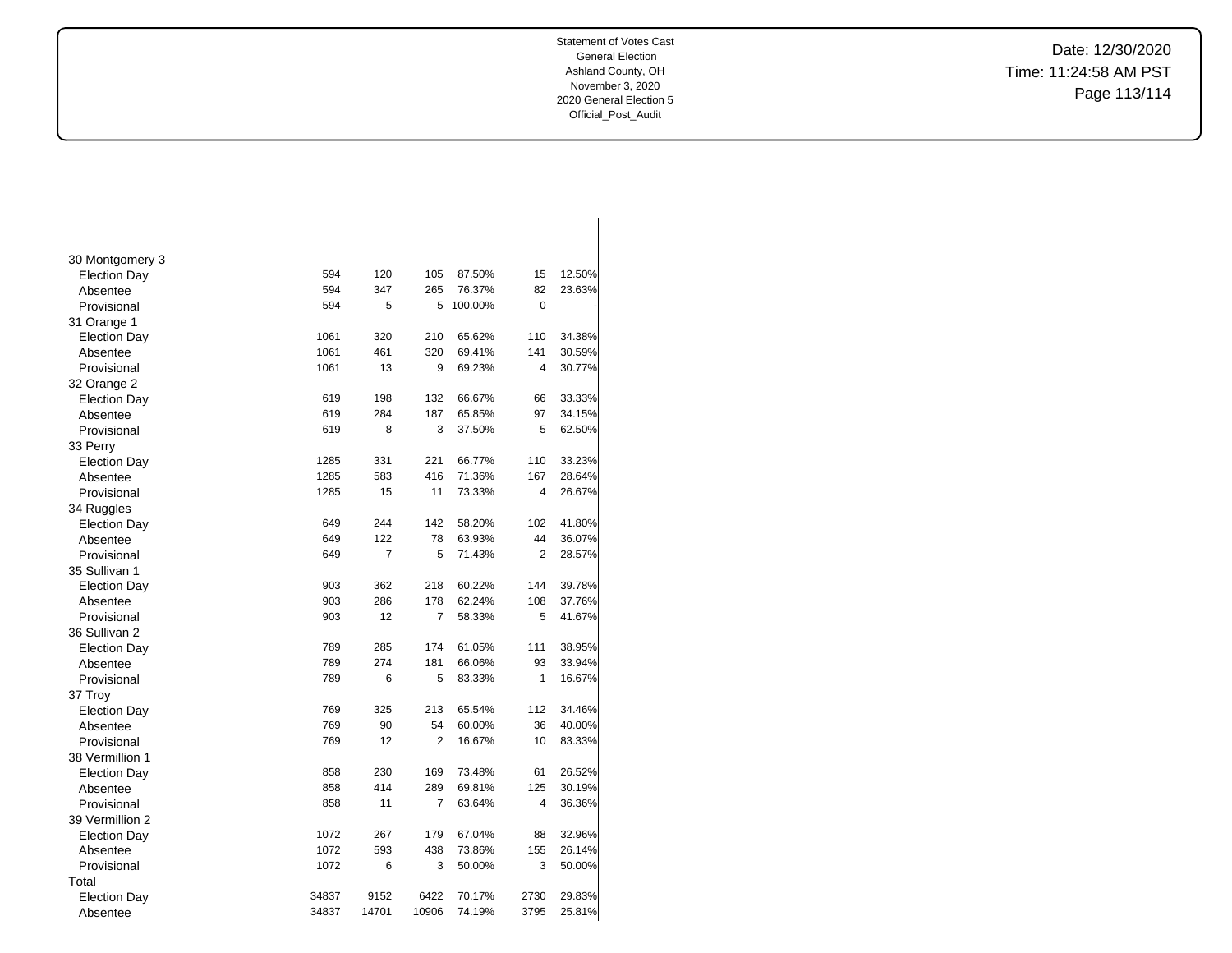Statement of Votes Cast
General Election
Ashland County, OH
November 3, 2020
2020 General Election 5
Official_Post_Audit

Date: 12/30/2020
Time: 11:24:58 AM PST

| | | | | | | |
|---|---|---|---|---|---|---|
| 30 Montgomery 3 | | | | | | |
| Election Day | 594 | 120 | 105 | 87.50% | 15 | 12.50% |
| Absentee | 594 | 347 | 265 | 76.37% | 82 | 23.63% |
| Provisional | 594 | 5 | 5 | 100.00% | 0 | - |
| 31 Orange 1 | | | | | | |
| Election Day | 1061 | 320 | 210 | 65.62% | 110 | 34.38% |
| Absentee | 1061 | 461 | 320 | 69.41% | 141 | 30.59% |
| Provisional | 1061 | 13 | 9 | 69.23% | 4 | 30.77% |
| 32 Orange 2 | | | | | | |
| Election Day | 619 | 198 | 132 | 66.67% | 66 | 33.33% |
| Absentee | 619 | 284 | 187 | 65.85% | 97 | 34.15% |
| Provisional | 619 | 8 | 3 | 37.50% | 5 | 62.50% |
| 33 Perry | | | | | | |
| Election Day | 1285 | 331 | 221 | 66.77% | 110 | 33.23% |
| Absentee | 1285 | 583 | 416 | 71.36% | 167 | 28.64% |
| Provisional | 1285 | 15 | 11 | 73.33% | 4 | 26.67% |
| 34 Ruggles | | | | | | |
| Election Day | 649 | 244 | 142 | 58.20% | 102 | 41.80% |
| Absentee | 649 | 122 | 78 | 63.93% | 44 | 36.07% |
| Provisional | 649 | 7 | 5 | 71.43% | 2 | 28.57% |
| 35 Sullivan 1 | | | | | | |
| Election Day | 903 | 362 | 218 | 60.22% | 144 | 39.78% |
| Absentee | 903 | 286 | 178 | 62.24% | 108 | 37.76% |
| Provisional | 903 | 12 | 7 | 58.33% | 5 | 41.67% |
| 36 Sullivan 2 | | | | | | |
| Election Day | 789 | 285 | 174 | 61.05% | 111 | 38.95% |
| Absentee | 789 | 274 | 181 | 66.06% | 93 | 33.94% |
| Provisional | 789 | 6 | 5 | 83.33% | 1 | 16.67% |
| 37 Troy | | | | | | |
| Election Day | 769 | 325 | 213 | 65.54% | 112 | 34.46% |
| Absentee | 769 | 90 | 54 | 60.00% | 36 | 40.00% |
| Provisional | 769 | 12 | 2 | 16.67% | 10 | 83.33% |
| 38 Vermillion 1 | | | | | | |
| Election Day | 858 | 230 | 169 | 73.48% | 61 | 26.52% |
| Absentee | 858 | 414 | 289 | 69.81% | 125 | 30.19% |
| Provisional | 858 | 11 | 7 | 63.64% | 4 | 36.36% |
| 39 Vermillion 2 | | | | | | |
| Election Day | 1072 | 267 | 179 | 67.04% | 88 | 32.96% |
| Absentee | 1072 | 593 | 438 | 73.86% | 155 | 26.14% |
| Provisional | 1072 | 6 | 3 | 50.00% | 3 | 50.00% |
| Total | | | | | | |
| Election Day | 34837 | 9152 | 6422 | 70.17% | 2730 | 29.83% |
| Absentee | 34837 | 14701 | 10906 | 74.19% | 3795 | 25.81% |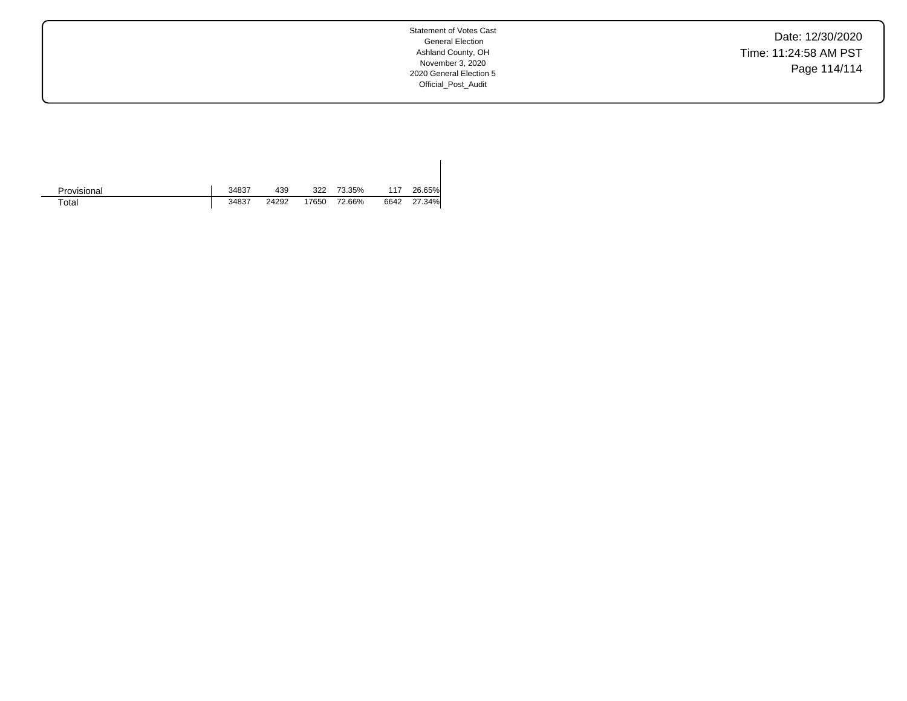| | | | | | | |
|---|---|---|---|---|---|---|
| Provisional | 34837 | 439 | 322 | 73.35% | 117 | 26.65% |
| Total | 34837 | 24292 | 17650 | 72.66% | 6642 | 27.34% |